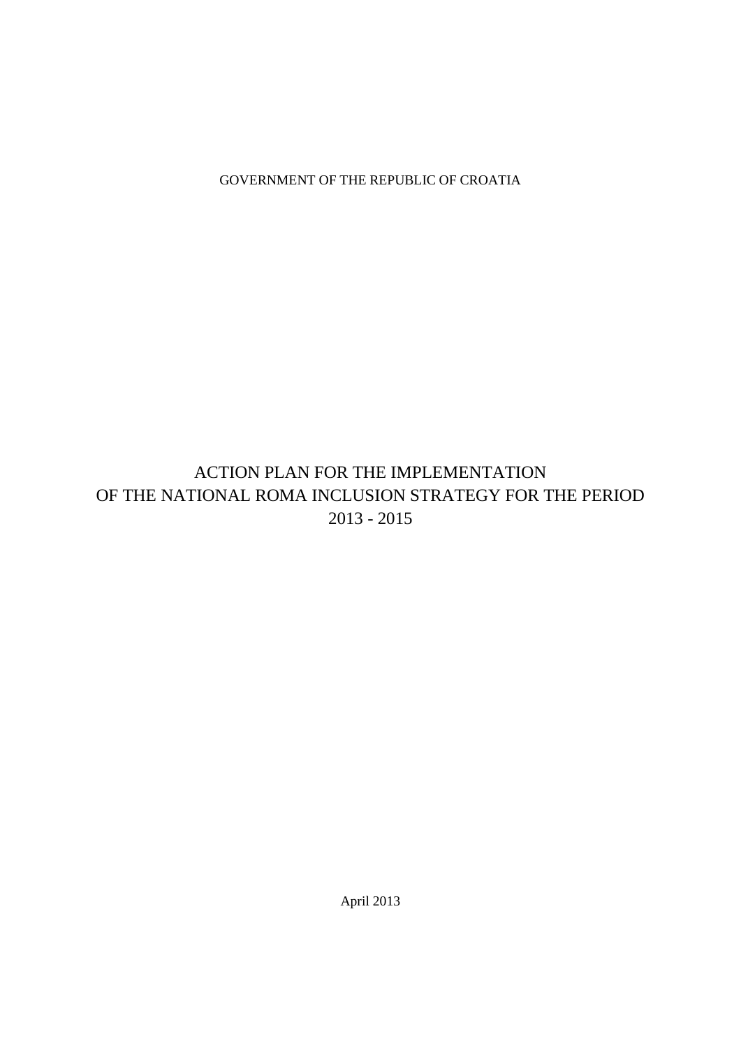GOVERNMENT OF THE REPUBLIC OF CROATIA

# ACTION PLAN FOR THE IMPLEMENTATION OF THE NATIONAL ROMA INCLUSION STRATEGY FOR THE PERIOD 2013 - 2015

April 2013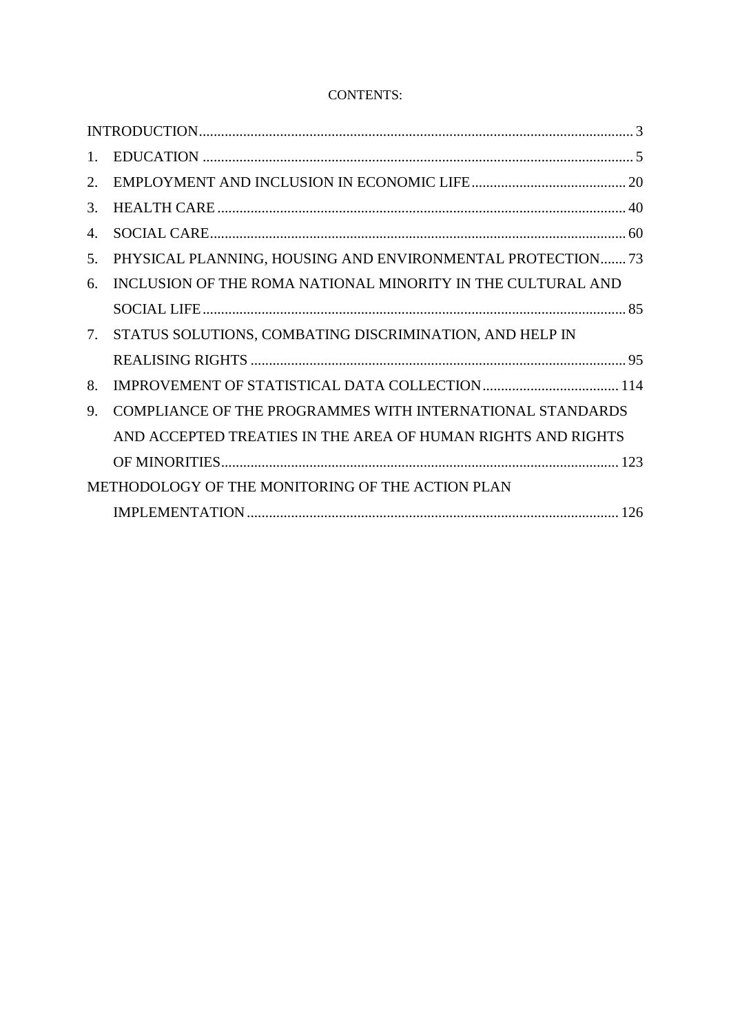CONTENTS:

INTRODUCTION ... 3

1. EDUCATION ... 5
2. EMPLOYMENT AND INCLUSION IN ECONOMIC LIFE ... 20
3. HEALTH CARE ... 40
4. SOCIAL CARE ... 60
5. PHYSICAL PLANNING, HOUSING AND ENVIRONMENTAL PROTECTION ... 73
6. INCLUSION OF THE ROMA NATIONAL MINORITY IN THE CULTURAL AND SOCIAL LIFE ... 85
7. STATUS SOLUTIONS, COMBATING DISCRIMINATION, AND HELP IN REALISING RIGHTS ... 95
8. IMPROVEMENT OF STATISTICAL DATA COLLECTION ... 114
9. COMPLIANCE OF THE PROGRAMMES WITH INTERNATIONAL STANDARDS AND ACCEPTED TREATIES IN THE AREA OF HUMAN RIGHTS AND RIGHTS OF MINORITIES ... 123

METHODOLOGY OF THE MONITORING OF THE ACTION PLAN IMPLEMENTATION ... 126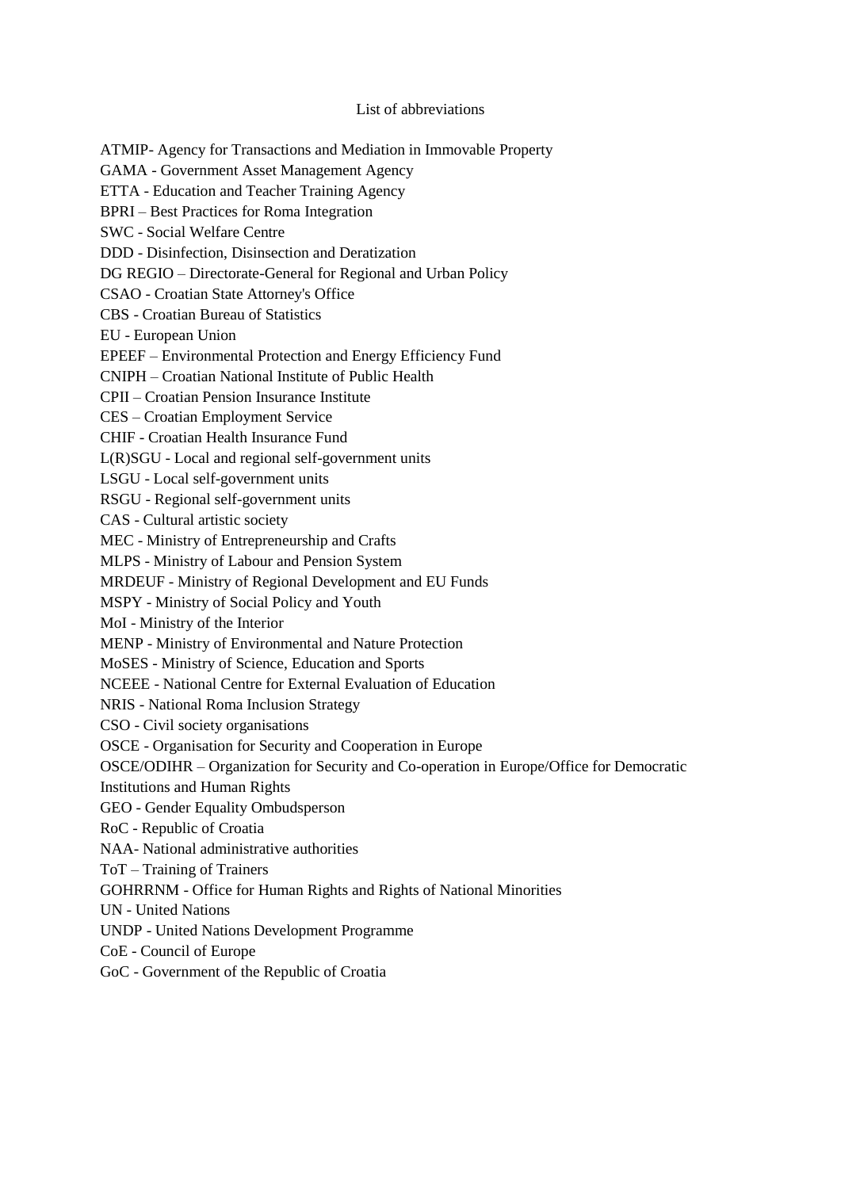# List of abbreviations

ATMIP- Agency for Transactions and Mediation in Immovable Property

GAMA - Government Asset Management Agency

ETTA - Education and Teacher Training Agency

BPRI – Best Practices for Roma Integration

SWC - Social Welfare Centre

DDD - Disinfection, Disinsection and Deratization

DG REGIO – Directorate-General for Regional and Urban Policy

CSAO - Croatian State Attorney's Office

CBS - Croatian Bureau of Statistics

EU - European Union

EPEEF – Environmental Protection and Energy Efficiency Fund

CNIPH – Croatian National Institute of Public Health

CPII – Croatian Pension Insurance Institute

CES – Croatian Employment Service

CHIF - Croatian Health Insurance Fund

L(R)SGU - Local and regional self-government units

LSGU - Local self-government units

RSGU - Regional self-government units

CAS - Cultural artistic society

MEC - Ministry of Entrepreneurship and Crafts

MLPS - Ministry of Labour and Pension System

MRDEUF - Ministry of Regional Development and EU Funds

MSPY - Ministry of Social Policy and Youth

MoI - Ministry of the Interior

MENP - Ministry of Environmental and Nature Protection

MoSES - Ministry of Science, Education and Sports

NCEEE - National Centre for External Evaluation of Education

NRIS - National Roma Inclusion Strategy

CSO - Civil society organisations

OSCE - Organisation for Security and Cooperation in Europe

OSCE/ODIHR – Organization for Security and Co-operation in Europe/Office for Democratic Institutions and Human Rights

GEO - Gender Equality Ombudsperson

RoC - Republic of Croatia

NAA- National administrative authorities

ToT – Training of Trainers

GOHRRNM - Office for Human Rights and Rights of National Minorities

UN - United Nations

UNDP - United Nations Development Programme

CoE - Council of Europe

GoC - Government of the Republic of Croatia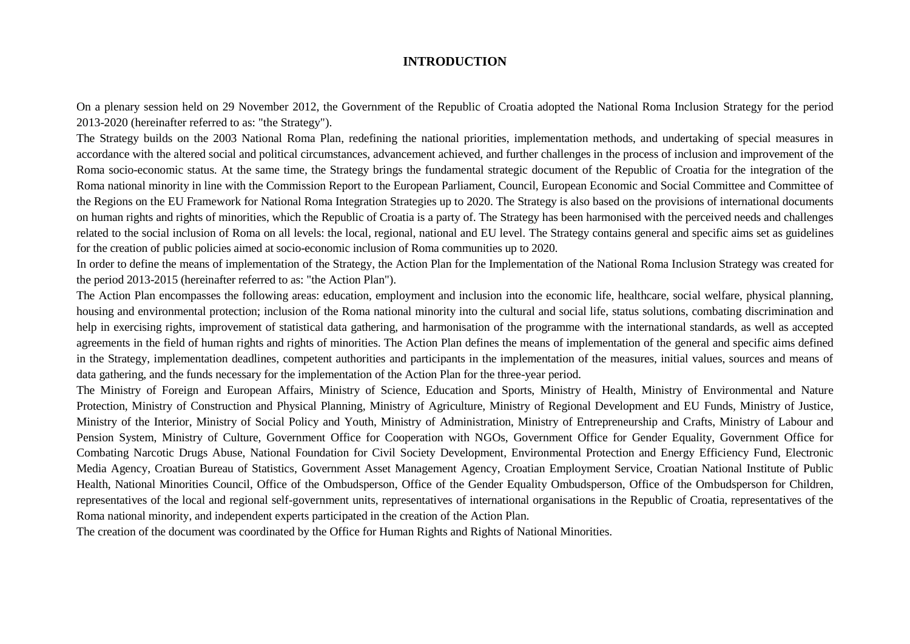# INTRODUCTION

On a plenary session held on 29 November 2012, the Government of the Republic of Croatia adopted the National Roma Inclusion Strategy for the period 2013-2020 (hereinafter referred to as: "the Strategy").

The Strategy builds on the 2003 National Roma Plan, redefining the national priorities, implementation methods, and undertaking of special measures in accordance with the altered social and political circumstances, advancement achieved, and further challenges in the process of inclusion and improvement of the Roma socio-economic status. At the same time, the Strategy brings the fundamental strategic document of the Republic of Croatia for the integration of the Roma national minority in line with the Commission Report to the European Parliament, Council, European Economic and Social Committee and Committee of the Regions on the EU Framework for National Roma Integration Strategies up to 2020. The Strategy is also based on the provisions of international documents on human rights and rights of minorities, which the Republic of Croatia is a party of. The Strategy has been harmonised with the perceived needs and challenges related to the social inclusion of Roma on all levels: the local, regional, national and EU level. The Strategy contains general and specific aims set as guidelines for the creation of public policies aimed at socio-economic inclusion of Roma communities up to 2020.

In order to define the means of implementation of the Strategy, the Action Plan for the Implementation of the National Roma Inclusion Strategy was created for the period 2013-2015 (hereinafter referred to as: "the Action Plan").

The Action Plan encompasses the following areas: education, employment and inclusion into the economic life, healthcare, social welfare, physical planning, housing and environmental protection; inclusion of the Roma national minority into the cultural and social life, status solutions, combating discrimination and help in exercising rights, improvement of statistical data gathering, and harmonisation of the programme with the international standards, as well as accepted agreements in the field of human rights and rights of minorities. The Action Plan defines the means of implementation of the general and specific aims defined in the Strategy, implementation deadlines, competent authorities and participants in the implementation of the measures, initial values, sources and means of data gathering, and the funds necessary for the implementation of the Action Plan for the three-year period.

The Ministry of Foreign and European Affairs, Ministry of Science, Education and Sports, Ministry of Health, Ministry of Environmental and Nature Protection, Ministry of Construction and Physical Planning, Ministry of Agriculture, Ministry of Regional Development and EU Funds, Ministry of Justice, Ministry of the Interior, Ministry of Social Policy and Youth, Ministry of Administration, Ministry of Entrepreneurship and Crafts, Ministry of Labour and Pension System, Ministry of Culture, Government Office for Cooperation with NGOs, Government Office for Gender Equality, Government Office for Combating Narcotic Drugs Abuse, National Foundation for Civil Society Development, Environmental Protection and Energy Efficiency Fund, Electronic Media Agency, Croatian Bureau of Statistics, Government Asset Management Agency, Croatian Employment Service, Croatian National Institute of Public Health, National Minorities Council, Office of the Ombudsperson, Office of the Gender Equality Ombudsperson, Office of the Ombudsperson for Children, representatives of the local and regional self-government units, representatives of international organisations in the Republic of Croatia, representatives of the Roma national minority, and independent experts participated in the creation of the Action Plan.

The creation of the document was coordinated by the Office for Human Rights and Rights of National Minorities.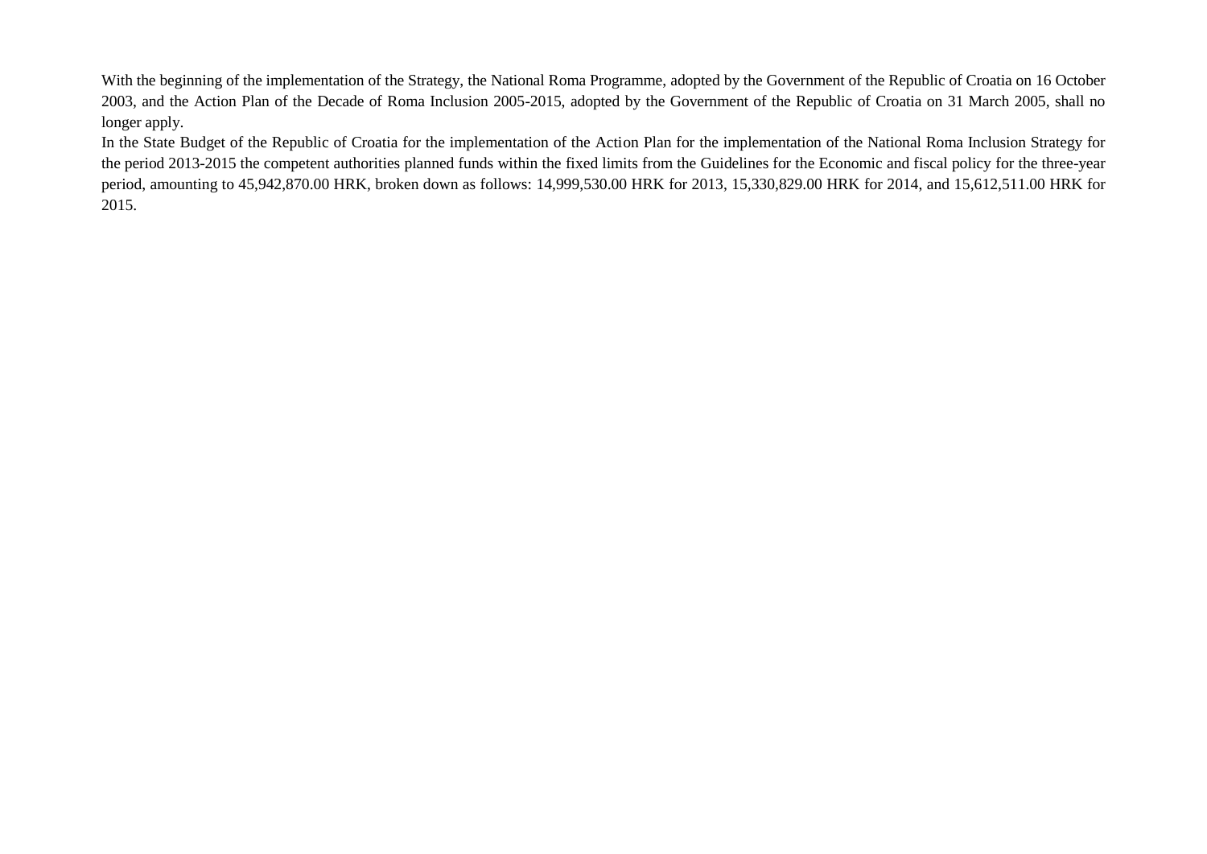With the beginning of the implementation of the Strategy, the National Roma Programme, adopted by the Government of the Republic of Croatia on 16 October 2003, and the Action Plan of the Decade of Roma Inclusion 2005-2015, adopted by the Government of the Republic of Croatia on 31 March 2005, shall no longer apply.

In the State Budget of the Republic of Croatia for the implementation of the Action Plan for the implementation of the National Roma Inclusion Strategy for the period 2013-2015 the competent authorities planned funds within the fixed limits from the Guidelines for the Economic and fiscal policy for the three-year period, amounting to 45,942,870.00 HRK, broken down as follows: 14,999,530.00 HRK for 2013, 15,330,829.00 HRK for 2014, and 15,612,511.00 HRK for 2015.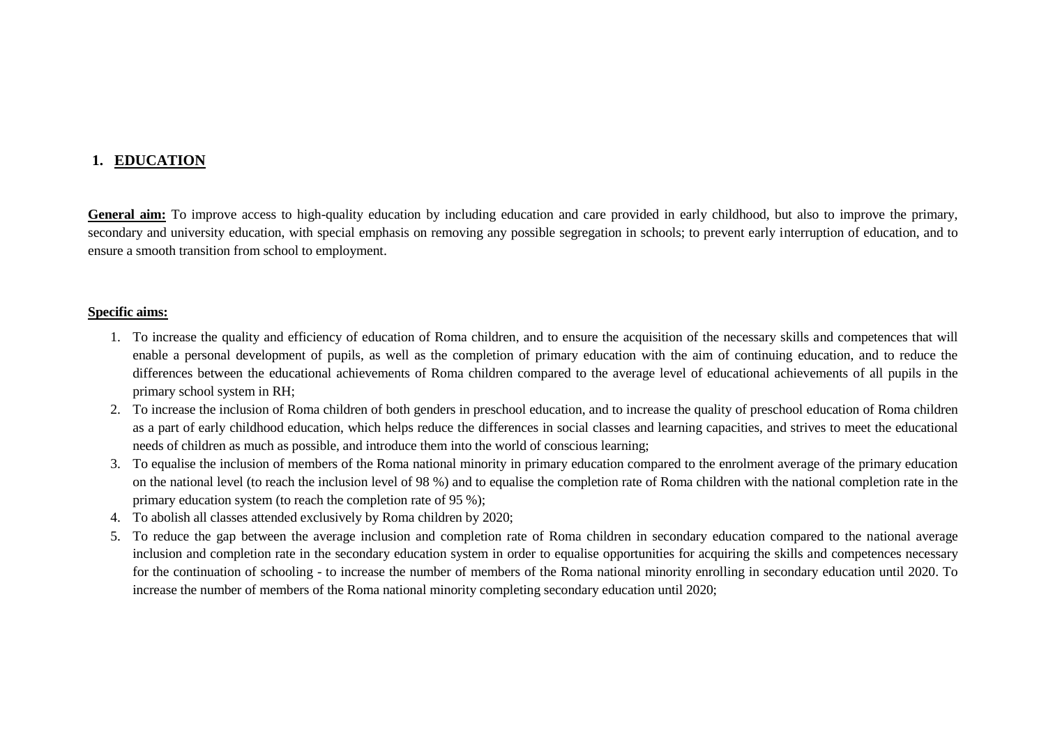## 1. EDUCATION

**General aim:** To improve access to high-quality education by including education and care provided in early childhood, but also to improve the primary, secondary and university education, with special emphasis on removing any possible segregation in schools; to prevent early interruption of education, and to ensure a smooth transition from school to employment.

**Specific aims:**

1. To increase the quality and efficiency of education of Roma children, and to ensure the acquisition of the necessary skills and competences that will enable a personal development of pupils, as well as the completion of primary education with the aim of continuing education, and to reduce the differences between the educational achievements of Roma children compared to the average level of educational achievements of all pupils in the primary school system in RH;
2. To increase the inclusion of Roma children of both genders in preschool education, and to increase the quality of preschool education of Roma children as a part of early childhood education, which helps reduce the differences in social classes and learning capacities, and strives to meet the educational needs of children as much as possible, and introduce them into the world of conscious learning;
3. To equalise the inclusion of members of the Roma national minority in primary education compared to the enrolment average of the primary education on the national level (to reach the inclusion level of 98 %) and to equalise the completion rate of Roma children with the national completion rate in the primary education system (to reach the completion rate of 95 %);
4. To abolish all classes attended exclusively by Roma children by 2020;
5. To reduce the gap between the average inclusion and completion rate of Roma children in secondary education compared to the national average inclusion and completion rate in the secondary education system in order to equalise opportunities for acquiring the skills and competences necessary for the continuation of schooling - to increase the number of members of the Roma national minority enrolling in secondary education until 2020. To increase the number of members of the Roma national minority completing secondary education until 2020;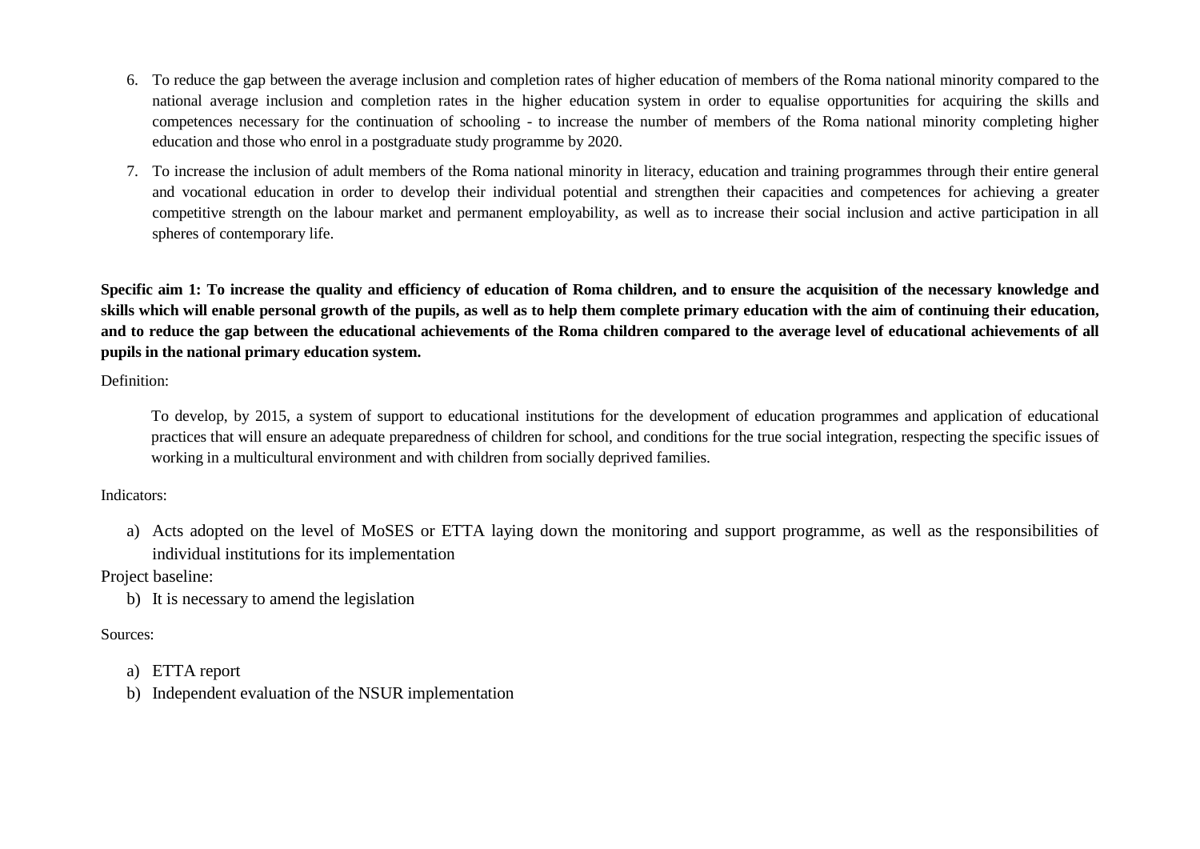6. To reduce the gap between the average inclusion and completion rates of higher education of members of the Roma national minority compared to the national average inclusion and completion rates in the higher education system in order to equalise opportunities for acquiring the skills and competences necessary for the continuation of schooling - to increase the number of members of the Roma national minority completing higher education and those who enrol in a postgraduate study programme by 2020.

7. To increase the inclusion of adult members of the Roma national minority in literacy, education and training programmes through their entire general and vocational education in order to develop their individual potential and strengthen their capacities and competences for achieving a greater competitive strength on the labour market and permanent employability, as well as to increase their social inclusion and active participation in all spheres of contemporary life.

**Specific aim 1: To increase the quality and efficiency of education of Roma children, and to ensure the acquisition of the necessary knowledge and skills which will enable personal growth of the pupils, as well as to help them complete primary education with the aim of continuing their education, and to reduce the gap between the educational achievements of the Roma children compared to the average level of educational achievements of all pupils in the national primary education system.**

Definition:

To develop, by 2015, a system of support to educational institutions for the development of education programmes and application of educational practices that will ensure an adequate preparedness of children for school, and conditions for the true social integration, respecting the specific issues of working in a multicultural environment and with children from socially deprived families.

Indicators:

a) Acts adopted on the level of MoSES or ETTA laying down the monitoring and support programme, as well as the responsibilities of individual institutions for its implementation

Project baseline:

b) It is necessary to amend the legislation

Sources:

a) ETTA report
b) Independent evaluation of the NSUR implementation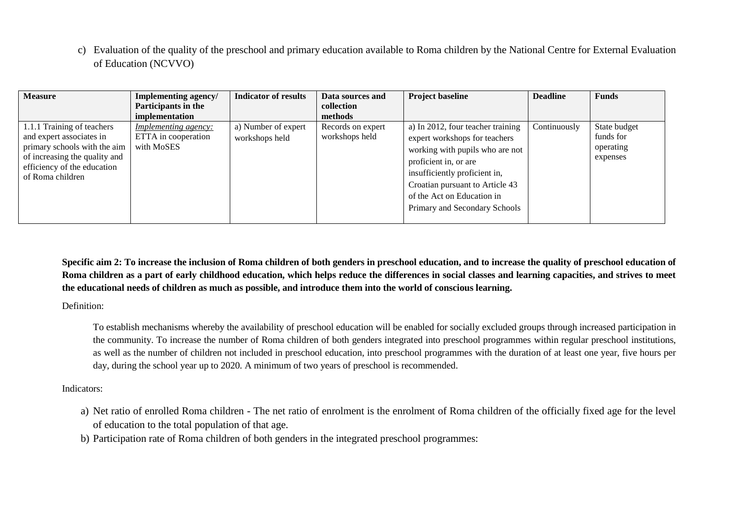c) Evaluation of the quality of the preschool and primary education available to Roma children by the National Centre for External Evaluation of Education (NCVVO)

| Measure | Implementing agency/ Participants in the implementation | Indicator of results | Data sources and collection methods | Project baseline | Deadline | Funds |
|---|---|---|---|---|---|---|
| 1.1.1 Training of teachers and expert associates in primary schools with the aim of increasing the quality and efficiency of the education of Roma children | *Implementing agency:* ETTA in cooperation with MoSES | a) Number of expert workshops held | Records on expert workshops held | a) In 2012, four teacher training expert workshops for teachers working with pupils who are not proficient in, or are insufficiently proficient in, Croatian pursuant to Article 43 of the Act on Education in Primary and Secondary Schools | Continuously | State budget funds for operating expenses |

**Specific aim 2: To increase the inclusion of Roma children of both genders in preschool education, and to increase the quality of preschool education of Roma children as a part of early childhood education, which helps reduce the differences in social classes and learning capacities, and strives to meet the educational needs of children as much as possible, and introduce them into the world of conscious learning.**

Definition:

To establish mechanisms whereby the availability of preschool education will be enabled for socially excluded groups through increased participation in the community. To increase the number of Roma children of both genders integrated into preschool programmes within regular preschool institutions, as well as the number of children not included in preschool education, into preschool programmes with the duration of at least one year, five hours per day, during the school year up to 2020. A minimum of two years of preschool is recommended.

Indicators:

a) Net ratio of enrolled Roma children - The net ratio of enrolment is the enrolment of Roma children of the officially fixed age for the level of education to the total population of that age.

b) Participation rate of Roma children of both genders in the integrated preschool programmes: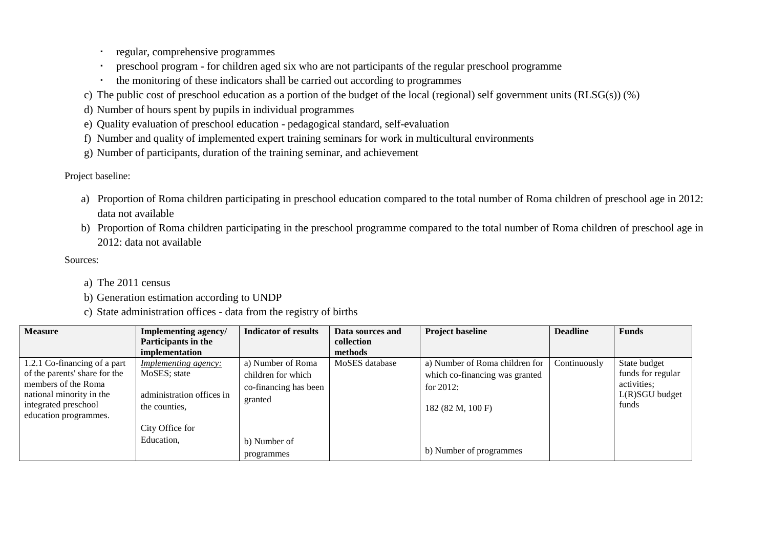- regular, comprehensive programmes
- preschool program - for children aged six who are not participants of the regular preschool programme
- the monitoring of these indicators shall be carried out according to programmes

c) The public cost of preschool education as a portion of the budget of the local (regional) self government units (RLSG(s)) (%)

d) Number of hours spent by pupils in individual programmes

e) Quality evaluation of preschool education - pedagogical standard, self-evaluation

f) Number and quality of implemented expert training seminars for work in multicultural environments

g) Number of participants, duration of the training seminar, and achievement

Project baseline:

a) Proportion of Roma children participating in preschool education compared to the total number of Roma children of preschool age in 2012: data not available

b) Proportion of Roma children participating in the preschool programme compared to the total number of Roma children of preschool age in 2012: data not available

Sources:

a) The 2011 census

b) Generation estimation according to UNDP

c) State administration offices - data from the registry of births

| **Measure** | **Implementing agency/ Participants in the implementation** | **Indicator of results** | **Data sources and collection methods** | **Project baseline** | **Deadline** | **Funds** |
|---|---|---|---|---|---|---|
| 1.2.1 Co-financing of a part of the parents' share for the members of the Roma national minority in the integrated preschool education programmes. | *Implementing agency:* MoSES; state administration offices in the counties, City Office for Education, | a) Number of Roma children for which co-financing has been granted<br><br>b) Number of programmes | MoSES database | a) Number of Roma children for which co-financing was granted for 2012:<br><br>182 (82 M, 100 F)<br><br>b) Number of programmes | Continuously | State budget funds for regular activities; L(R)SGU budget funds |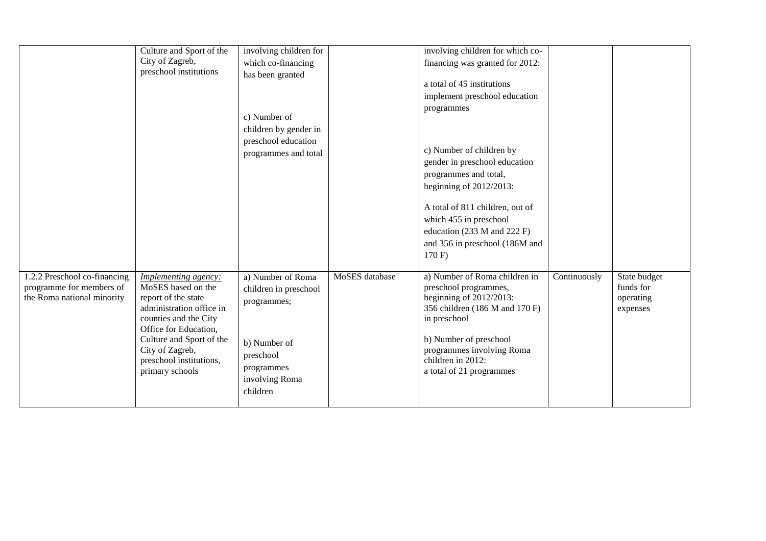| | | | | | | |
|---|---|---|---|---|---|---|
| | Culture and Sport of the City of Zagreb, preschool institutions | involving children for which co-financing has been granted<br><br>c) Number of children by gender in preschool education programmes and total | | involving children for which co-financing was granted for 2012:<br><br>a total of 45 institutions implement preschool education programmes<br><br>c) Number of children by gender in preschool education programmes and total, beginning of 2012/2013:<br><br>A total of 811 children, out of which 455 in preschool education (233 M and 222 F) and 356 in preschool (186M and 170 F) | | |
| 1.2.2 Preschool co-financing programme for members of the Roma national minority | *Implementing agency:* MoSES based on the report of the state administration office in counties and the City Office for Education, Culture and Sport of the City of Zagreb, preschool institutions, primary schools | a) Number of Roma children in preschool programmes;<br><br>b) Number of preschool programmes involving Roma children | MoSES database | a) Number of Roma children in preschool programmes, beginning of 2012/2013: 356 children (186 M and 170 F) in preschool<br><br>b) Number of preschool programmes involving Roma children in 2012: a total of 21 programmes | Continuously | State budget funds for operating expenses |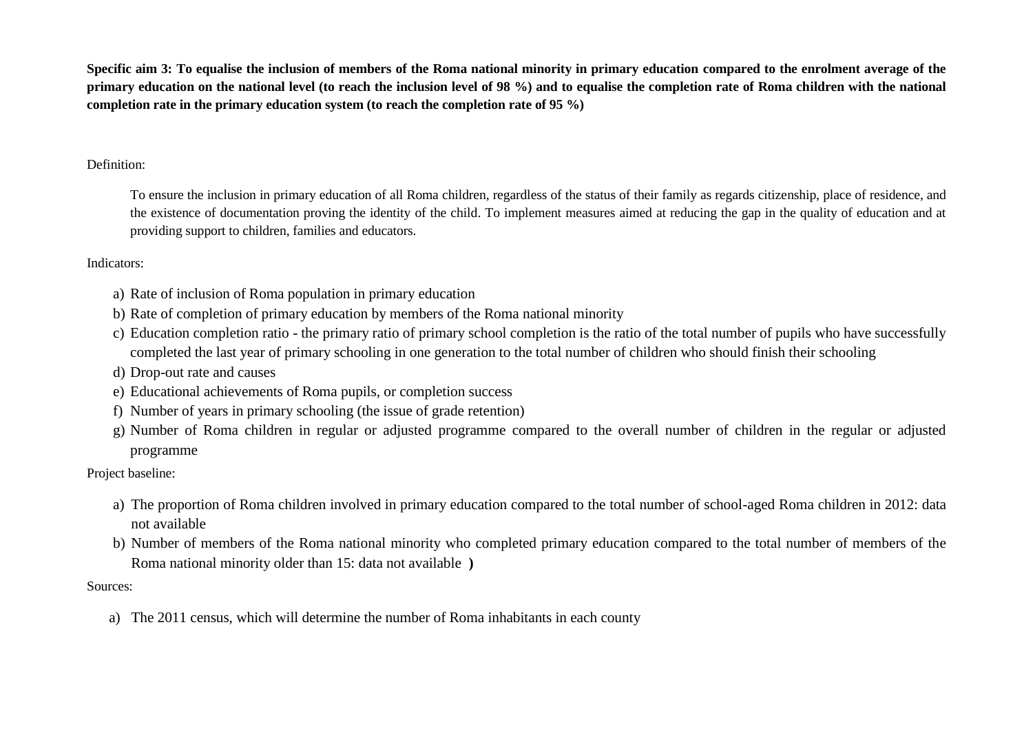**Specific aim 3: To equalise the inclusion of members of the Roma national minority in primary education compared to the enrolment average of the primary education on the national level (to reach the inclusion level of 98 %) and to equalise the completion rate of Roma children with the national completion rate in the primary education system (to reach the completion rate of 95 %)**

Definition:

To ensure the inclusion in primary education of all Roma children, regardless of the status of their family as regards citizenship, place of residence, and the existence of documentation proving the identity of the child. To implement measures aimed at reducing the gap in the quality of education and at providing support to children, families and educators.

Indicators:

a) Rate of inclusion of Roma population in primary education
b) Rate of completion of primary education by members of the Roma national minority
c) Education completion ratio - the primary ratio of primary school completion is the ratio of the total number of pupils who have successfully completed the last year of primary schooling in one generation to the total number of children who should finish their schooling
d) Drop-out rate and causes
e) Educational achievements of Roma pupils, or completion success
f) Number of years in primary schooling (the issue of grade retention)
g) Number of Roma children in regular or adjusted programme compared to the overall number of children in the regular or adjusted programme

Project baseline:

a) The proportion of Roma children involved in primary education compared to the total number of school-aged Roma children in 2012: data not available
b) Number of members of the Roma national minority who completed primary education compared to the total number of members of the Roma national minority older than 15: data not available **)**

Sources:

a) The 2011 census, which will determine the number of Roma inhabitants in each county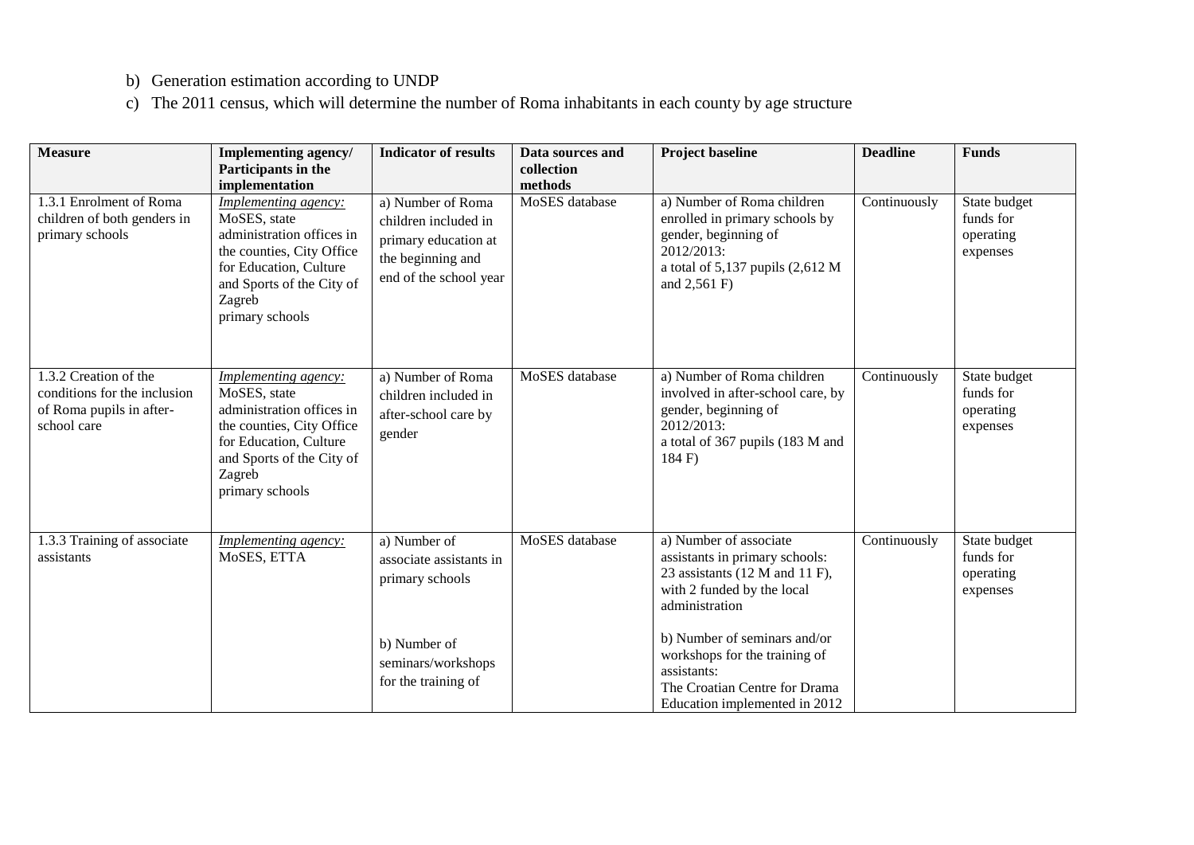b) Generation estimation according to UNDP

c) The 2011 census, which will determine the number of Roma inhabitants in each county by age structure

| Measure | Implementing agency/ Participants in the implementation | Indicator of results | Data sources and collection methods | Project baseline | Deadline | Funds |
|---|---|---|---|---|---|---|
| 1.3.1 Enrolment of Roma children of both genders in primary schools | *Implementing agency:* MoSES, state administration offices in the counties, City Office for Education, Culture and Sports of the City of Zagreb primary schools | a) Number of Roma children included in primary education at the beginning and end of the school year | MoSES database | a) Number of Roma children enrolled in primary schools by gender, beginning of 2012/2013: a total of 5,137 pupils (2,612 M and 2,561 F) | Continuously | State budget funds for operating expenses |
| 1.3.2 Creation of the conditions for the inclusion of Roma pupils in after-school care | *Implementing agency:* MoSES, state administration offices in the counties, City Office for Education, Culture and Sports of the City of Zagreb primary schools | a) Number of Roma children included in after-school care by gender | MoSES database | a) Number of Roma children involved in after-school care, by gender, beginning of 2012/2013: a total of 367 pupils (183 M and 184 F) | Continuously | State budget funds for operating expenses |
| 1.3.3 Training of associate assistants | *Implementing agency:* MoSES, ETTA | a) Number of associate assistants in primary schools<br><br>b) Number of seminars/workshops for the training of | MoSES database | a) Number of associate assistants in primary schools: 23 assistants (12 M and 11 F), with 2 funded by the local administration<br><br>b) Number of seminars and/or workshops for the training of assistants: The Croatian Centre for Drama Education implemented in 2012 | Continuously | State budget funds for operating expenses |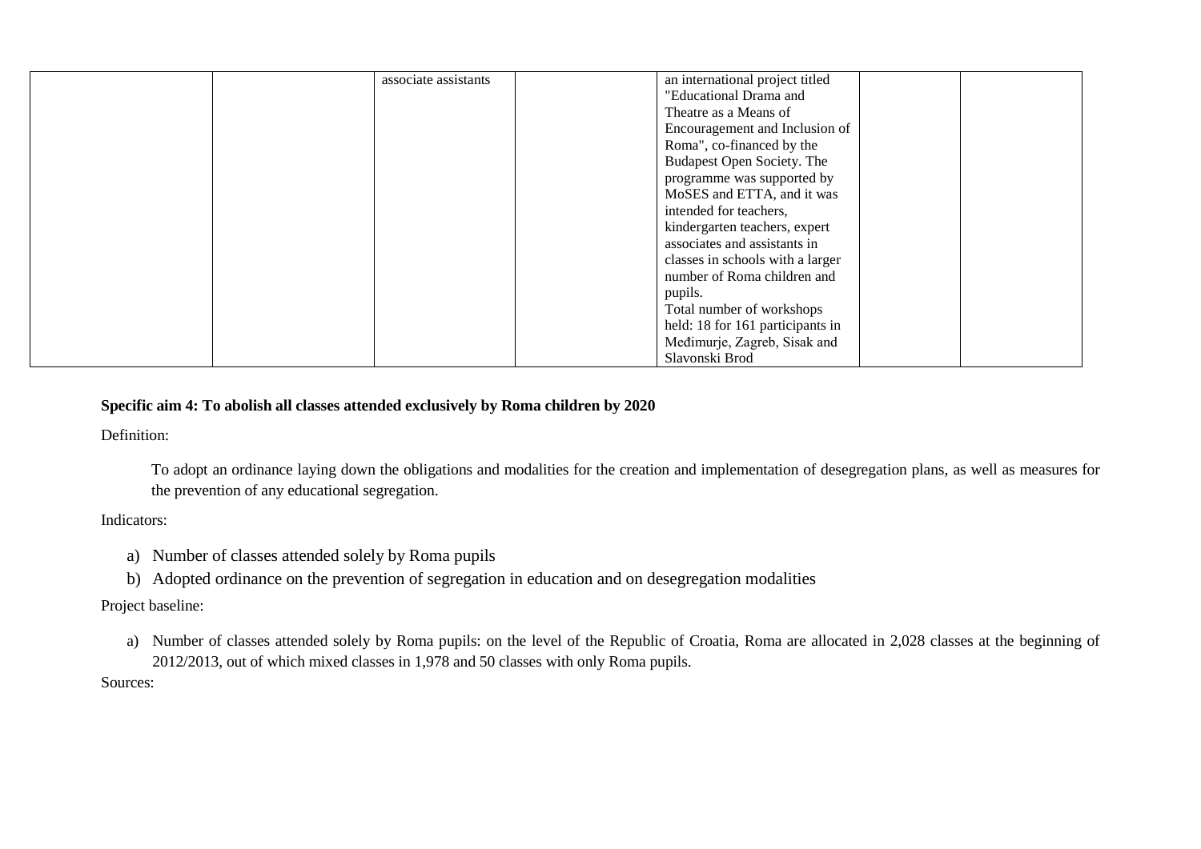| | | | | | | |
|---|---|---|---|---|---|---|
| | | associate assistants | | an international project titled "Educational Drama and Theatre as a Means of Encouragement and Inclusion of Roma", co-financed by the Budapest Open Society. The programme was supported by MoSES and ETTA, and it was intended for teachers, kindergarten teachers, expert associates and assistants in classes in schools with a larger number of Roma children and pupils.<br>Total number of workshops held: 18 for 161 participants in Međimurje, Zagreb, Sisak and Slavonski Brod | | |

**Specific aim 4: To abolish all classes attended exclusively by Roma children by 2020**

Definition:

To adopt an ordinance laying down the obligations and modalities for the creation and implementation of desegregation plans, as well as measures for the prevention of any educational segregation.

Indicators:

a) Number of classes attended solely by Roma pupils
b) Adopted ordinance on the prevention of segregation in education and on desegregation modalities

Project baseline:

a) Number of classes attended solely by Roma pupils: on the level of the Republic of Croatia, Roma are allocated in 2,028 classes at the beginning of 2012/2013, out of which mixed classes in 1,978 and 50 classes with only Roma pupils.

Sources: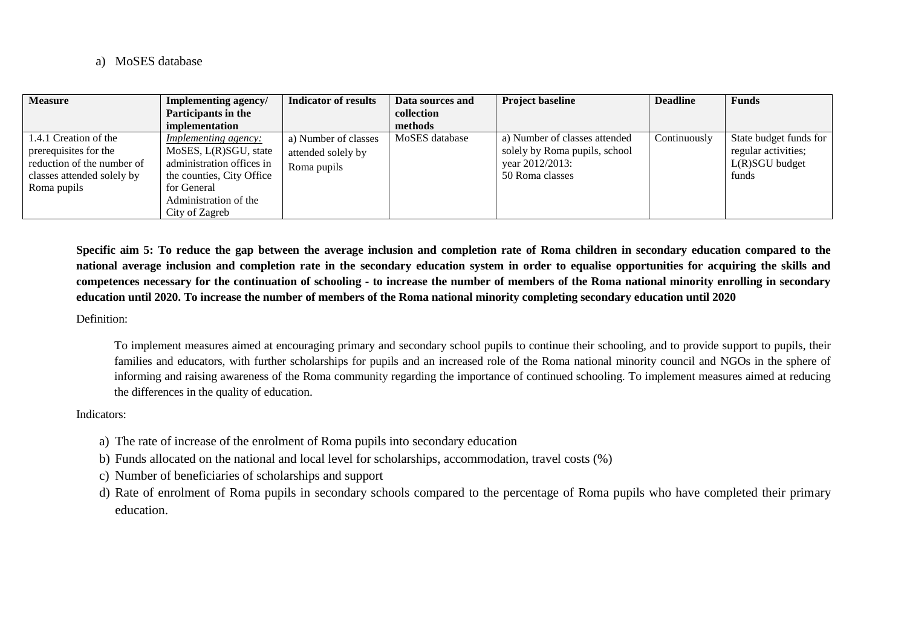a) MoSES database

| Measure | Implementing agency/ Participants in the implementation | Indicator of results | Data sources and collection methods | Project baseline | Deadline | Funds |
|---|---|---|---|---|---|---|
| 1.4.1 Creation of the prerequisites for the reduction of the number of classes attended solely by Roma pupils | *Implementing agency:* MoSES, L(R)SGU, state administration offices in the counties, City Office for General Administration of the City of Zagreb | a) Number of classes attended solely by Roma pupils | MoSES database | a) Number of classes attended solely by Roma pupils, school year 2012/2013: 50 Roma classes | Continuously | State budget funds for regular activities; L(R)SGU budget funds |

**Specific aim 5: To reduce the gap between the average inclusion and completion rate of Roma children in secondary education compared to the national average inclusion and completion rate in the secondary education system in order to equalise opportunities for acquiring the skills and competences necessary for the continuation of schooling - to increase the number of members of the Roma national minority enrolling in secondary education until 2020. To increase the number of members of the Roma national minority completing secondary education until 2020**

Definition:

To implement measures aimed at encouraging primary and secondary school pupils to continue their schooling, and to provide support to pupils, their families and educators, with further scholarships for pupils and an increased role of the Roma national minority council and NGOs in the sphere of informing and raising awareness of the Roma community regarding the importance of continued schooling. To implement measures aimed at reducing the differences in the quality of education.

Indicators:

a) The rate of increase of the enrolment of Roma pupils into secondary education
b) Funds allocated on the national and local level for scholarships, accommodation, travel costs (%)
c) Number of beneficiaries of scholarships and support
d) Rate of enrolment of Roma pupils in secondary schools compared to the percentage of Roma pupils who have completed their primary education.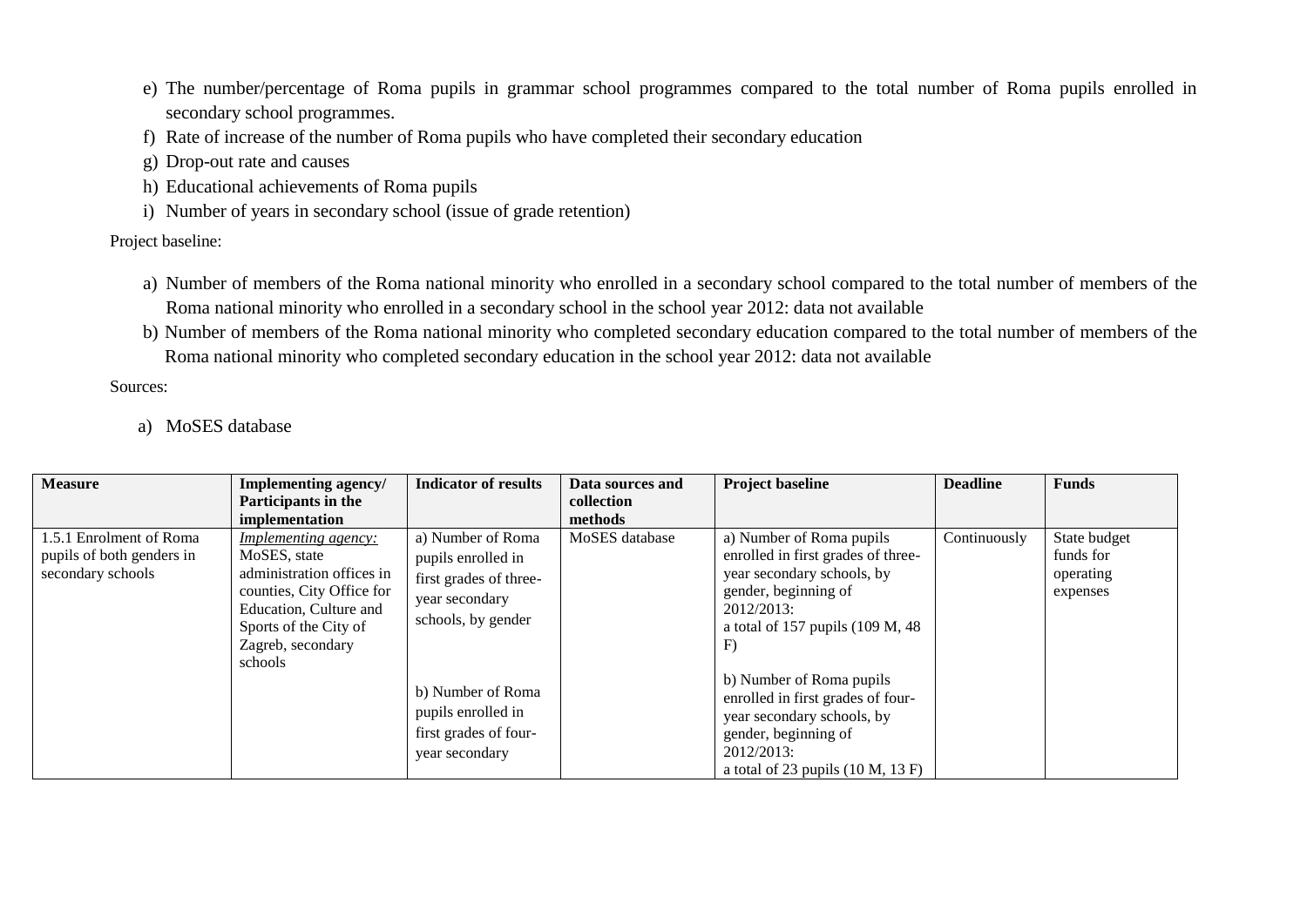e) The number/percentage of Roma pupils in grammar school programmes compared to the total number of Roma pupils enrolled in secondary school programmes.
f) Rate of increase of the number of Roma pupils who have completed their secondary education
g) Drop-out rate and causes
h) Educational achievements of Roma pupils
i) Number of years in secondary school (issue of grade retention)

Project baseline:

a) Number of members of the Roma national minority who enrolled in a secondary school compared to the total number of members of the Roma national minority who enrolled in a secondary school in the school year 2012: data not available
b) Number of members of the Roma national minority who completed secondary education compared to the total number of members of the Roma national minority who completed secondary education in the school year 2012: data not available

Sources:

a) MoSES database

| Measure | Implementing agency/ Participants in the implementation | Indicator of results | Data sources and collection methods | Project baseline | Deadline | Funds |
|---|---|---|---|---|---|---|
| 1.5.1 Enrolment of Roma pupils of both genders in secondary schools | *Implementing agency:* MoSES, state administration offices in counties, City Office for Education, Culture and Sports of the City of Zagreb, secondary schools | a) Number of Roma pupils enrolled in first grades of three-year secondary schools, by gender | MoSES database | a) Number of Roma pupils enrolled in first grades of three-year secondary schools, by gender, beginning of 2012/2013: a total of 157 pupils (109 M, 48 F) | Continuously | State budget funds for operating expenses |
| | | b) Number of Roma pupils enrolled in first grades of four-year secondary | | b) Number of Roma pupils enrolled in first grades of four-year secondary schools, by gender, beginning of 2012/2013: a total of 23 pupils (10 M, 13 F) | | |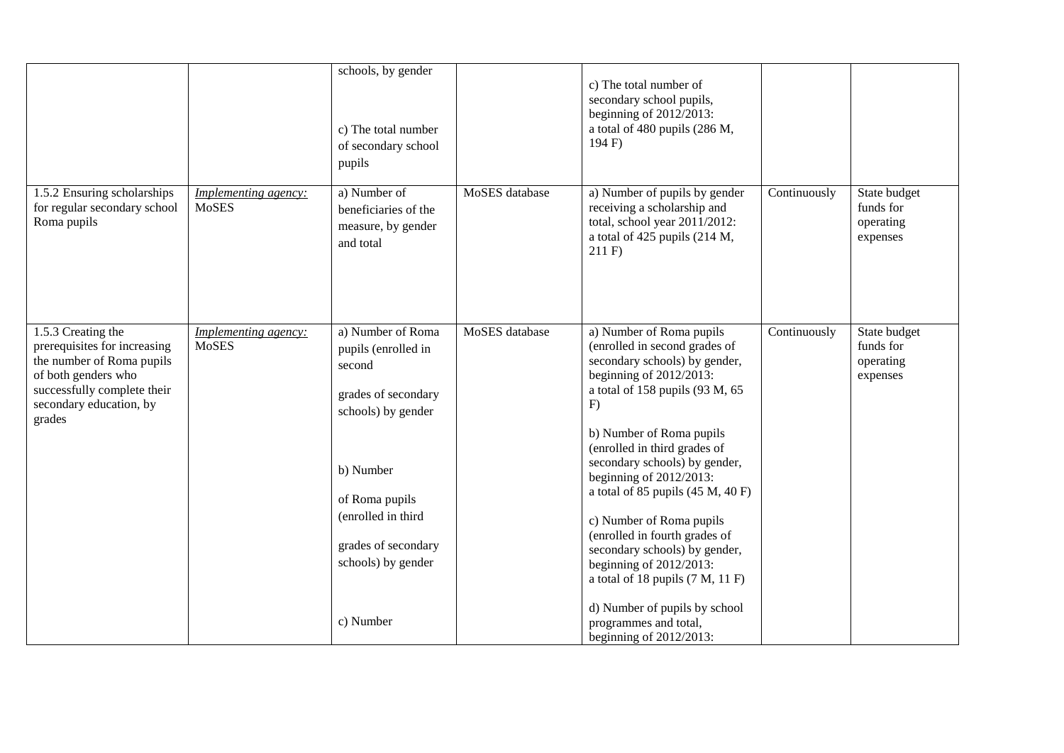|  |  |  |  |  |  |  |
|---|---|---|---|---|---|---|
|  |  | schools, by gender<br><br>c) The total number of secondary school pupils |  | c) The total number of secondary school pupils, beginning of 2012/2013: a total of 480 pupils (286 M, 194 F) |  |  |
| 1.5.2 Ensuring scholarships for regular secondary school Roma pupils | *Implementing agency:* MoSES | a) Number of beneficiaries of the measure, by gender and total | MoSES database | a) Number of pupils by gender receiving a scholarship and total, school year 2011/2012: a total of 425 pupils (214 M, 211 F) | Continuously | State budget funds for operating expenses |
| 1.5.3 Creating the prerequisites for increasing the number of Roma pupils of both genders who successfully complete their secondary education, by grades | *Implementing agency:* MoSES | a) Number of Roma pupils (enrolled in second grades of secondary schools) by gender<br><br>b) Number of Roma pupils (enrolled in third grades of secondary schools) by gender<br><br>c) Number | MoSES database | a) Number of Roma pupils (enrolled in second grades of secondary schools) by gender, beginning of 2012/2013: a total of 158 pupils (93 M, 65 F)<br><br>b) Number of Roma pupils (enrolled in third grades of secondary schools) by gender, beginning of 2012/2013: a total of 85 pupils (45 M, 40 F)<br><br>c) Number of Roma pupils (enrolled in fourth grades of secondary schools) by gender, beginning of 2012/2013: a total of 18 pupils (7 M, 11 F)<br><br>d) Number of pupils by school programmes and total, beginning of 2012/2013: | Continuously | State budget funds for operating expenses |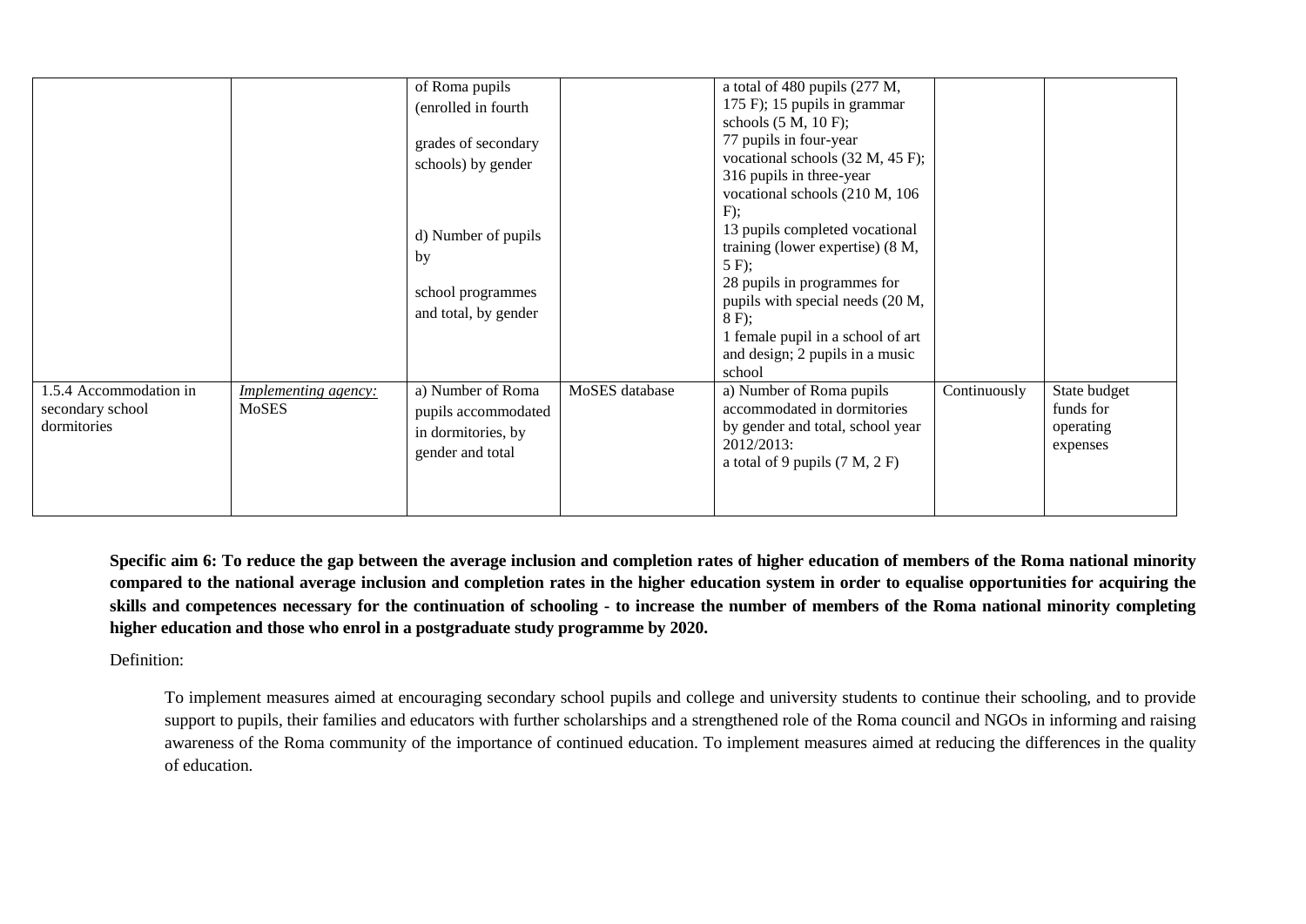| | | | | | | |
|---|---|---|---|---|---|---|
| | | of Roma pupils (enrolled in fourth grades of secondary schools) by gender<br><br>d) Number of pupils by school programmes and total, by gender | | a total of 480 pupils (277 M, 175 F); 15 pupils in grammar schools (5 M, 10 F);<br>77 pupils in four-year vocational schools (32 M, 45 F);<br>316 pupils in three-year vocational schools (210 M, 106 F);<br>13 pupils completed vocational training (lower expertise) (8 M, 5 F);<br>28 pupils in programmes for pupils with special needs (20 M, 8 F);<br>1 female pupil in a school of art and design; 2 pupils in a music school | | |
| 1.5.4 Accommodation in secondary school dormitories | _Implementing agency:_ MoSES | a) Number of Roma pupils accommodated in dormitories, by gender and total | MoSES database | a) Number of Roma pupils accommodated in dormitories by gender and total, school year 2012/2013:<br>a total of 9 pupils (7 M, 2 F) | Continuously | State budget funds for operating expenses |

**Specific aim 6: To reduce the gap between the average inclusion and completion rates of higher education of members of the Roma national minority compared to the national average inclusion and completion rates in the higher education system in order to equalise opportunities for acquiring the skills and competences necessary for the continuation of schooling - to increase the number of members of the Roma national minority completing higher education and those who enrol in a postgraduate study programme by 2020.**

Definition:

To implement measures aimed at encouraging secondary school pupils and college and university students to continue their schooling, and to provide support to pupils, their families and educators with further scholarships and a strengthened role of the Roma council and NGOs in informing and raising awareness of the Roma community of the importance of continued education. To implement measures aimed at reducing the differences in the quality of education.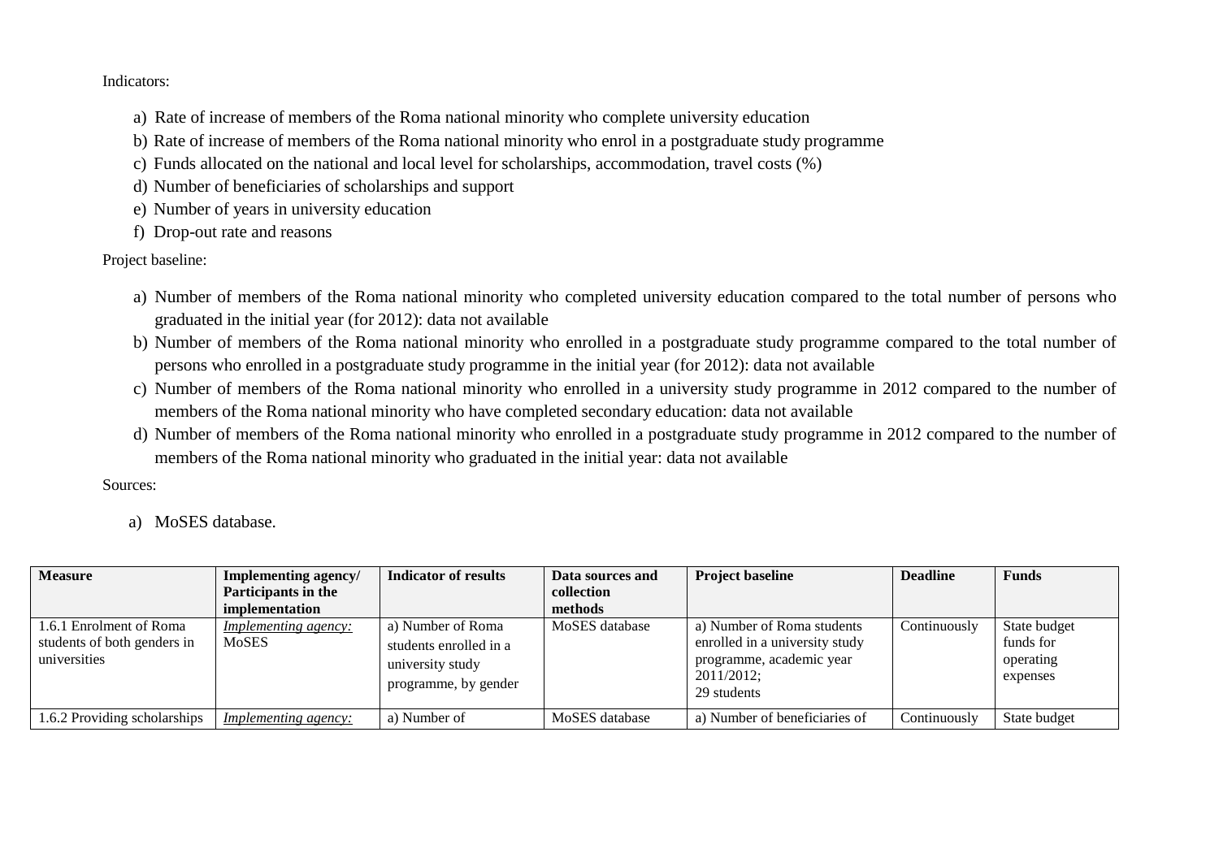Indicators:

a) Rate of increase of members of the Roma national minority who complete university education
b) Rate of increase of members of the Roma national minority who enrol in a postgraduate study programme
c) Funds allocated on the national and local level for scholarships, accommodation, travel costs (%)
d) Number of beneficiaries of scholarships and support
e) Number of years in university education
f) Drop-out rate and reasons

Project baseline:

a) Number of members of the Roma national minority who completed university education compared to the total number of persons who graduated in the initial year (for 2012): data not available
b) Number of members of the Roma national minority who enrolled in a postgraduate study programme compared to the total number of persons who enrolled in a postgraduate study programme in the initial year (for 2012): data not available
c) Number of members of the Roma national minority who enrolled in a university study programme in 2012 compared to the number of members of the Roma national minority who have completed secondary education: data not available
d) Number of members of the Roma national minority who enrolled in a postgraduate study programme in 2012 compared to the number of members of the Roma national minority who graduated in the initial year: data not available

Sources:

a) MoSES database.

| Measure | Implementing agency/ Participants in the implementation | Indicator of results | Data sources and collection methods | Project baseline | Deadline | Funds |
|---|---|---|---|---|---|---|
| 1.6.1 Enrolment of Roma students of both genders in universities | *Implementing agency:* MoSES | a) Number of Roma students enrolled in a university study programme, by gender | MoSES database | a) Number of Roma students enrolled in a university study programme, academic year 2011/2012; 29 students | Continuously | State budget funds for operating expenses |
| 1.6.2 Providing scholarships | *Implementing agency:* | a) Number of | MoSES database | a) Number of beneficiaries of | Continuously | State budget |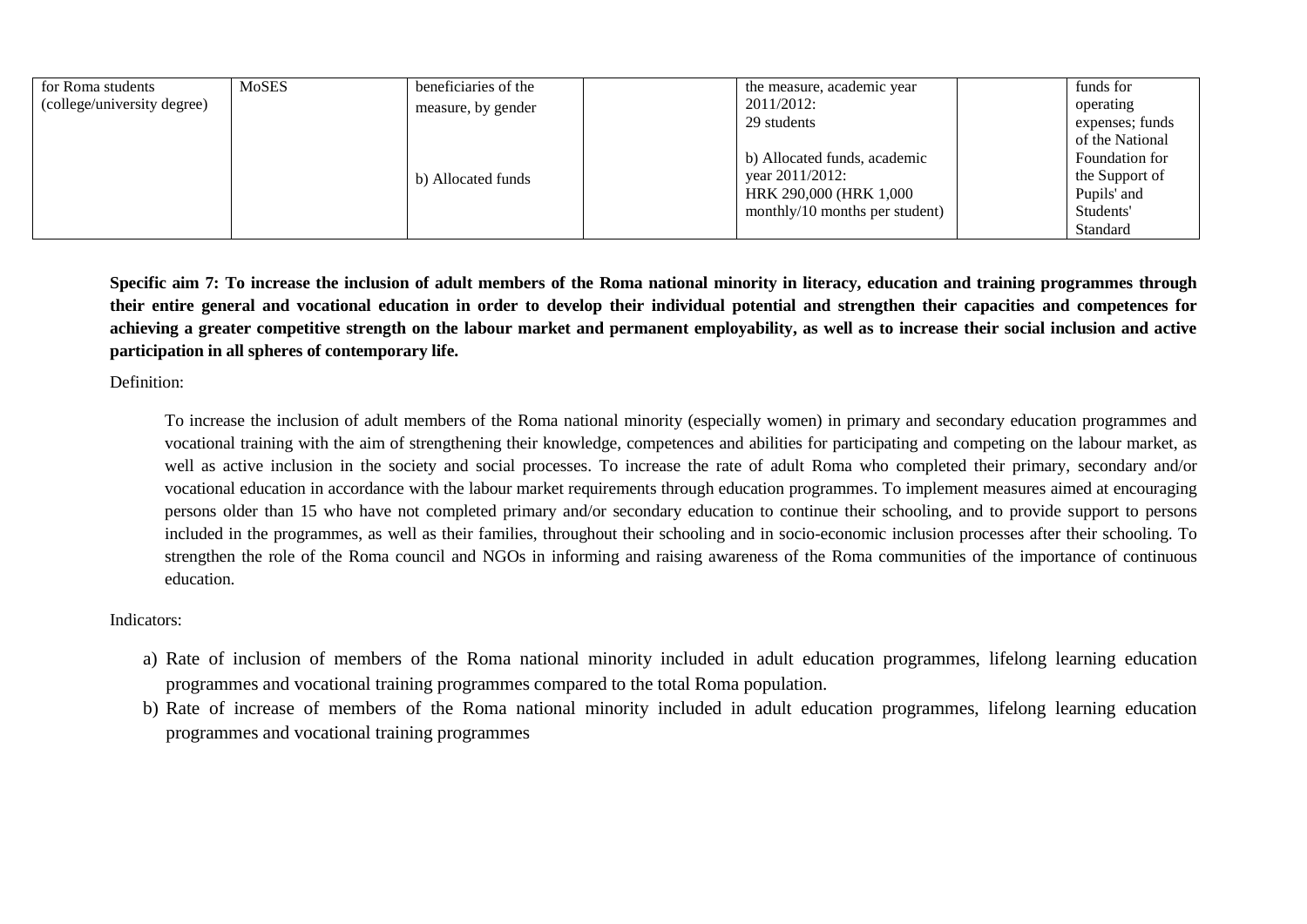| | | | | | | |
|---|---|---|---|---|---|---|
| for Roma students (college/university degree) | MoSES | beneficiaries of the measure, by gender<br><br>b) Allocated funds | | the measure, academic year 2011/2012: 29 students<br><br>b) Allocated funds, academic year 2011/2012: HRK 290,000 (HRK 1,000 monthly/10 months per student) | | funds for operating expenses; funds of the National Foundation for the Support of Pupils' and Students' Standard |

**Specific aim 7: To increase the inclusion of adult members of the Roma national minority in literacy, education and training programmes through their entire general and vocational education in order to develop their individual potential and strengthen their capacities and competences for achieving a greater competitive strength on the labour market and permanent employability, as well as to increase their social inclusion and active participation in all spheres of contemporary life.**

Definition:

To increase the inclusion of adult members of the Roma national minority (especially women) in primary and secondary education programmes and vocational training with the aim of strengthening their knowledge, competences and abilities for participating and competing on the labour market, as well as active inclusion in the society and social processes. To increase the rate of adult Roma who completed their primary, secondary and/or vocational education in accordance with the labour market requirements through education programmes. To implement measures aimed at encouraging persons older than 15 who have not completed primary and/or secondary education to continue their schooling, and to provide support to persons included in the programmes, as well as their families, throughout their schooling and in socio-economic inclusion processes after their schooling. To strengthen the role of the Roma council and NGOs in informing and raising awareness of the Roma communities of the importance of continuous education.

Indicators:

a) Rate of inclusion of members of the Roma national minority included in adult education programmes, lifelong learning education programmes and vocational training programmes compared to the total Roma population.
b) Rate of increase of members of the Roma national minority included in adult education programmes, lifelong learning education programmes and vocational training programmes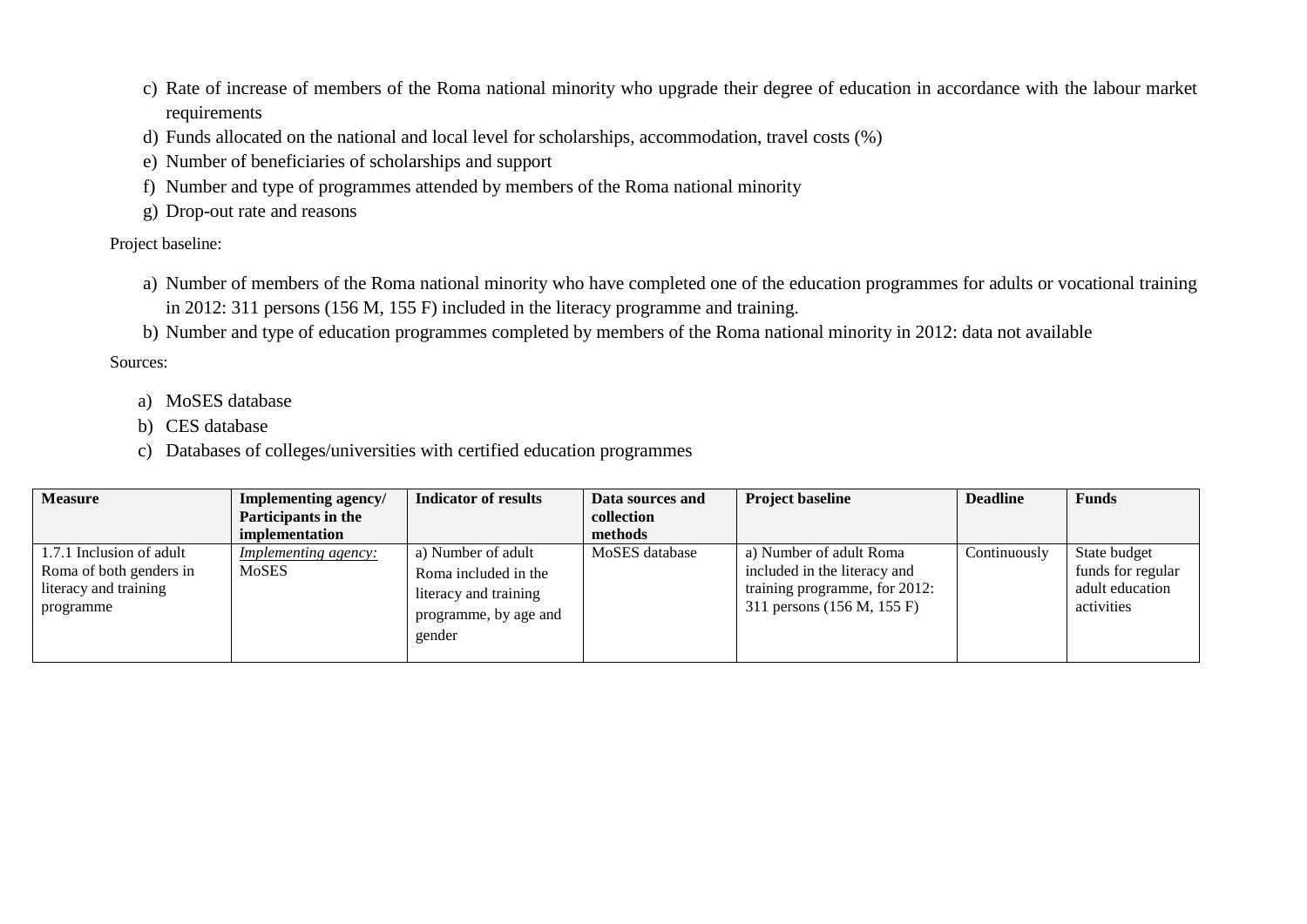c) Rate of increase of members of the Roma national minority who upgrade their degree of education in accordance with the labour market requirements
d) Funds allocated on the national and local level for scholarships, accommodation, travel costs (%)
e) Number of beneficiaries of scholarships and support
f) Number and type of programmes attended by members of the Roma national minority
g) Drop-out rate and reasons

Project baseline:

a) Number of members of the Roma national minority who have completed one of the education programmes for adults or vocational training in 2012: 311 persons (156 M, 155 F) included in the literacy programme and training.
b) Number and type of education programmes completed by members of the Roma national minority in 2012: data not available

Sources:

a) MoSES database
b) CES database
c) Databases of colleges/universities with certified education programmes

| Measure | Implementing agency/ Participants in the implementation | Indicator of results | Data sources and collection methods | Project baseline | Deadline | Funds |
|---|---|---|---|---|---|---|
| 1.7.1 Inclusion of adult Roma of both genders in literacy and training programme | *Implementing agency:* MoSES | a) Number of adult Roma included in the literacy and training programme, by age and gender | MoSES database | a) Number of adult Roma included in the literacy and training programme, for 2012: 311 persons (156 M, 155 F) | Continuously | State budget funds for regular adult education activities |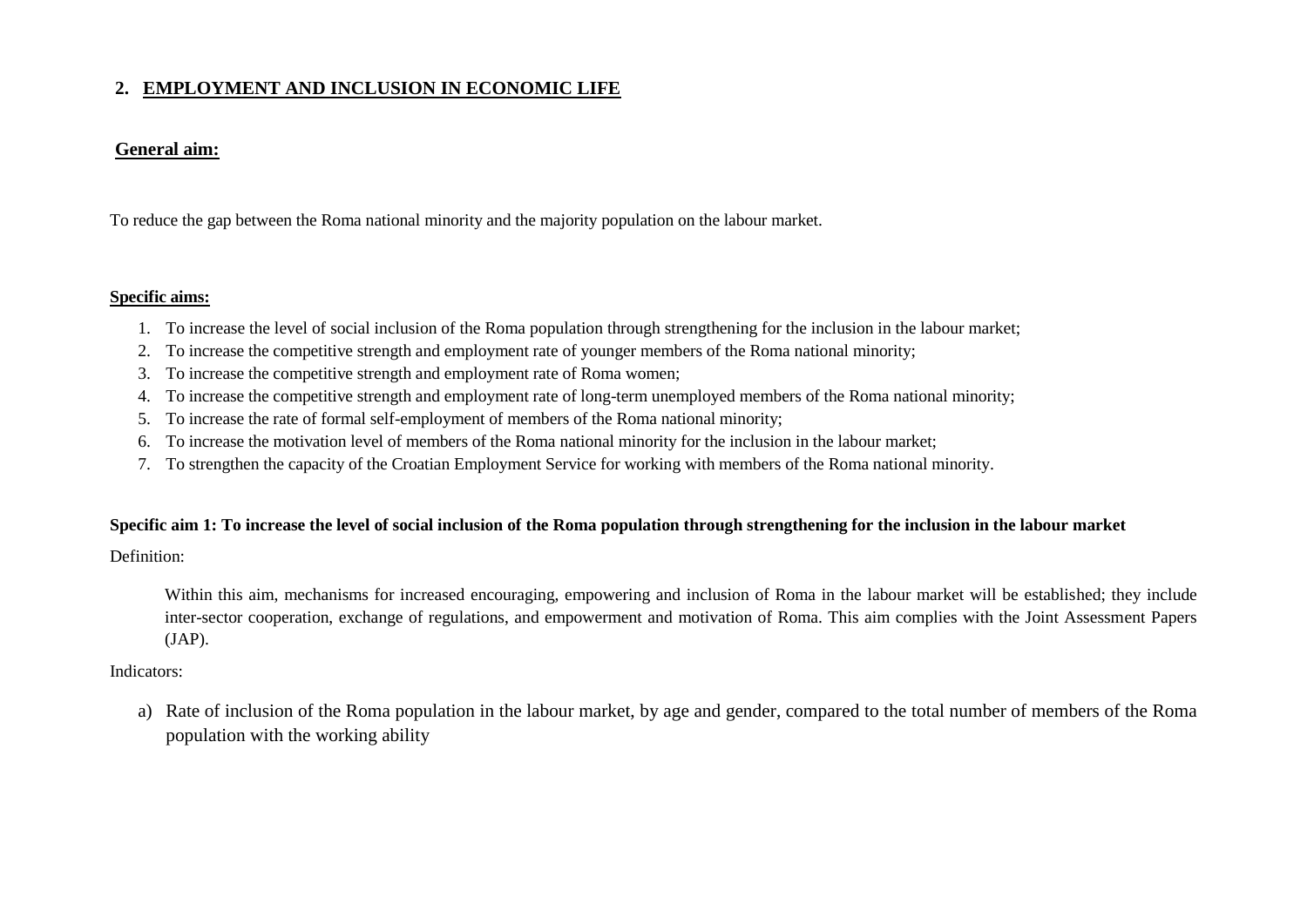## 2. EMPLOYMENT AND INCLUSION IN ECONOMIC LIFE

**General aim:**

To reduce the gap between the Roma national minority and the majority population on the labour market.

**Specific aims:**

1. To increase the level of social inclusion of the Roma population through strengthening for the inclusion in the labour market;
2. To increase the competitive strength and employment rate of younger members of the Roma national minority;
3. To increase the competitive strength and employment rate of Roma women;
4. To increase the competitive strength and employment rate of long-term unemployed members of the Roma national minority;
5. To increase the rate of formal self-employment of members of the Roma national minority;
6. To increase the motivation level of members of the Roma national minority for the inclusion in the labour market;
7. To strengthen the capacity of the Croatian Employment Service for working with members of the Roma national minority.

**Specific aim 1: To increase the level of social inclusion of the Roma population through strengthening for the inclusion in the labour market**

Definition:

Within this aim, mechanisms for increased encouraging, empowering and inclusion of Roma in the labour market will be established; they include inter-sector cooperation, exchange of regulations, and empowerment and motivation of Roma. This aim complies with the Joint Assessment Papers (JAP).

Indicators:

a) Rate of inclusion of the Roma population in the labour market, by age and gender, compared to the total number of members of the Roma population with the working ability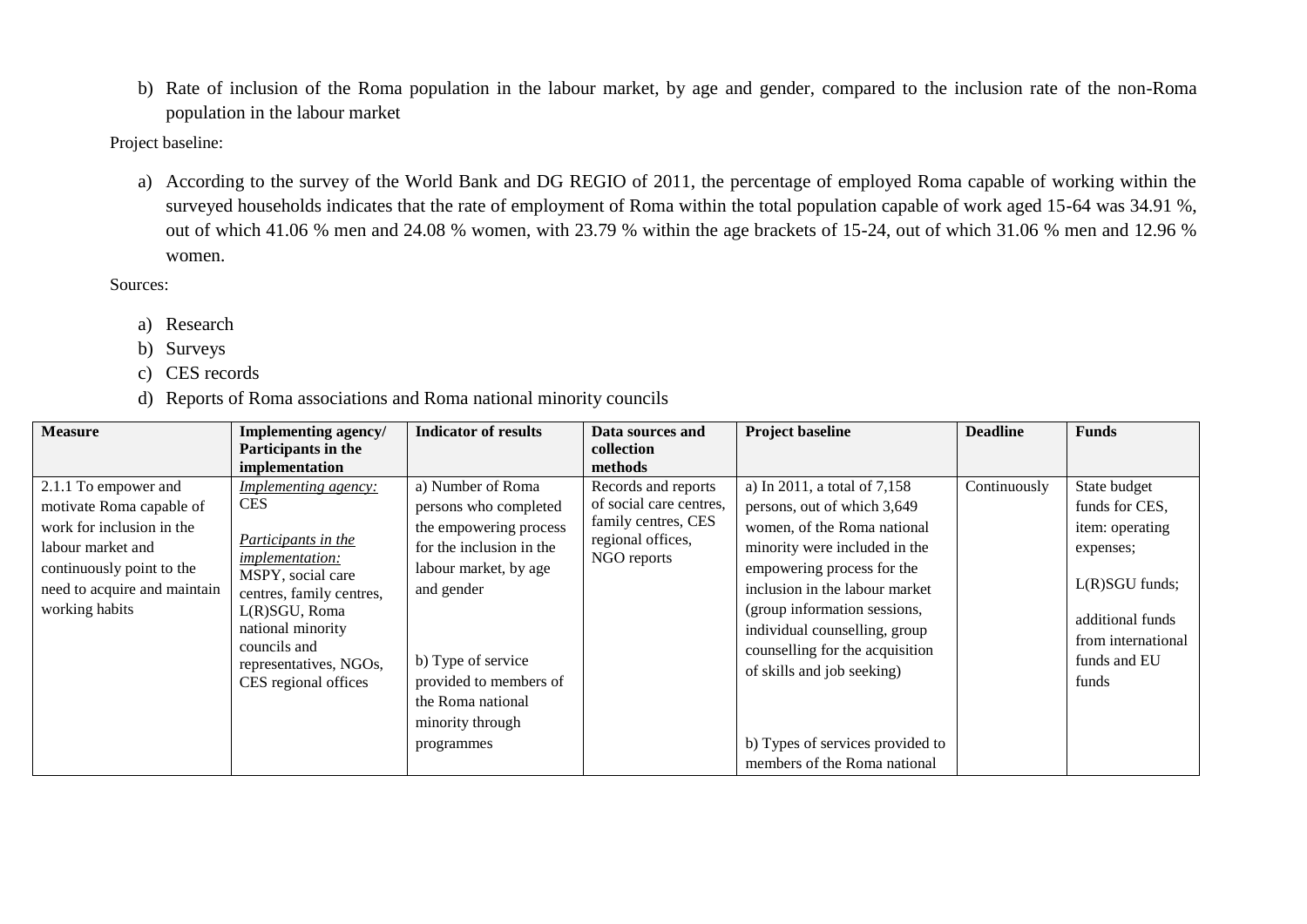b) Rate of inclusion of the Roma population in the labour market, by age and gender, compared to the inclusion rate of the non-Roma population in the labour market

Project baseline:

a) According to the survey of the World Bank and DG REGIO of 2011, the percentage of employed Roma capable of working within the surveyed households indicates that the rate of employment of Roma within the total population capable of work aged 15-64 was 34.91 %, out of which 41.06 % men and 24.08 % women, with 23.79 % within the age brackets of 15-24, out of which 31.06 % men and 12.96 % women.

Sources:

a) Research
b) Surveys
c) CES records
d) Reports of Roma associations and Roma national minority councils

| Measure | Implementing agency/ Participants in the implementation | Indicator of results | Data sources and collection methods | Project baseline | Deadline | Funds |
|---|---|---|---|---|---|---|
| 2.1.1 To empower and motivate Roma capable of work for inclusion in the labour market and continuously point to the need to acquire and maintain working habits | *Implementing agency:* CES<br><br>*Participants in the implementation:* MSPY, social care centres, family centres, L(R)SGU, Roma national minority councils and representatives, NGOs, CES regional offices | a) Number of Roma persons who completed the empowering process for the inclusion in the labour market, by age and gender<br><br>b) Type of service provided to members of the Roma national minority through programmes | Records and reports of social care centres, family centres, CES regional offices, NGO reports | a) In 2011, a total of 7,158 persons, out of which 3,649 women, of the Roma national minority were included in the empowering process for the inclusion in the labour market (group information sessions, individual counselling, group counselling for the acquisition of skills and job seeking)<br><br>b) Types of services provided to members of the Roma national | Continuously | State budget funds for CES, item: operating expenses;<br><br>L(R)SGU funds;<br><br>additional funds from international funds and EU funds |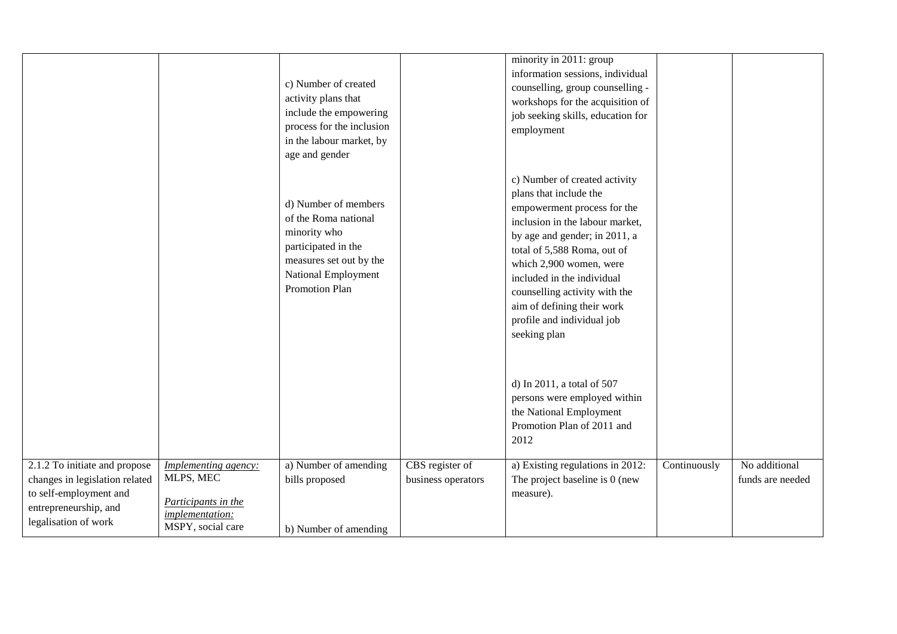| | | | | | | |
|---|---|---|---|---|---|---|
| | | c) Number of created activity plans that include the empowering process for the inclusion in the labour market, by age and gender<br><br>d) Number of members of the Roma national minority who participated in the measures set out by the National Employment Promotion Plan | | minority in 2011: group information sessions, individual counselling, group counselling - workshops for the acquisition of job seeking skills, education for employment<br><br>c) Number of created activity plans that include the empowerment process for the inclusion in the labour market, by age and gender; in 2011, a total of 5,588 Roma, out of which 2,900 women, were included in the individual counselling activity with the aim of defining their work profile and individual job seeking plan<br><br>d) In 2011, a total of 507 persons were employed within the National Employment Promotion Plan of 2011 and 2012 | | |
| 2.1.2 To initiate and propose changes in legislation related to self-employment and entrepreneurship, and legalisation of work | *Implementing agency:* MLPS, MEC<br><br>*Participants in the implementation:* MSPY, social care | a) Number of amending bills proposed<br><br>b) Number of amending | CBS register of business operators | a) Existing regulations in 2012: The project baseline is 0 (new measure). | Continuously | No additional funds are needed |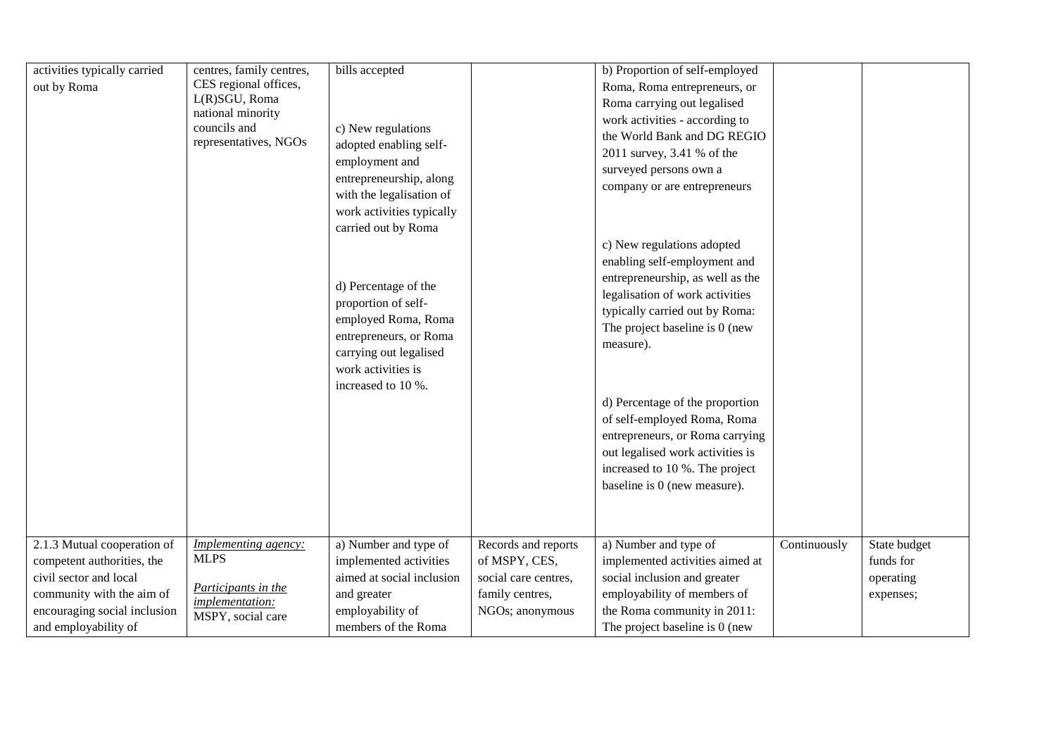| | | | | | | |
|---|---|---|---|---|---|---|
| activities typically carried out by Roma | centres, family centres, CES regional offices, L(R)SGU, Roma national minority councils and representatives, NGOs | bills accepted<br><br>c) New regulations adopted enabling self-employment and entrepreneurship, along with the legalisation of work activities typically carried out by Roma<br><br>d) Percentage of the proportion of self-employed Roma, Roma entrepreneurs, or Roma carrying out legalised work activities is increased to 10 %. | | b) Proportion of self-employed Roma, Roma entrepreneurs, or Roma carrying out legalised work activities - according to the World Bank and DG REGIO 2011 survey, 3.41 % of the surveyed persons own a company or are entrepreneurs<br><br>c) New regulations adopted enabling self-employment and entrepreneurship, as well as the legalisation of work activities typically carried out by Roma: The project baseline is 0 (new measure).<br><br>d) Percentage of the proportion of self-employed Roma, Roma entrepreneurs, or Roma carrying out legalised work activities is increased to 10 %. The project baseline is 0 (new measure). | | |
| 2.1.3 Mutual cooperation of competent authorities, the civil sector and local community with the aim of encouraging social inclusion and employability of | *Implementing agency:* MLPS<br><br>*Participants in the implementation:* MSPY, social care | a) Number and type of implemented activities aimed at social inclusion and greater employability of members of the Roma | Records and reports of MSPY, CES, social care centres, family centres, NGOs; anonymous | a) Number and type of implemented activities aimed at social inclusion and greater employability of members of the Roma community in 2011: The project baseline is 0 (new | Continuously | State budget funds for operating expenses; |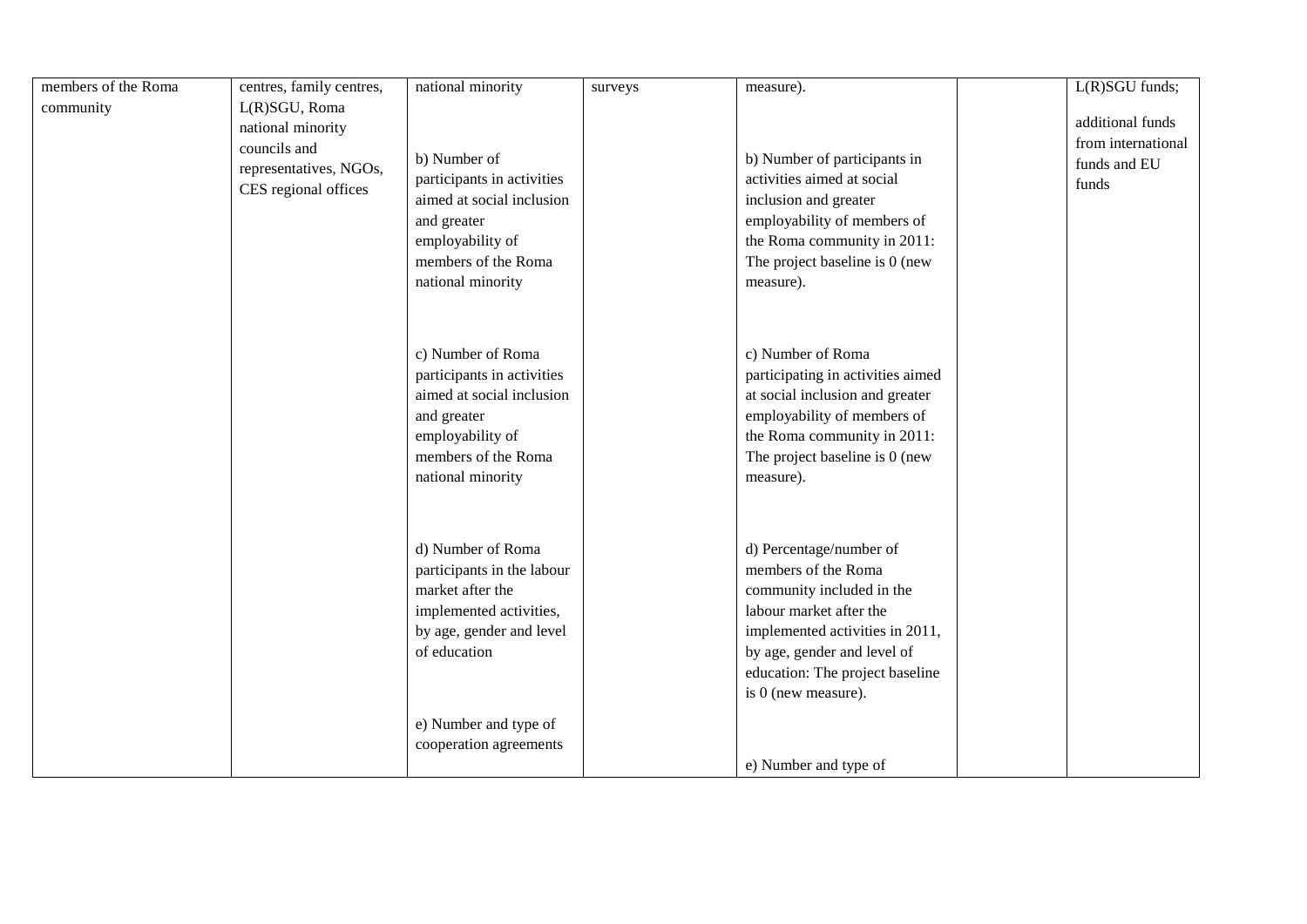| | | | | | | |
|---|---|---|---|---|---|---|
| members of the Roma community | centres, family centres, L(R)SGU, Roma national minority councils and representatives, NGOs, CES regional offices | national minority<br><br>b) Number of participants in activities aimed at social inclusion and greater employability of members of the Roma national minority<br><br>c) Number of Roma participants in activities aimed at social inclusion and greater employability of members of the Roma national minority<br><br>d) Number of Roma participants in the labour market after the implemented activities, by age, gender and level of education<br><br>e) Number and type of cooperation agreements | surveys | measure).<br><br>b) Number of participants in activities aimed at social inclusion and greater employability of members of the Roma community in 2011: The project baseline is 0 (new measure).<br><br>c) Number of Roma participating in activities aimed at social inclusion and greater employability of members of the Roma community in 2011: The project baseline is 0 (new measure).<br><br>d) Percentage/number of members of the Roma community included in the labour market after the implemented activities in 2011, by age, gender and level of education: The project baseline is 0 (new measure).<br><br>e) Number and type of | | L(R)SGU funds;<br><br>additional funds from international funds and EU funds |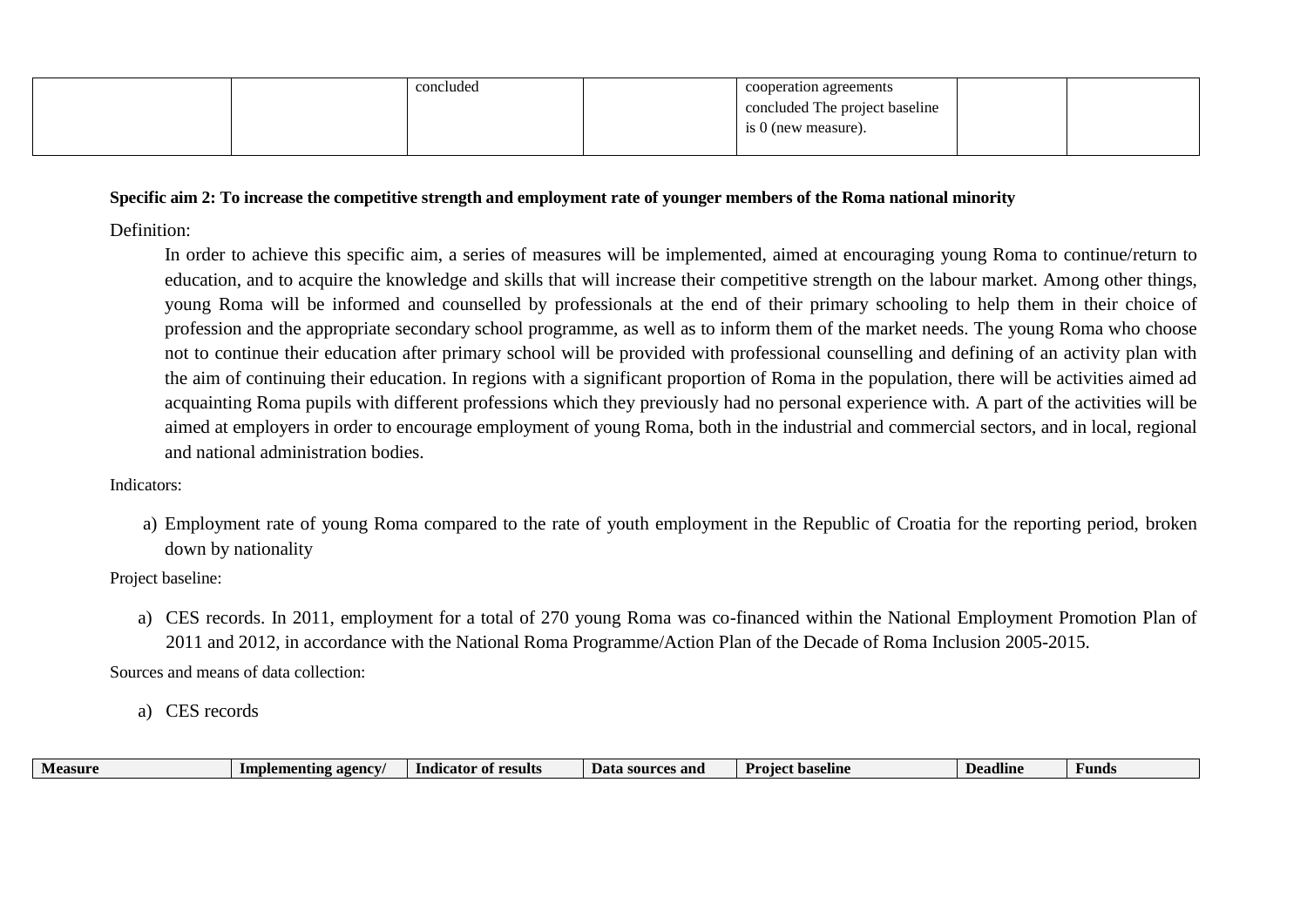|  |  | concluded |  | cooperation agreements concluded The project baseline is 0 (new measure). |  |  |
|---|---|---|---|---|---|---|

**Specific aim 2: To increase the competitive strength and employment rate of younger members of the Roma national minority**

Definition:

In order to achieve this specific aim, a series of measures will be implemented, aimed at encouraging young Roma to continue/return to education, and to acquire the knowledge and skills that will increase their competitive strength on the labour market. Among other things, young Roma will be informed and counselled by professionals at the end of their primary schooling to help them in their choice of profession and the appropriate secondary school programme, as well as to inform them of the market needs. The young Roma who choose not to continue their education after primary school will be provided with professional counselling and defining of an activity plan with the aim of continuing their education. In regions with a significant proportion of Roma in the population, there will be activities aimed ad acquainting Roma pupils with different professions which they previously had no personal experience with. A part of the activities will be aimed at employers in order to encourage employment of young Roma, both in the industrial and commercial sectors, and in local, regional and national administration bodies.

Indicators:

a) Employment rate of young Roma compared to the rate of youth employment in the Republic of Croatia for the reporting period, broken down by nationality

Project baseline:

a) CES records. In 2011, employment for a total of 270 young Roma was co-financed within the National Employment Promotion Plan of 2011 and 2012, in accordance with the National Roma Programme/Action Plan of the Decade of Roma Inclusion 2005-2015.

Sources and means of data collection:

a) CES records

| Measure | Implementing agency/ | Indicator of results | Data sources and | Project baseline | Deadline | Funds |
|---|---|---|---|---|---|---|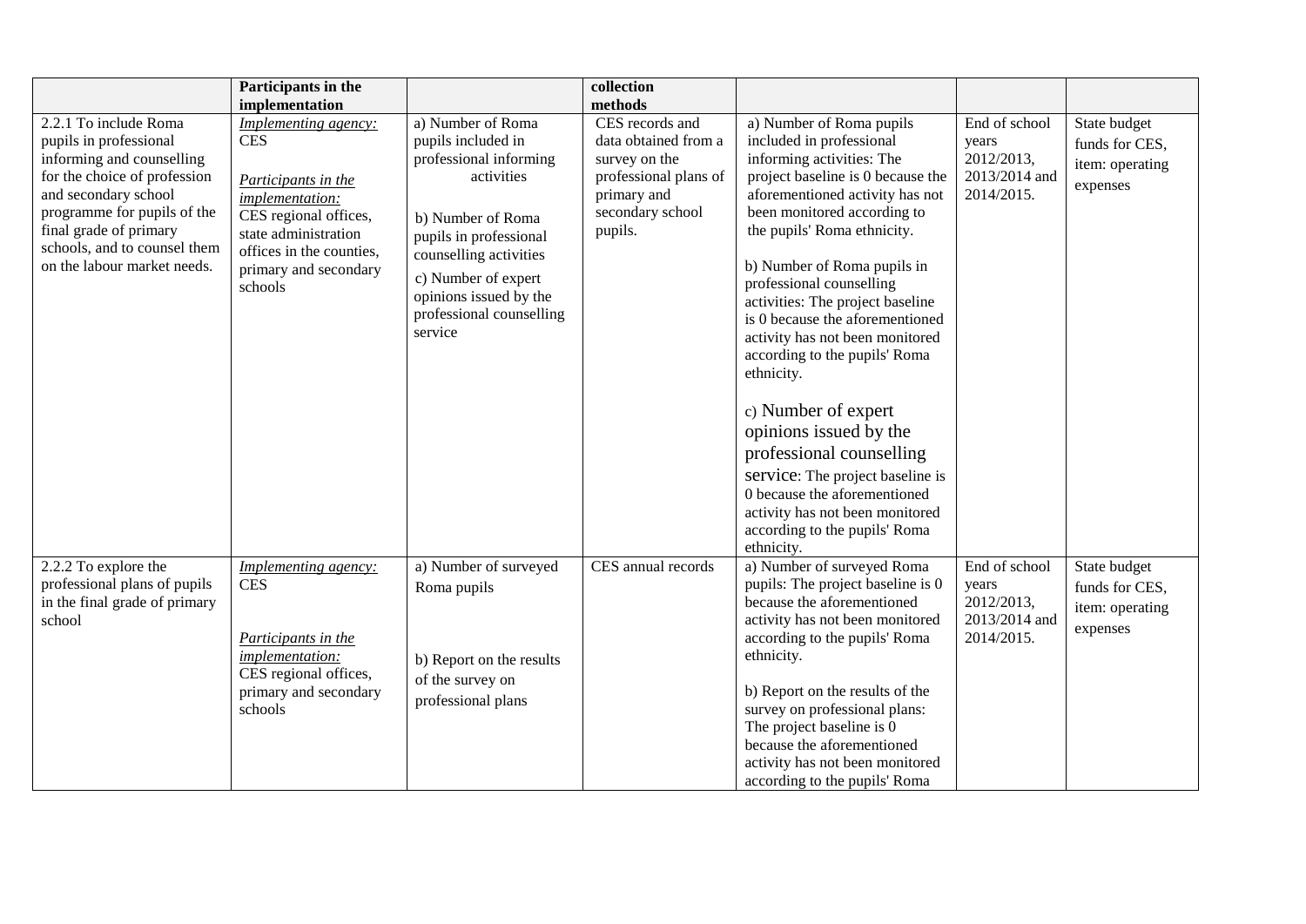| | Participants in the implementation | | collection methods | | | |
|---|---|---|---|---|---|---|
| 2.2.1 To include Roma pupils in professional informing and counselling for the choice of profession and secondary school programme for pupils of the final grade of primary schools, and to counsel them on the labour market needs. | *Implementing agency:* CES<br><br>*Participants in the implementation:* CES regional offices, state administration offices in the counties, primary and secondary schools | a) Number of Roma pupils included in professional informing activities<br><br>b) Number of Roma pupils in professional counselling activities<br>c) Number of expert opinions issued by the professional counselling service | CES records and data obtained from a survey on the professional plans of primary and secondary school pupils. | a) Number of Roma pupils included in professional informing activities: The project baseline is 0 because the aforementioned activity has not been monitored according to the pupils' Roma ethnicity.<br><br>b) Number of Roma pupils in professional counselling activities: The project baseline is 0 because the aforementioned activity has not been monitored according to the pupils' Roma ethnicity.<br><br>c) Number of expert opinions issued by the professional counselling service: The project baseline is 0 because the aforementioned activity has not been monitored according to the pupils' Roma ethnicity. | End of school years 2012/2013, 2013/2014 and 2014/2015. | State budget funds for CES, item: operating expenses |
| 2.2.2 To explore the professional plans of pupils in the final grade of primary school | *Implementing agency:* CES<br><br>*Participants in the implementation:* CES regional offices, primary and secondary schools | a) Number of surveyed Roma pupils<br><br>b) Report on the results of the survey on professional plans | CES annual records | a) Number of surveyed Roma pupils: The project baseline is 0 because the aforementioned activity has not been monitored according to the pupils' Roma ethnicity.<br><br>b) Report on the results of the survey on professional plans: The project baseline is 0 because the aforementioned activity has not been monitored according to the pupils' Roma | End of school years 2012/2013, 2013/2014 and 2014/2015. | State budget funds for CES, item: operating expenses |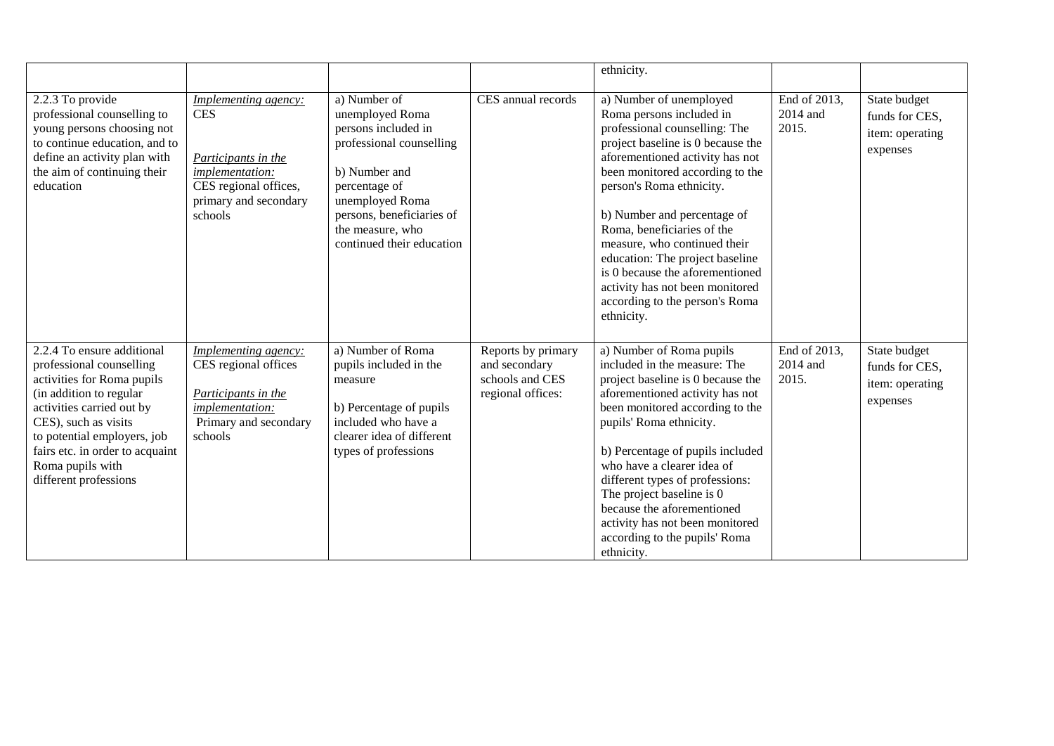| | | | | ethnicity. | | |
|---|---|---|---|---|---|---|
| 2.2.3 To provide professional counselling to young persons choosing not to continue education, and to define an activity plan with the aim of continuing their education | *Implementing agency:* CES<br><br>*Participants in the implementation:* CES regional offices, primary and secondary schools | a) Number of unemployed Roma persons included in professional counselling<br><br>b) Number and percentage of unemployed Roma persons, beneficiaries of the measure, who continued their education | CES annual records | a) Number of unemployed Roma persons included in professional counselling: The project baseline is 0 because the aforementioned activity has not been monitored according to the person's Roma ethnicity.<br><br>b) Number and percentage of Roma, beneficiaries of the measure, who continued their education: The project baseline is 0 because the aforementioned activity has not been monitored according to the person's Roma ethnicity. | End of 2013, 2014 and 2015. | State budget funds for CES, item: operating expenses |
| 2.2.4 To ensure additional professional counselling activities for Roma pupils (in addition to regular activities carried out by CES), such as visits to potential employers, job fairs etc. in order to acquaint Roma pupils with different professions | *Implementing agency:* CES regional offices<br><br>*Participants in the implementation:* Primary and secondary schools | a) Number of Roma pupils included in the measure<br><br>b) Percentage of pupils included who have a clearer idea of different types of professions | Reports by primary and secondary schools and CES regional offices: | a) Number of Roma pupils included in the measure: The project baseline is 0 because the aforementioned activity has not been monitored according to the pupils' Roma ethnicity.<br><br>b) Percentage of pupils included who have a clearer idea of different types of professions: The project baseline is 0 because the aforementioned activity has not been monitored according to the pupils' Roma ethnicity. | End of 2013, 2014 and 2015. | State budget funds for CES, item: operating expenses |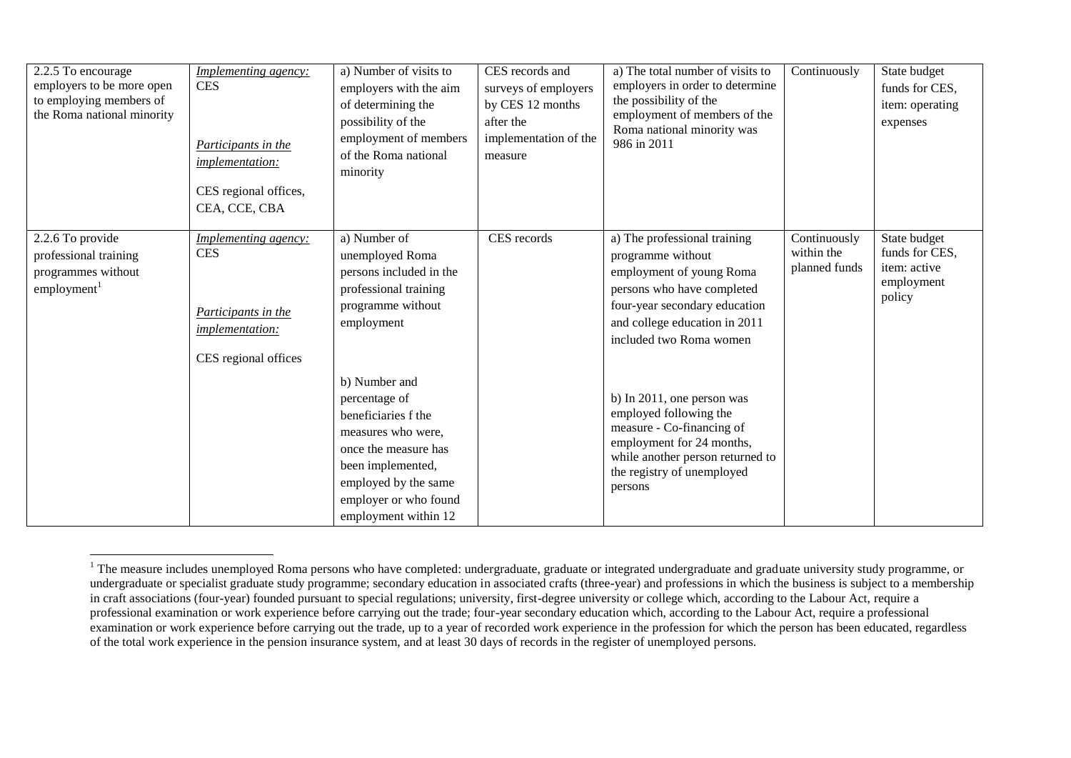| 2.2.5 To encourage employers to be more open to employing members of the Roma national minority | *Implementing agency:* CES<br><br>*Participants in the implementation:*<br><br>CES regional offices, CEA, CCE, CBA | a) Number of visits to employers with the aim of determining the possibility of the employment of members of the Roma national minority | CES records and surveys of employers by CES 12 months after the implementation of the measure | a) The total number of visits to employers in order to determine the possibility of the employment of members of the Roma national minority was 986 in 2011 | Continuously | State budget funds for CES, item: operating expenses |
|---|---|---|---|---|---|---|
| 2.2.6 To provide professional training programmes without employment[1] | *Implementing agency:* CES<br><br>*Participants in the implementation:*<br><br>CES regional offices | a) Number of unemployed Roma persons included in the professional training programme without employment<br><br>b) Number and percentage of beneficiaries f the measures who were, once the measure has been implemented, employed by the same employer or who found employment within 12 | CES records | a) The professional training programme without employment of young Roma persons who have completed four-year secondary education and college education in 2011 included two Roma women<br><br>b) In 2011, one person was employed following the measure - Co-financing of employment for 24 months, while another person returned to the registry of unemployed persons | Continuously within the planned funds | State budget funds for CES, item: active employment policy |

[1] The measure includes unemployed Roma persons who have completed: undergraduate, graduate or integrated undergraduate and graduate university study programme, or undergraduate or specialist graduate study programme; secondary education in associated crafts (three-year) and professions in which the business is subject to a membership in craft associations (four-year) founded pursuant to special regulations; university, first-degree university or college which, according to the Labour Act, require a professional examination or work experience before carrying out the trade; four-year secondary education which, according to the Labour Act, require a professional examination or work experience before carrying out the trade, up to a year of recorded work experience in the profession for which the person has been educated, regardless of the total work experience in the pension insurance system, and at least 30 days of records in the register of unemployed persons.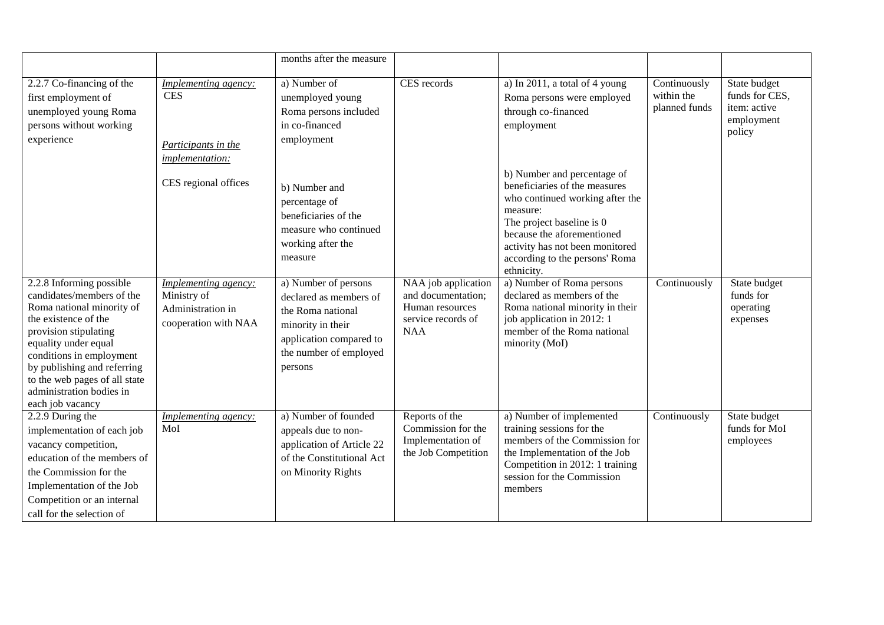| | | months after the measure | | | | |
|---|---|---|---|---|---|---|
| 2.2.7 Co-financing of the first employment of unemployed young Roma persons without working experience | *Implementing agency:* CES<br><br>*Participants in the implementation:*<br><br>CES regional offices | a) Number of unemployed young Roma persons included in co-financed employment<br><br>b) Number and percentage of beneficiaries of the measure who continued working after the measure | CES records | a) In 2011, a total of 4 young Roma persons were employed through co-financed employment<br><br>b) Number and percentage of beneficiaries of the measures who continued working after the measure:<br>The project baseline is 0 because the aforementioned activity has not been monitored according to the persons' Roma ethnicity. | Continuously within the planned funds | State budget funds for CES, item: active employment policy |
| 2.2.8 Informing possible candidates/members of the Roma national minority of the existence of the provision stipulating equality under equal conditions in employment by publishing and referring to the web pages of all state administration bodies in each job vacancy | *Implementing agency:* Ministry of Administration in cooperation with NAA | a) Number of persons declared as members of the Roma national minority in their application compared to the number of employed persons | NAA job application and documentation; Human resources service records of NAA | a) Number of Roma persons declared as members of the Roma national minority in their job application in 2012: 1 member of the Roma national minority (MoI) | Continuously | State budget funds for operating expenses |
| 2.2.9 During the implementation of each job vacancy competition, education of the members of the Commission for the Implementation of the Job Competition or an internal call for the selection of | *Implementing agency:* MoI | a) Number of founded appeals due to non-application of Article 22 of the Constitutional Act on Minority Rights | Reports of the Commission for the Implementation of the Job Competition | a) Number of implemented training sessions for the members of the Commission for the Implementation of the Job Competition in 2012: 1 training session for the Commission members | Continuously | State budget funds for MoI employees |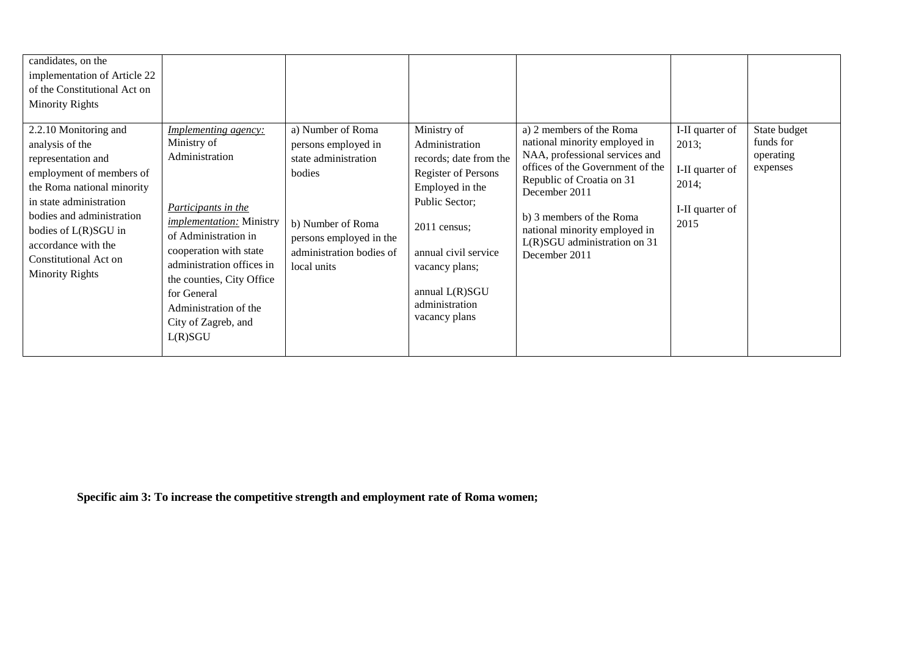| | | | | | | |
|---|---|---|---|---|---|---|
| candidates, on the implementation of Article 22 of the Constitutional Act on Minority Rights | | | | | | |
| 2.2.10 Monitoring and analysis of the representation and employment of members of the Roma national minority in state administration bodies and administration bodies of L(R)SGU in accordance with the Constitutional Act on Minority Rights | *Implementing agency:* Ministry of Administration<br><br>*Participants in the implementation:* Ministry of Administration in cooperation with state administration offices in the counties, City Office for General Administration of the City of Zagreb, and L(R)SGU | a) Number of Roma persons employed in state administration bodies<br><br>b) Number of Roma persons employed in the administration bodies of local units | Ministry of Administration records; date from the Register of Persons Employed in the Public Sector;<br><br>2011 census;<br><br>annual civil service vacancy plans;<br><br>annual L(R)SGU administration vacancy plans | a) 2 members of the Roma national minority employed in NAA, professional services and offices of the Government of the Republic of Croatia on 31 December 2011<br><br>b) 3 members of the Roma national minority employed in L(R)SGU administration on 31 December 2011 | I-II quarter of 2013;<br><br>I-II quarter of 2014;<br><br>I-II quarter of 2015 | State budget funds for operating expenses |

**Specific aim 3: To increase the competitive strength and employment rate of Roma women;**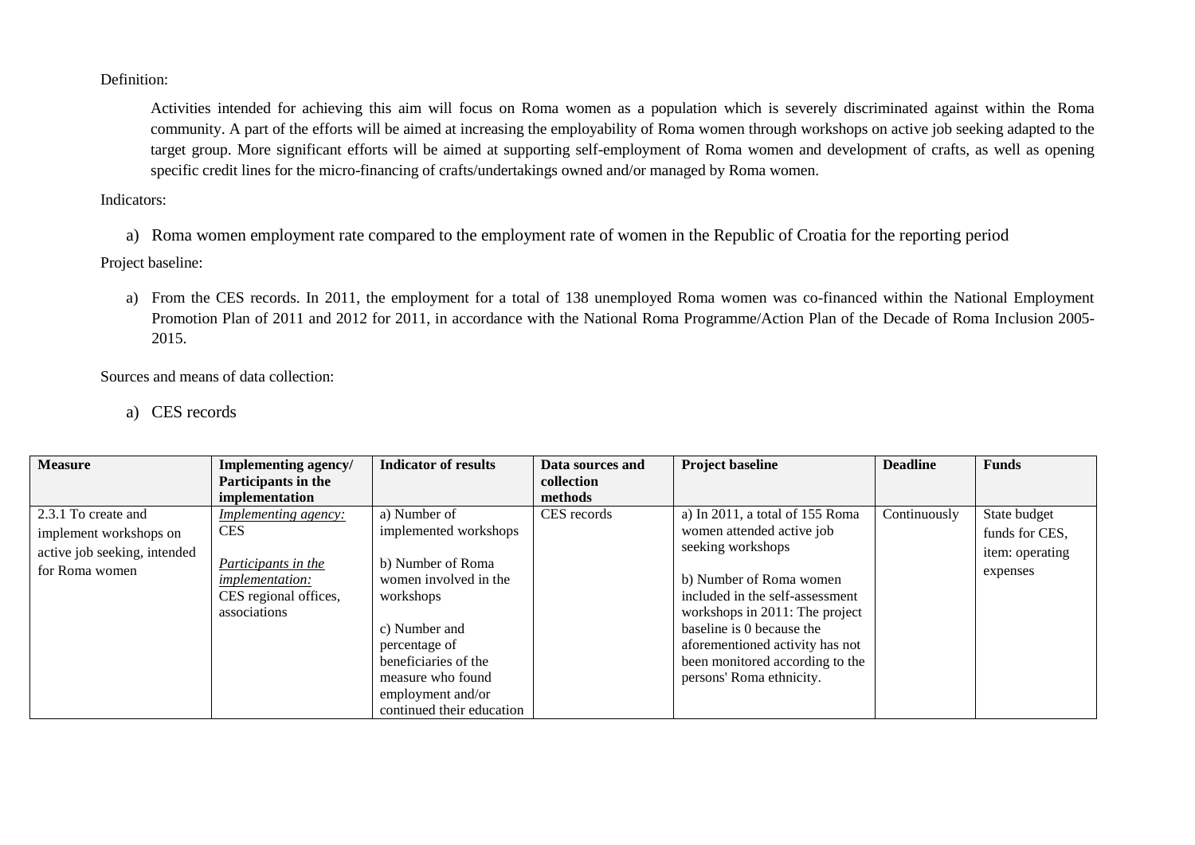Definition:

Activities intended for achieving this aim will focus on Roma women as a population which is severely discriminated against within the Roma community. A part of the efforts will be aimed at increasing the employability of Roma women through workshops on active job seeking adapted to the target group. More significant efforts will be aimed at supporting self-employment of Roma women and development of crafts, as well as opening specific credit lines for the micro-financing of crafts/undertakings owned and/or managed by Roma women.

Indicators:

a) Roma women employment rate compared to the employment rate of women in the Republic of Croatia for the reporting period

Project baseline:

a) From the CES records. In 2011, the employment for a total of 138 unemployed Roma women was co-financed within the National Employment Promotion Plan of 2011 and 2012 for 2011, in accordance with the National Roma Programme/Action Plan of the Decade of Roma Inclusion 2005-2015.

Sources and means of data collection:

a) CES records

| Measure | Implementing agency/ Participants in the implementation | Indicator of results | Data sources and collection methods | Project baseline | Deadline | Funds |
|---|---|---|---|---|---|---|
| 2.3.1 To create and implement workshops on active job seeking, intended for Roma women | *Implementing agency:* CES<br><br>*Participants in the implementation:* CES regional offices, associations | a) Number of implemented workshops<br><br>b) Number of Roma women involved in the workshops<br><br>c) Number and percentage of beneficiaries of the measure who found employment and/or continued their education | CES records | a) In 2011, a total of 155 Roma women attended active job seeking workshops<br><br>b) Number of Roma women included in the self-assessment workshops in 2011: The project baseline is 0 because the aforementioned activity has not been monitored according to the persons' Roma ethnicity. | Continuously | State budget funds for CES, item: operating expenses |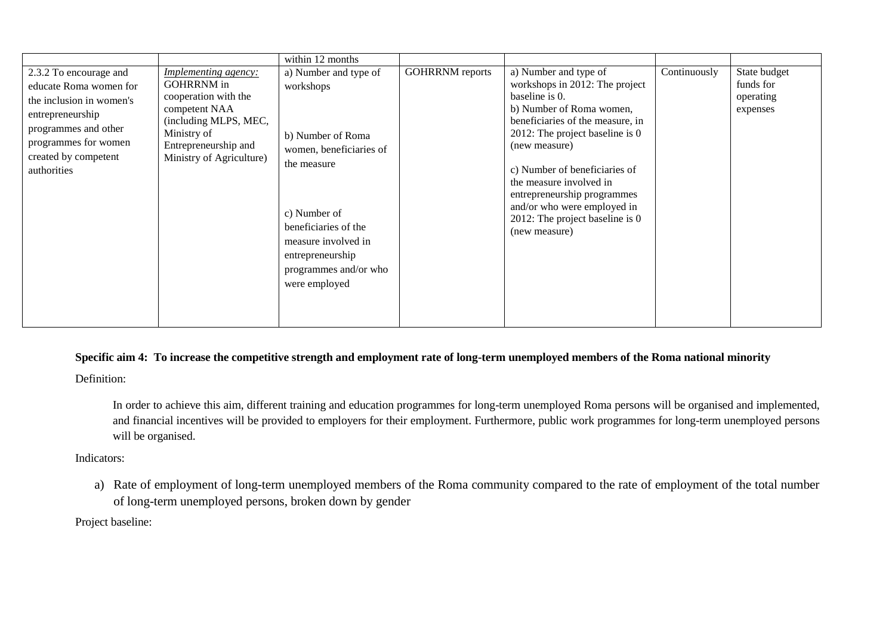| | | | | | | |
|---|---|---|---|---|---|---|
| | | within 12 months | | | | |
| 2.3.2 To encourage and educate Roma women for the inclusion in women's entrepreneurship programmes and other programmes for women created by competent authorities | *Implementing agency:* GOHRRNM in cooperation with the competent NAA (including MLPS, MEC, Ministry of Entrepreneurship and Ministry of Agriculture) | a) Number and type of workshops<br><br>b) Number of Roma women, beneficiaries of the measure<br><br>c) Number of beneficiaries of the measure involved in entrepreneurship programmes and/or who were employed | GOHRRNM reports | a) Number and type of workshops in 2012: The project baseline is 0.<br>b) Number of Roma women, beneficiaries of the measure, in 2012: The project baseline is 0 (new measure)<br><br>c) Number of beneficiaries of the measure involved in entrepreneurship programmes and/or who were employed in 2012: The project baseline is 0 (new measure) | Continuously | State budget funds for operating expenses |

**Specific aim 4: To increase the competitive strength and employment rate of long-term unemployed members of the Roma national minority**

Definition:

In order to achieve this aim, different training and education programmes for long-term unemployed Roma persons will be organised and implemented, and financial incentives will be provided to employers for their employment. Furthermore, public work programmes for long-term unemployed persons will be organised.

Indicators:

a) Rate of employment of long-term unemployed members of the Roma community compared to the rate of employment of the total number of long-term unemployed persons, broken down by gender

Project baseline: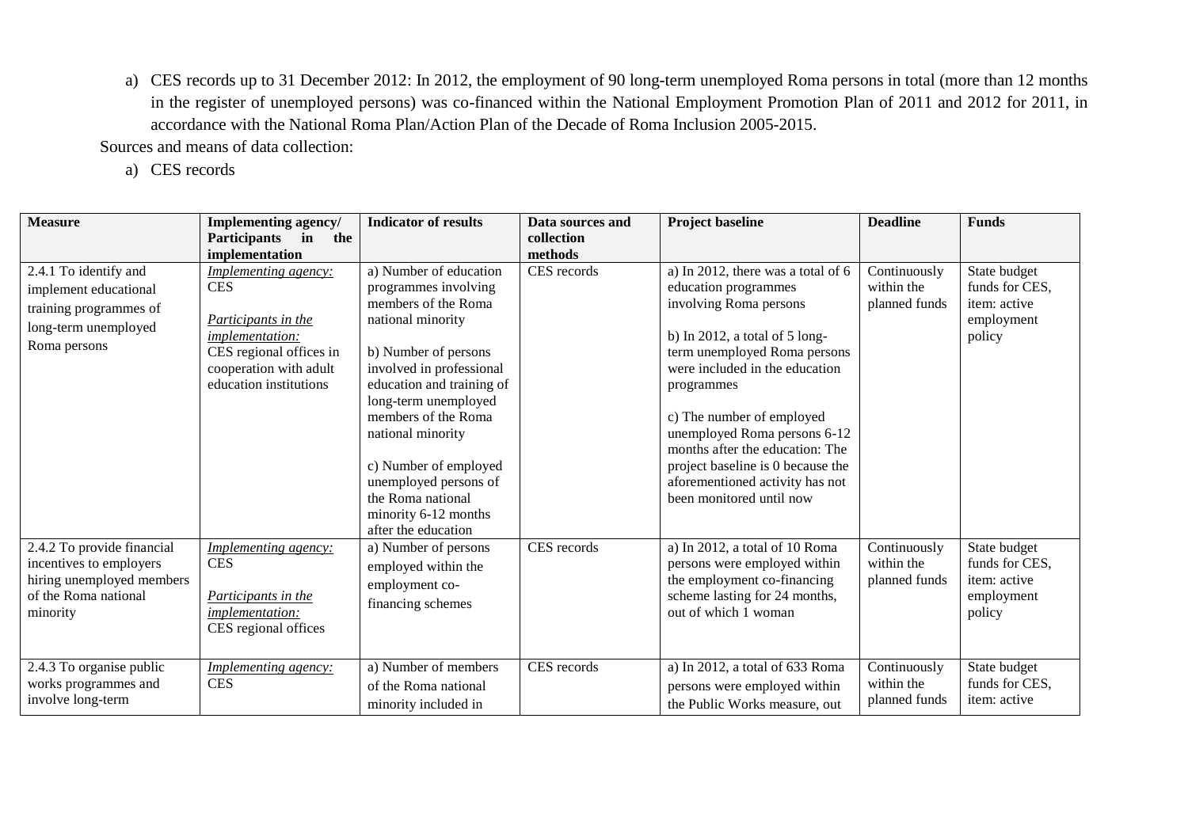a) CES records up to 31 December 2012: In 2012, the employment of 90 long-term unemployed Roma persons in total (more than 12 months in the register of unemployed persons) was co-financed within the National Employment Promotion Plan of 2011 and 2012 for 2011, in accordance with the National Roma Plan/Action Plan of the Decade of Roma Inclusion 2005-2015.

Sources and means of data collection:

a) CES records

| **Measure** | **Implementing agency/ Participants in the implementation** | **Indicator of results** | **Data sources and collection methods** | **Project baseline** | **Deadline** | **Funds** |
|---|---|---|---|---|---|---|
| 2.4.1 To identify and implement educational training programmes of long-term unemployed Roma persons | *Implementing agency:* CES<br><br>*Participants in the implementation:* CES regional offices in cooperation with adult education institutions | a) Number of education programmes involving members of the Roma national minority<br><br>b) Number of persons involved in professional education and training of long-term unemployed members of the Roma national minority<br><br>c) Number of employed unemployed persons of the Roma national minority 6-12 months after the education | CES records | a) In 2012, there was a total of 6 education programmes involving Roma persons<br><br>b) In 2012, a total of 5 long-term unemployed Roma persons were included in the education programmes<br><br>c) The number of employed unemployed Roma persons 6-12 months after the education: The project baseline is 0 because the aforementioned activity has not been monitored until now | Continuously within the planned funds | State budget funds for CES, item: active employment policy |
| 2.4.2 To provide financial incentives to employers hiring unemployed members of the Roma national minority | *Implementing agency:* CES<br><br>*Participants in the implementation:* CES regional offices | a) Number of persons employed within the employment co-financing schemes | CES records | a) In 2012, a total of 10 Roma persons were employed within the employment co-financing scheme lasting for 24 months, out of which 1 woman | Continuously within the planned funds | State budget funds for CES, item: active employment policy |
| 2.4.3 To organise public works programmes and involve long-term | *Implementing agency:* CES | a) Number of members of the Roma national minority included in | CES records | a) In 2012, a total of 633 Roma persons were employed within the Public Works measure, out | Continuously within the planned funds | State budget funds for CES, item: active |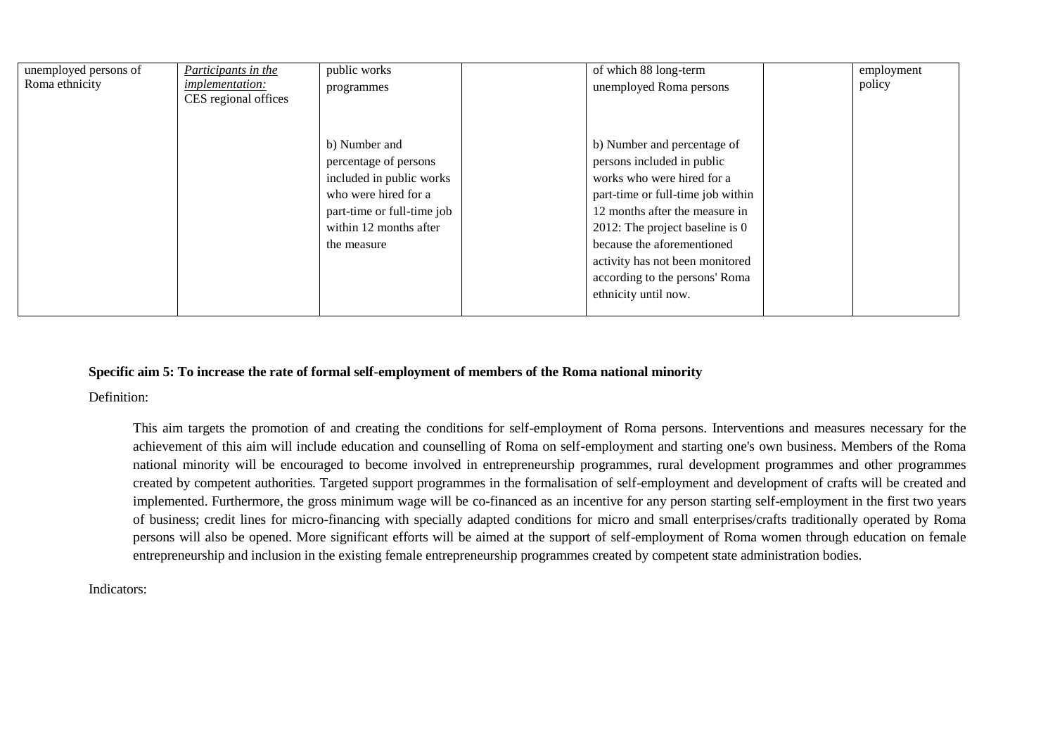| | | | | | | |
|---|---|---|---|---|---|---|
| unemployed persons of Roma ethnicity | *Participants in the implementation:* CES regional offices | public works programmes<br><br>b) Number and percentage of persons included in public works who were hired for a part-time or full-time job within 12 months after the measure | | of which 88 long-term unemployed Roma persons<br><br>b) Number and percentage of persons included in public works who were hired for a part-time or full-time job within 12 months after the measure in 2012: The project baseline is 0 because the aforementioned activity has not been monitored according to the persons' Roma ethnicity until now. | | employment policy |

**Specific aim 5: To increase the rate of formal self-employment of members of the Roma national minority**

Definition:

This aim targets the promotion of and creating the conditions for self-employment of Roma persons. Interventions and measures necessary for the achievement of this aim will include education and counselling of Roma on self-employment and starting one's own business. Members of the Roma national minority will be encouraged to become involved in entrepreneurship programmes, rural development programmes and other programmes created by competent authorities. Targeted support programmes in the formalisation of self-employment and development of crafts will be created and implemented. Furthermore, the gross minimum wage will be co-financed as an incentive for any person starting self-employment in the first two years of business; credit lines for micro-financing with specially adapted conditions for micro and small enterprises/crafts traditionally operated by Roma persons will also be opened. More significant efforts will be aimed at the support of self-employment of Roma women through education on female entrepreneurship and inclusion in the existing female entrepreneurship programmes created by competent state administration bodies.

Indicators: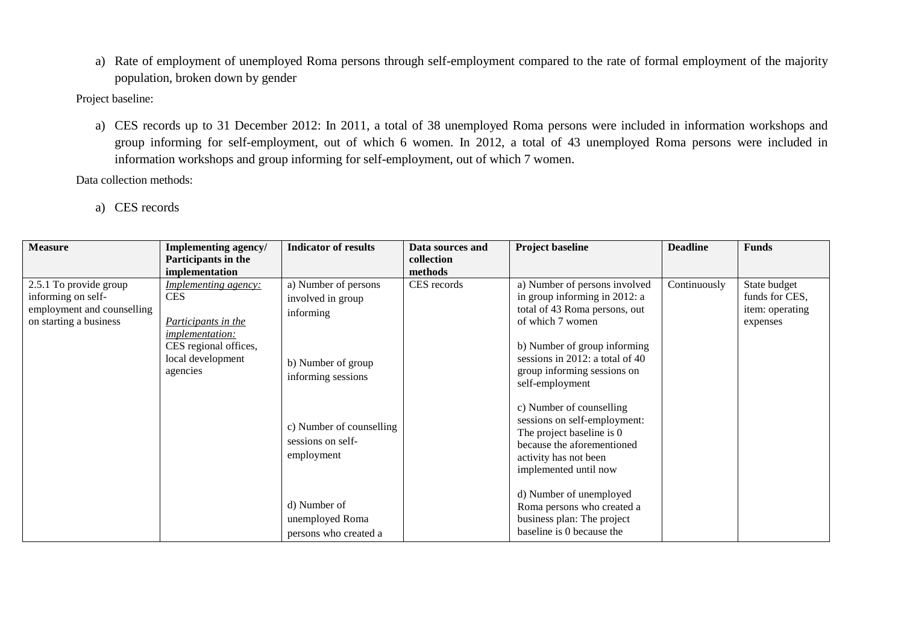a) Rate of employment of unemployed Roma persons through self-employment compared to the rate of formal employment of the majority population, broken down by gender

Project baseline:

a) CES records up to 31 December 2012: In 2011, a total of 38 unemployed Roma persons were included in information workshops and group informing for self-employment, out of which 6 women. In 2012, a total of 43 unemployed Roma persons were included in information workshops and group informing for self-employment, out of which 7 women.

Data collection methods:

a) CES records

| Measure | Implementing agency/ Participants in the implementation | Indicator of results | Data sources and collection methods | Project baseline | Deadline | Funds |
|---|---|---|---|---|---|---|
| 2.5.1 To provide group informing on self-employment and counselling on starting a business | *Implementing agency:* CES<br><br>*Participants in the implementation:* CES regional offices, local development agencies | a) Number of persons involved in group informing<br><br>b) Number of group informing sessions<br><br>c) Number of counselling sessions on self-employment<br><br>d) Number of unemployed Roma persons who created a | CES records | a) Number of persons involved in group informing in 2012: a total of 43 Roma persons, out of which 7 women<br><br>b) Number of group informing sessions in 2012: a total of 40 group informing sessions on self-employment<br><br>c) Number of counselling sessions on self-employment: The project baseline is 0 because the aforementioned activity has not been implemented until now<br><br>d) Number of unemployed Roma persons who created a business plan: The project baseline is 0 because the | Continuously | State budget funds for CES, item: operating expenses |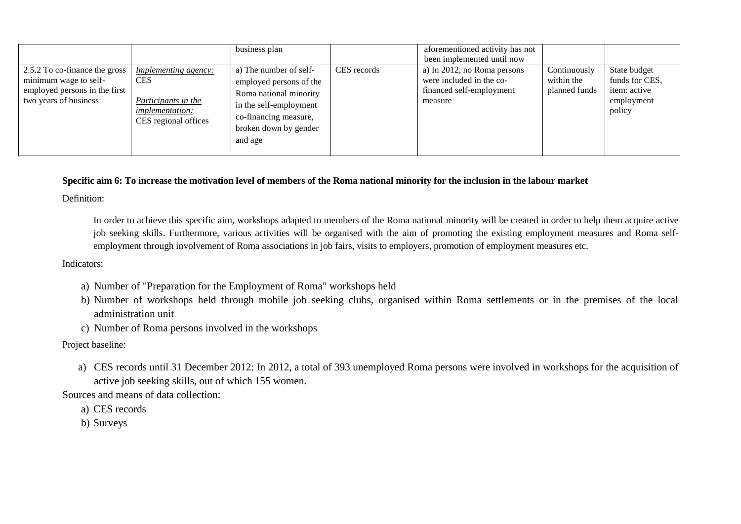| | | | | | | |
|---|---|---|---|---|---|---|
| | | business plan | | aforementioned activity has not been implemented until now | | |
| 2.5.2 To co-finance the gross minimum wage to self-employed persons in the first two years of business | *Implementing agency:* CES<br><br>*Participants in the implementation:* CES regional offices | a) The number of self-employed persons of the Roma national minority in the self-employment co-financing measure, broken down by gender and age | CES records | a) In 2012, no Roma persons were included in the co-financed self-employment measure | Continuously within the planned funds | State budget funds for CES, item: active employment policy |

**Specific aim 6: To increase the motivation level of members of the Roma national minority for the inclusion in the labour market**

Definition:

In order to achieve this specific aim, workshops adapted to members of the Roma national minority will be created in order to help them acquire active job seeking skills. Furthermore, various activities will be organised with the aim of promoting the existing employment measures and Roma self-employment through involvement of Roma associations in job fairs, visits to employers, promotion of employment measures etc.

Indicators:

a) Number of "Preparation for the Employment of Roma" workshops held
b) Number of workshops held through mobile job seeking clubs, organised within Roma settlements or in the premises of the local administration unit
c) Number of Roma persons involved in the workshops

Project baseline:

a) CES records until 31 December 2012: In 2012, a total of 393 unemployed Roma persons were involved in workshops for the acquisition of active job seeking skills, out of which 155 women.

Sources and means of data collection:

a) CES records
b) Surveys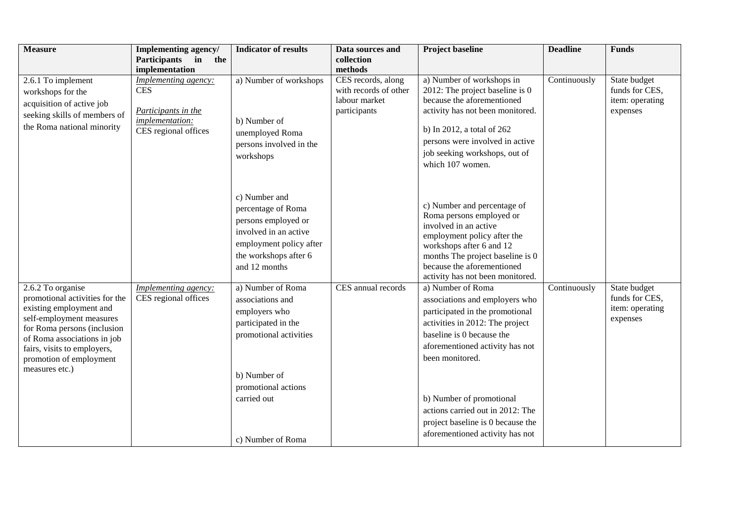| Measure | Implementing agency/ Participants in the implementation | Indicator of results | Data sources and collection methods | Project baseline | Deadline | Funds |
|---|---|---|---|---|---|---|
| 2.6.1 To implement workshops for the acquisition of active job seeking skills of members of the Roma national minority | *Implementing agency:* CES<br><br>*Participants in the implementation:* CES regional offices | a) Number of workshops<br><br>b) Number of unemployed Roma persons involved in the workshops<br><br>c) Number and percentage of Roma persons employed or involved in an active employment policy after the workshops after 6 and 12 months | CES records, along with records of other labour market participants | a) Number of workshops in 2012: The project baseline is 0 because the aforementioned activity has not been monitored.<br><br>b) In 2012, a total of 262 persons were involved in active job seeking workshops, out of which 107 women.<br><br>c) Number and percentage of Roma persons employed or involved in an active employment policy after the workshops after 6 and 12 months The project baseline is 0 because the aforementioned activity has not been monitored. | Continuously | State budget funds for CES, item: operating expenses |
| 2.6.2 To organise promotional activities for the existing employment and self-employment measures for Roma persons (inclusion of Roma associations in job fairs, visits to employers, promotion of employment measures etc.) | *Implementing agency:* CES regional offices | a) Number of Roma associations and employers who participated in the promotional activities<br><br>b) Number of promotional actions carried out<br><br>c) Number of Roma | CES annual records | a) Number of Roma associations and employers who participated in the promotional activities in 2012: The project baseline is 0 because the aforementioned activity has not been monitored.<br><br>b) Number of promotional actions carried out in 2012: The project baseline is 0 because the aforementioned activity has not | Continuously | State budget funds for CES, item: operating expenses |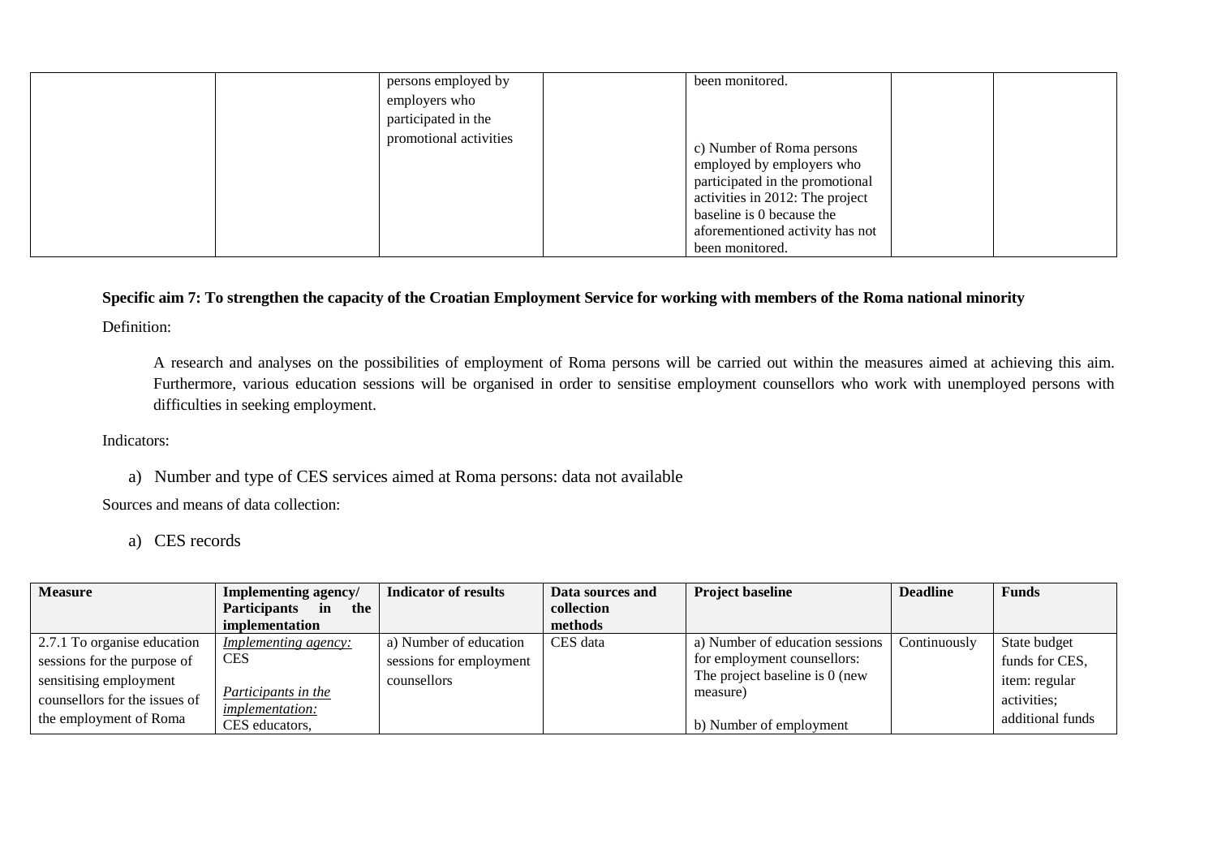| | | persons employed by employers who participated in the promotional activities | | been monitored.<br><br>c) Number of Roma persons employed by employers who participated in the promotional activities in 2012: The project baseline is 0 because the aforementioned activity has not been monitored. | | |
|---|---|---|---|---|---|---|

**Specific aim 7: To strengthen the capacity of the Croatian Employment Service for working with members of the Roma national minority**

Definition:

A research and analyses on the possibilities of employment of Roma persons will be carried out within the measures aimed at achieving this aim. Furthermore, various education sessions will be organised in order to sensitise employment counsellors who work with unemployed persons with difficulties in seeking employment.

Indicators:

a) Number and type of CES services aimed at Roma persons: data not available

Sources and means of data collection:

a) CES records

| Measure | Implementing agency/ Participants in the implementation | Indicator of results | Data sources and collection methods | Project baseline | Deadline | Funds |
|---|---|---|---|---|---|---|
| 2.7.1 To organise education sessions for the purpose of sensitising employment counsellors for the issues of the employment of Roma | *Implementing agency:* CES<br><br>*Participants in the implementation:* CES educators, | a) Number of education sessions for employment counsellors | CES data | a) Number of education sessions for employment counsellors: The project baseline is 0 (new measure)<br><br>b) Number of employment | Continuously | State budget funds for CES, item: regular activities; additional funds |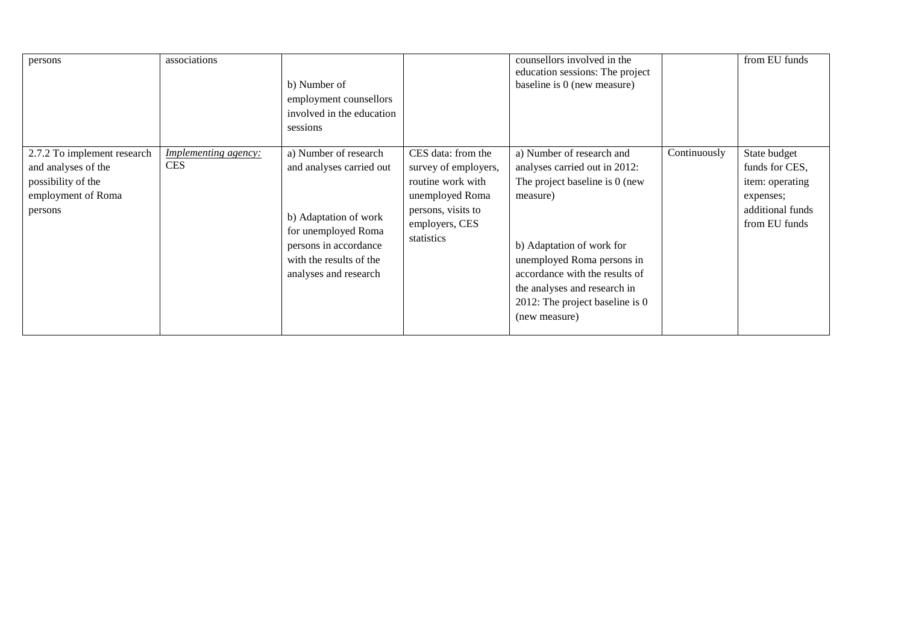| persons | associations | b) Number of employment counsellors involved in the education sessions | | counsellors involved in the education sessions: The project baseline is 0 (new measure) | | from EU funds |
|---|---|---|---|---|---|---|
| 2.7.2 To implement research and analyses of the possibility of the employment of Roma persons | *Implementing agency:* CES | a) Number of research and analyses carried out<br><br>b) Adaptation of work for unemployed Roma persons in accordance with the results of the analyses and research | CES data: from the survey of employers, routine work with unemployed Roma persons, visits to employers, CES statistics | a) Number of research and analyses carried out in 2012: The project baseline is 0 (new measure)<br><br>b) Adaptation of work for unemployed Roma persons in accordance with the results of the analyses and research in 2012: The project baseline is 0 (new measure) | Continuously | State budget funds for CES, item: operating expenses; additional funds from EU funds |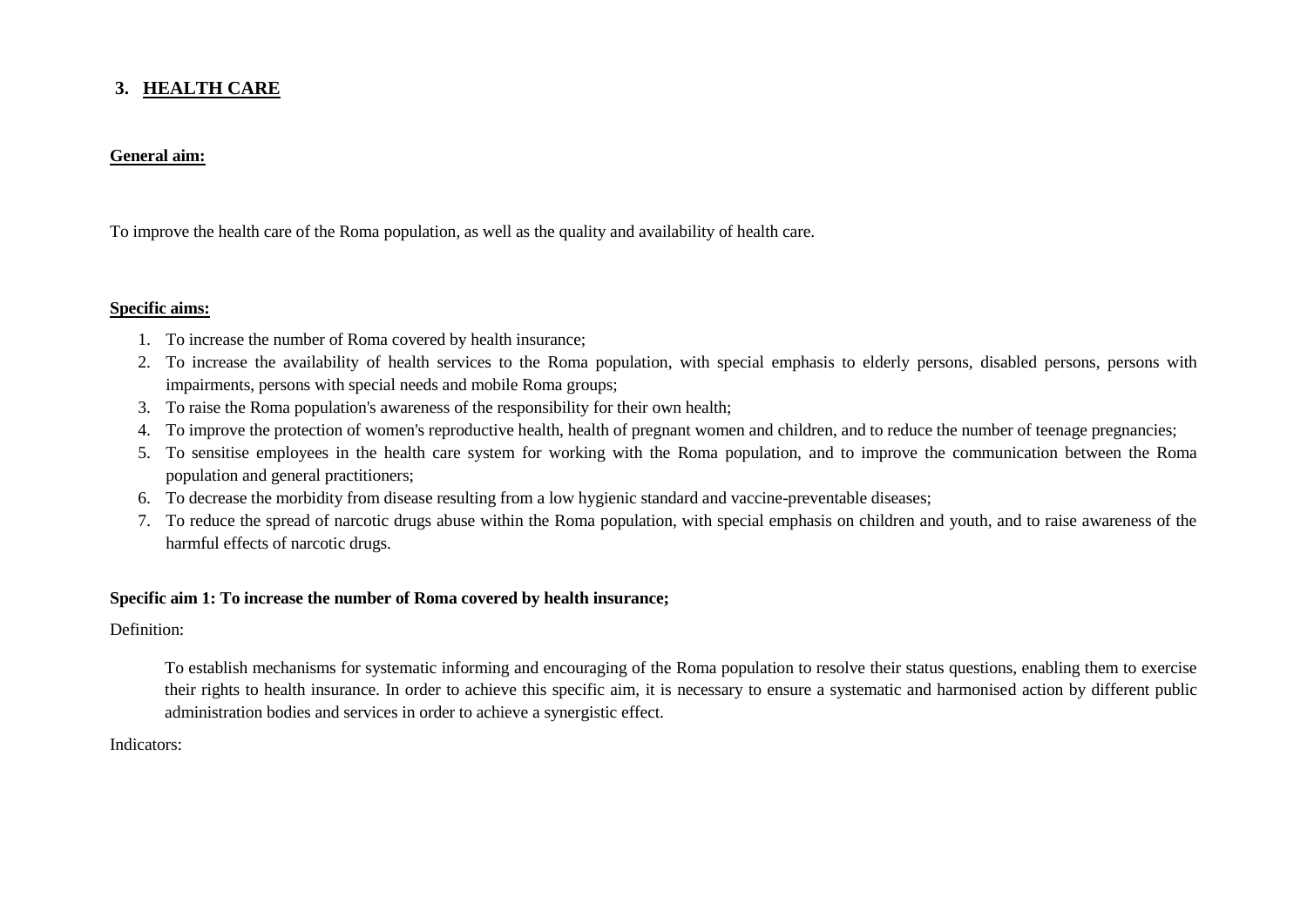## 3. HEALTH CARE

**General aim:**

To improve the health care of the Roma population, as well as the quality and availability of health care.

**Specific aims:**

1. To increase the number of Roma covered by health insurance;
2. To increase the availability of health services to the Roma population, with special emphasis to elderly persons, disabled persons, persons with impairments, persons with special needs and mobile Roma groups;
3. To raise the Roma population's awareness of the responsibility for their own health;
4. To improve the protection of women's reproductive health, health of pregnant women and children, and to reduce the number of teenage pregnancies;
5. To sensitise employees in the health care system for working with the Roma population, and to improve the communication between the Roma population and general practitioners;
6. To decrease the morbidity from disease resulting from a low hygienic standard and vaccine-preventable diseases;
7. To reduce the spread of narcotic drugs abuse within the Roma population, with special emphasis on children and youth, and to raise awareness of the harmful effects of narcotic drugs.

**Specific aim 1: To increase the number of Roma covered by health insurance;**

Definition:

To establish mechanisms for systematic informing and encouraging of the Roma population to resolve their status questions, enabling them to exercise their rights to health insurance. In order to achieve this specific aim, it is necessary to ensure a systematic and harmonised action by different public administration bodies and services in order to achieve a synergistic effect.

Indicators: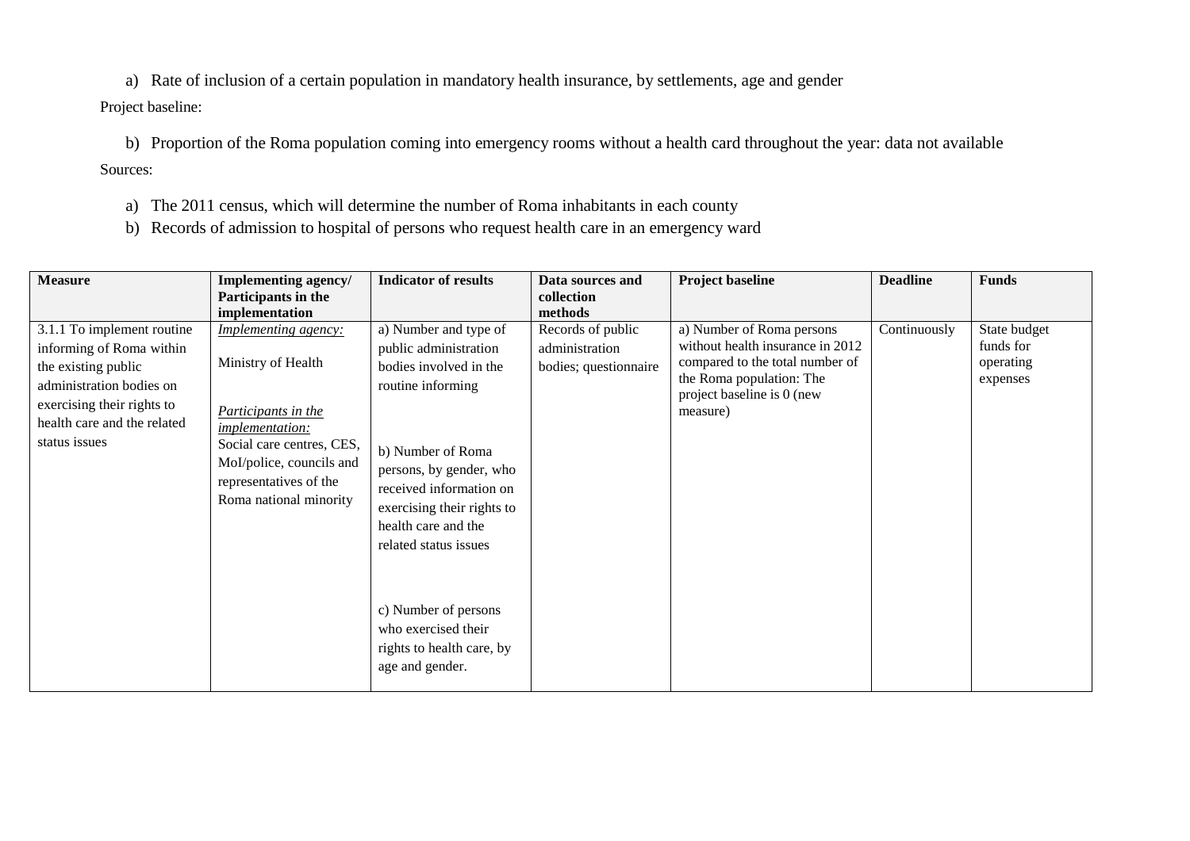a) Rate of inclusion of a certain population in mandatory health insurance, by settlements, age and gender

Project baseline:

b) Proportion of the Roma population coming into emergency rooms without a health card throughout the year: data not available

Sources:

a) The 2011 census, which will determine the number of Roma inhabitants in each county
b) Records of admission to hospital of persons who request health care in an emergency ward

| Measure | Implementing agency/ Participants in the implementation | Indicator of results | Data sources and collection methods | Project baseline | Deadline | Funds |
|---|---|---|---|---|---|---|
| 3.1.1 To implement routine informing of Roma within the existing public administration bodies on exercising their rights to health care and the related status issues | *Implementing agency:*<br><br>Ministry of Health<br><br>*Participants in the implementation:*<br>Social care centres, CES, MoI/police, councils and representatives of the Roma national minority | a) Number and type of public administration bodies involved in the routine informing<br><br>b) Number of Roma persons, by gender, who received information on exercising their rights to health care and the related status issues<br><br>c) Number of persons who exercised their rights to health care, by age and gender. | Records of public administration bodies; questionnaire | a) Number of Roma persons without health insurance in 2012 compared to the total number of the Roma population: The project baseline is 0 (new measure) | Continuously | State budget funds for operating expenses |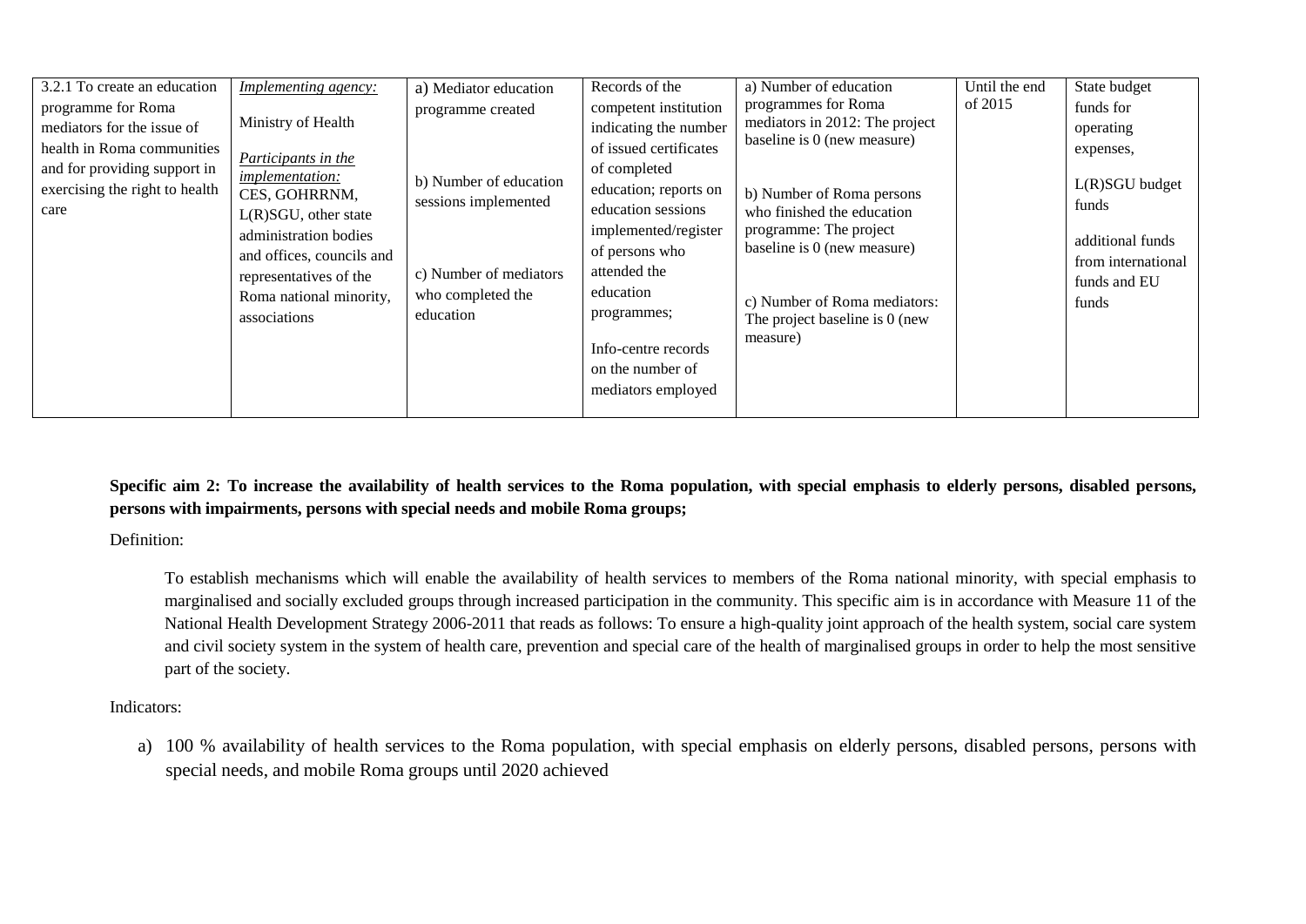| | | | | | | |
|---|---|---|---|---|---|---|
| 3.2.1 To create an education programme for Roma mediators for the issue of health in Roma communities and for providing support in exercising the right to health care | *Implementing agency:* Ministry of Health *Participants in the implementation:* CES, GOHRRNM, L(R)SGU, other state administration bodies and offices, councils and representatives of the Roma national minority, associations | a) Mediator education programme created b) Number of education sessions implemented c) Number of mediators who completed the education | Records of the competent institution indicating the number of issued certificates of completed education; reports on education sessions implemented/register of persons who attended the education programmes; Info-centre records on the number of mediators employed | a) Number of education programmes for Roma mediators in 2012: The project baseline is 0 (new measure) b) Number of Roma persons who finished the education programme: The project baseline is 0 (new measure) c) Number of Roma mediators: The project baseline is 0 (new measure) | Until the end of 2015 | State budget funds for operating expenses, L(R)SGU budget funds additional funds from international funds and EU funds |

**Specific aim 2: To increase the availability of health services to the Roma population, with special emphasis to elderly persons, disabled persons, persons with impairments, persons with special needs and mobile Roma groups;**

Definition:

To establish mechanisms which will enable the availability of health services to members of the Roma national minority, with special emphasis to marginalised and socially excluded groups through increased participation in the community. This specific aim is in accordance with Measure 11 of the National Health Development Strategy 2006-2011 that reads as follows: To ensure a high-quality joint approach of the health system, social care system and civil society system in the system of health care, prevention and special care of the health of marginalised groups in order to help the most sensitive part of the society.

Indicators:

a) 100 % availability of health services to the Roma population, with special emphasis on elderly persons, disabled persons, persons with special needs, and mobile Roma groups until 2020 achieved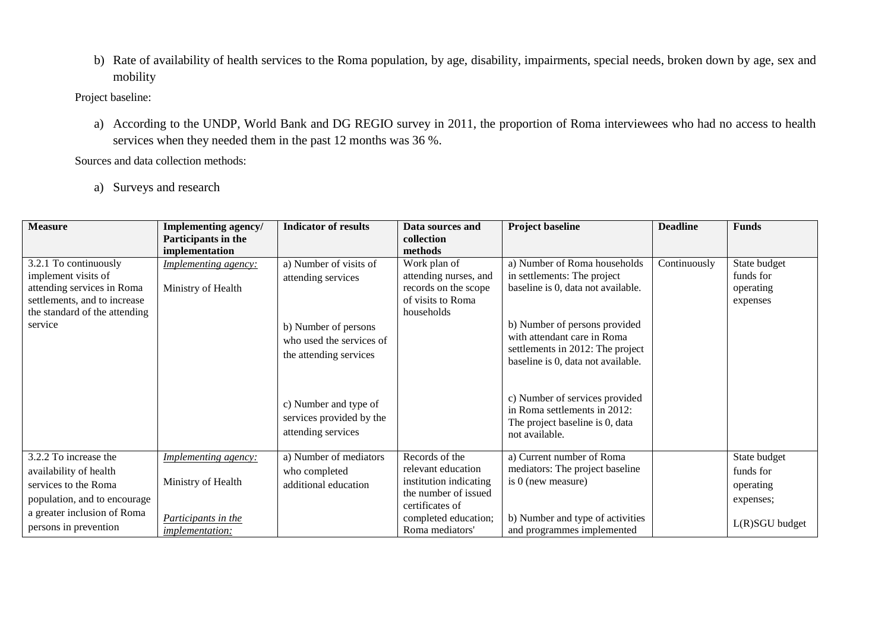b) Rate of availability of health services to the Roma population, by age, disability, impairments, special needs, broken down by age, sex and mobility

Project baseline:

a) According to the UNDP, World Bank and DG REGIO survey in 2011, the proportion of Roma interviewees who had no access to health services when they needed them in the past 12 months was 36 %.

Sources and data collection methods:

a) Surveys and research

| Measure | Implementing agency/ Participants in the implementation | Indicator of results | Data sources and collection methods | Project baseline | Deadline | Funds |
|---|---|---|---|---|---|---|
| 3.2.1 To continuously implement visits of attending services in Roma settlements, and to increase the standard of the attending service | *Implementing agency:*<br><br>Ministry of Health | a) Number of visits of attending services<br><br>b) Number of persons who used the services of the attending services<br><br>c) Number and type of services provided by the attending services | Work plan of attending nurses, and records on the scope of visits to Roma households | a) Number of Roma households in settlements: The project baseline is 0, data not available.<br><br>b) Number of persons provided with attendant care in Roma settlements in 2012: The project baseline is 0, data not available.<br><br>c) Number of services provided in Roma settlements in 2012: The project baseline is 0, data not available. | Continuously | State budget funds for operating expenses |
| 3.2.2 To increase the availability of health services to the Roma population, and to encourage a greater inclusion of Roma persons in prevention | *Implementing agency:*<br><br>Ministry of Health<br><br>*Participants in the implementation:* | a) Number of mediators who completed additional education | Records of the relevant education institution indicating the number of issued certificates of completed education; Roma mediators' | a) Current number of Roma mediators: The project baseline is 0 (new measure)<br><br>b) Number and type of activities and programmes implemented | | State budget funds for operating expenses;<br><br>L(R)SGU budget |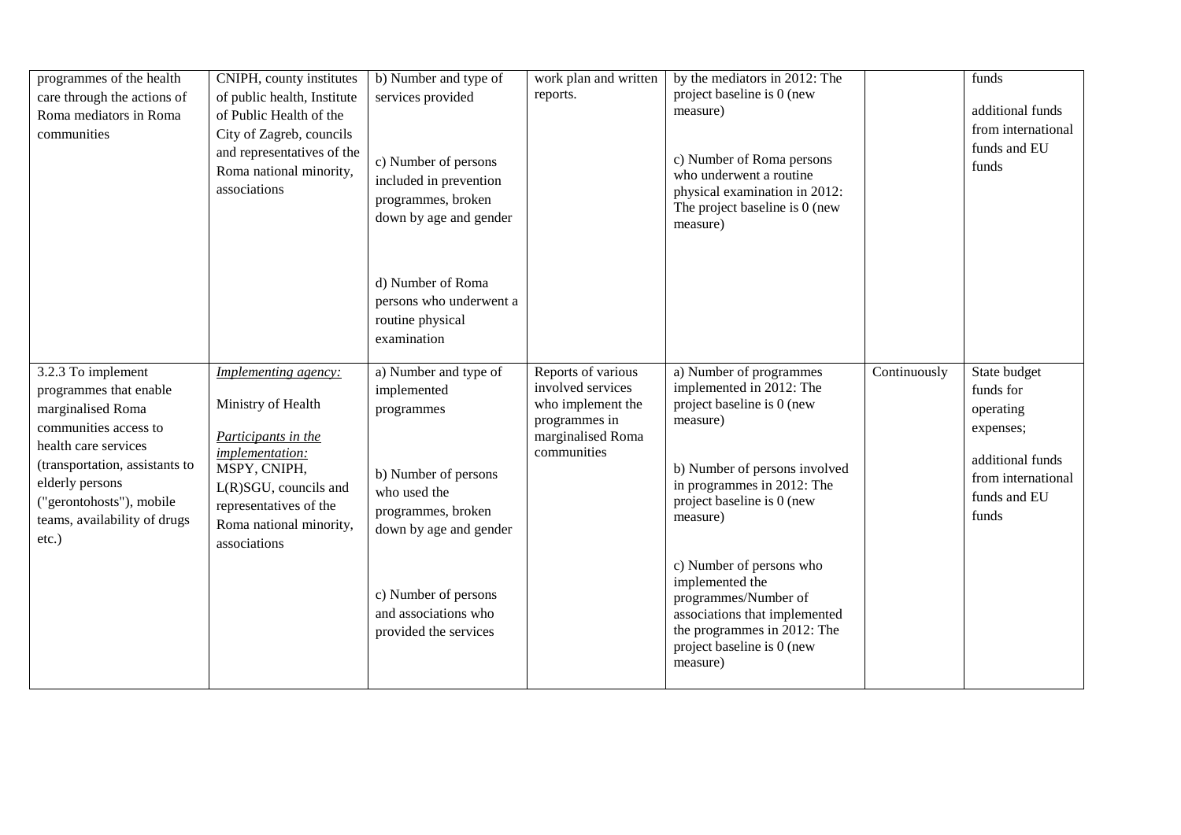| | | | | | | |
|---|---|---|---|---|---|---|
| programmes of the health care through the actions of Roma mediators in Roma communities | CNIPH, county institutes of public health, Institute of Public Health of the City of Zagreb, councils and representatives of the Roma national minority, associations | b) Number and type of services provided<br><br>c) Number of persons included in prevention programmes, broken down by age and gender<br><br>d) Number of Roma persons who underwent a routine physical examination | work plan and written reports. | by the mediators in 2012: The project baseline is 0 (new measure)<br><br>c) Number of Roma persons who underwent a routine physical examination in 2012: The project baseline is 0 (new measure) | | funds<br><br>additional funds from international funds and EU funds |
| 3.2.3 To implement programmes that enable marginalised Roma communities access to health care services (transportation, assistants to elderly persons ("gerontohosts"), mobile teams, availability of drugs etc.) | *Implementing agency:*<br><br>Ministry of Health<br><br>*Participants in the implementation:*<br>MSPY, CNIPH, L(R)SGU, councils and representatives of the Roma national minority, associations | a) Number and type of implemented programmes<br><br>b) Number of persons who used the programmes, broken down by age and gender<br><br>c) Number of persons and associations who provided the services | Reports of various involved services who implement the programmes in marginalised Roma communities | a) Number of programmes implemented in 2012: The project baseline is 0 (new measure)<br><br>b) Number of persons involved in programmes in 2012: The project baseline is 0 (new measure)<br><br>c) Number of persons who implemented the programmes/Number of associations that implemented the programmes in 2012: The project baseline is 0 (new measure) | Continuously | State budget funds for operating expenses;<br><br>additional funds from international funds and EU funds |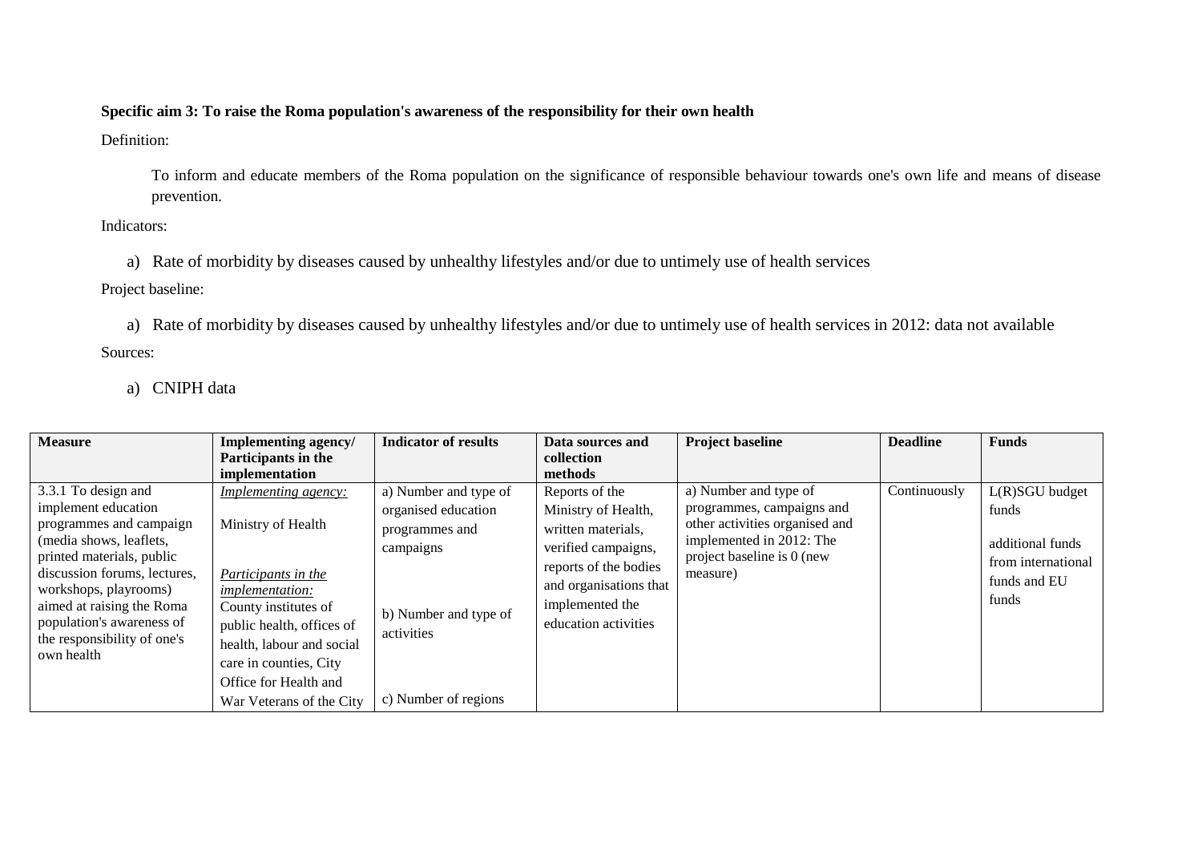**Specific aim 3: To raise the Roma population's awareness of the responsibility for their own health**

Definition:

To inform and educate members of the Roma population on the significance of responsible behaviour towards one's own life and means of disease prevention.

Indicators:

a) Rate of morbidity by diseases caused by unhealthy lifestyles and/or due to untimely use of health services

Project baseline:

a) Rate of morbidity by diseases caused by unhealthy lifestyles and/or due to untimely use of health services in 2012: data not available

Sources:

a) CNIPH data

| Measure | Implementing agency/ Participants in the implementation | Indicator of results | Data sources and collection methods | Project baseline | Deadline | Funds |
|---|---|---|---|---|---|---|
| 3.3.1 To design and implement education programmes and campaign (media shows, leaflets, printed materials, public discussion forums, lectures, workshops, playrooms) aimed at raising the Roma population's awareness of the responsibility of one's own health | *Implementing agency:* Ministry of Health *Participants in the implementation:* County institutes of public health, offices of health, labour and social care in counties, City Office for Health and War Veterans of the City | a) Number and type of organised education programmes and campaigns b) Number and type of activities c) Number of regions | Reports of the Ministry of Health, written materials, verified campaigns, reports of the bodies and organisations that implemented the education activities | a) Number and type of programmes, campaigns and other activities organised and implemented in 2012: The project baseline is 0 (new measure) | Continuously | L(R)SGU budget funds additional funds from international funds and EU funds |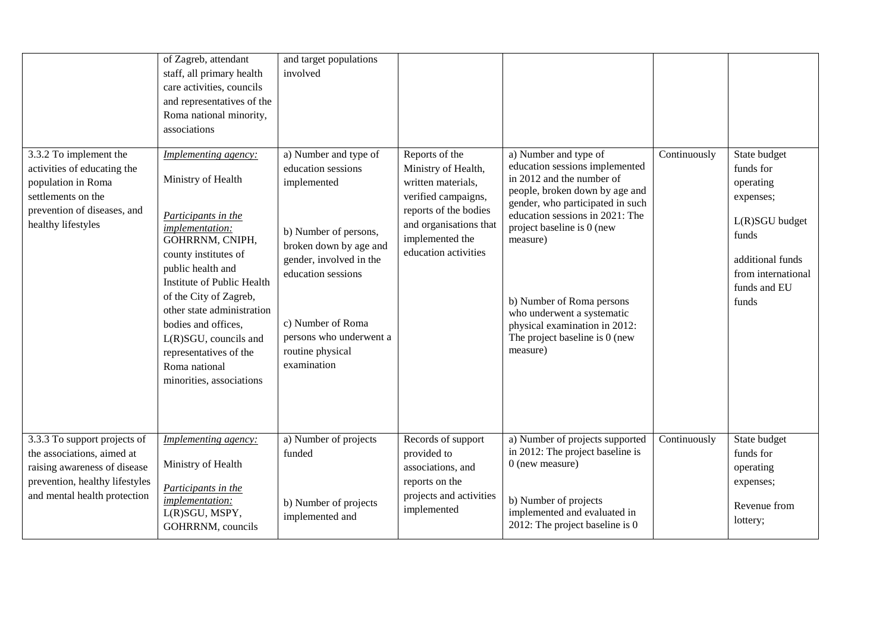| | | | | | | |
|---|---|---|---|---|---|---|
| | of Zagreb, attendant staff, all primary health care activities, councils and representatives of the Roma national minority, associations | and target populations involved | | | | |
| 3.3.2 To implement the activities of educating the population in Roma settlements on the prevention of diseases, and healthy lifestyles | *Implementing agency:* Ministry of Health *Participants in the implementation:* GOHRRNM, CNIPH, county institutes of public health and Institute of Public Health of the City of Zagreb, other state administration bodies and offices, L(R)SGU, councils and representatives of the Roma national minorities, associations | a) Number and type of education sessions implemented b) Number of persons, broken down by age and gender, involved in the education sessions c) Number of Roma persons who underwent a routine physical examination | Reports of the Ministry of Health, written materials, verified campaigns, reports of the bodies and organisations that implemented the education activities | a) Number and type of education sessions implemented in 2012 and the number of people, broken down by age and gender, who participated in such education sessions in 2021: The project baseline is 0 (new measure) b) Number of Roma persons who underwent a systematic physical examination in 2012: The project baseline is 0 (new measure) | Continuously | State budget funds for operating expenses; L(R)SGU budget funds additional funds from international funds and EU funds |
| 3.3.3 To support projects of the associations, aimed at raising awareness of disease prevention, healthy lifestyles and mental health protection | *Implementing agency:* Ministry of Health *Participants in the implementation:* L(R)SGU, MSPY, GOHRRNM, councils | a) Number of projects funded b) Number of projects implemented and | Records of support provided to associations, and reports on the projects and activities implemented | a) Number of projects supported in 2012: The project baseline is 0 (new measure) b) Number of projects implemented and evaluated in 2012: The project baseline is 0 | Continuously | State budget funds for operating expenses; Revenue from lottery; |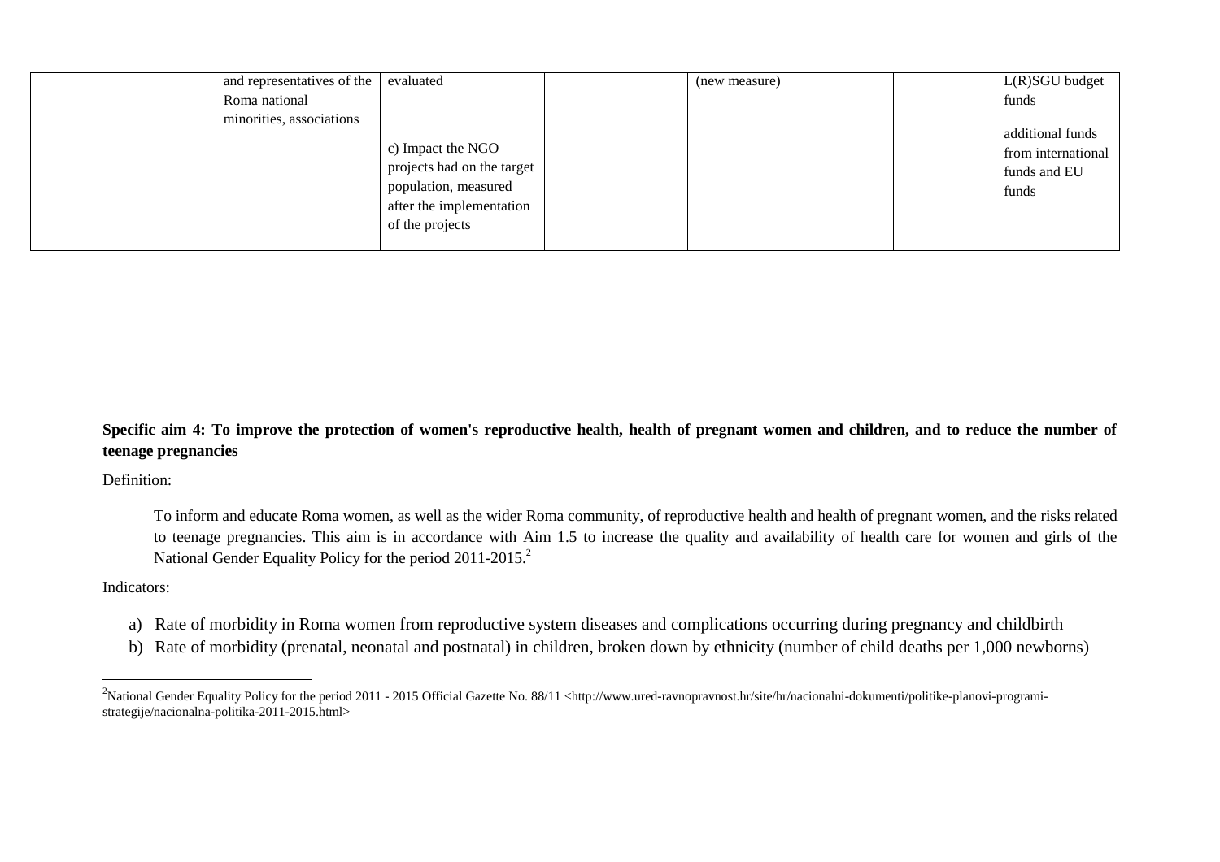| | | | | | | |
|---|---|---|---|---|---|---|
| | and representatives of the Roma national minorities, associations | evaluated<br><br>c) Impact the NGO projects had on the target population, measured after the implementation of the projects | | (new measure) | | L(R)SGU budget funds<br><br>additional funds from international funds and EU funds |

**Specific aim 4: To improve the protection of women's reproductive health, health of pregnant women and children, and to reduce the number of teenage pregnancies**

Definition:

To inform and educate Roma women, as well as the wider Roma community, of reproductive health and health of pregnant women, and the risks related to teenage pregnancies. This aim is in accordance with Aim 1.5 to increase the quality and availability of health care for women and girls of the National Gender Equality Policy for the period 2011-2015.[2]

Indicators:

a) Rate of morbidity in Roma women from reproductive system diseases and complications occurring during pregnancy and childbirth
b) Rate of morbidity (prenatal, neonatal and postnatal) in children, broken down by ethnicity (number of child deaths per 1,000 newborns)

[2]National Gender Equality Policy for the period 2011 - 2015 Official Gazette No. 88/11 <http://www.ured-ravnopravnost.hr/site/hr/nacionalni-dokumenti/politike-planovi-programi-strategije/nacionalna-politika-2011-2015.html>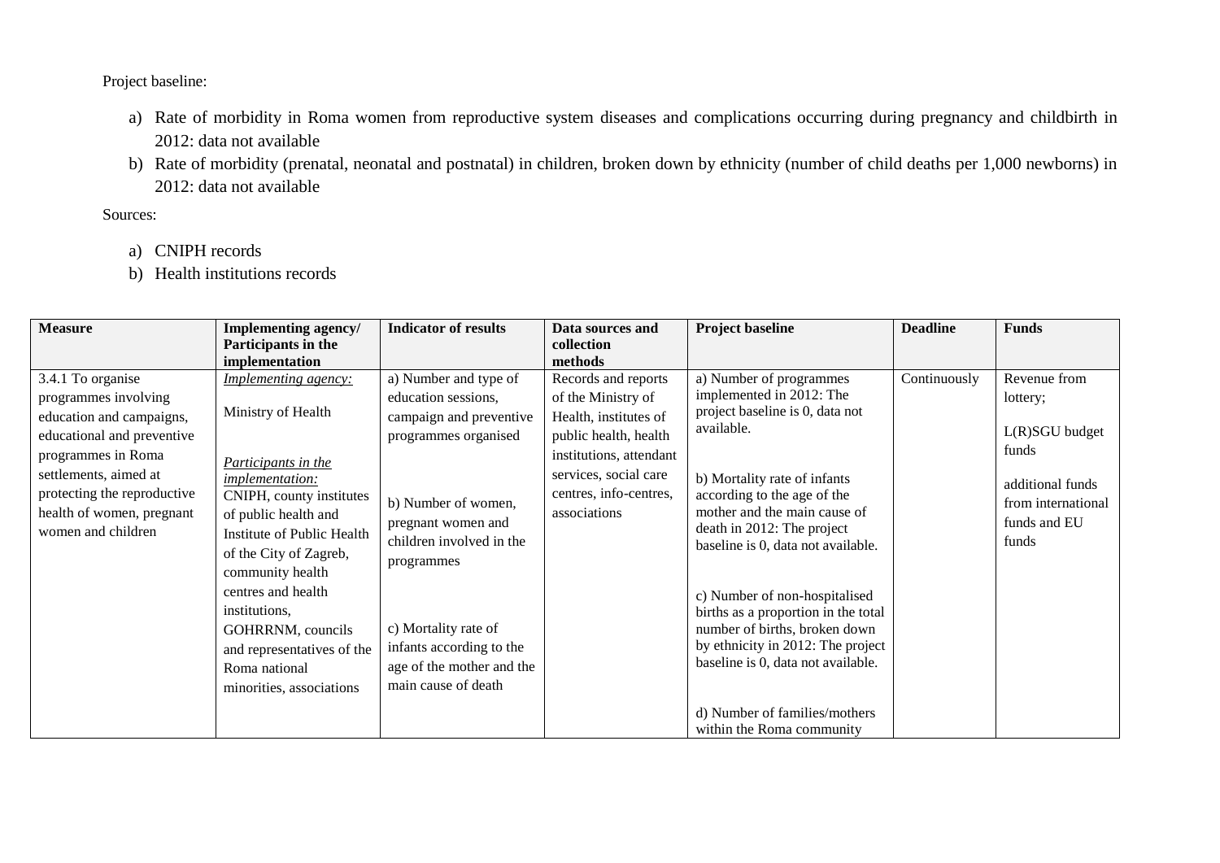Project baseline:

a) Rate of morbidity in Roma women from reproductive system diseases and complications occurring during pregnancy and childbirth in 2012: data not available
b) Rate of morbidity (prenatal, neonatal and postnatal) in children, broken down by ethnicity (number of child deaths per 1,000 newborns) in 2012: data not available

Sources:

a) CNIPH records
b) Health institutions records

| Measure | Implementing agency/ Participants in the implementation | Indicator of results | Data sources and collection methods | Project baseline | Deadline | Funds |
|---|---|---|---|---|---|---|
| 3.4.1 To organise programmes involving education and campaigns, educational and preventive programmes in Roma settlements, aimed at protecting the reproductive health of women, pregnant women and children | *Implementing agency:*<br><br>Ministry of Health<br><br>*Participants in the implementation:*<br>CNIPH, county institutes of public health and Institute of Public Health of the City of Zagreb, community health centres and health institutions, GOHRRNM, councils and representatives of the Roma national minorities, associations | a) Number and type of education sessions, campaign and preventive programmes organised<br><br>b) Number of women, pregnant women and children involved in the programmes<br><br>c) Mortality rate of infants according to the age of the mother and the main cause of death | Records and reports of the Ministry of Health, institutes of public health, health institutions, attendant services, social care centres, info-centres, associations | a) Number of programmes implemented in 2012: The project baseline is 0, data not available.<br><br>b) Mortality rate of infants according to the age of the mother and the main cause of death in 2012: The project baseline is 0, data not available.<br><br>c) Number of non-hospitalised births as a proportion in the total number of births, broken down by ethnicity in 2012: The project baseline is 0, data not available.<br><br>d) Number of families/mothers within the Roma community | Continuously | Revenue from lottery;<br><br>L(R)SGU budget funds<br><br>additional funds from international funds and EU funds |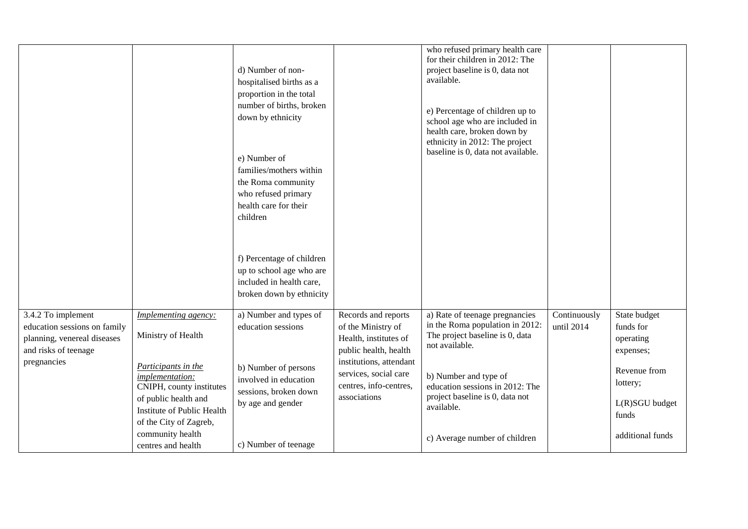| | | | | | | |
|---|---|---|---|---|---|---|
| | | d) Number of non-hospitalised births as a proportion in the total number of births, broken down by ethnicity<br><br>e) Number of families/mothers within the Roma community who refused primary health care for their children<br><br>f) Percentage of children up to school age who are included in health care, broken down by ethnicity | | who refused primary health care for their children in 2012: The project baseline is 0, data not available.<br><br>e) Percentage of children up to school age who are included in health care, broken down by ethnicity in 2012: The project baseline is 0, data not available. | | |
| 3.4.2 To implement education sessions on family planning, venereal diseases and risks of teenage pregnancies | *Implementing agency:*<br><br>Ministry of Health<br><br>*Participants in the implementation:*<br>CNIPH, county institutes of public health and Institute of Public Health of the City of Zagreb, community health centres and health | a) Number and types of education sessions<br><br>b) Number of persons involved in education sessions, broken down by age and gender<br><br>c) Number of teenage | Records and reports of the Ministry of Health, institutes of public health, health institutions, attendant services, social care centres, info-centres, associations | a) Rate of teenage pregnancies in the Roma population in 2012: The project baseline is 0, data not available.<br><br>b) Number and type of education sessions in 2012: The project baseline is 0, data not available.<br><br>c) Average number of children | Continuously until 2014 | State budget funds for operating expenses;<br><br>Revenue from lottery;<br><br>L(R)SGU budget funds<br><br>additional funds |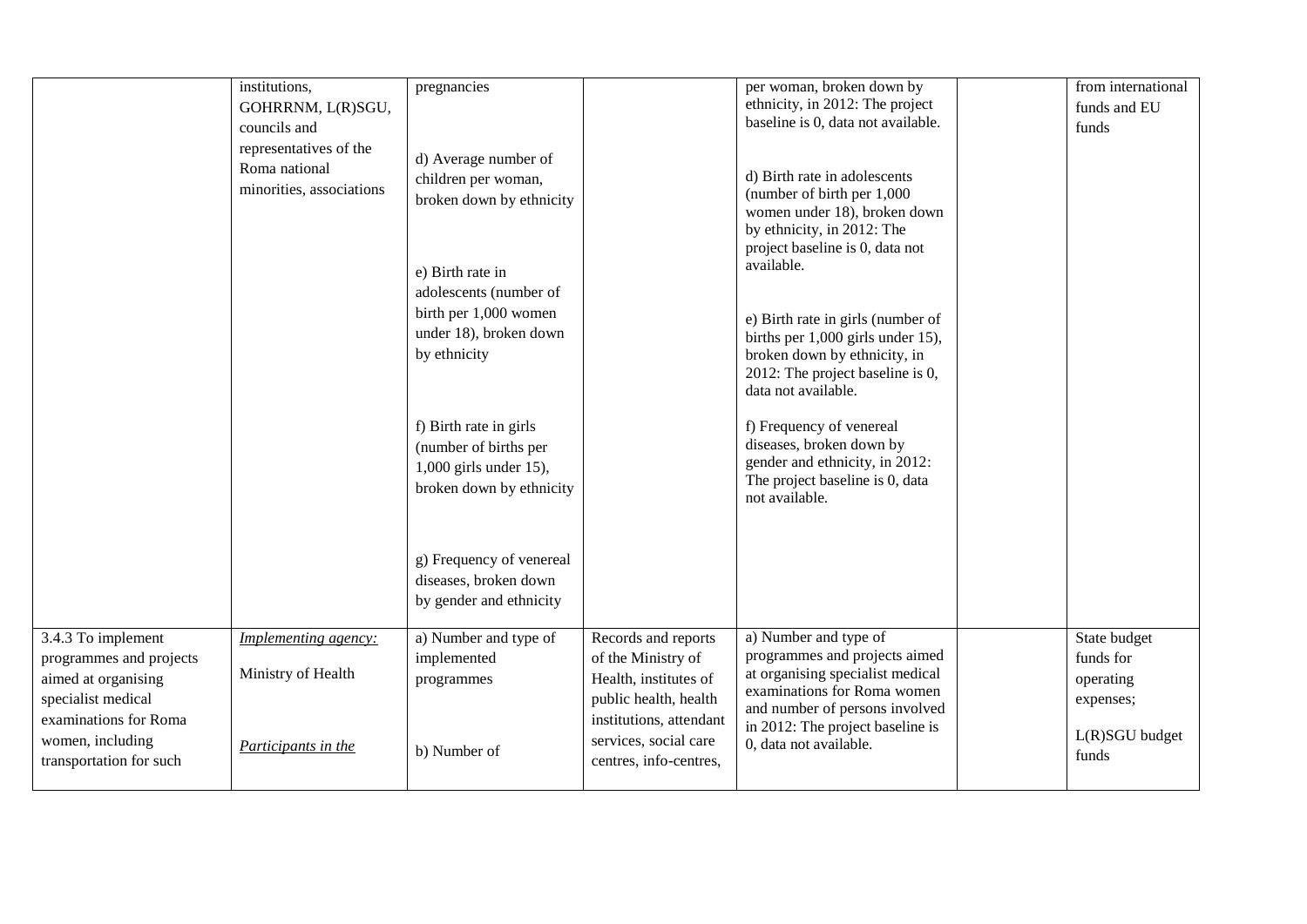| | | | | | | |
|---|---|---|---|---|---|---|
| | institutions, GOHRRNM, L(R)SGU, councils and representatives of the Roma national minorities, associations | pregnancies<br><br>d) Average number of children per woman, broken down by ethnicity<br><br>e) Birth rate in adolescents (number of birth per 1,000 women under 18), broken down by ethnicity<br><br>f) Birth rate in girls (number of births per 1,000 girls under 15), broken down by ethnicity<br><br>g) Frequency of venereal diseases, broken down by gender and ethnicity | | per woman, broken down by ethnicity, in 2012: The project baseline is 0, data not available.<br><br>d) Birth rate in adolescents (number of birth per 1,000 women under 18), broken down by ethnicity, in 2012: The project baseline is 0, data not available.<br><br>e) Birth rate in girls (number of births per 1,000 girls under 15), broken down by ethnicity, in 2012: The project baseline is 0, data not available.<br><br>f) Frequency of venereal diseases, broken down by gender and ethnicity, in 2012: The project baseline is 0, data not available. | | from international funds and EU funds |
| 3.4.3 To implement programmes and projects aimed at organising specialist medical examinations for Roma women, including transportation for such | *Implementing agency:*<br><br>Ministry of Health<br><br>*Participants in the* | a) Number and type of implemented programmes<br><br>b) Number of | Records and reports of the Ministry of Health, institutes of public health, health institutions, attendant services, social care centres, info-centres, | a) Number and type of programmes and projects aimed at organising specialist medical examinations for Roma women and number of persons involved in 2012: The project baseline is 0, data not available. | | State budget funds for operating expenses;<br><br>L(R)SGU budget funds |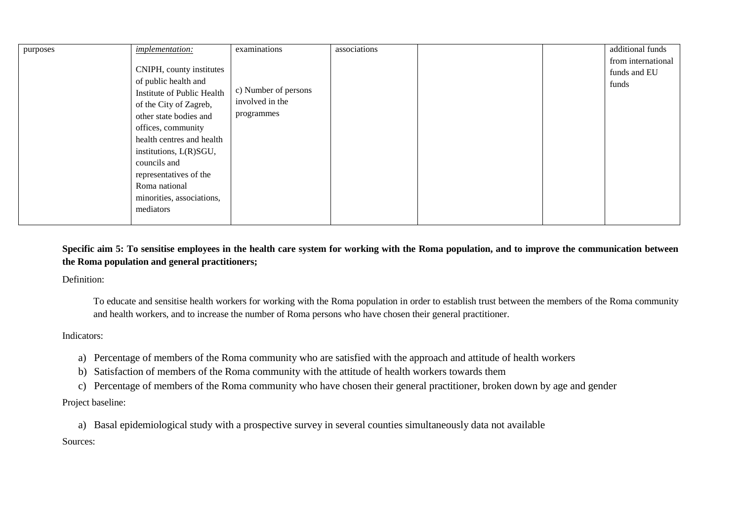| | | | | | | |
|---|---|---|---|---|---|---|
| purposes | *implementation:*<br><br>CNIPH, county institutes of public health and Institute of Public Health of the City of Zagreb, other state bodies and offices, community health centres and health institutions, L(R)SGU, councils and representatives of the Roma national minorities, associations, mediators | examinations<br><br>c) Number of persons involved in the programmes | associations | | | additional funds from international funds and EU funds |

**Specific aim 5: To sensitise employees in the health care system for working with the Roma population, and to improve the communication between the Roma population and general practitioners;**

Definition:

To educate and sensitise health workers for working with the Roma population in order to establish trust between the members of the Roma community and health workers, and to increase the number of Roma persons who have chosen their general practitioner.

Indicators:

a) Percentage of members of the Roma community who are satisfied with the approach and attitude of health workers
b) Satisfaction of members of the Roma community with the attitude of health workers towards them
c) Percentage of members of the Roma community who have chosen their general practitioner, broken down by age and gender

Project baseline:

a) Basal epidemiological study with a prospective survey in several counties simultaneously data not available

Sources: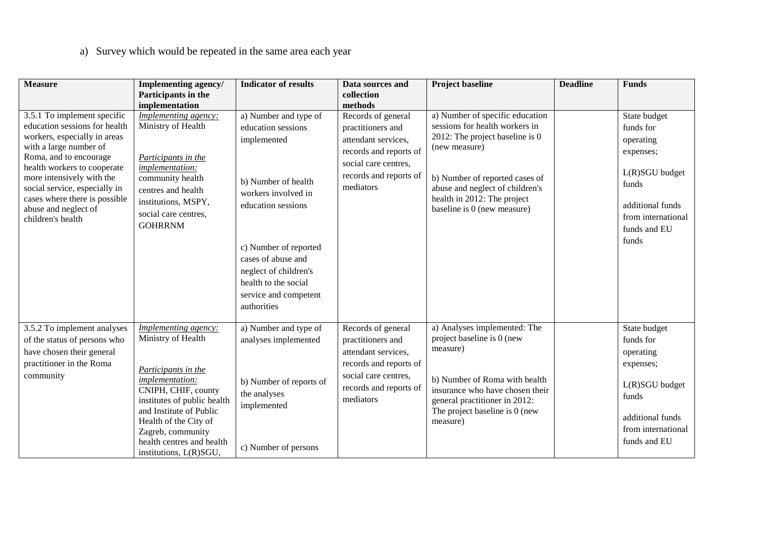a) Survey which would be repeated in the same area each year

| Measure | Implementing agency/ Participants in the implementation | Indicator of results | Data sources and collection methods | Project baseline | Deadline | Funds |
|---|---|---|---|---|---|---|
| 3.5.1 To implement specific education sessions for health workers, especially in areas with a large number of Roma, and to encourage health workers to cooperate more intensively with the social service, especially in cases where there is possible abuse and neglect of children's health | *Implementing agency:* Ministry of Health<br><br>*Participants in the implementation:* community health centres and health institutions, MSPY, social care centres, GOHRRNM | a) Number and type of education sessions implemented<br><br>b) Number of health workers involved in education sessions<br><br>c) Number of reported cases of abuse and neglect of children's health to the social service and competent authorities | Records of general practitioners and attendant services, records and reports of social care centres, records and reports of mediators | a) Number of specific education sessions for health workers in 2012: The project baseline is 0 (new measure)<br><br>b) Number of reported cases of abuse and neglect of children's health in 2012: The project baseline is 0 (new measure) | | State budget funds for operating expenses;<br><br>L(R)SGU budget funds<br><br>additional funds from international funds and EU funds |
| 3.5.2 To implement analyses of the status of persons who have chosen their general practitioner in the Roma community | *Implementing agency:* Ministry of Health<br><br>*Participants in the implementation:* CNIPH, CHIF, county institutes of public health and Institute of Public Health of the City of Zagreb, community health centres and health institutions, L(R)SGU, | a) Number and type of analyses implemented<br><br>b) Number of reports of the analyses implemented<br><br>c) Number of persons | Records of general practitioners and attendant services, records and reports of social care centres, records and reports of mediators | a) Analyses implemented: The project baseline is 0 (new measure)<br><br>b) Number of Roma with health insurance who have chosen their general practitioner in 2012: The project baseline is 0 (new measure) | | State budget funds for operating expenses;<br><br>L(R)SGU budget funds<br><br>additional funds from international funds and EU |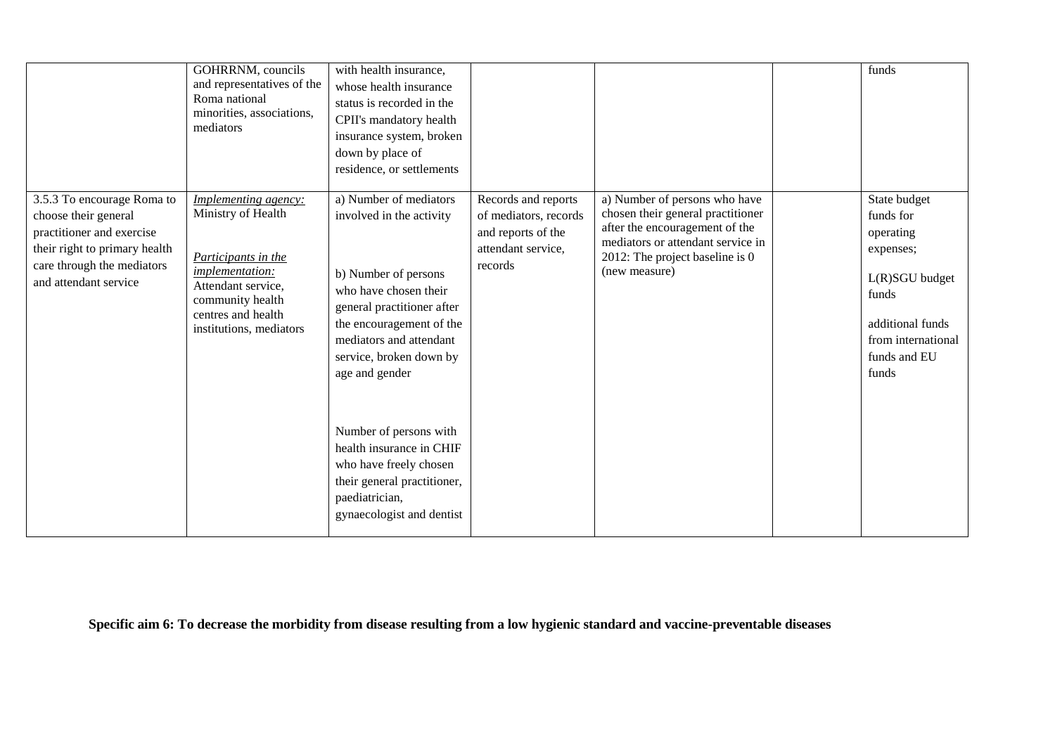| | | | | | | |
|---|---|---|---|---|---|---|
| | GOHRRNM, councils and representatives of the Roma national minorities, associations, mediators | with health insurance, whose health insurance status is recorded in the CPII's mandatory health insurance system, broken down by place of residence, or settlements | | | | funds |
| 3.5.3 To encourage Roma to choose their general practitioner and exercise their right to primary health care through the mediators and attendant service | *Implementing agency:* Ministry of Health<br><br>*Participants in the implementation:* Attendant service, community health centres and health institutions, mediators | a) Number of mediators involved in the activity<br><br>b) Number of persons who have chosen their general practitioner after the encouragement of the mediators and attendant service, broken down by age and gender<br><br>Number of persons with health insurance in CHIF who have freely chosen their general practitioner, paediatrician, gynaecologist and dentist | Records and reports of mediators, records and reports of the attendant service, records | a) Number of persons who have chosen their general practitioner after the encouragement of the mediators or attendant service in 2012: The project baseline is 0 (new measure) | | State budget funds for operating expenses;<br><br>L(R)SGU budget funds<br><br>additional funds from international funds and EU funds |

**Specific aim 6: To decrease the morbidity from disease resulting from a low hygienic standard and vaccine-preventable diseases**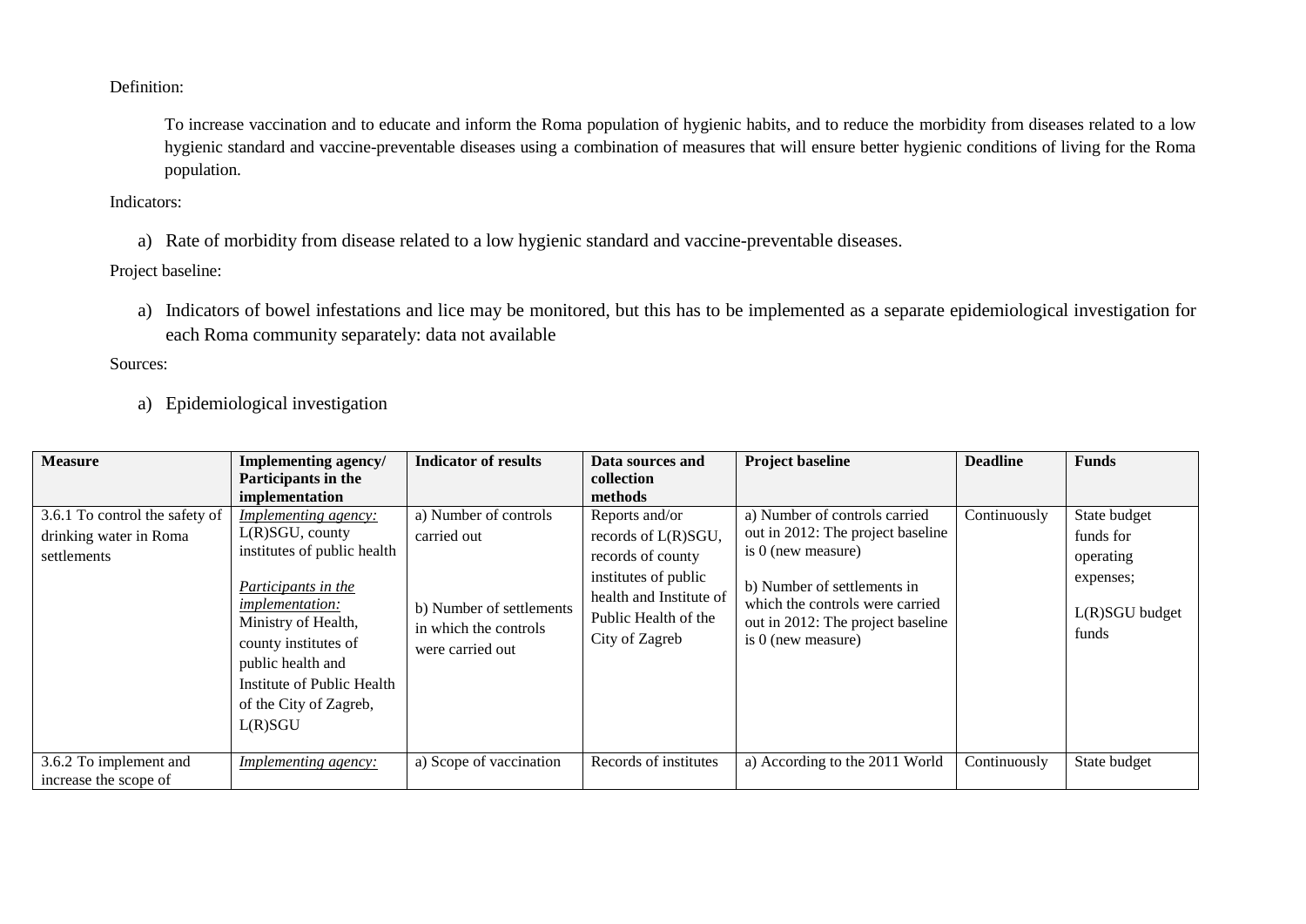Definition:

To increase vaccination and to educate and inform the Roma population of hygienic habits, and to reduce the morbidity from diseases related to a low hygienic standard and vaccine-preventable diseases using a combination of measures that will ensure better hygienic conditions of living for the Roma population.

Indicators:

a) Rate of morbidity from disease related to a low hygienic standard and vaccine-preventable diseases.

Project baseline:

a) Indicators of bowel infestations and lice may be monitored, but this has to be implemented as a separate epidemiological investigation for each Roma community separately: data not available

Sources:

a) Epidemiological investigation

| Measure | Implementing agency/ Participants in the implementation | Indicator of results | Data sources and collection methods | Project baseline | Deadline | Funds |
|---|---|---|---|---|---|---|
| 3.6.1 To control the safety of drinking water in Roma settlements | *Implementing agency:* L(R)SGU, county institutes of public health<br><br>*Participants in the implementation:* Ministry of Health, county institutes of public health and Institute of Public Health of the City of Zagreb, L(R)SGU | a) Number of controls carried out<br><br>b) Number of settlements in which the controls were carried out | Reports and/or records of L(R)SGU, records of county institutes of public health and Institute of Public Health of the City of Zagreb | a) Number of controls carried out in 2012: The project baseline is 0 (new measure)<br><br>b) Number of settlements in which the controls were carried out in 2012: The project baseline is 0 (new measure) | Continuously | State budget funds for operating expenses;<br><br>L(R)SGU budget funds |
| 3.6.2 To implement and increase the scope of | *Implementing agency:* | a) Scope of vaccination | Records of institutes | a) According to the 2011 World | Continuously | State budget |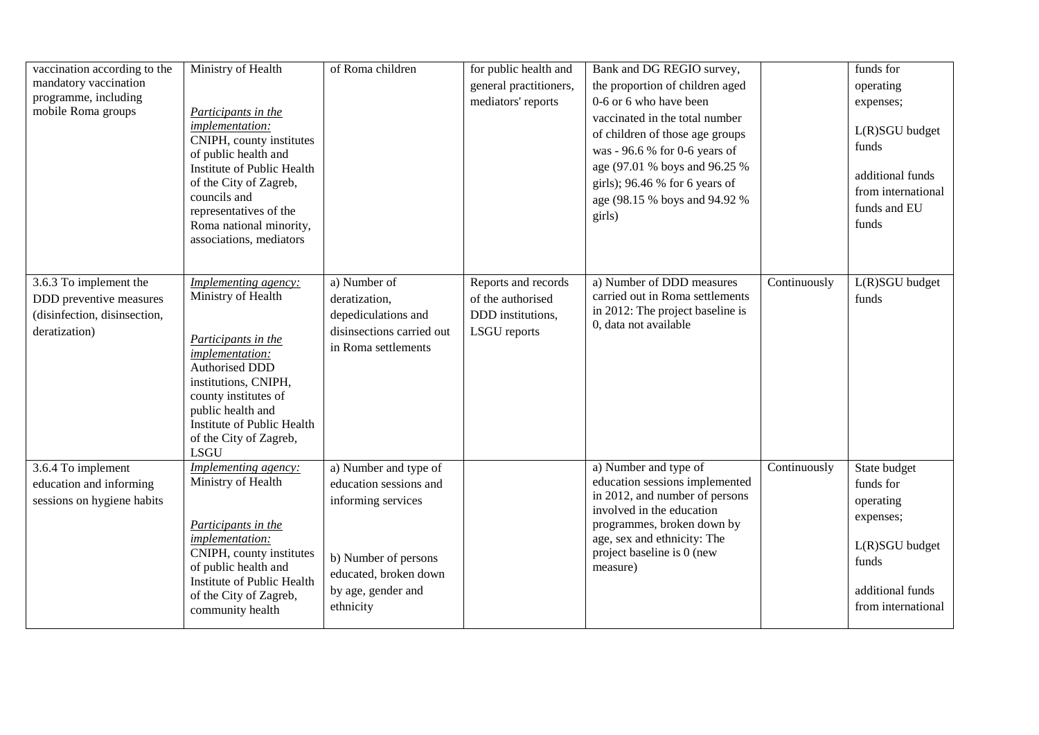| | | | | | | |
|---|---|---|---|---|---|---|
| vaccination according to the mandatory vaccination programme, including mobile Roma groups | Ministry of Health<br><br>*Participants in the implementation:*<br>CNIPH, county institutes of public health and Institute of Public Health of the City of Zagreb, councils and representatives of the Roma national minority, associations, mediators | of Roma children | for public health and general practitioners, mediators' reports | Bank and DG REGIO survey, the proportion of children aged 0-6 or 6 who have been vaccinated in the total number of children of those age groups was - 96.6 % for 0-6 years of age (97.01 % boys and 96.25 % girls); 96.46 % for 6 years of age (98.15 % boys and 94.92 % girls) | | funds for operating expenses;<br><br>L(R)SGU budget funds<br><br>additional funds from international funds and EU funds |
| 3.6.3 To implement the DDD preventive measures (disinfection, disinsection, deratization) | *Implementing agency:*<br>Ministry of Health<br><br>*Participants in the implementation:*<br>Authorised DDD institutions, CNIPH, county institutes of public health and Institute of Public Health of the City of Zagreb, LSGU | a) Number of deratization, depediculations and disinsections carried out in Roma settlements | Reports and records of the authorised DDD institutions, LSGU reports | a) Number of DDD measures carried out in Roma settlements in 2012: The project baseline is 0, data not available | Continuously | L(R)SGU budget funds |
| 3.6.4 To implement education and informing sessions on hygiene habits | *Implementing agency:*<br>Ministry of Health<br><br>*Participants in the implementation:*<br>CNIPH, county institutes of public health and Institute of Public Health of the City of Zagreb, community health | a) Number and type of education sessions and informing services<br><br>b) Number of persons educated, broken down by age, gender and ethnicity | | a) Number and type of education sessions implemented in 2012, and number of persons involved in the education programmes, broken down by age, sex and ethnicity: The project baseline is 0 (new measure) | Continuously | State budget funds for operating expenses;<br><br>L(R)SGU budget funds<br><br>additional funds from international |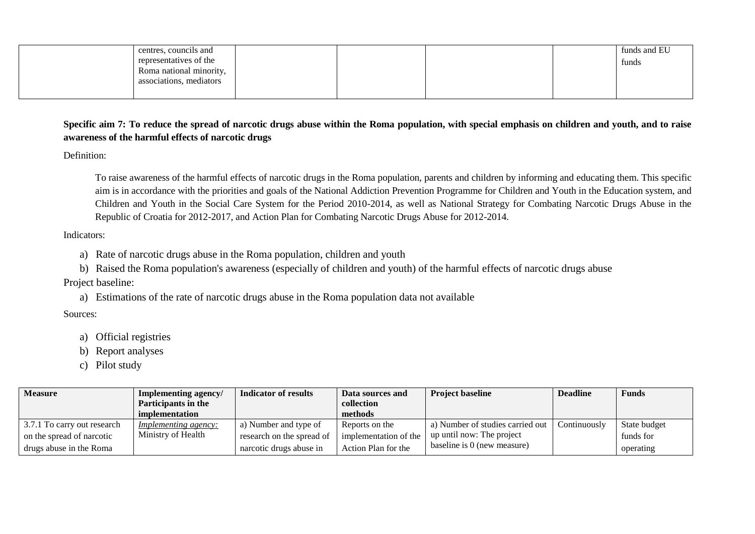| | centres, councils and representatives of the Roma national minority, associations, mediators | | | | | funds and EU funds |
|---|---|---|---|---|---|---|

**Specific aim 7: To reduce the spread of narcotic drugs abuse within the Roma population, with special emphasis on children and youth, and to raise awareness of the harmful effects of narcotic drugs**

Definition:

To raise awareness of the harmful effects of narcotic drugs in the Roma population, parents and children by informing and educating them. This specific aim is in accordance with the priorities and goals of the National Addiction Prevention Programme for Children and Youth in the Education system, and Children and Youth in the Social Care System for the Period 2010-2014, as well as National Strategy for Combating Narcotic Drugs Abuse in the Republic of Croatia for 2012-2017, and Action Plan for Combating Narcotic Drugs Abuse for 2012-2014.

Indicators:

a) Rate of narcotic drugs abuse in the Roma population, children and youth
b) Raised the Roma population's awareness (especially of children and youth) of the harmful effects of narcotic drugs abuse

Project baseline:

a) Estimations of the rate of narcotic drugs abuse in the Roma population data not available

Sources:

a) Official registries
b) Report analyses
c) Pilot study

| **Measure** | **Implementing agency/ Participants in the implementation** | **Indicator of results** | **Data sources and collection methods** | **Project baseline** | **Deadline** | **Funds** |
|---|---|---|---|---|---|---|
| 3.7.1 To carry out research on the spread of narcotic drugs abuse in the Roma | *Implementing agency:* Ministry of Health | a) Number and type of research on the spread of narcotic drugs abuse in | Reports on the implementation of the Action Plan for the | a) Number of studies carried out up until now: The project baseline is 0 (new measure) | Continuously | State budget funds for operating |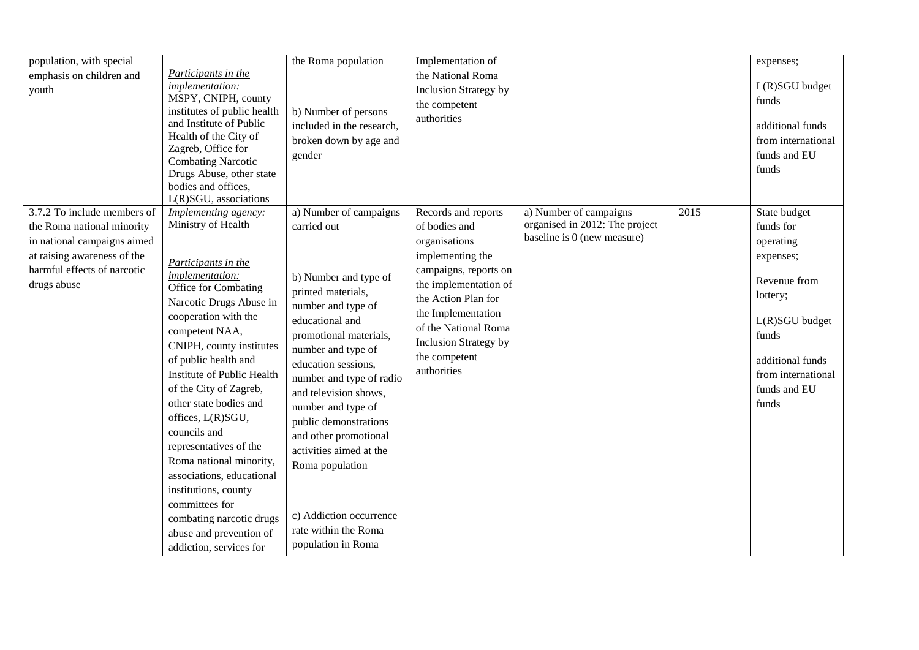| | | | | | | |
|---|---|---|---|---|---|---|
| population, with special emphasis on children and youth | *Participants in the implementation:* MSPY, CNIPH, county institutes of public health and Institute of Public Health of the City of Zagreb, Office for Combating Narcotic Drugs Abuse, other state bodies and offices, L(R)SGU, associations | the Roma population<br><br>b) Number of persons included in the research, broken down by age and gender | Implementation of the National Roma Inclusion Strategy by the competent authorities | | | expenses;<br><br>L(R)SGU budget funds<br><br>additional funds from international funds and EU funds |
| 3.7.2 To include members of the Roma national minority in national campaigns aimed at raising awareness of the harmful effects of narcotic drugs abuse | *Implementing agency:* Ministry of Health<br><br>*Participants in the implementation:* Office for Combating Narcotic Drugs Abuse in cooperation with the competent NAA, CNIPH, county institutes of public health and Institute of Public Health of the City of Zagreb, other state bodies and offices, L(R)SGU, councils and representatives of the Roma national minority, associations, educational institutions, county committees for combating narcotic drugs abuse and prevention of addiction, services for | a) Number of campaigns carried out<br><br>b) Number and type of printed materials, number and type of educational and promotional materials, number and type of education sessions, number and type of radio and television shows, number and type of public demonstrations and other promotional activities aimed at the Roma population<br><br>c) Addiction occurrence rate within the Roma population in Roma | Records and reports of bodies and organisations implementing the campaigns, reports on the implementation of the Action Plan for the Implementation of the National Roma Inclusion Strategy by the competent authorities | a) Number of campaigns organised in 2012: The project baseline is 0 (new measure) | 2015 | State budget funds for operating expenses;<br><br>Revenue from lottery;<br><br>L(R)SGU budget funds<br><br>additional funds from international funds and EU funds |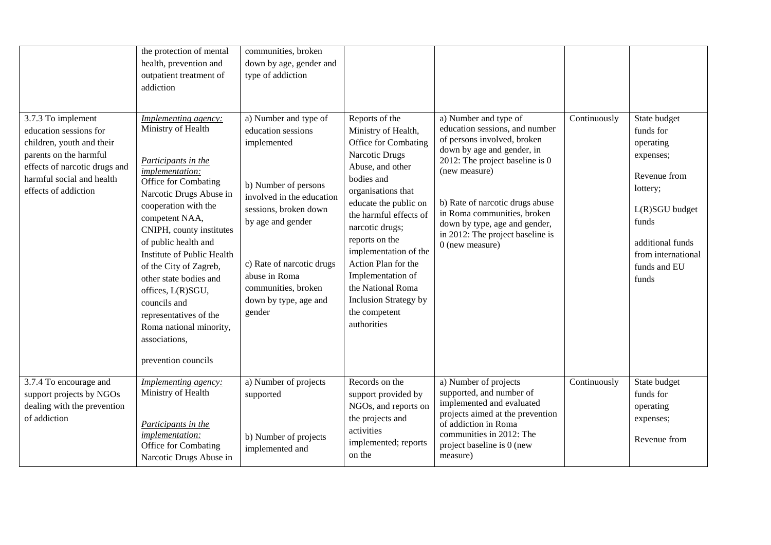| | | | | | | |
|---|---|---|---|---|---|---|
| | the protection of mental health, prevention and outpatient treatment of addiction | communities, broken down by age, gender and type of addiction | | | | |
| 3.7.3 To implement education sessions for children, youth and their parents on the harmful effects of narcotic drugs and harmful social and health effects of addiction | *Implementing agency:* Ministry of Health<br><br>*Participants in the implementation:* Office for Combating Narcotic Drugs Abuse in cooperation with the competent NAA, CNIPH, county institutes of public health and Institute of Public Health of the City of Zagreb, other state bodies and offices, L(R)SGU, councils and representatives of the Roma national minority, associations,<br><br>prevention councils | a) Number and type of education sessions implemented<br><br>b) Number of persons involved in the education sessions, broken down by age and gender<br><br>c) Rate of narcotic drugs abuse in Roma communities, broken down by type, age and gender | Reports of the Ministry of Health, Office for Combating Narcotic Drugs Abuse, and other bodies and organisations that educate the public on the harmful effects of narcotic drugs; reports on the implementation of the Action Plan for the Implementation of the National Roma Inclusion Strategy by the competent authorities | a) Number and type of education sessions, and number of persons involved, broken down by age and gender, in 2012: The project baseline is 0 (new measure)<br><br>b) Rate of narcotic drugs abuse in Roma communities, broken down by type, age and gender, in 2012: The project baseline is 0 (new measure) | Continuously | State budget funds for operating expenses;<br><br>Revenue from lottery;<br><br>L(R)SGU budget funds<br><br>additional funds from international funds and EU funds |
| 3.7.4 To encourage and support projects by NGOs dealing with the prevention of addiction | *Implementing agency:* Ministry of Health<br><br>*Participants in the implementation:* Office for Combating Narcotic Drugs Abuse in | a) Number of projects supported<br><br>b) Number of projects implemented and | Records on the support provided by NGOs, and reports on the projects and activities implemented; reports on the | a) Number of projects supported, and number of implemented and evaluated projects aimed at the prevention of addiction in Roma communities in 2012: The project baseline is 0 (new measure) | Continuously | State budget funds for operating expenses;<br><br>Revenue from |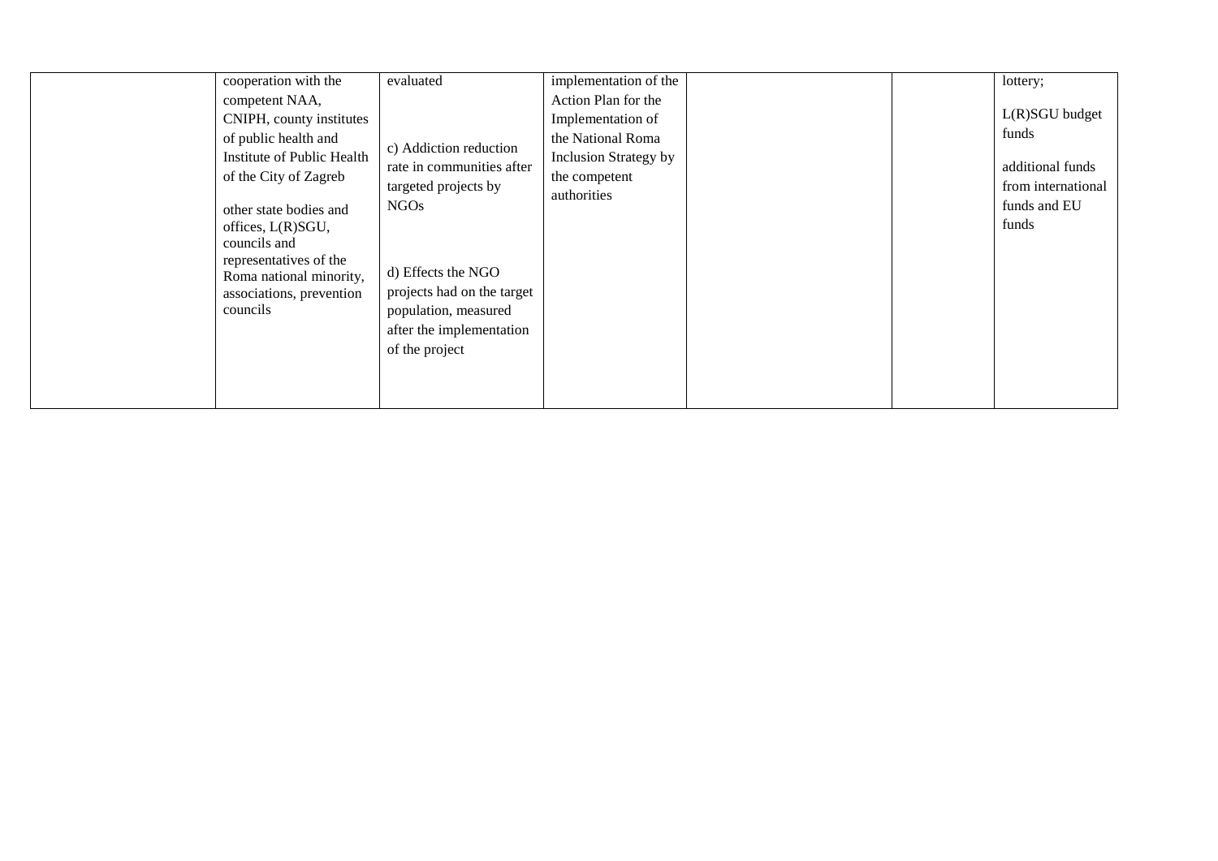|  |  |  |  |  |  |  |
|---|---|---|---|---|---|---|
|  | cooperation with the competent NAA, CNIPH, county institutes of public health and Institute of Public Health of the City of Zagreb<br><br>other state bodies and offices, L(R)SGU, councils and representatives of the Roma national minority, associations, prevention councils | evaluated<br><br>c) Addiction reduction rate in communities after targeted projects by NGOs<br><br>d) Effects the NGO projects had on the target population, measured after the implementation of the project | implementation of the Action Plan for the Implementation of the National Roma Inclusion Strategy by the competent authorities |  |  | lottery;<br><br>L(R)SGU budget funds<br><br>additional funds from international funds and EU funds |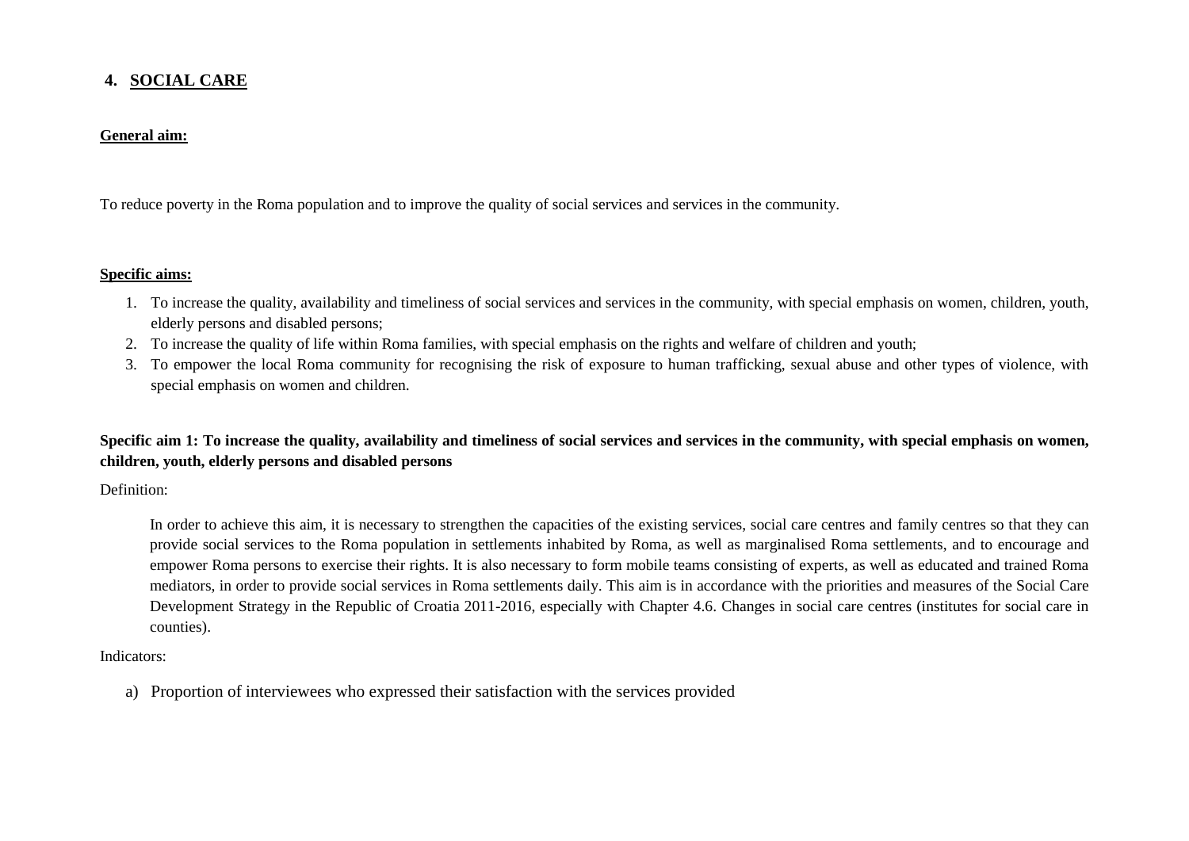## 4. SOCIAL CARE

**General aim:**

To reduce poverty in the Roma population and to improve the quality of social services and services in the community.

**Specific aims:**

1. To increase the quality, availability and timeliness of social services and services in the community, with special emphasis on women, children, youth, elderly persons and disabled persons;
2. To increase the quality of life within Roma families, with special emphasis on the rights and welfare of children and youth;
3. To empower the local Roma community for recognising the risk of exposure to human trafficking, sexual abuse and other types of violence, with special emphasis on women and children.

### Specific aim 1: To increase the quality, availability and timeliness of social services and services in the community, with special emphasis on women, children, youth, elderly persons and disabled persons

Definition:

In order to achieve this aim, it is necessary to strengthen the capacities of the existing services, social care centres and family centres so that they can provide social services to the Roma population in settlements inhabited by Roma, as well as marginalised Roma settlements, and to encourage and empower Roma persons to exercise their rights. It is also necessary to form mobile teams consisting of experts, as well as educated and trained Roma mediators, in order to provide social services in Roma settlements daily. This aim is in accordance with the priorities and measures of the Social Care Development Strategy in the Republic of Croatia 2011-2016, especially with Chapter 4.6. Changes in social care centres (institutes for social care in counties).

Indicators:

a) Proportion of interviewees who expressed their satisfaction with the services provided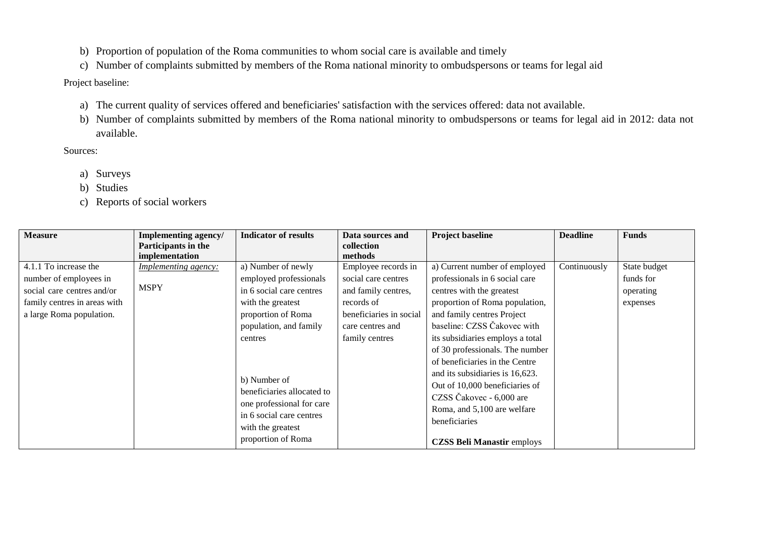b) Proportion of population of the Roma communities to whom social care is available and timely
c) Number of complaints submitted by members of the Roma national minority to ombudspersons or teams for legal aid

Project baseline:

a) The current quality of services offered and beneficiaries' satisfaction with the services offered: data not available.
b) Number of complaints submitted by members of the Roma national minority to ombudspersons or teams for legal aid in 2012: data not available.

Sources:

a) Surveys
b) Studies
c) Reports of social workers

| Measure | Implementing agency/ Participants in the implementation | Indicator of results | Data sources and collection methods | Project baseline | Deadline | Funds |
|---|---|---|---|---|---|---|
| 4.1.1 To increase the number of employees in social care centres and/or family centres in areas with a large Roma population. | *Implementing agency:*<br><br>MSPY | a) Number of newly employed professionals in 6 social care centres with the greatest proportion of Roma population, and family centres<br><br>b) Number of beneficiaries allocated to one professional for care in 6 social care centres with the greatest proportion of Roma | Employee records in social care centres and family centres, records of beneficiaries in social care centres and family centres | a) Current number of employed professionals in 6 social care centres with the greatest proportion of Roma population, and family centres Project baseline: CZSS Čakovec with its subsidiaries employs a total of 30 professionals. The number of beneficiaries in the Centre and its subsidiaries is 16,623. Out of 10,000 beneficiaries of CZSS Čakovec - 6,000 are Roma, and 5,100 are welfare beneficiaries<br><br>**CZSS Beli Manastir** employs | Continuously | State budget funds for operating expenses |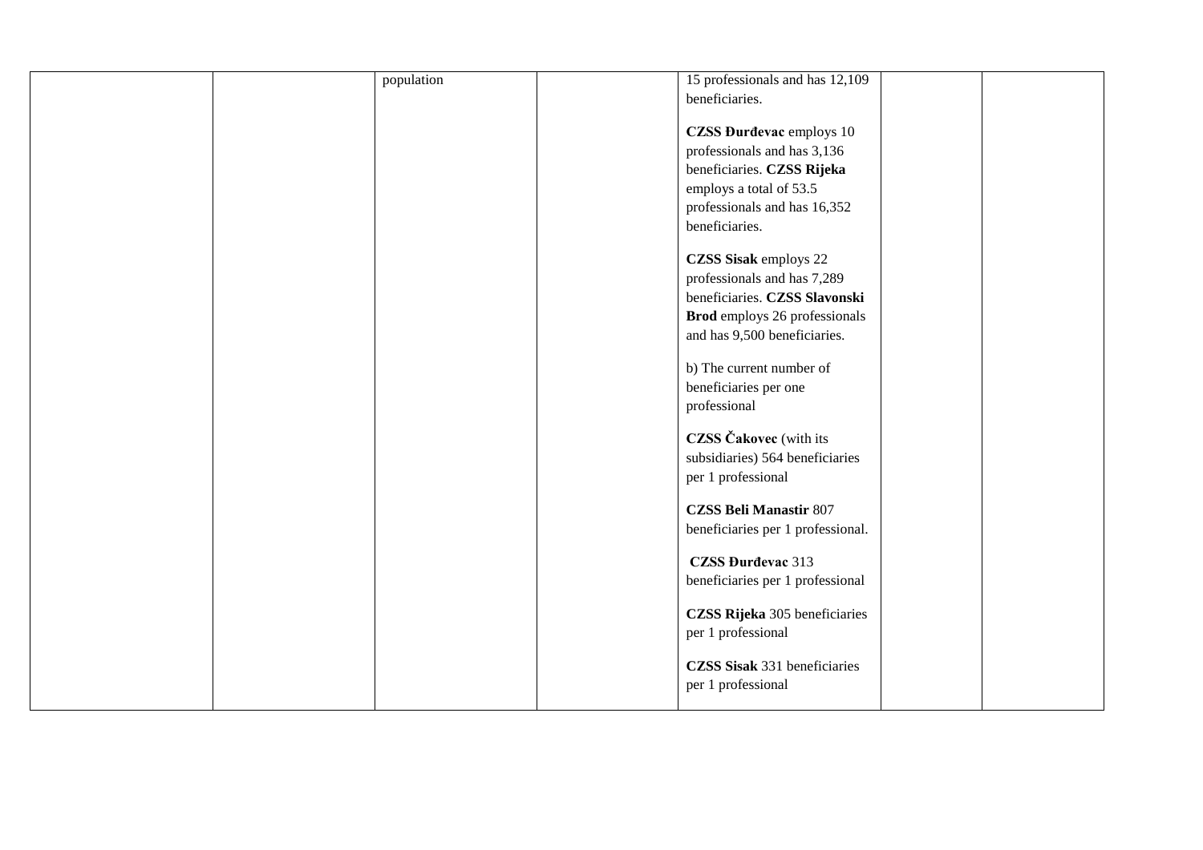| | | | | | | |
|---|---|---|---|---|---|---|
| | | population | | 15 professionals and has 12,109 beneficiaries.<br><br>**CZSS Đurđevac** employs 10 professionals and has 3,136 beneficiaries. **CZSS Rijeka** employs a total of 53.5 professionals and has 16,352 beneficiaries.<br><br>**CZSS Sisak** employs 22 professionals and has 7,289 beneficiaries. **CZSS Slavonski Brod** employs 26 professionals and has 9,500 beneficiaries.<br><br>b) The current number of beneficiaries per one professional<br><br>**CZSS Čakovec** (with its subsidiaries) 564 beneficiaries per 1 professional<br><br>**CZSS Beli Manastir** 807 beneficiaries per 1 professional.<br><br>**CZSS Đurđevac** 313 beneficiaries per 1 professional<br><br>**CZSS Rijeka** 305 beneficiaries per 1 professional<br><br>**CZSS Sisak** 331 beneficiaries per 1 professional | | |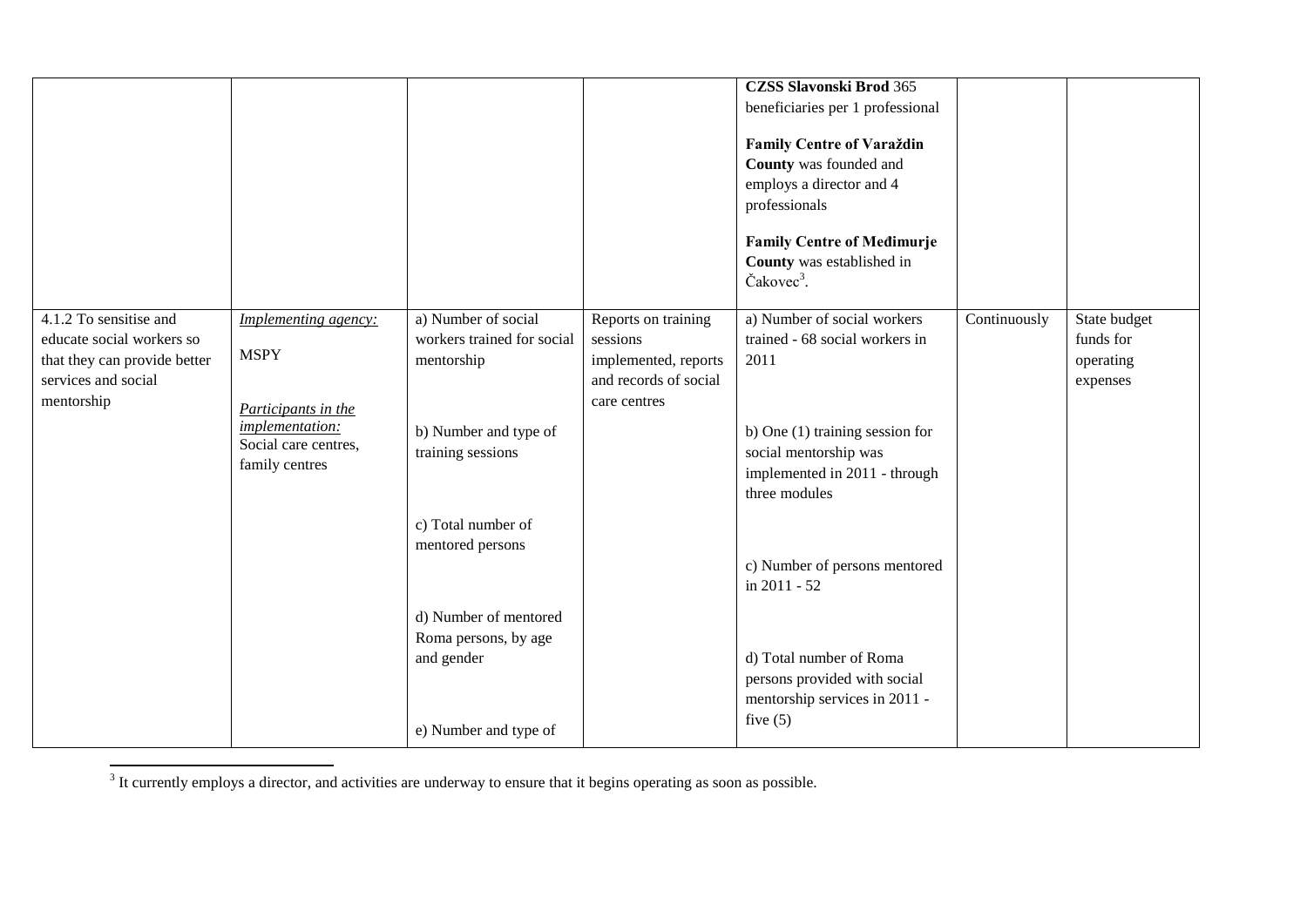|  |  |  |  |  |  |  |
| --- | --- | --- | --- | --- | --- | --- |
|  |  |  |  | **CZSS Slavonski Brod** 365 beneficiaries per 1 professional<br><br>**Family Centre of Varaždin County** was founded and employs a director and 4 professionals<br><br>**Family Centre of Međimurje County** was established in Čakovec[3]. |  |  |
| 4.1.2 To sensitise and educate social workers so that they can provide better services and social mentorship | *Implementing agency:*<br><br>MSPY<br><br>*Participants in the implementation:*<br>Social care centres, family centres | a) Number of social workers trained for social mentorship<br><br>b) Number and type of training sessions<br><br>c) Total number of mentored persons<br><br>d) Number of mentored Roma persons, by age and gender<br><br>e) Number and type of | Reports on training sessions implemented, reports and records of social care centres | a) Number of social workers trained - 68 social workers in 2011<br><br>b) One (1) training session for social mentorship was implemented in 2011 - through three modules<br><br>c) Number of persons mentored in 2011 - 52<br><br>d) Total number of Roma persons provided with social mentorship services in 2011 - five (5) | Continuously | State budget funds for operating expenses |

[3] It currently employs a director, and activities are underway to ensure that it begins operating as soon as possible.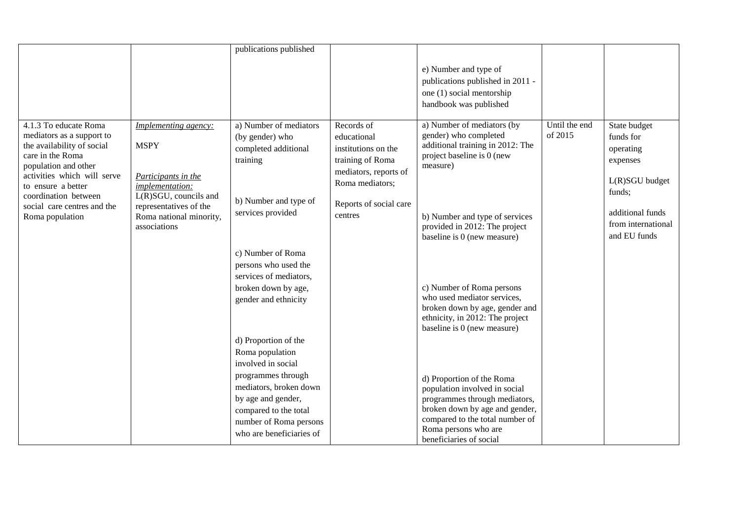| | | | | | | |
|---|---|---|---|---|---|---|
| | | publications published | | e) Number and type of publications published in 2011 - one (1) social mentorship handbook was published | | |
| 4.1.3 To educate Roma mediators as a support to the availability of social care in the Roma population and other activities which will serve to ensure a better coordination between social care centres and the Roma population | *Implementing agency:*<br><br>MSPY<br><br>*Participants in the implementation:*<br>L(R)SGU, councils and representatives of the Roma national minority, associations | a) Number of mediators (by gender) who completed additional training<br><br>b) Number and type of services provided<br><br>c) Number of Roma persons who used the services of mediators, broken down by age, gender and ethnicity<br><br>d) Proportion of the Roma population involved in social programmes through mediators, broken down by age and gender, compared to the total number of Roma persons who are beneficiaries of | Records of educational institutions on the training of Roma mediators, reports of Roma mediators;<br><br>Reports of social care centres | a) Number of mediators (by gender) who completed additional training in 2012: The project baseline is 0 (new measure)<br><br>b) Number and type of services provided in 2012: The project baseline is 0 (new measure)<br><br>c) Number of Roma persons who used mediator services, broken down by age, gender and ethnicity, in 2012: The project baseline is 0 (new measure)<br><br>d) Proportion of the Roma population involved in social programmes through mediators, broken down by age and gender, compared to the total number of Roma persons who are beneficiaries of social | Until the end of 2015 | State budget funds for operating expenses<br><br>L(R)SGU budget funds;<br><br>additional funds from international and EU funds |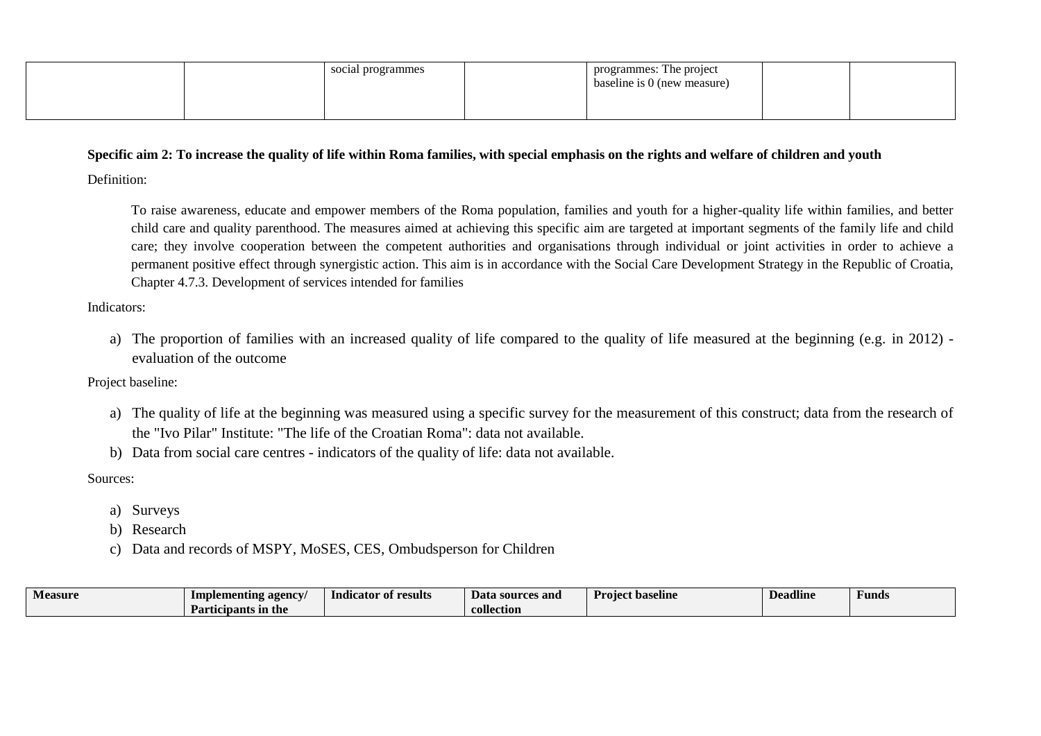| | | social programmes | | programmes: The project baseline is 0 (new measure) | | |
|---|---|---|---|---|---|---|

**Specific aim 2: To increase the quality of life within Roma families, with special emphasis on the rights and welfare of children and youth**

Definition:

To raise awareness, educate and empower members of the Roma population, families and youth for a higher-quality life within families, and better child care and quality parenthood. The measures aimed at achieving this specific aim are targeted at important segments of the family life and child care; they involve cooperation between the competent authorities and organisations through individual or joint activities in order to achieve a permanent positive effect through synergistic action. This aim is in accordance with the Social Care Development Strategy in the Republic of Croatia, Chapter 4.7.3. Development of services intended for families

Indicators:

a) The proportion of families with an increased quality of life compared to the quality of life measured at the beginning (e.g. in 2012) - evaluation of the outcome

Project baseline:

a) The quality of life at the beginning was measured using a specific survey for the measurement of this construct; data from the research of the "Ivo Pilar" Institute: "The life of the Croatian Roma": data not available.
b) Data from social care centres - indicators of the quality of life: data not available.

Sources:

a) Surveys
b) Research
c) Data and records of MSPY, MoSES, CES, Ombudsperson for Children

| Measure | Implementing agency/ Participants in the | Indicator of results | Data sources and collection | Project baseline | Deadline | Funds |
|---|---|---|---|---|---|---|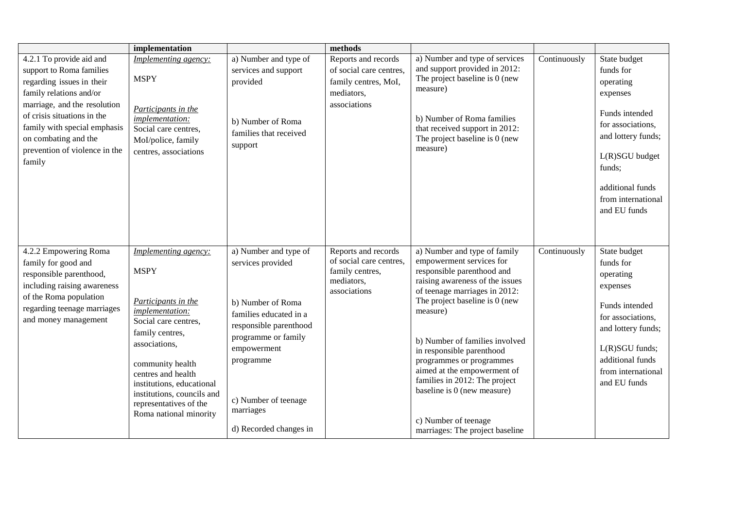| | implementation | | methods | | | |
|---|---|---|---|---|---|---|
| 4.2.1 To provide aid and support to Roma families regarding issues in their family relations and/or marriage, and the resolution of crisis situations in the family with special emphasis on combating and the prevention of violence in the family | *Implementing agency:* MSPY *Participants in the implementation:* Social care centres, MoI/police, family centres, associations | a) Number and type of services and support provided b) Number of Roma families that received support | Reports and records of social care centres, family centres, MoI, mediators, associations | a) Number and type of services and support provided in 2012: The project baseline is 0 (new measure) b) Number of Roma families that received support in 2012: The project baseline is 0 (new measure) | Continuously | State budget funds for operating expenses Funds intended for associations, and lottery funds; L(R)SGU budget funds; additional funds from international and EU funds |
| 4.2.2 Empowering Roma family for good and responsible parenthood, including raising awareness of the Roma population regarding teenage marriages and money management | *Implementing agency:* MSPY *Participants in the implementation:* Social care centres, family centres, associations, community health centres and health institutions, educational institutions, councils and representatives of the Roma national minority | a) Number and type of services provided b) Number of Roma families educated in a responsible parenthood programme or family empowerment programme c) Number of teenage marriages d) Recorded changes in | Reports and records of social care centres, family centres, mediators, associations | a) Number and type of family empowerment services for responsible parenthood and raising awareness of the issues of teenage marriages in 2012: The project baseline is 0 (new measure) b) Number of families involved in responsible parenthood programmes or programmes aimed at the empowerment of families in 2012: The project baseline is 0 (new measure) c) Number of teenage marriages: The project baseline | Continuously | State budget funds for operating expenses Funds intended for associations, and lottery funds; L(R)SGU funds; additional funds from international and EU funds |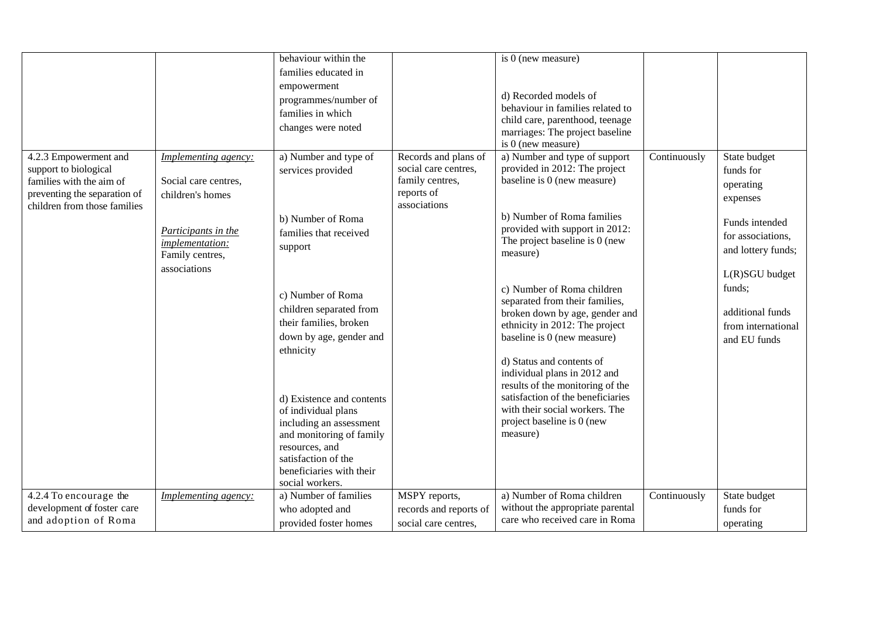| | | | | | | |
|---|---|---|---|---|---|---|
| | | behaviour within the families educated in empowerment programmes/number of families in which changes were noted | | is 0 (new measure)<br><br>d) Recorded models of behaviour in families related to child care, parenthood, teenage marriages: The project baseline is 0 (new measure) | | |
| 4.2.3 Empowerment and support to biological families with the aim of preventing the separation of children from those families | *Implementing agency:*<br><br>Social care centres, children's homes<br><br>*Participants in the implementation:* Family centres, associations | a) Number and type of services provided<br><br>b) Number of Roma families that received support<br><br>c) Number of Roma children separated from their families, broken down by age, gender and ethnicity<br><br>d) Existence and contents of individual plans including an assessment and monitoring of family resources, and satisfaction of the beneficiaries with their social workers. | Records and plans of social care centres, family centres, reports of associations | a) Number and type of support provided in 2012: The project baseline is 0 (new measure)<br><br>b) Number of Roma families provided with support in 2012: The project baseline is 0 (new measure)<br><br>c) Number of Roma children separated from their families, broken down by age, gender and ethnicity in 2012: The project baseline is 0 (new measure)<br><br>d) Status and contents of individual plans in 2012 and results of the monitoring of the satisfaction of the beneficiaries with their social workers. The project baseline is 0 (new measure) | Continuously | State budget funds for operating expenses<br><br>Funds intended for associations, and lottery funds;<br><br>L(R)SGU budget funds;<br><br>additional funds from international and EU funds |
| 4.2.4 To encourage the development of foster care and adoption of Roma | *Implementing agency:* | a) Number of families who adopted and provided foster homes | MSPY reports, records and reports of social care centres, | a) Number of Roma children without the appropriate parental care who received care in Roma | Continuously | State budget funds for operating |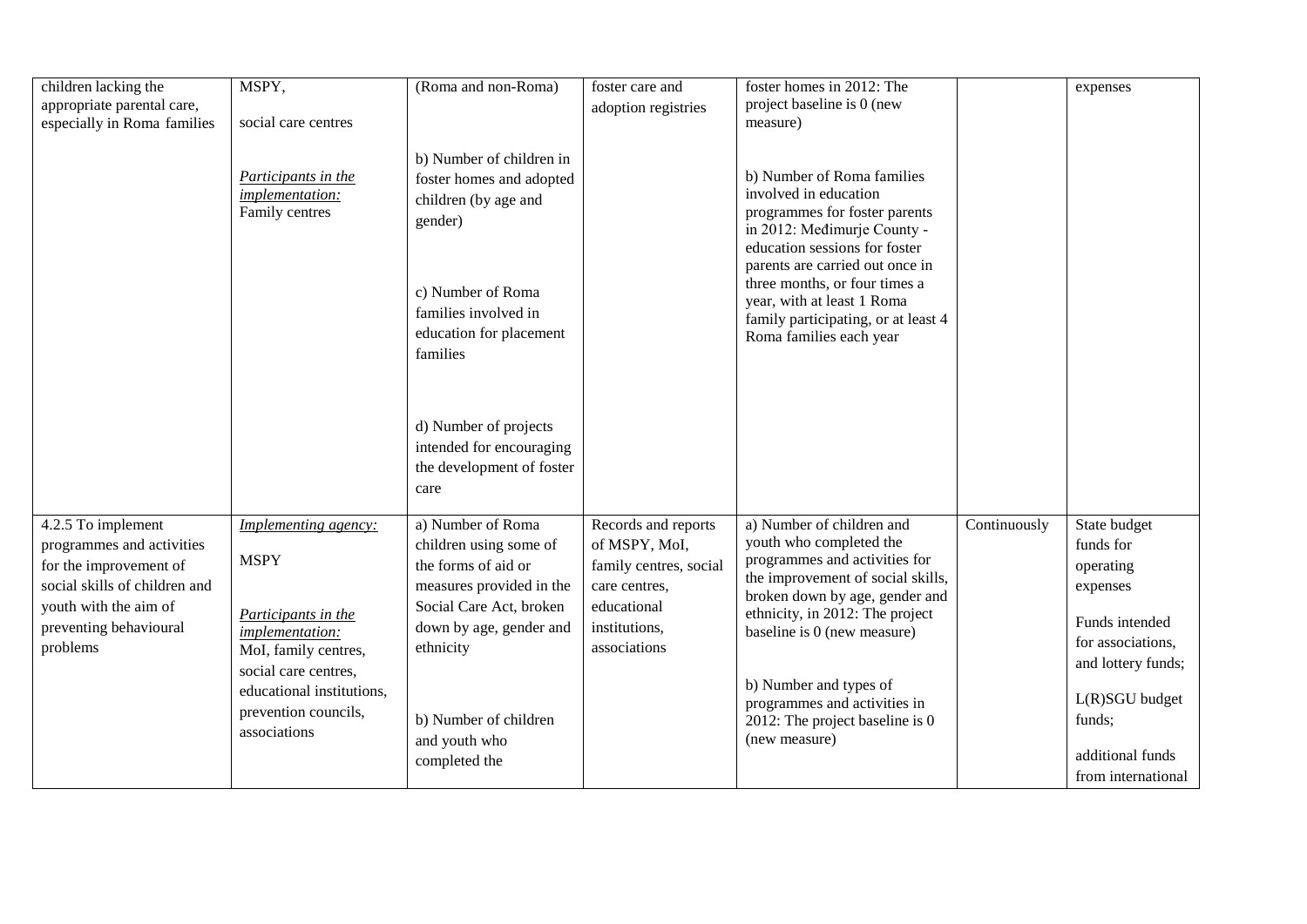| | | | | | | |
|---|---|---|---|---|---|---|
| children lacking the appropriate parental care, especially in Roma families | MSPY,<br><br>social care centres<br><br>*Participants in the implementation:*<br>Family centres | (Roma and non-Roma)<br><br>b) Number of children in foster homes and adopted children (by age and gender)<br><br>c) Number of Roma families involved in education for placement families<br><br>d) Number of projects intended for encouraging the development of foster care | foster care and adoption registries | foster homes in 2012: The project baseline is 0 (new measure)<br><br>b) Number of Roma families involved in education programmes for foster parents in 2012: Međimurje County - education sessions for foster parents are carried out once in three months, or four times a year, with at least 1 Roma family participating, or at least 4 Roma families each year | | expenses |
| 4.2.5 To implement programmes and activities for the improvement of social skills of children and youth with the aim of preventing behavioural problems | *Implementing agency:*<br><br>MSPY<br><br>*Participants in the implementation:*<br>MoI, family centres, social care centres, educational institutions, prevention councils, associations | a) Number of Roma children using some of the forms of aid or measures provided in the Social Care Act, broken down by age, gender and ethnicity<br><br>b) Number of children and youth who completed the | Records and reports of MSPY, MoI, family centres, social care centres, educational institutions, associations | a) Number of children and youth who completed the programmes and activities for the improvement of social skills, broken down by age, gender and ethnicity, in 2012: The project baseline is 0 (new measure)<br><br>b) Number and types of programmes and activities in 2012: The project baseline is 0 (new measure) | Continuously | State budget funds for operating expenses<br><br>Funds intended for associations, and lottery funds;<br><br>L(R)SGU budget funds;<br><br>additional funds from international |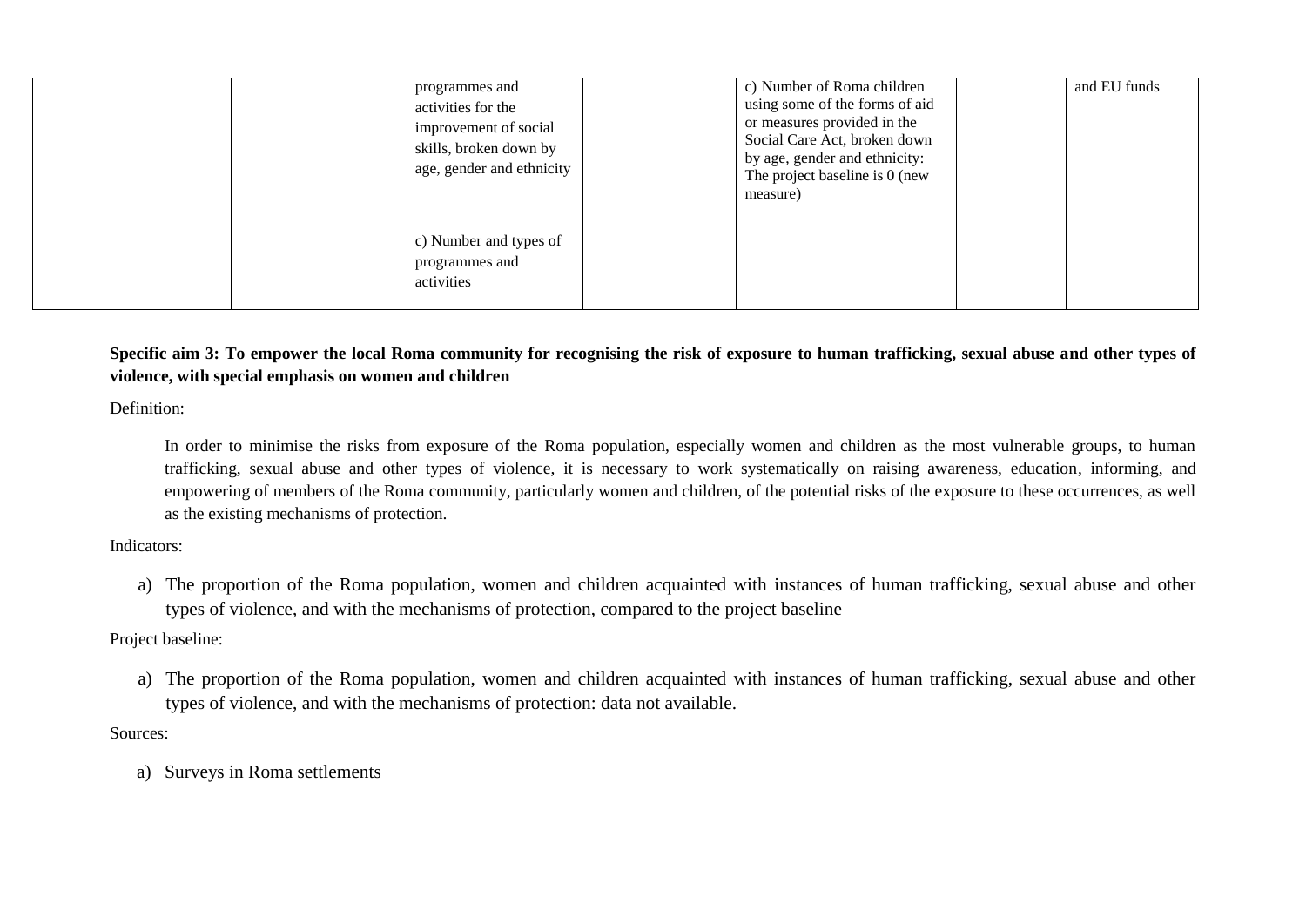| | | | | | | |
|---|---|---|---|---|---|---|
| | | programmes and activities for the improvement of social skills, broken down by age, gender and ethnicity<br><br>c) Number and types of programmes and activities | | c) Number of Roma children using some of the forms of aid or measures provided in the Social Care Act, broken down by age, gender and ethnicity: The project baseline is 0 (new measure) | | and EU funds |

**Specific aim 3: To empower the local Roma community for recognising the risk of exposure to human trafficking, sexual abuse and other types of violence, with special emphasis on women and children**

Definition:

In order to minimise the risks from exposure of the Roma population, especially women and children as the most vulnerable groups, to human trafficking, sexual abuse and other types of violence, it is necessary to work systematically on raising awareness, education, informing, and empowering of members of the Roma community, particularly women and children, of the potential risks of the exposure to these occurrences, as well as the existing mechanisms of protection.

Indicators:

a) The proportion of the Roma population, women and children acquainted with instances of human trafficking, sexual abuse and other types of violence, and with the mechanisms of protection, compared to the project baseline

Project baseline:

a) The proportion of the Roma population, women and children acquainted with instances of human trafficking, sexual abuse and other types of violence, and with the mechanisms of protection: data not available.

Sources:

a) Surveys in Roma settlements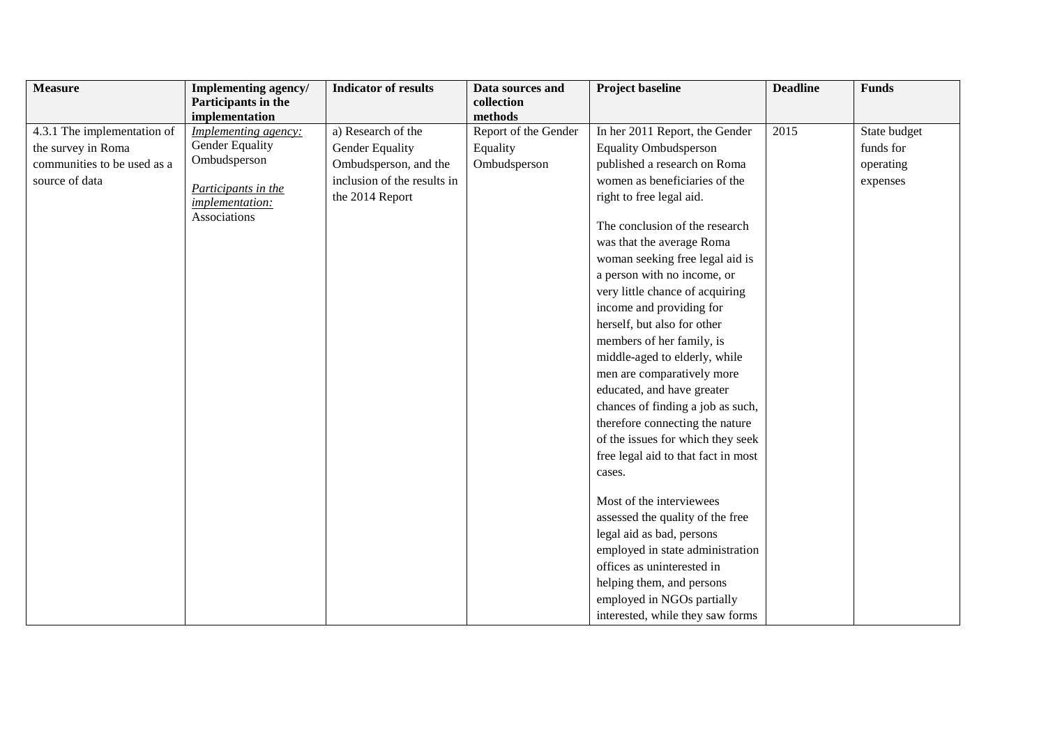| Measure | Implementing agency/ Participants in the implementation | Indicator of results | Data sources and collection methods | Project baseline | Deadline | Funds |
|---|---|---|---|---|---|---|
| 4.3.1 The implementation of the survey in Roma communities to be used as a source of data | *Implementing agency:* Gender Equality Ombudsperson<br><br>*Participants in the implementation:* Associations | a) Research of the Gender Equality Ombudsperson, and the inclusion of the results in the 2014 Report | Report of the Gender Equality Ombudsperson | In her 2011 Report, the Gender Equality Ombudsperson published a research on Roma women as beneficiaries of the right to free legal aid.<br><br>The conclusion of the research was that the average Roma woman seeking free legal aid is a person with no income, or very little chance of acquiring income and providing for herself, but also for other members of her family, is middle-aged to elderly, while men are comparatively more educated, and have greater chances of finding a job as such, therefore connecting the nature of the issues for which they seek free legal aid to that fact in most cases.<br><br>Most of the interviewees assessed the quality of the free legal aid as bad, persons employed in state administration offices as uninterested in helping them, and persons employed in NGOs partially interested, while they saw forms | 2015 | State budget funds for operating expenses |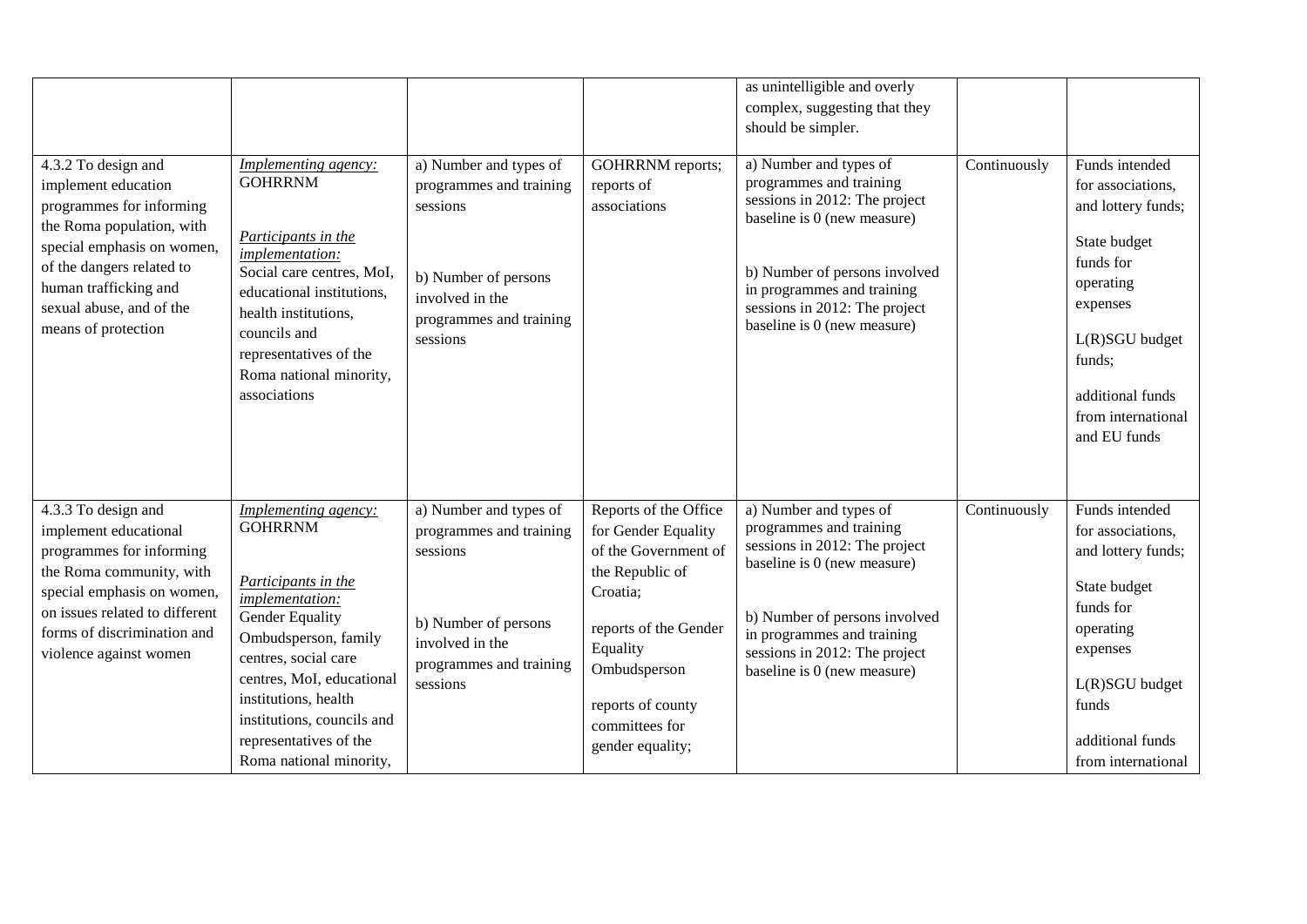| | | | | as unintelligible and overly complex, suggesting that they should be simpler. | | |
|---|---|---|---|---|---|---|
| 4.3.2 To design and implement education programmes for informing the Roma population, with special emphasis on women, of the dangers related to human trafficking and sexual abuse, and of the means of protection | *Implementing agency:* GOHRRNM<br><br>*Participants in the implementation:* Social care centres, MoI, educational institutions, health institutions, councils and representatives of the Roma national minority, associations | a) Number and types of programmes and training sessions<br><br>b) Number of persons involved in the programmes and training sessions | GOHRRNM reports; reports of associations | a) Number and types of programmes and training sessions in 2012: The project baseline is 0 (new measure)<br><br>b) Number of persons involved in programmes and training sessions in 2012: The project baseline is 0 (new measure) | Continuously | Funds intended for associations, and lottery funds;<br><br>State budget funds for operating expenses<br><br>L(R)SGU budget funds;<br><br>additional funds from international and EU funds |
| 4.3.3 To design and implement educational programmes for informing the Roma community, with special emphasis on women, on issues related to different forms of discrimination and violence against women | *Implementing agency:* GOHRRNM<br><br>*Participants in the implementation:* Gender Equality Ombudsperson, family centres, social care centres, MoI, educational institutions, health institutions, councils and representatives of the Roma national minority, | a) Number and types of programmes and training sessions<br><br>b) Number of persons involved in the programmes and training sessions | Reports of the Office for Gender Equality of the Government of the Republic of Croatia;<br><br>reports of the Gender Equality Ombudsperson<br><br>reports of county committees for gender equality; | a) Number and types of programmes and training sessions in 2012: The project baseline is 0 (new measure)<br><br>b) Number of persons involved in programmes and training sessions in 2012: The project baseline is 0 (new measure) | Continuously | Funds intended for associations, and lottery funds;<br><br>State budget funds for operating expenses<br><br>L(R)SGU budget funds<br><br>additional funds from international |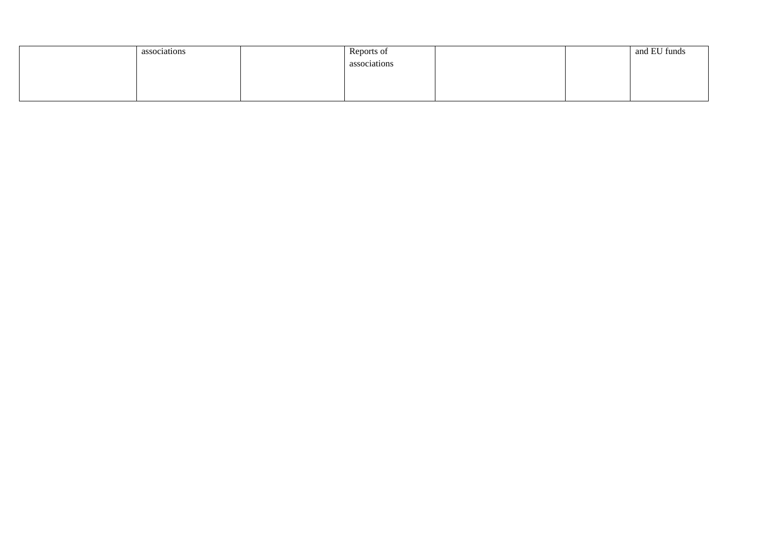|  | associations |  | Reports of associations |  |  | and EU funds |
|---|---|---|---|---|---|---|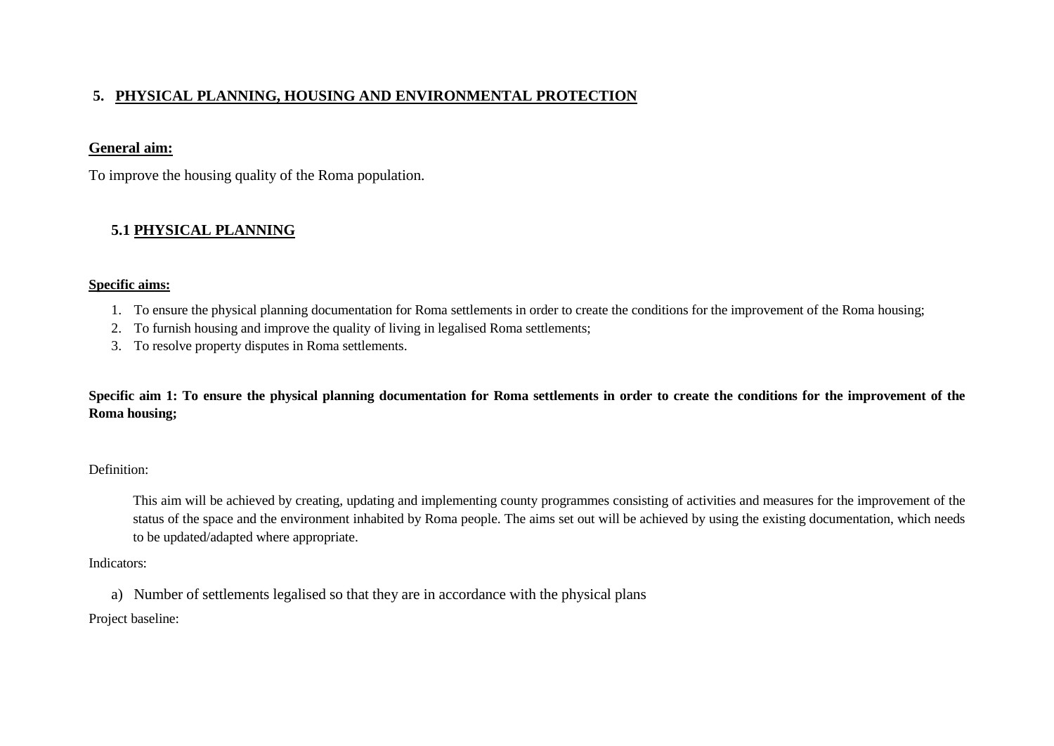## 5. PHYSICAL PLANNING, HOUSING AND ENVIRONMENTAL PROTECTION

**General aim:**

To improve the housing quality of the Roma population.

### 5.1 PHYSICAL PLANNING

**Specific aims:**

1. To ensure the physical planning documentation for Roma settlements in order to create the conditions for the improvement of the Roma housing;
2. To furnish housing and improve the quality of living in legalised Roma settlements;
3. To resolve property disputes in Roma settlements.

**Specific aim 1: To ensure the physical planning documentation for Roma settlements in order to create the conditions for the improvement of the Roma housing;**

Definition:

This aim will be achieved by creating, updating and implementing county programmes consisting of activities and measures for the improvement of the status of the space and the environment inhabited by Roma people. The aims set out will be achieved by using the existing documentation, which needs to be updated/adapted where appropriate.

Indicators:

a) Number of settlements legalised so that they are in accordance with the physical plans

Project baseline: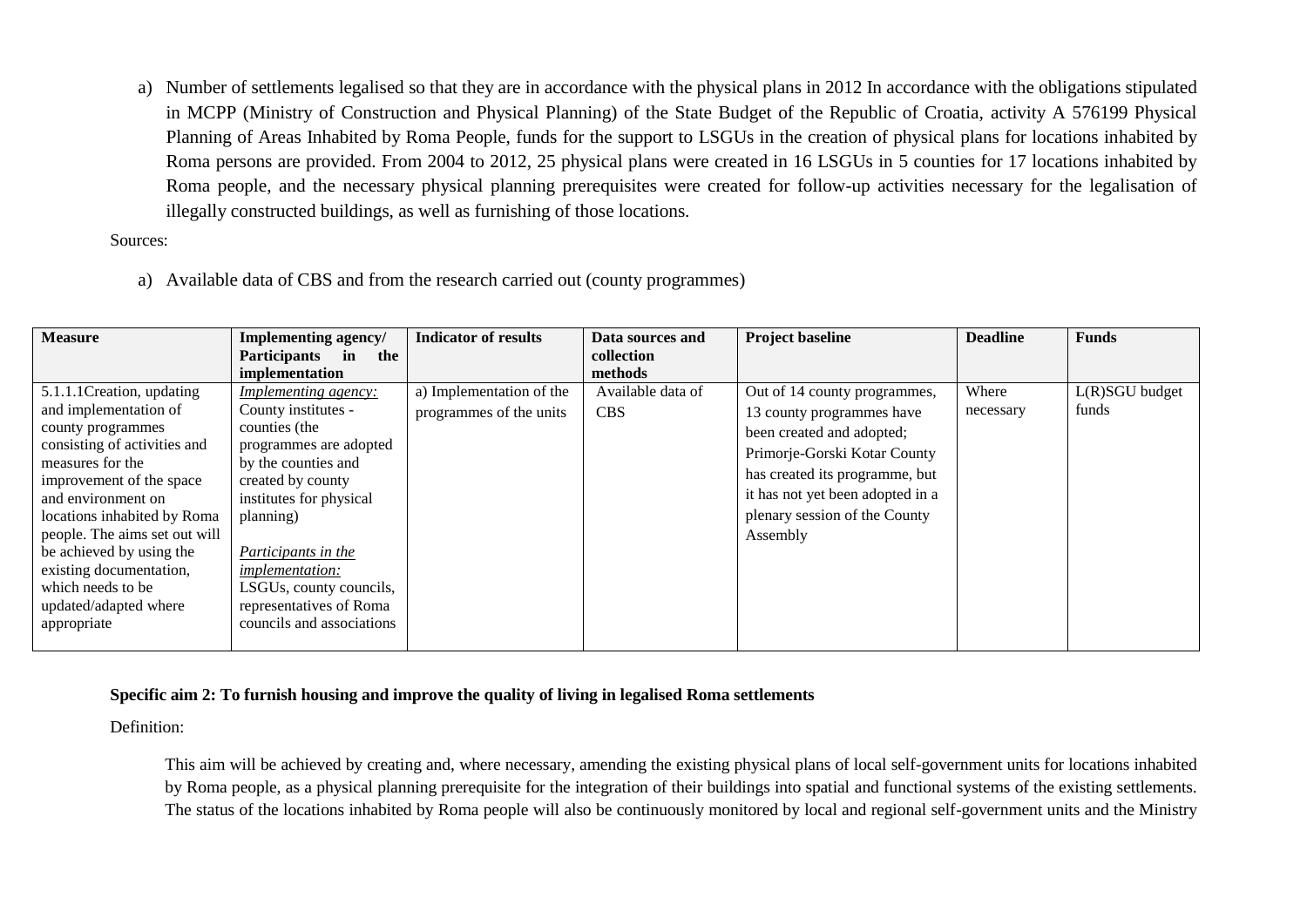a) Number of settlements legalised so that they are in accordance with the physical plans in 2012 In accordance with the obligations stipulated in MCPP (Ministry of Construction and Physical Planning) of the State Budget of the Republic of Croatia, activity A 576199 Physical Planning of Areas Inhabited by Roma People, funds for the support to LSGUs in the creation of physical plans for locations inhabited by Roma persons are provided. From 2004 to 2012, 25 physical plans were created in 16 LSGUs in 5 counties for 17 locations inhabited by Roma people, and the necessary physical planning prerequisites were created for follow-up activities necessary for the legalisation of illegally constructed buildings, as well as furnishing of those locations.

Sources:

a) Available data of CBS and from the research carried out (county programmes)

| Measure | Implementing agency/ Participants in the implementation | Indicator of results | Data sources and collection methods | Project baseline | Deadline | Funds |
|---|---|---|---|---|---|---|
| 5.1.1.1Creation, updating and implementation of county programmes consisting of activities and measures for the improvement of the space and environment on locations inhabited by Roma people. The aims set out will be achieved by using the existing documentation, which needs to be updated/adapted where appropriate | *Implementing agency:* County institutes - counties (the programmes are adopted by the counties and created by county institutes for physical planning)<br><br>*Participants in the implementation:* LSGUs, county councils, representatives of Roma councils and associations | a) Implementation of the programmes of the units | Available data of CBS | Out of 14 county programmes, 13 county programmes have been created and adopted; Primorje-Gorski Kotar County has created its programme, but it has not yet been adopted in a plenary session of the County Assembly | Where necessary | L(R)SGU budget funds |

**Specific aim 2: To furnish housing and improve the quality of living in legalised Roma settlements**

Definition:

This aim will be achieved by creating and, where necessary, amending the existing physical plans of local self-government units for locations inhabited by Roma people, as a physical planning prerequisite for the integration of their buildings into spatial and functional systems of the existing settlements. The status of the locations inhabited by Roma people will also be continuously monitored by local and regional self-government units and the Ministry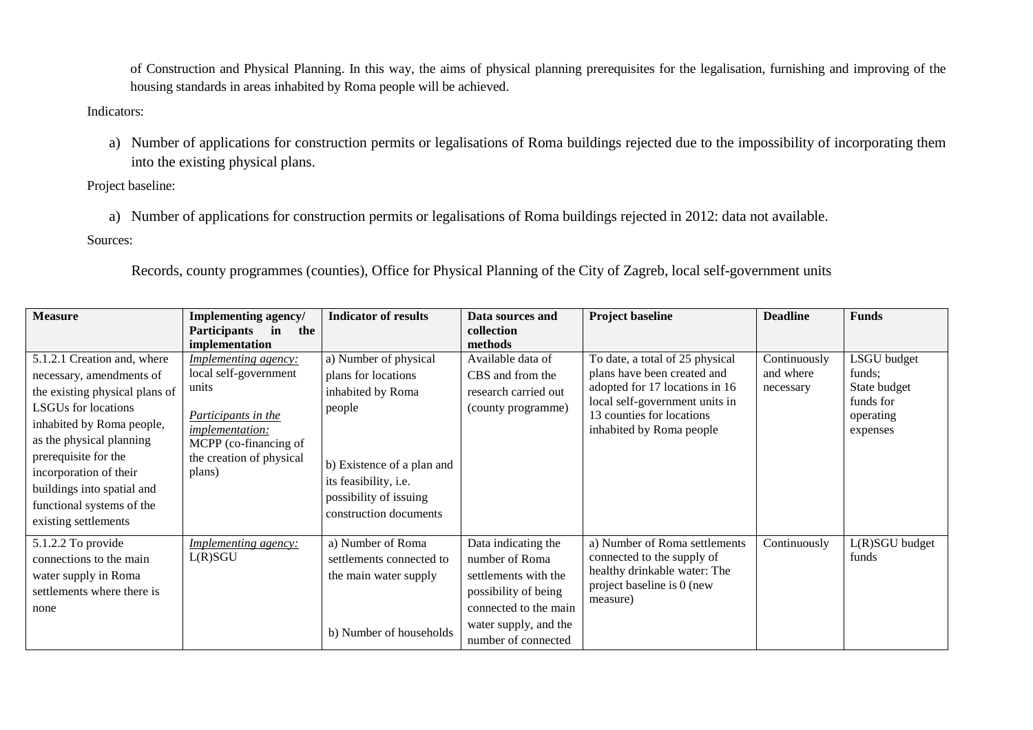of Construction and Physical Planning. In this way, the aims of physical planning prerequisites for the legalisation, furnishing and improving of the housing standards in areas inhabited by Roma people will be achieved.

Indicators:

a) Number of applications for construction permits or legalisations of Roma buildings rejected due to the impossibility of incorporating them into the existing physical plans.

Project baseline:

a) Number of applications for construction permits or legalisations of Roma buildings rejected in 2012: data not available.

Sources:

Records, county programmes (counties), Office for Physical Planning of the City of Zagreb, local self-government units

| **Measure** | **Implementing agency/ Participants in the implementation** | **Indicator of results** | **Data sources and collection methods** | **Project baseline** | **Deadline** | **Funds** |
|---|---|---|---|---|---|---|
| 5.1.2.1 Creation and, where necessary, amendments of the existing physical plans of LSGUs for locations inhabited by Roma people, as the physical planning prerequisite for the incorporation of their buildings into spatial and functional systems of the existing settlements | *Implementing agency:* local self-government units<br><br>*Participants in the implementation:* MCPP (co-financing of the creation of physical plans) | a) Number of physical plans for locations inhabited by Roma people<br><br>b) Existence of a plan and its feasibility, i.e. possibility of issuing construction documents | Available data of CBS and from the research carried out (county programme) | To date, a total of 25 physical plans have been created and adopted for 17 locations in 16 local self-government units in 13 counties for locations inhabited by Roma people | Continuously and where necessary | LSGU budget funds; State budget funds for operating expenses |
| 5.1.2.2 To provide connections to the main water supply in Roma settlements where there is none | *Implementing agency:* L(R)SGU | a) Number of Roma settlements connected to the main water supply<br><br>b) Number of households | Data indicating the number of Roma settlements with the possibility of being connected to the main water supply, and the number of connected | a) Number of Roma settlements connected to the supply of healthy drinkable water: The project baseline is 0 (new measure) | Continuously | L(R)SGU budget funds |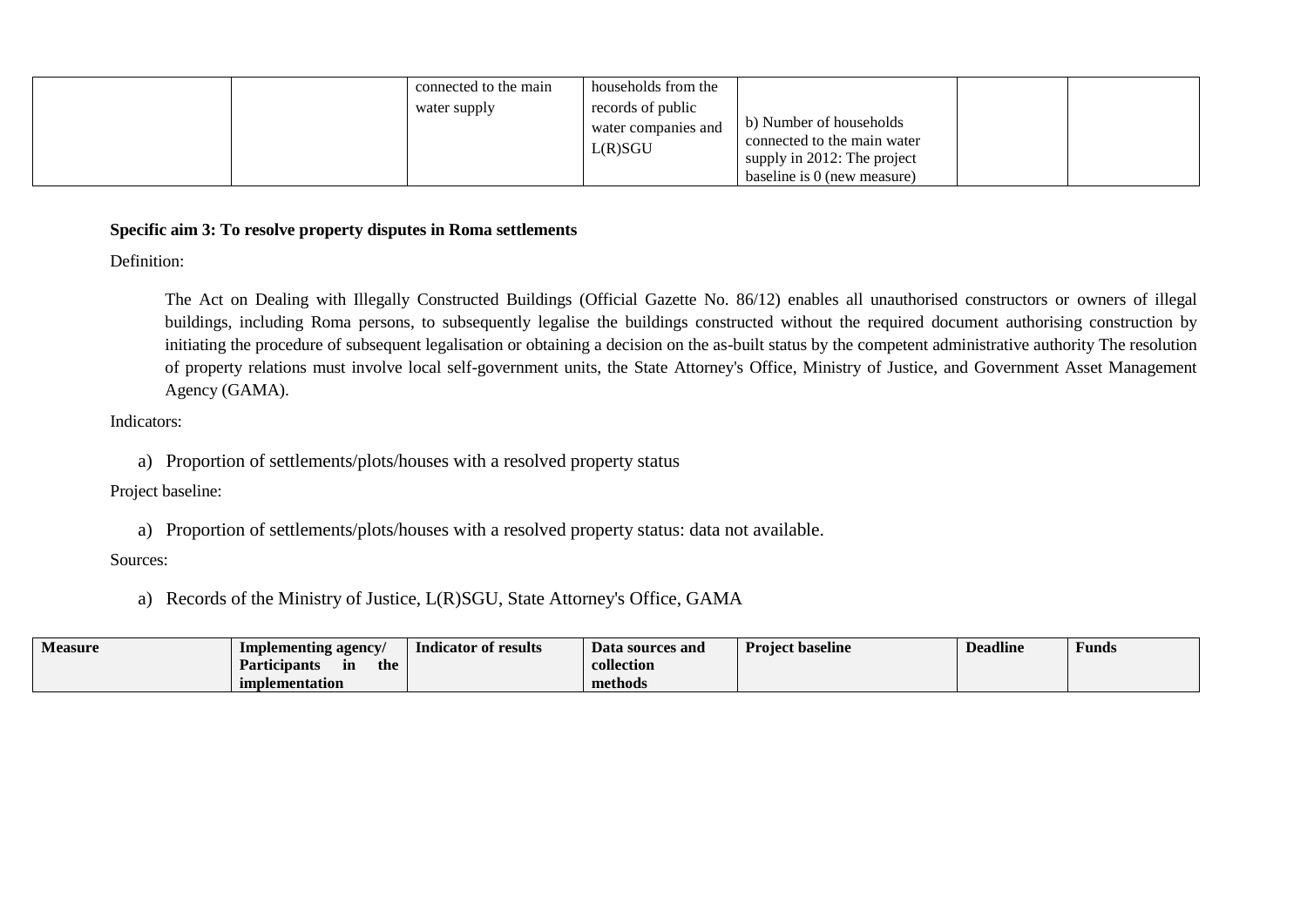| | | connected to the main water supply | households from the records of public water companies and L(R)SGU | b) Number of households connected to the main water supply in 2012: The project baseline is 0 (new measure) | | |
|---|---|---|---|---|---|---|

**Specific aim 3: To resolve property disputes in Roma settlements**

Definition:

The Act on Dealing with Illegally Constructed Buildings (Official Gazette No. 86/12) enables all unauthorised constructors or owners of illegal buildings, including Roma persons, to subsequently legalise the buildings constructed without the required document authorising construction by initiating the procedure of subsequent legalisation or obtaining a decision on the as-built status by the competent administrative authority The resolution of property relations must involve local self-government units, the State Attorney's Office, Ministry of Justice, and Government Asset Management Agency (GAMA).

Indicators:

a) Proportion of settlements/plots/houses with a resolved property status

Project baseline:

a) Proportion of settlements/plots/houses with a resolved property status: data not available.

Sources:

a) Records of the Ministry of Justice, L(R)SGU, State Attorney's Office, GAMA

| Measure | Implementing agency/ Participants in the implementation | Indicator of results | Data sources and collection methods | Project baseline | Deadline | Funds |
|---|---|---|---|---|---|---|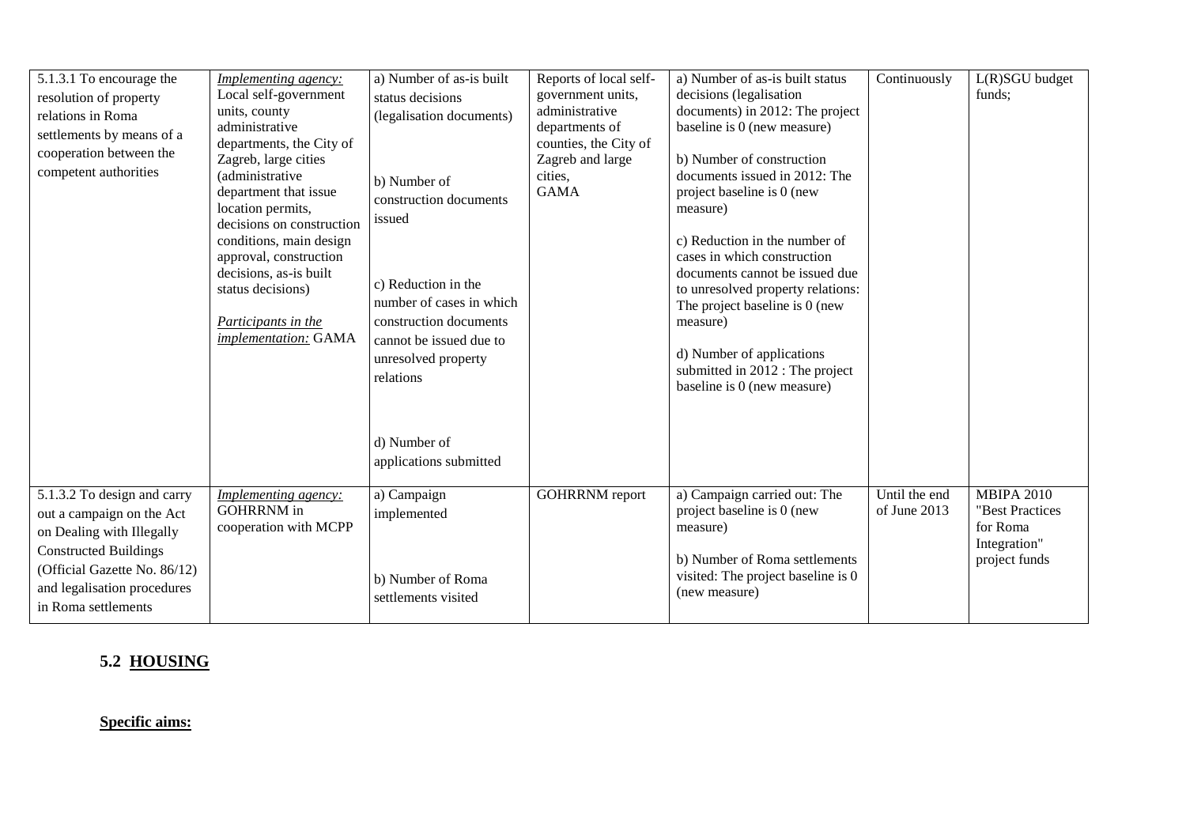| 5.1.3.1 To encourage the resolution of property relations in Roma settlements by means of a cooperation between the competent authorities | *Implementing agency:* Local self-government units, county administrative departments, the City of Zagreb, large cities (administrative department that issue location permits, decisions on construction conditions, main design approval, construction decisions, as-is built status decisions)<br><br>*Participants in the implementation:* GAMA | a) Number of as-is built status decisions (legalisation documents)<br><br>b) Number of construction documents issued<br><br>c) Reduction in the number of cases in which construction documents cannot be issued due to unresolved property relations<br><br>d) Number of applications submitted | Reports of local self-government units, administrative departments of counties, the City of Zagreb and large cities, GAMA | a) Number of as-is built status decisions (legalisation documents) in 2012: The project baseline is 0 (new measure)<br><br>b) Number of construction documents issued in 2012: The project baseline is 0 (new measure)<br><br>c) Reduction in the number of cases in which construction documents cannot be issued due to unresolved property relations: The project baseline is 0 (new measure)<br><br>d) Number of applications submitted in 2012 : The project baseline is 0 (new measure) | Continuously | L(R)SGU budget funds; |
|---|---|---|---|---|---|---|
| 5.1.3.2 To design and carry out a campaign on the Act on Dealing with Illegally Constructed Buildings (Official Gazette No. 86/12) and legalisation procedures in Roma settlements | *Implementing agency:* GOHRRNM in cooperation with MCPP | a) Campaign implemented<br><br>b) Number of Roma settlements visited | GOHRRNM report | a) Campaign carried out: The project baseline is 0 (new measure)<br><br>b) Number of Roma settlements visited: The project baseline is 0 (new measure) | Until the end of June 2013 | MBIPA 2010 "Best Practices for Roma Integration" project funds |

## 5.2 HOUSING

**Specific aims:**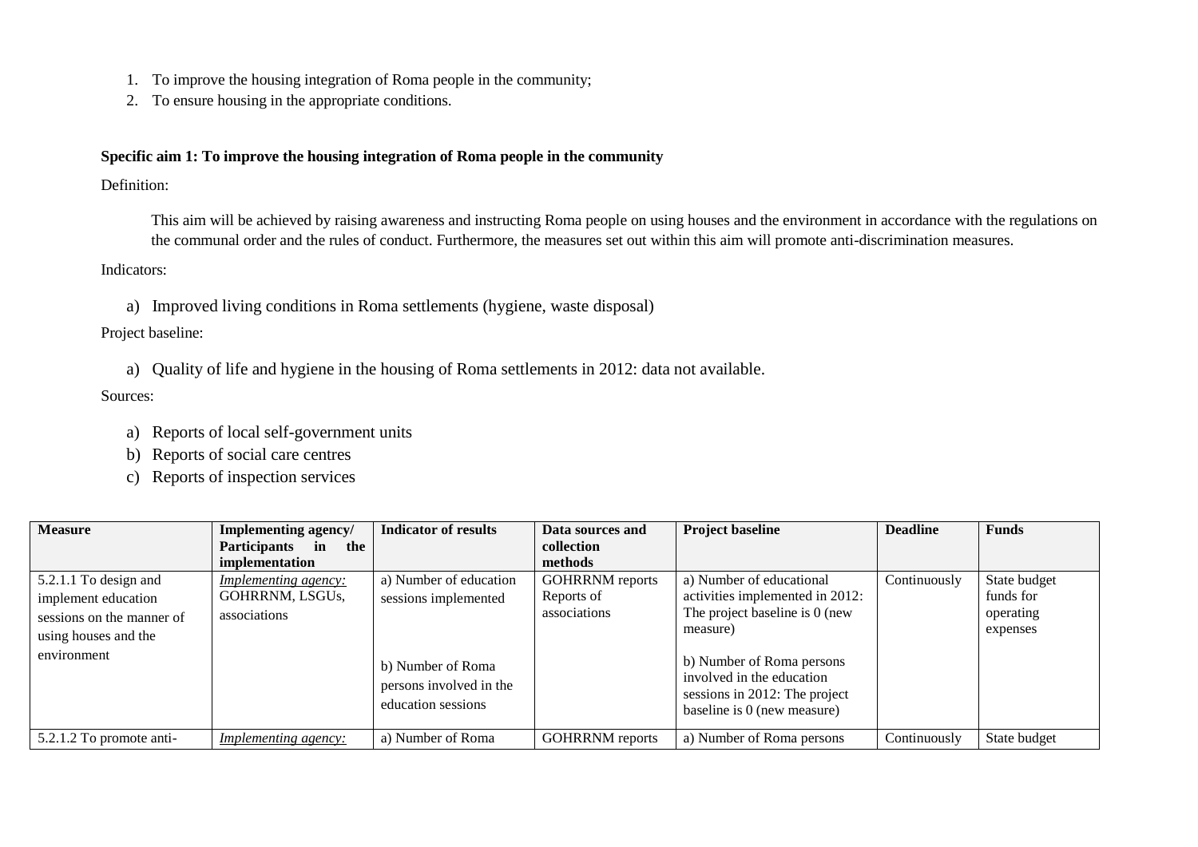1. To improve the housing integration of Roma people in the community;
2. To ensure housing in the appropriate conditions.

**Specific aim 1: To improve the housing integration of Roma people in the community**

Definition:

This aim will be achieved by raising awareness and instructing Roma people on using houses and the environment in accordance with the regulations on the communal order and the rules of conduct. Furthermore, the measures set out within this aim will promote anti-discrimination measures.

Indicators:

a) Improved living conditions in Roma settlements (hygiene, waste disposal)

Project baseline:

a) Quality of life and hygiene in the housing of Roma settlements in 2012: data not available.

Sources:

a) Reports of local self-government units
b) Reports of social care centres
c) Reports of inspection services

| Measure | Implementing agency/ Participants in the implementation | Indicator of results | Data sources and collection methods | Project baseline | Deadline | Funds |
|---|---|---|---|---|---|---|
| 5.2.1.1 To design and implement education sessions on the manner of using houses and the environment | *Implementing agency:* GOHRRNM, LSGUs, associations | a) Number of education sessions implemented<br><br>b) Number of Roma persons involved in the education sessions | GOHRRNM reports<br>Reports of associations | a) Number of educational activities implemented in 2012: The project baseline is 0 (new measure)<br><br>b) Number of Roma persons involved in the education sessions in 2012: The project baseline is 0 (new measure) | Continuously | State budget funds for operating expenses |
| 5.2.1.2 To promote anti- | *Implementing agency:* | a) Number of Roma | GOHRRNM reports | a) Number of Roma persons | Continuously | State budget |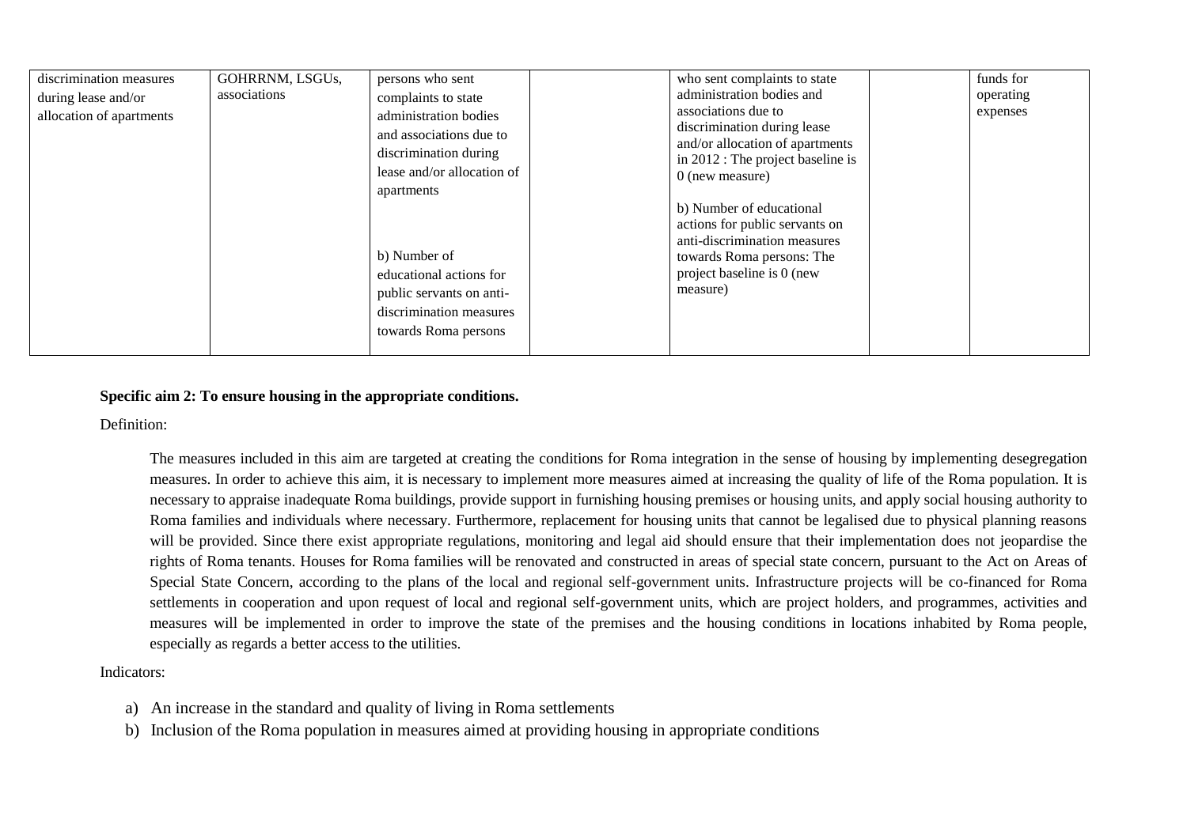| discrimination measures during lease and/or allocation of apartments | GOHRRNM, LSGUs, associations | persons who sent complaints to state administration bodies and associations due to discrimination during lease and/or allocation of apartments<br><br>b) Number of educational actions for public servants on anti-discrimination measures towards Roma persons | | who sent complaints to state administration bodies and associations due to discrimination during lease and/or allocation of apartments in 2012 : The project baseline is 0 (new measure)<br><br>b) Number of educational actions for public servants on anti-discrimination measures towards Roma persons: The project baseline is 0 (new measure) | | funds for operating expenses |
|---|---|---|---|---|---|---|

**Specific aim 2: To ensure housing in the appropriate conditions.**

Definition:

The measures included in this aim are targeted at creating the conditions for Roma integration in the sense of housing by implementing desegregation measures. In order to achieve this aim, it is necessary to implement more measures aimed at increasing the quality of life of the Roma population. It is necessary to appraise inadequate Roma buildings, provide support in furnishing housing premises or housing units, and apply social housing authority to Roma families and individuals where necessary. Furthermore, replacement for housing units that cannot be legalised due to physical planning reasons will be provided. Since there exist appropriate regulations, monitoring and legal aid should ensure that their implementation does not jeopardise the rights of Roma tenants. Houses for Roma families will be renovated and constructed in areas of special state concern, pursuant to the Act on Areas of Special State Concern, according to the plans of the local and regional self-government units. Infrastructure projects will be co-financed for Roma settlements in cooperation and upon request of local and regional self-government units, which are project holders, and programmes, activities and measures will be implemented in order to improve the state of the premises and the housing conditions in locations inhabited by Roma people, especially as regards a better access to the utilities.

Indicators:

a) An increase in the standard and quality of living in Roma settlements
b) Inclusion of the Roma population in measures aimed at providing housing in appropriate conditions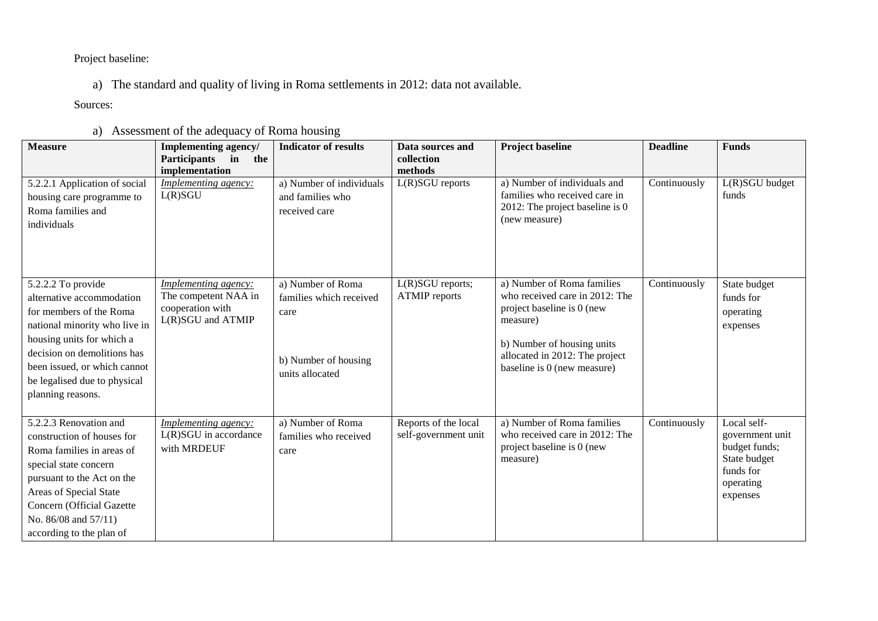Project baseline:

a) The standard and quality of living in Roma settlements in 2012: data not available.

Sources:

a) Assessment of the adequacy of Roma housing

| Measure | Implementing agency/ Participants in the implementation | Indicator of results | Data sources and collection methods | Project baseline | Deadline | Funds |
|---|---|---|---|---|---|---|
| 5.2.2.1 Application of social housing care programme to Roma families and individuals | *Implementing agency:* L(R)SGU | a) Number of individuals and families who received care | L(R)SGU reports | a) Number of individuals and families who received care in 2012: The project baseline is 0 (new measure) | Continuously | L(R)SGU budget funds |
| 5.2.2.2 To provide alternative accommodation for members of the Roma national minority who live in housing units for which a decision on demolitions has been issued, or which cannot be legalised due to physical planning reasons. | *Implementing agency:* The competent NAA in cooperation with L(R)SGU and ATMIP | a) Number of Roma families which received care<br><br>b) Number of housing units allocated | L(R)SGU reports; ATMIP reports | a) Number of Roma families who received care in 2012: The project baseline is 0 (new measure)<br><br>b) Number of housing units allocated in 2012: The project baseline is 0 (new measure) | Continuously | State budget funds for operating expenses |
| 5.2.2.3 Renovation and construction of houses for Roma families in areas of special state concern pursuant to the Act on the Areas of Special State Concern (Official Gazette No. 86/08 and 57/11) according to the plan of | *Implementing agency:* L(R)SGU in accordance with MRDEUF | a) Number of Roma families who received care | Reports of the local self-government unit | a) Number of Roma families who received care in 2012: The project baseline is 0 (new measure) | Continuously | Local self-government unit budget funds; State budget funds for operating expenses |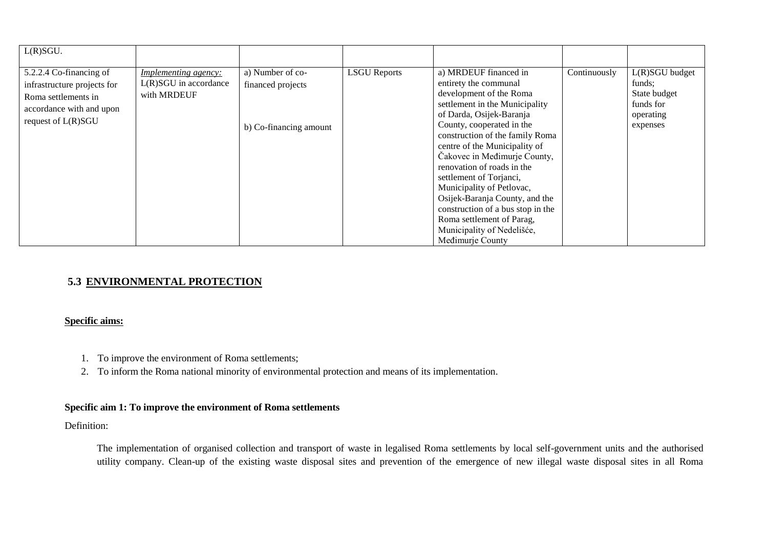| | | | | | | |
|---|---|---|---|---|---|---|
| L(R)SGU. | | | | | | |
| 5.2.2.4 Co-financing of infrastructure projects for Roma settlements in accordance with and upon request of L(R)SGU | *Implementing agency:* L(R)SGU in accordance with MRDEUF | a) Number of co-financed projects<br><br>b) Co-financing amount | LSGU Reports | a) MRDEUF financed in entirety the communal development of the Roma settlement in the Municipality of Darda, Osijek-Baranja County, cooperated in the construction of the family Roma centre of the Municipality of Čakovec in Međimurje County, renovation of roads in the settlement of Torjanci, Municipality of Petlovac, Osijek-Baranja County, and the construction of a bus stop in the Roma settlement of Parag, Municipality of Nedelišće, Međimurje County | Continuously | L(R)SGU budget funds;<br>State budget funds for operating expenses |

## 5.3 ENVIRONMENTAL PROTECTION

**Specific aims:**

1. To improve the environment of Roma settlements;
2. To inform the Roma national minority of environmental protection and means of its implementation.

**Specific aim 1: To improve the environment of Roma settlements**

Definition:

The implementation of organised collection and transport of waste in legalised Roma settlements by local self-government units and the authorised utility company. Clean-up of the existing waste disposal sites and prevention of the emergence of new illegal waste disposal sites in all Roma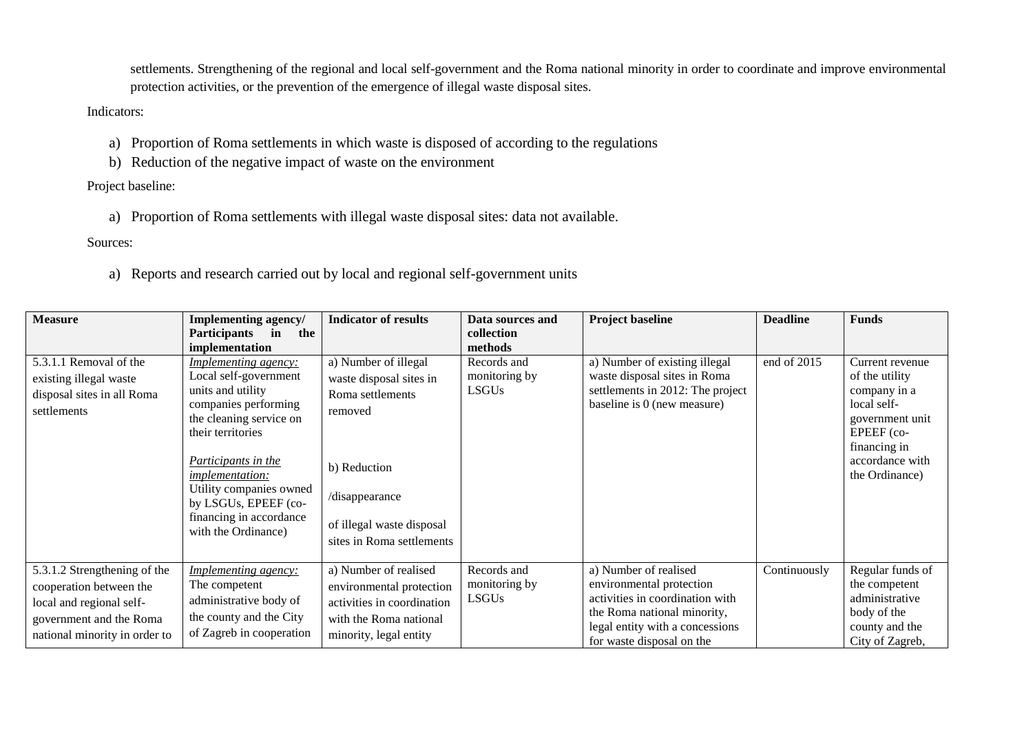settlements. Strengthening of the regional and local self-government and the Roma national minority in order to coordinate and improve environmental protection activities, or the prevention of the emergence of illegal waste disposal sites.

Indicators:

a) Proportion of Roma settlements in which waste is disposed of according to the regulations
b) Reduction of the negative impact of waste on the environment

Project baseline:

a) Proportion of Roma settlements with illegal waste disposal sites: data not available.

Sources:

a) Reports and research carried out by local and regional self-government units

| Measure | Implementing agency/ Participants in the implementation | Indicator of results | Data sources and collection methods | Project baseline | Deadline | Funds |
|---|---|---|---|---|---|---|
| 5.3.1.1 Removal of the existing illegal waste disposal sites in all Roma settlements | *Implementing agency:* Local self-government units and utility companies performing the cleaning service on their territories<br><br>*Participants in the implementation:* Utility companies owned by LSGUs, EPEEF (co-financing in accordance with the Ordinance) | a) Number of illegal waste disposal sites in Roma settlements removed<br><br>b) Reduction /disappearance of illegal waste disposal sites in Roma settlements | Records and monitoring by LSGUs | a) Number of existing illegal waste disposal sites in Roma settlements in 2012: The project baseline is 0 (new measure) | end of 2015 | Current revenue of the utility company in a local self-government unit EPEEF (co-financing in accordance with the Ordinance) |
| 5.3.1.2 Strengthening of the cooperation between the local and regional self-government and the Roma national minority in order to | *Implementing agency:* The competent administrative body of the county and the City of Zagreb in cooperation | a) Number of realised environmental protection activities in coordination with the Roma national minority, legal entity | Records and monitoring by LSGUs | a) Number of realised environmental protection activities in coordination with the Roma national minority, legal entity with a concessions for waste disposal on the | Continuously | Regular funds of the competent administrative body of the county and the City of Zagreb, |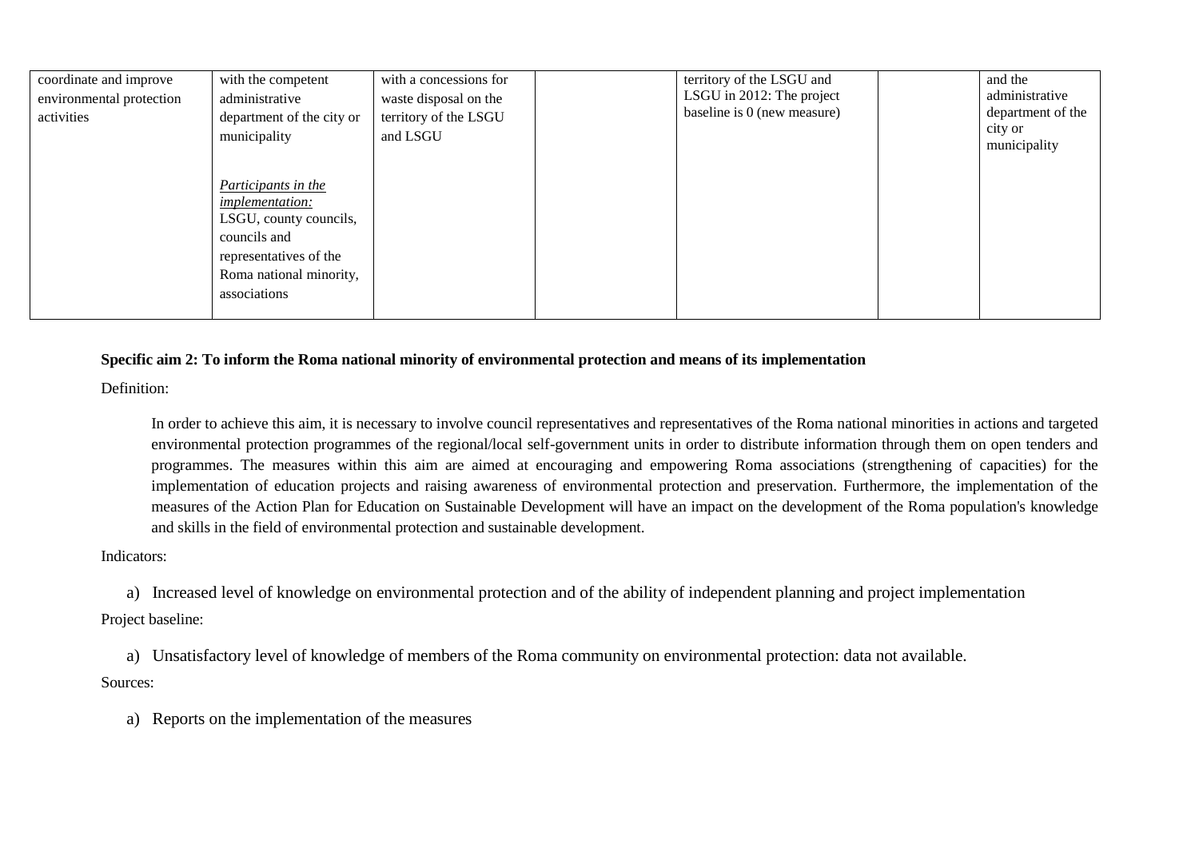| | | | | | | |
|---|---|---|---|---|---|---|
| coordinate and improve environmental protection activities | with the competent administrative department of the city or municipality<br><br>*Participants in the implementation:* LSGU, county councils, councils and representatives of the Roma national minority, associations | with a concessions for waste disposal on the territory of the LSGU and LSGU | | territory of the LSGU and LSGU in 2012: The project baseline is 0 (new measure) | | and the administrative department of the city or municipality |

**Specific aim 2: To inform the Roma national minority of environmental protection and means of its implementation**

Definition:

In order to achieve this aim, it is necessary to involve council representatives and representatives of the Roma national minorities in actions and targeted environmental protection programmes of the regional/local self-government units in order to distribute information through them on open tenders and programmes. The measures within this aim are aimed at encouraging and empowering Roma associations (strengthening of capacities) for the implementation of education projects and raising awareness of environmental protection and preservation. Furthermore, the implementation of the measures of the Action Plan for Education on Sustainable Development will have an impact on the development of the Roma population's knowledge and skills in the field of environmental protection and sustainable development.

Indicators:

a) Increased level of knowledge on environmental protection and of the ability of independent planning and project implementation

Project baseline:

a) Unsatisfactory level of knowledge of members of the Roma community on environmental protection: data not available.

Sources:

a) Reports on the implementation of the measures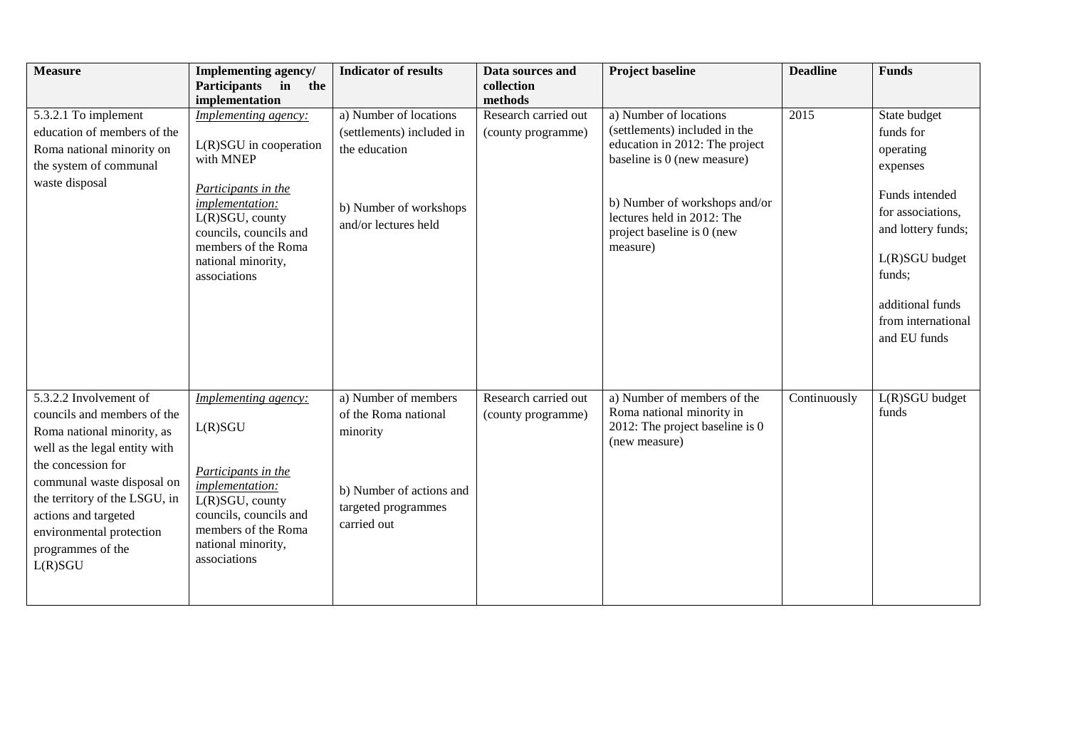| Measure | Implementing agency/ Participants in the implementation | Indicator of results | Data sources and collection methods | Project baseline | Deadline | Funds |
|---|---|---|---|---|---|---|
| 5.3.2.1 To implement education of members of the Roma national minority on the system of communal waste disposal | *Implementing agency:* L(R)SGU in cooperation with MNEP *Participants in the implementation:* L(R)SGU, county councils, councils and members of the Roma national minority, associations | a) Number of locations (settlements) included in the education b) Number of workshops and/or lectures held | Research carried out (county programme) | a) Number of locations (settlements) included in the education in 2012: The project baseline is 0 (new measure) b) Number of workshops and/or lectures held in 2012: The project baseline is 0 (new measure) | 2015 | State budget funds for operating expenses Funds intended for associations, and lottery funds; L(R)SGU budget funds; additional funds from international and EU funds |
| 5.3.2.2 Involvement of councils and members of the Roma national minority, as well as the legal entity with the concession for communal waste disposal on the territory of the LSGU, in actions and targeted environmental protection programmes of the L(R)SGU | *Implementing agency:* L(R)SGU *Participants in the implementation:* L(R)SGU, county councils, councils and members of the Roma national minority, associations | a) Number of members of the Roma national minority b) Number of actions and targeted programmes carried out | Research carried out (county programme) | a) Number of members of the Roma national minority in 2012: The project baseline is 0 (new measure) | Continuously | L(R)SGU budget funds |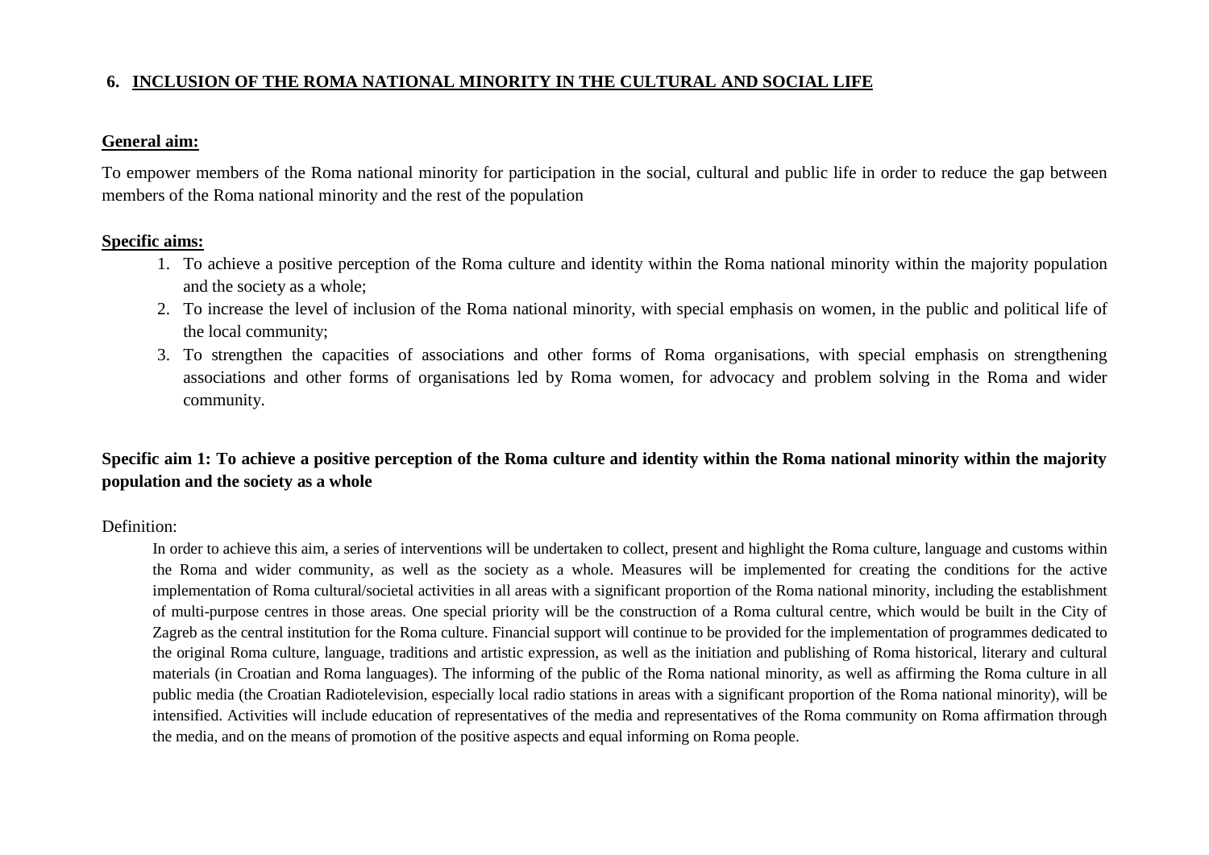## 6. INCLUSION OF THE ROMA NATIONAL MINORITY IN THE CULTURAL AND SOCIAL LIFE

**General aim:**

To empower members of the Roma national minority for participation in the social, cultural and public life in order to reduce the gap between members of the Roma national minority and the rest of the population

**Specific aims:**

1. To achieve a positive perception of the Roma culture and identity within the Roma national minority within the majority population and the society as a whole;
2. To increase the level of inclusion of the Roma national minority, with special emphasis on women, in the public and political life of the local community;
3. To strengthen the capacities of associations and other forms of Roma organisations, with special emphasis on strengthening associations and other forms of organisations led by Roma women, for advocacy and problem solving in the Roma and wider community.

### Specific aim 1: To achieve a positive perception of the Roma culture and identity within the Roma national minority within the majority population and the society as a whole

Definition:

In order to achieve this aim, a series of interventions will be undertaken to collect, present and highlight the Roma culture, language and customs within the Roma and wider community, as well as the society as a whole. Measures will be implemented for creating the conditions for the active implementation of Roma cultural/societal activities in all areas with a significant proportion of the Roma national minority, including the establishment of multi-purpose centres in those areas. One special priority will be the construction of a Roma cultural centre, which would be built in the City of Zagreb as the central institution for the Roma culture. Financial support will continue to be provided for the implementation of programmes dedicated to the original Roma culture, language, traditions and artistic expression, as well as the initiation and publishing of Roma historical, literary and cultural materials (in Croatian and Roma languages). The informing of the public of the Roma national minority, as well as affirming the Roma culture in all public media (the Croatian Radiotelevision, especially local radio stations in areas with a significant proportion of the Roma national minority), will be intensified. Activities will include education of representatives of the media and representatives of the Roma community on Roma affirmation through the media, and on the means of promotion of the positive aspects and equal informing on Roma people.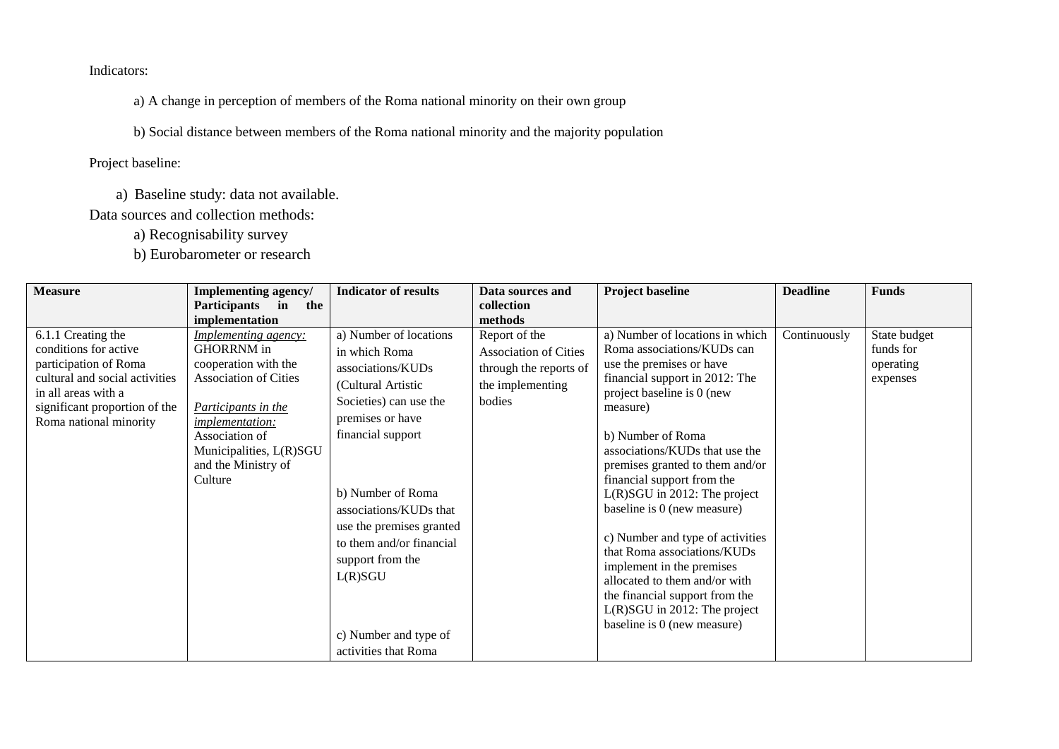Indicators:

a) A change in perception of members of the Roma national minority on their own group

b) Social distance between members of the Roma national minority and the majority population

Project baseline:

a) Baseline study: data not available.

Data sources and collection methods:

a) Recognisability survey

b) Eurobarometer or research

| Measure | Implementing agency/ Participants in the implementation | Indicator of results | Data sources and collection methods | Project baseline | Deadline | Funds |
|---|---|---|---|---|---|---|
| 6.1.1 Creating the conditions for active participation of Roma cultural and social activities in all areas with a significant proportion of the Roma national minority | *Implementing agency:* GHORRNM in cooperation with the Association of Cities<br><br>*Participants in the implementation:* Association of Municipalities, L(R)SGU and the Ministry of Culture | a) Number of locations in which Roma associations/KUDs (Cultural Artistic Societies) can use the premises or have financial support<br><br>b) Number of Roma associations/KUDs that use the premises granted to them and/or financial support from the L(R)SGU<br><br>c) Number and type of activities that Roma | Report of the Association of Cities through the reports of the implementing bodies | a) Number of locations in which Roma associations/KUDs can use the premises or have financial support in 2012: The project baseline is 0 (new measure)<br><br>b) Number of Roma associations/KUDs that use the premises granted to them and/or financial support from the L(R)SGU in 2012: The project baseline is 0 (new measure)<br><br>c) Number and type of activities that Roma associations/KUDs implement in the premises allocated to them and/or with the financial support from the L(R)SGU in 2012: The project baseline is 0 (new measure) | Continuously | State budget funds for operating expenses |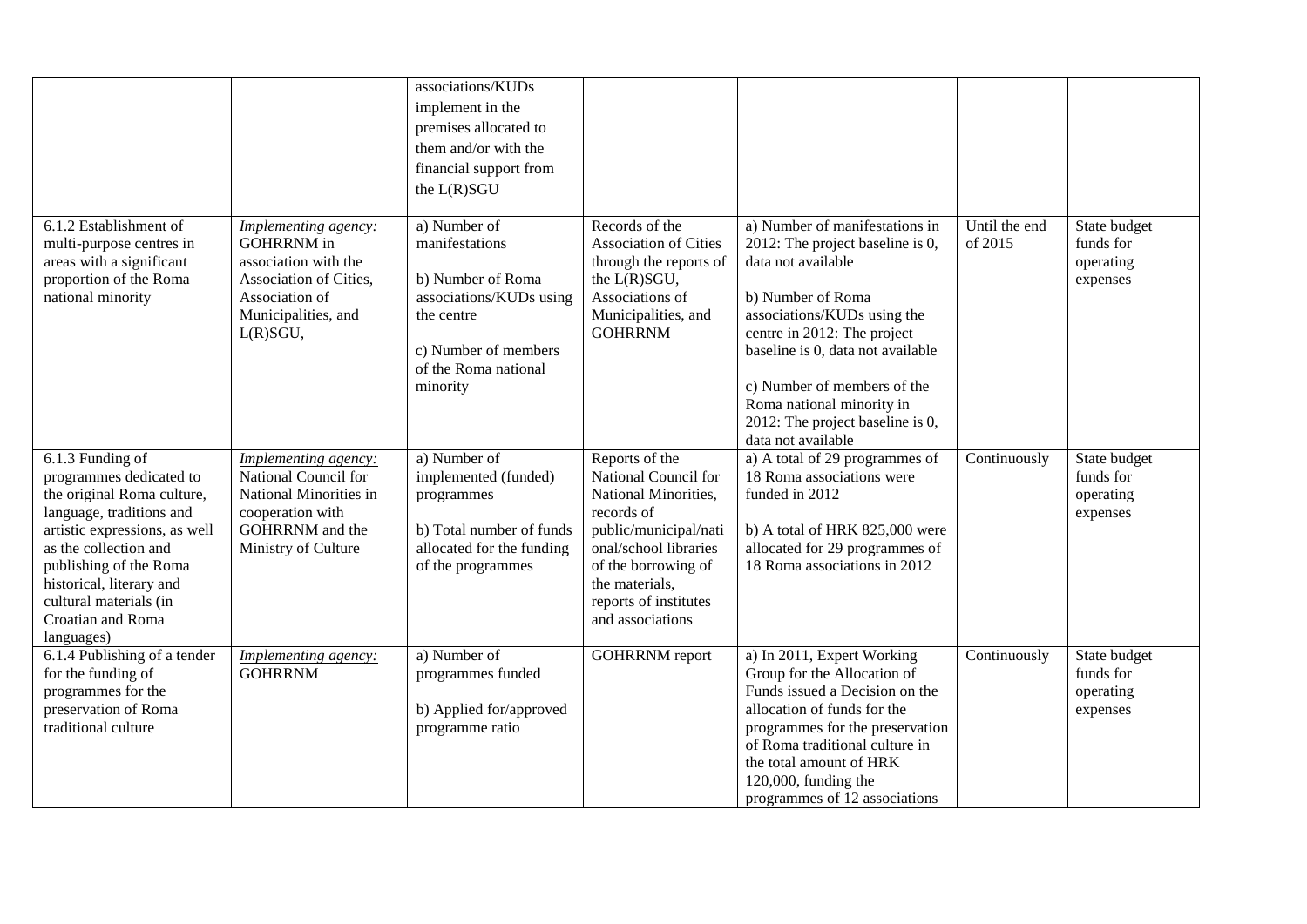| | | | | | | |
|---|---|---|---|---|---|---|
| | | associations/KUDs implement in the premises allocated to them and/or with the financial support from the L(R)SGU | | | | |
| 6.1.2 Establishment of multi-purpose centres in areas with a significant proportion of the Roma national minority | *Implementing agency:* GOHRRNM in association with the Association of Cities, Association of Municipalities, and L(R)SGU, | a) Number of manifestations<br><br>b) Number of Roma associations/KUDs using the centre<br><br>c) Number of members of the Roma national minority | Records of the Association of Cities through the reports of the L(R)SGU, Associations of Municipalities, and GOHRRNM | a) Number of manifestations in 2012: The project baseline is 0, data not available<br><br>b) Number of Roma associations/KUDs using the centre in 2012: The project baseline is 0, data not available<br><br>c) Number of members of the Roma national minority in 2012: The project baseline is 0, data not available | Until the end of 2015 | State budget funds for operating expenses |
| 6.1.3 Funding of programmes dedicated to the original Roma culture, language, traditions and artistic expressions, as well as the collection and publishing of the Roma historical, literary and cultural materials (in Croatian and Roma languages) | *Implementing agency:* National Council for National Minorities in cooperation with GOHRRNM and the Ministry of Culture | a) Number of implemented (funded) programmes<br><br>b) Total number of funds allocated for the funding of the programmes | Reports of the National Council for National Minorities, records of public/municipal/national/school libraries of the borrowing of the materials, reports of institutes and associations | a) A total of 29 programmes of 18 Roma associations were funded in 2012<br><br>b) A total of HRK 825,000 were allocated for 29 programmes of 18 Roma associations in 2012 | Continuously | State budget funds for operating expenses |
| 6.1.4 Publishing of a tender for the funding of programmes for the preservation of Roma traditional culture | *Implementing agency:* GOHRRNM | a) Number of programmes funded<br><br>b) Applied for/approved programme ratio | GOHRRNM report | a) In 2011, Expert Working Group for the Allocation of Funds issued a Decision on the allocation of funds for the programmes for the preservation of Roma traditional culture in the total amount of HRK 120,000, funding the programmes of 12 associations | Continuously | State budget funds for operating expenses |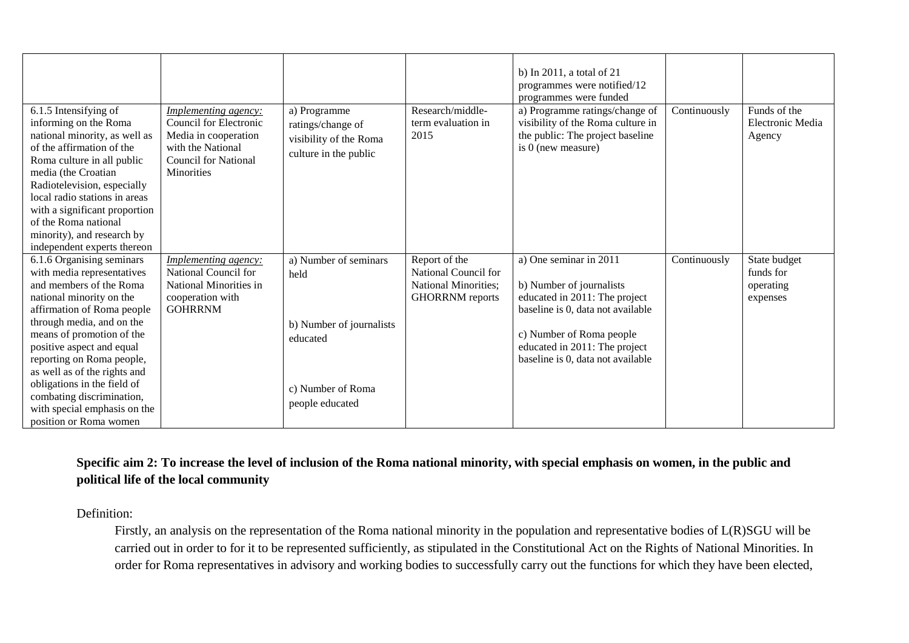| | | | | b) In 2011, a total of 21 programmes were notified/12 programmes were funded | | |
|---|---|---|---|---|---|---|
| 6.1.5 Intensifying of informing on the Roma national minority, as well as of the affirmation of the Roma culture in all public media (the Croatian Radiotelevision, especially local radio stations in areas with a significant proportion of the Roma national minority), and research by independent experts thereon | *Implementing agency:* Council for Electronic Media in cooperation with the National Council for National Minorities | a) Programme ratings/change of visibility of the Roma culture in the public | Research/middle-term evaluation in 2015 | a) Programme ratings/change of visibility of the Roma culture in the public: The project baseline is 0 (new measure) | Continuously | Funds of the Electronic Media Agency |
| 6.1.6 Organising seminars with media representatives and members of the Roma national minority on the affirmation of Roma people through media, and on the means of promotion of the positive aspect and equal reporting on Roma people, as well as of the rights and obligations in the field of combating discrimination, with special emphasis on the position or Roma women | *Implementing agency:* National Council for National Minorities in cooperation with GOHRRNM | a) Number of seminars held<br><br>b) Number of journalists educated<br><br>c) Number of Roma people educated | Report of the National Council for National Minorities; GHORRNM reports | a) One seminar in 2011<br><br>b) Number of journalists educated in 2011: The project baseline is 0, data not available<br><br>c) Number of Roma people educated in 2011: The project baseline is 0, data not available | Continuously | State budget funds for operating expenses |

**Specific aim 2: To increase the level of inclusion of the Roma national minority, with special emphasis on women, in the public and political life of the local community**

Definition:

Firstly, an analysis on the representation of the Roma national minority in the population and representative bodies of L(R)SGU will be carried out in order to for it to be represented sufficiently, as stipulated in the Constitutional Act on the Rights of National Minorities. In order for Roma representatives in advisory and working bodies to successfully carry out the functions for which they have been elected,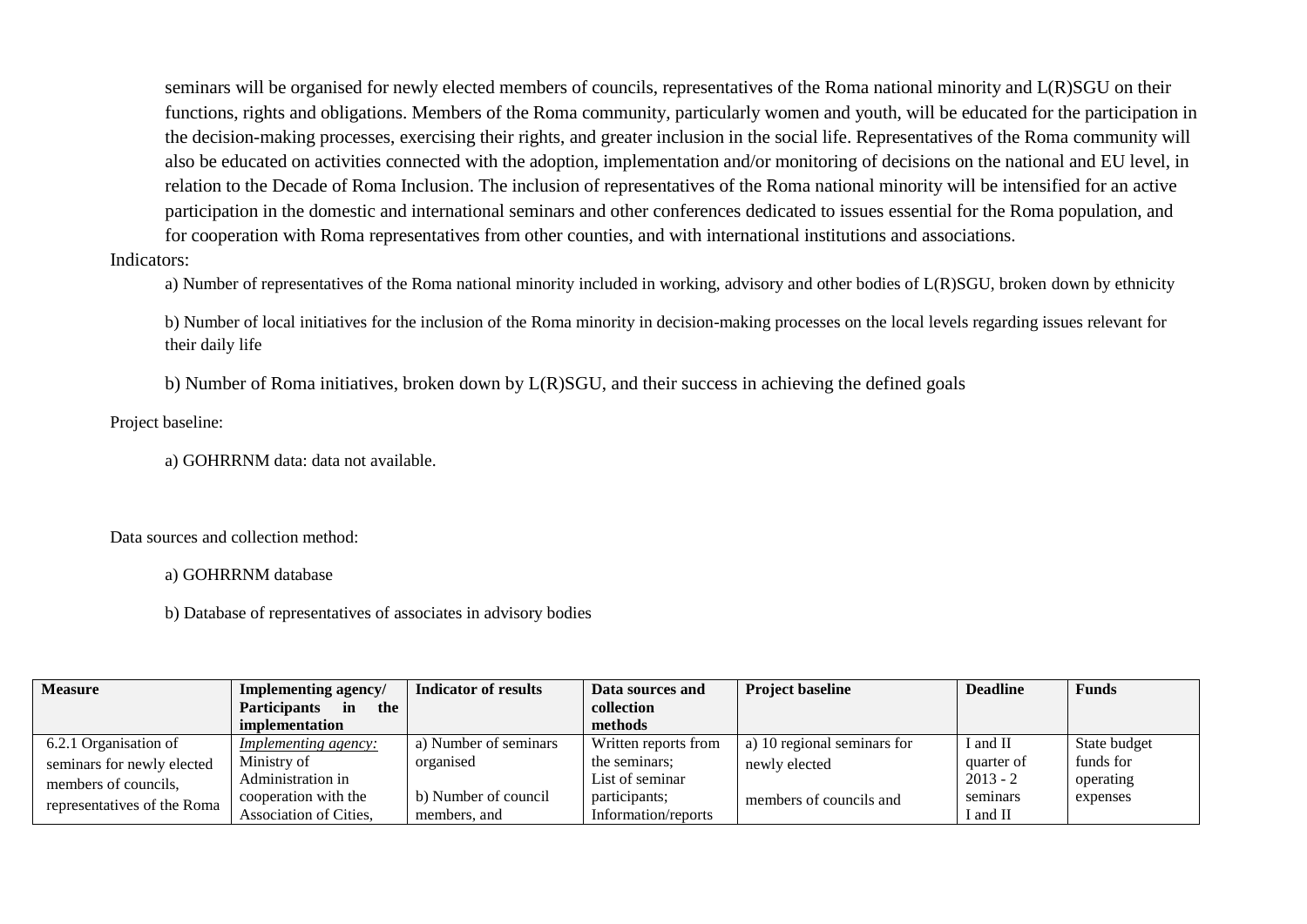seminars will be organised for newly elected members of councils, representatives of the Roma national minority and L(R)SGU on their functions, rights and obligations. Members of the Roma community, particularly women and youth, will be educated for the participation in the decision-making processes, exercising their rights, and greater inclusion in the social life. Representatives of the Roma community will also be educated on activities connected with the adoption, implementation and/or monitoring of decisions on the national and EU level, in relation to the Decade of Roma Inclusion. The inclusion of representatives of the Roma national minority will be intensified for an active participation in the domestic and international seminars and other conferences dedicated to issues essential for the Roma population, and for cooperation with Roma representatives from other counties, and with international institutions and associations.

Indicators:

a) Number of representatives of the Roma national minority included in working, advisory and other bodies of L(R)SGU, broken down by ethnicity

b) Number of local initiatives for the inclusion of the Roma minority in decision-making processes on the local levels regarding issues relevant for their daily life

b) Number of Roma initiatives, broken down by L(R)SGU, and their success in achieving the defined goals

Project baseline:

a) GOHRRNM data: data not available.

Data sources and collection method:

a) GOHRRNM database

b) Database of representatives of associates in advisory bodies

| Measure | Implementing agency/ Participants in the implementation | Indicator of results | Data sources and collection methods | Project baseline | Deadline | Funds |
|---|---|---|---|---|---|---|
| 6.2.1 Organisation of seminars for newly elected members of councils, representatives of the Roma | *Implementing agency:* Ministry of Administration in cooperation with the Association of Cities, | a) Number of seminars organised<br><br>b) Number of council members, and | Written reports from the seminars;<br>List of seminar participants;<br>Information/reports | a) 10 regional seminars for newly elected<br><br>members of councils and | I and II quarter of 2013 - 2 seminars I and II | State budget funds for operating expenses |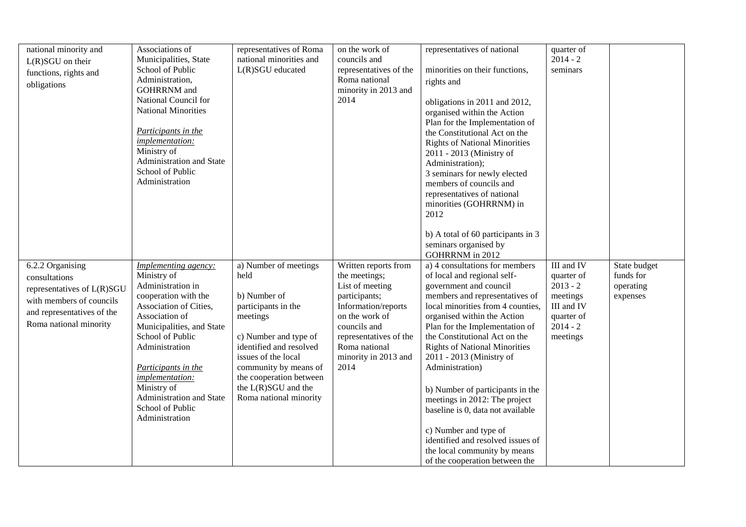| | | | | | | |
|---|---|---|---|---|---|---|
| national minority and L(R)SGU on their functions, rights and obligations | Associations of Municipalities, State School of Public Administration, GOHRRNM and National Council for National Minorities<br><br>*Participants in the implementation:*<br>Ministry of Administration and State School of Public Administration | representatives of Roma national minorities and L(R)SGU educated | on the work of councils and representatives of the Roma national minority in 2013 and 2014 | representatives of national minorities on their functions, rights and obligations in 2011 and 2012, organised within the Action Plan for the Implementation of the Constitutional Act on the Rights of National Minorities 2011 - 2013 (Ministry of Administration);<br>3 seminars for newly elected members of councils and representatives of national minorities (GOHRRNM) in 2012<br><br>b) A total of 60 participants in 3 seminars organised by GOHRRNM in 2012 | quarter of 2014 - 2 seminars | |
| 6.2.2 Organising consultations representatives of L(R)SGU with members of councils and representatives of the Roma national minority | *Implementing agency:*<br>Ministry of Administration in cooperation with the Association of Cities, Association of Municipalities, and State School of Public Administration<br><br>*Participants in the implementation:*<br>Ministry of Administration and State School of Public Administration | a) Number of meetings held<br><br>b) Number of participants in the meetings<br><br>c) Number and type of identified and resolved issues of the local community by means of the cooperation between the L(R)SGU and the Roma national minority | Written reports from the meetings;<br>List of meeting participants;<br>Information/reports on the work of councils and representatives of the Roma national minority in 2013 and 2014 | a) 4 consultations for members of local and regional self-government and council members and representatives of local minorities from 4 counties, organised within the Action Plan for the Implementation of the Constitutional Act on the Rights of National Minorities 2011 - 2013 (Ministry of Administration)<br><br>b) Number of participants in the meetings in 2012: The project baseline is 0, data not available<br><br>c) Number and type of identified and resolved issues of the local community by means of the cooperation between the | III and IV quarter of 2013 - 2 meetings<br>III and IV quarter of 2014 - 2 meetings | State budget funds for operating expenses |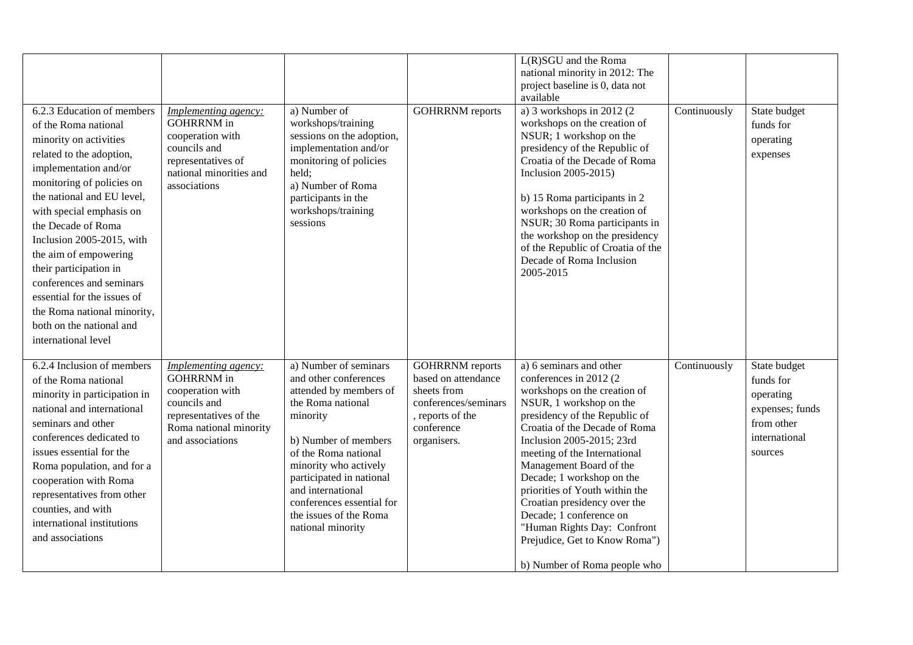| | | | | L(R)SGU and the Roma national minority in 2012: The project baseline is 0, data not available | | |
|---|---|---|---|---|---|---|
| 6.2.3 Education of members of the Roma national minority on activities related to the adoption, implementation and/or monitoring of policies on the national and EU level, with special emphasis on the Decade of Roma Inclusion 2005-2015, with the aim of empowering their participation in conferences and seminars essential for the issues of the Roma national minority, both on the national and international level | *Implementing agency:* GOHRRNM in cooperation with councils and representatives of national minorities and associations | a) Number of workshops/training sessions on the adoption, implementation and/or monitoring of policies held;<br>a) Number of Roma participants in the workshops/training sessions | GOHRRNM reports | a) 3 workshops in 2012 (2 workshops on the creation of NSUR; 1 workshop on the presidency of the Republic of Croatia of the Decade of Roma Inclusion 2005-2015)<br><br>b) 15 Roma participants in 2 workshops on the creation of NSUR; 30 Roma participants in the workshop on the presidency of the Republic of Croatia of the Decade of Roma Inclusion 2005-2015 | Continuously | State budget funds for operating expenses |
| 6.2.4 Inclusion of members of the Roma national minority in participation in national and international seminars and other conferences dedicated to issues essential for the Roma population, and for a cooperation with Roma representatives from other counties, and with international institutions and associations | *Implementing agency:* GOHRRNM in cooperation with councils and representatives of the Roma national minority and associations | a) Number of seminars and other conferences attended by members of the Roma national minority<br><br>b) Number of members of the Roma national minority who actively participated in national and international conferences essential for the issues of the Roma national minority | GOHRRNM reports based on attendance sheets from conferences/seminars , reports of the conference organisers. | a) 6 seminars and other conferences in 2012 (2 workshops on the creation of NSUR, 1 workshop on the presidency of the Republic of Croatia of the Decade of Roma Inclusion 2005-2015; 23rd meeting of the International Management Board of the Decade; 1 workshop on the priorities of Youth within the Croatian presidency over the Decade; 1 conference on "Human Rights Day: Confront Prejudice, Get to Know Roma")<br><br>b) Number of Roma people who | Continuously | State budget funds for operating expenses; funds from other international sources |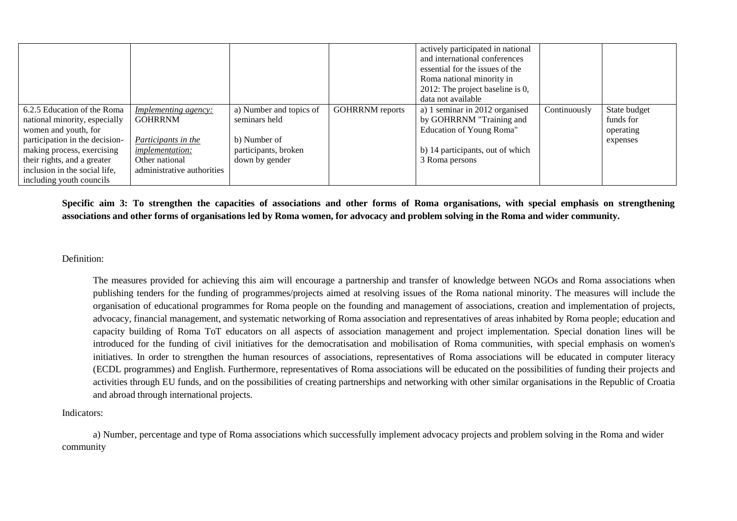| | | | | actively participated in national and international conferences essential for the issues of the Roma national minority in 2012: The project baseline is 0, data not available | | |
|---|---|---|---|---|---|---|
| 6.2.5 Education of the Roma national minority, especially women and youth, for participation in the decision-making process, exercising their rights, and a greater inclusion in the social life, including youth councils | *Implementing agency:* GOHRRNM<br><br>*Participants in the implementation:* Other national administrative authorities | a) Number and topics of seminars held<br><br>b) Number of participants, broken down by gender | GOHRRNM reports | a) 1 seminar in 2012 organised by GOHRRNM "Training and Education of Young Roma"<br><br>b) 14 participants, out of which 3 Roma persons | Continuously | State budget funds for operating expenses |

**Specific aim 3: To strengthen the capacities of associations and other forms of Roma organisations, with special emphasis on strengthening associations and other forms of organisations led by Roma women, for advocacy and problem solving in the Roma and wider community.**

Definition:

The measures provided for achieving this aim will encourage a partnership and transfer of knowledge between NGOs and Roma associations when publishing tenders for the funding of programmes/projects aimed at resolving issues of the Roma national minority. The measures will include the organisation of educational programmes for Roma people on the founding and management of associations, creation and implementation of projects, advocacy, financial management, and systematic networking of Roma association and representatives of areas inhabited by Roma people; education and capacity building of Roma ToT educators on all aspects of association management and project implementation. Special donation lines will be introduced for the funding of civil initiatives for the democratisation and mobilisation of Roma communities, with special emphasis on women's initiatives. In order to strengthen the human resources of associations, representatives of Roma associations will be educated in computer literacy (ECDL programmes) and English. Furthermore, representatives of Roma associations will be educated on the possibilities of funding their projects and activities through EU funds, and on the possibilities of creating partnerships and networking with other similar organisations in the Republic of Croatia and abroad through international projects.

Indicators:

a) Number, percentage and type of Roma associations which successfully implement advocacy projects and problem solving in the Roma and wider community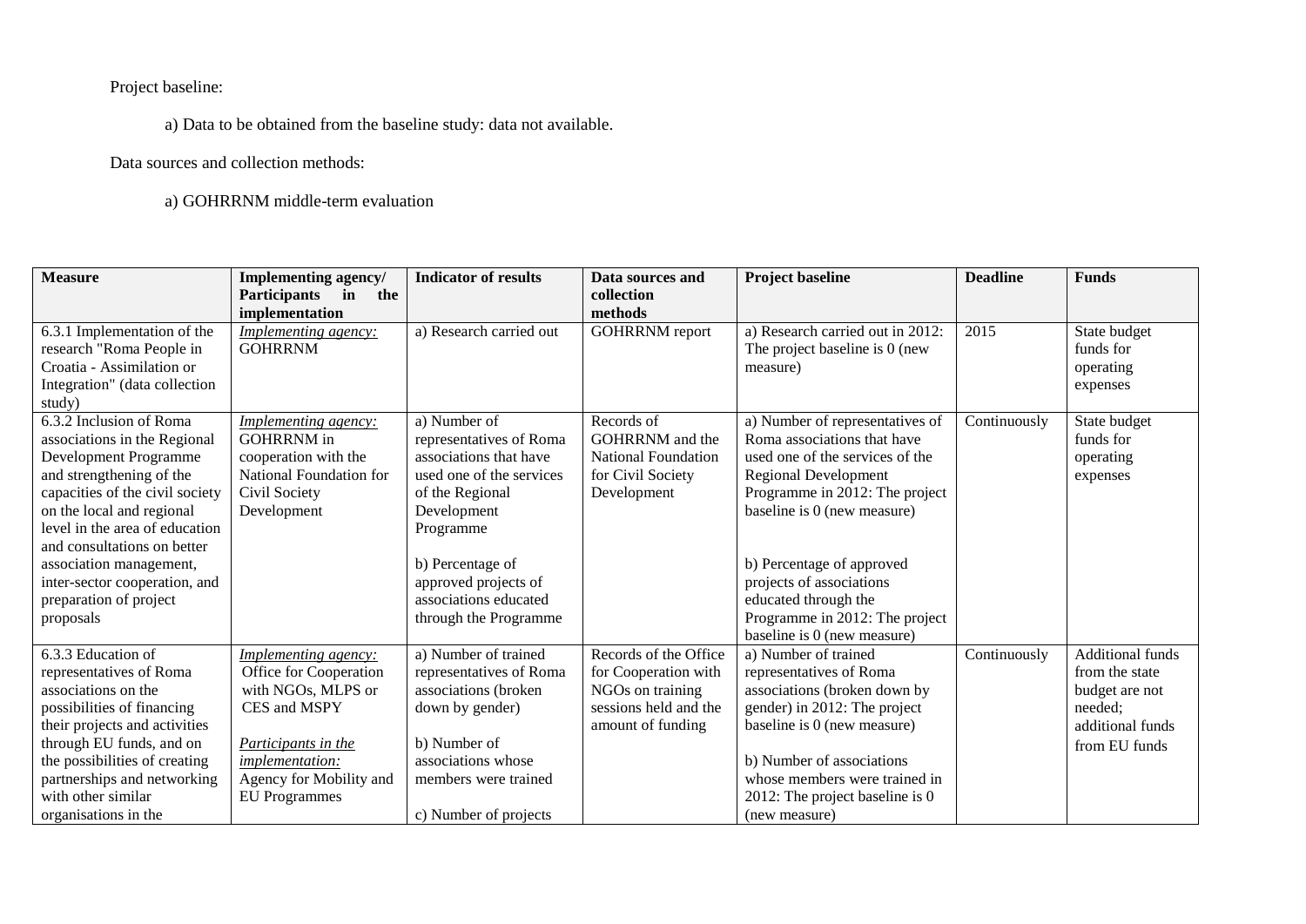Project baseline:

a) Data to be obtained from the baseline study: data not available.

Data sources and collection methods:

a) GOHRRNM middle-term evaluation

| Measure | Implementing agency/ Participants in the implementation | Indicator of results | Data sources and collection methods | Project baseline | Deadline | Funds |
|---|---|---|---|---|---|---|
| 6.3.1 Implementation of the research "Roma People in Croatia - Assimilation or Integration" (data collection study) | *Implementing agency:* GOHRRNM | a) Research carried out | GOHRRNM report | a) Research carried out in 2012: The project baseline is 0 (new measure) | 2015 | State budget funds for operating expenses |
| 6.3.2 Inclusion of Roma associations in the Regional Development Programme and strengthening of the capacities of the civil society on the local and regional level in the area of education and consultations on better association management, inter-sector cooperation, and preparation of project proposals | *Implementing agency:* GOHRRNM in cooperation with the National Foundation for Civil Society Development | a) Number of representatives of Roma associations that have used one of the services of the Regional Development Programme<br><br>b) Percentage of approved projects of associations educated through the Programme | Records of GOHRRNM and the National Foundation for Civil Society Development | a) Number of representatives of Roma associations that have used one of the services of the Regional Development Programme in 2012: The project baseline is 0 (new measure)<br><br>b) Percentage of approved projects of associations educated through the Programme in 2012: The project baseline is 0 (new measure) | Continuously | State budget funds for operating expenses |
| 6.3.3 Education of representatives of Roma associations on the possibilities of financing their projects and activities through EU funds, and on the possibilities of creating partnerships and networking with other similar organisations in the | *Implementing agency:* Office for Cooperation with NGOs, MLPS or CES and MSPY<br><br>*Participants in the implementation:* Agency for Mobility and EU Programmes | a) Number of trained representatives of Roma associations (broken down by gender)<br><br>b) Number of associations whose members were trained<br><br>c) Number of projects | Records of the Office for Cooperation with NGOs on training sessions held and the amount of funding | a) Number of trained representatives of Roma associations (broken down by gender) in 2012: The project baseline is 0 (new measure)<br><br>b) Number of associations whose members were trained in 2012: The project baseline is 0 (new measure) | Continuously | Additional funds from the state budget are not needed; additional funds from EU funds |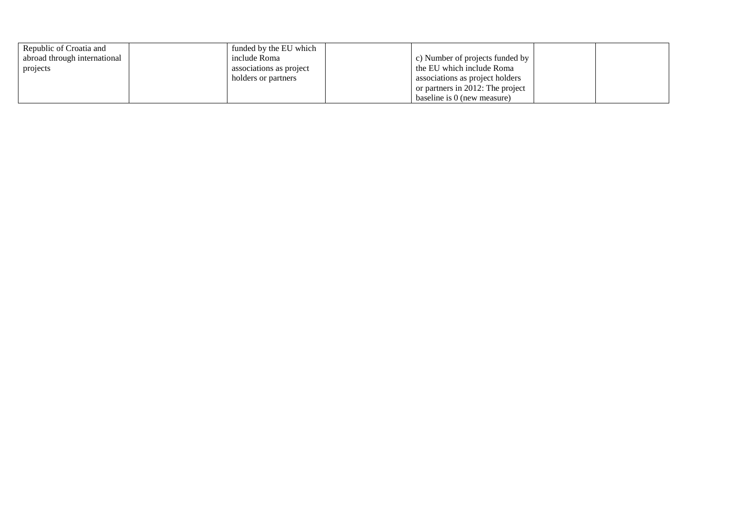| | | | | | | |
|---|---|---|---|---|---|---|
| Republic of Croatia and abroad through international projects | | funded by the EU which include Roma associations as project holders or partners | | c) Number of projects funded by the EU which include Roma associations as project holders or partners in 2012: The project baseline is 0 (new measure) | | |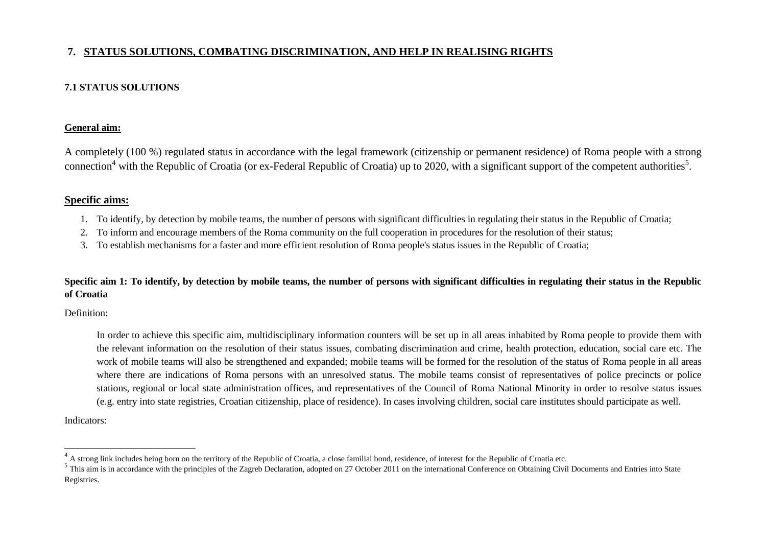## 7. STATUS SOLUTIONS, COMBATING DISCRIMINATION, AND HELP IN REALISING RIGHTS

### 7.1 STATUS SOLUTIONS

**General aim:**

A completely (100 %) regulated status in accordance with the legal framework (citizenship or permanent residence) of Roma people with a strong connection[4] with the Republic of Croatia (or ex-Federal Republic of Croatia) up to 2020, with a significant support of the competent authorities[5].

**Specific aims:**

1. To identify, by detection by mobile teams, the number of persons with significant difficulties in regulating their status in the Republic of Croatia;
2. To inform and encourage members of the Roma community on the full cooperation in procedures for the resolution of their status;
3. To establish mechanisms for a faster and more efficient resolution of Roma people's status issues in the Republic of Croatia;

**Specific aim 1: To identify, by detection by mobile teams, the number of persons with significant difficulties in regulating their status in the Republic of Croatia**

Definition:

> In order to achieve this specific aim, multidisciplinary information counters will be set up in all areas inhabited by Roma people to provide them with the relevant information on the resolution of their status issues, combating discrimination and crime, health protection, education, social care etc. The work of mobile teams will also be strengthened and expanded; mobile teams will be formed for the resolution of the status of Roma people in all areas where there are indications of Roma persons with an unresolved status. The mobile teams consist of representatives of police precincts or police stations, regional or local state administration offices, and representatives of the Council of Roma National Minority in order to resolve status issues (e.g. entry into state registries, Croatian citizenship, place of residence). In cases involving children, social care institutes should participate as well.

Indicators:

[4] A strong link includes being born on the territory of the Republic of Croatia, a close familial bond, residence, of interest for the Republic of Croatia etc.

[5] This aim is in accordance with the principles of the Zagreb Declaration, adopted on 27 October 2011 on the international Conference on Obtaining Civil Documents and Entries into State Registries.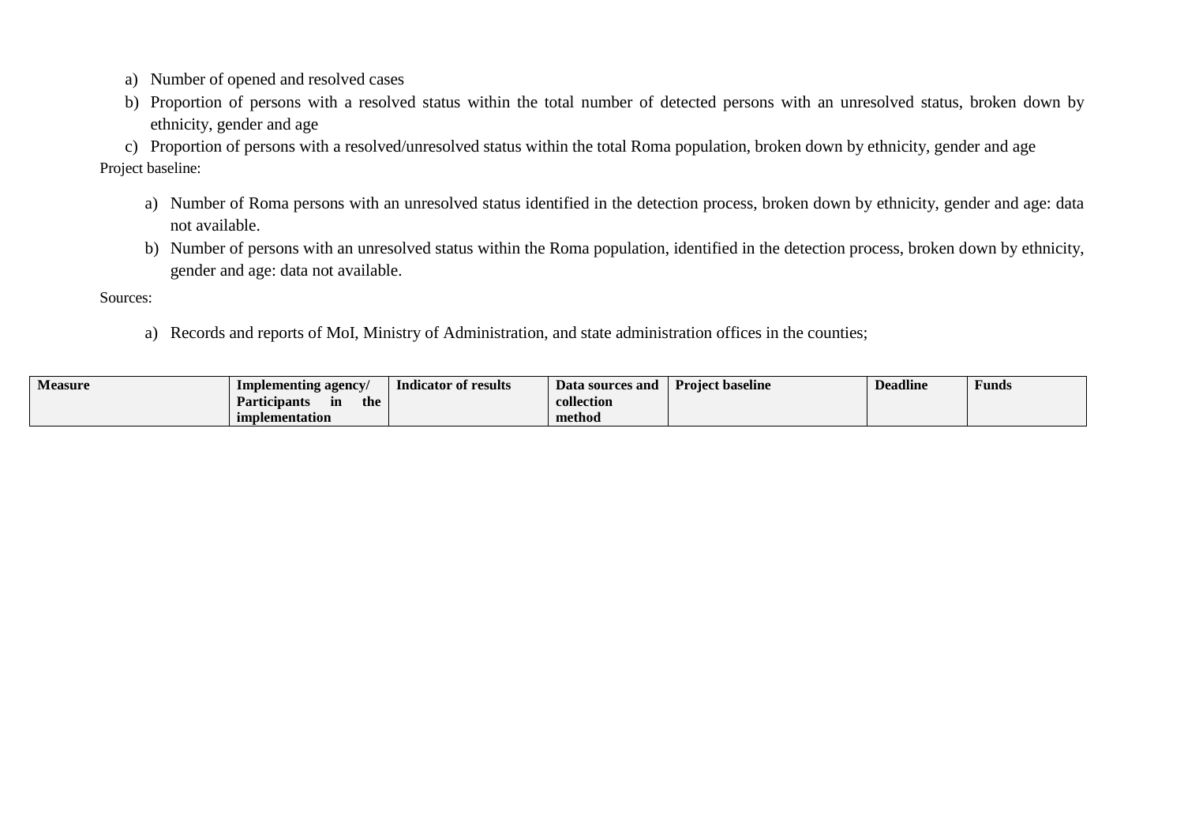a) Number of opened and resolved cases
b) Proportion of persons with a resolved status within the total number of detected persons with an unresolved status, broken down by ethnicity, gender and age
c) Proportion of persons with a resolved/unresolved status within the total Roma population, broken down by ethnicity, gender and age

Project baseline:

a) Number of Roma persons with an unresolved status identified in the detection process, broken down by ethnicity, gender and age: data not available.
b) Number of persons with an unresolved status within the Roma population, identified in the detection process, broken down by ethnicity, gender and age: data not available.

Sources:

a) Records and reports of MoI, Ministry of Administration, and state administration offices in the counties;

| Measure | Implementing agency/ Participants in the implementation | Indicator of results | Data sources and collection method | Project baseline | Deadline | Funds |
|---|---|---|---|---|---|---|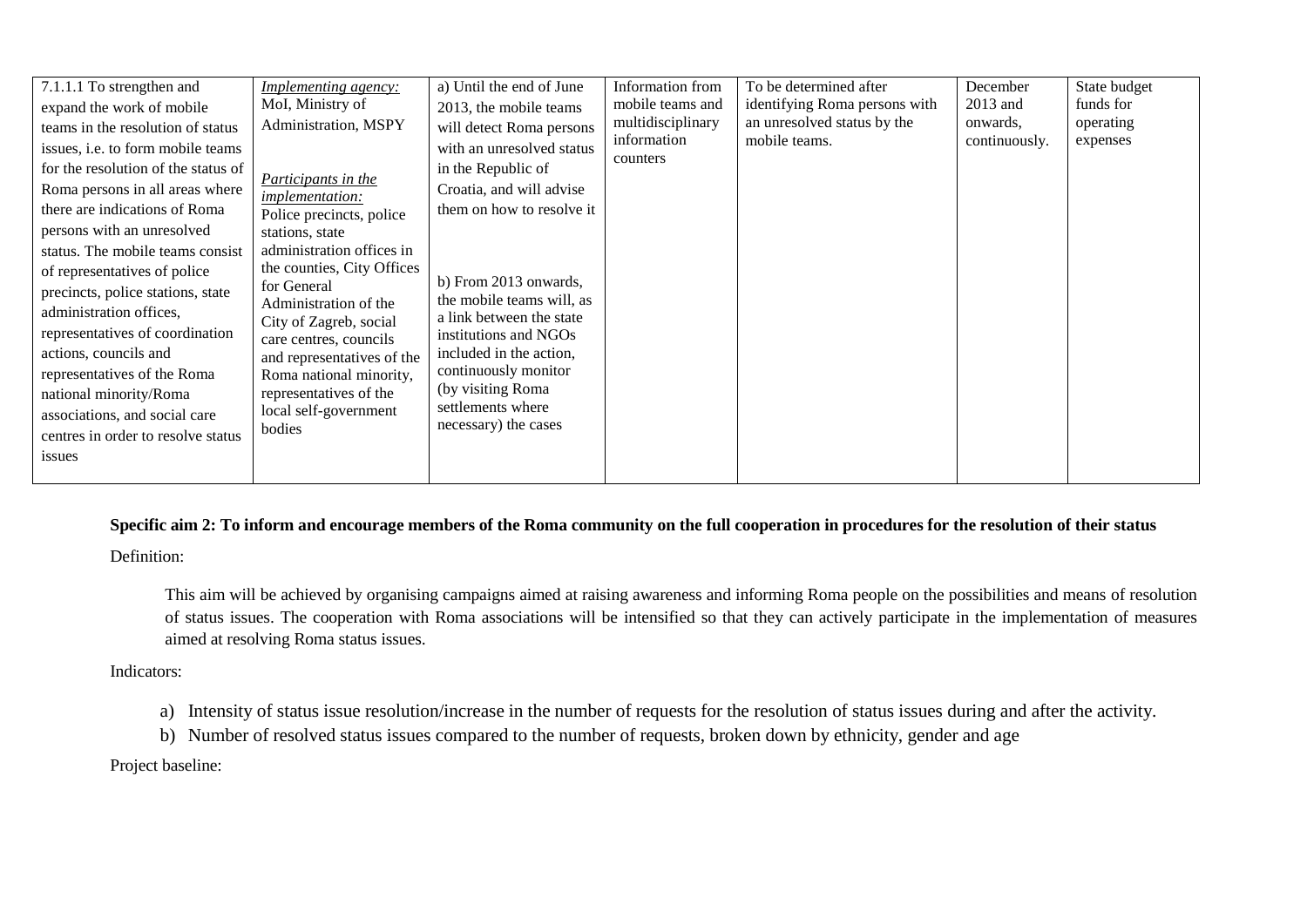| 7.1.1.1 To strengthen and expand the work of mobile teams in the resolution of status issues, i.e. to form mobile teams for the resolution of the status of Roma persons in all areas where there are indications of Roma persons with an unresolved status. The mobile teams consist of representatives of police precincts, police stations, state administration offices, representatives of coordination actions, councils and representatives of the Roma national minority/Roma associations, and social care centres in order to resolve status issues | *Implementing agency:* MoI, Ministry of Administration, MSPY<br><br>*Participants in the implementation:* Police precincts, police stations, state administration offices in the counties, City Offices for General Administration of the City of Zagreb, social care centres, councils and representatives of the Roma national minority, representatives of the local self-government bodies | a) Until the end of June 2013, the mobile teams will detect Roma persons with an unresolved status in the Republic of Croatia, and will advise them on how to resolve it<br><br>b) From 2013 onwards, the mobile teams will, as a link between the state institutions and NGOs included in the action, continuously monitor (by visiting Roma settlements where necessary) the cases | Information from mobile teams and multidisciplinary information counters | To be determined after identifying Roma persons with an unresolved status by the mobile teams. | December 2013 and onwards, continuously. | State budget funds for operating expenses |
|---|---|---|---|---|---|---|

**Specific aim 2: To inform and encourage members of the Roma community on the full cooperation in procedures for the resolution of their status**

Definition:

This aim will be achieved by organising campaigns aimed at raising awareness and informing Roma people on the possibilities and means of resolution of status issues. The cooperation with Roma associations will be intensified so that they can actively participate in the implementation of measures aimed at resolving Roma status issues.

Indicators:

a) Intensity of status issue resolution/increase in the number of requests for the resolution of status issues during and after the activity.
b) Number of resolved status issues compared to the number of requests, broken down by ethnicity, gender and age

Project baseline: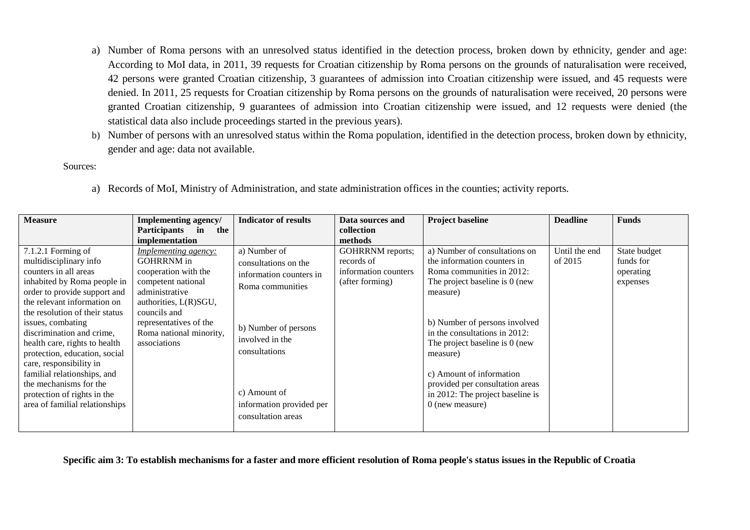a) Number of Roma persons with an unresolved status identified in the detection process, broken down by ethnicity, gender and age: According to MoI data, in 2011, 39 requests for Croatian citizenship by Roma persons on the grounds of naturalisation were received, 42 persons were granted Croatian citizenship, 3 guarantees of admission into Croatian citizenship were issued, and 45 requests were denied. In 2011, 25 requests for Croatian citizenship by Roma persons on the grounds of naturalisation were received, 20 persons were granted Croatian citizenship, 9 guarantees of admission into Croatian citizenship were issued, and 12 requests were denied (the statistical data also include proceedings started in the previous years).

b) Number of persons with an unresolved status within the Roma population, identified in the detection process, broken down by ethnicity, gender and age: data not available.

Sources:

a) Records of MoI, Ministry of Administration, and state administration offices in the counties; activity reports.

| Measure | Implementing agency/ Participants in the implementation | Indicator of results | Data sources and collection methods | Project baseline | Deadline | Funds |
|---|---|---|---|---|---|---|
| 7.1.2.1 Forming of multidisciplinary info counters in all areas inhabited by Roma people in order to provide support and the relevant information on the resolution of their status issues, combating discrimination and crime, health care, rights to health protection, education, social care, responsibility in familial relationships, and the mechanisms for the protection of rights in the area of familial relationships | *Implementing agency:* GOHRRNM in cooperation with the competent national administrative authorities, L(R)SGU, councils and representatives of the Roma national minority, associations | a) Number of consultations on the information counters in Roma communities<br><br>b) Number of persons involved in the consultations<br><br>c) Amount of information provided per consultation areas | GOHRRNM reports; records of information counters (after forming) | a) Number of consultations on the information counters in Roma communities in 2012: The project baseline is 0 (new measure)<br><br>b) Number of persons involved in the consultations in 2012: The project baseline is 0 (new measure)<br><br>c) Amount of information provided per consultation areas in 2012: The project baseline is 0 (new measure) | Until the end of 2015 | State budget funds for operating expenses |

**Specific aim 3: To establish mechanisms for a faster and more efficient resolution of Roma people's status issues in the Republic of Croatia**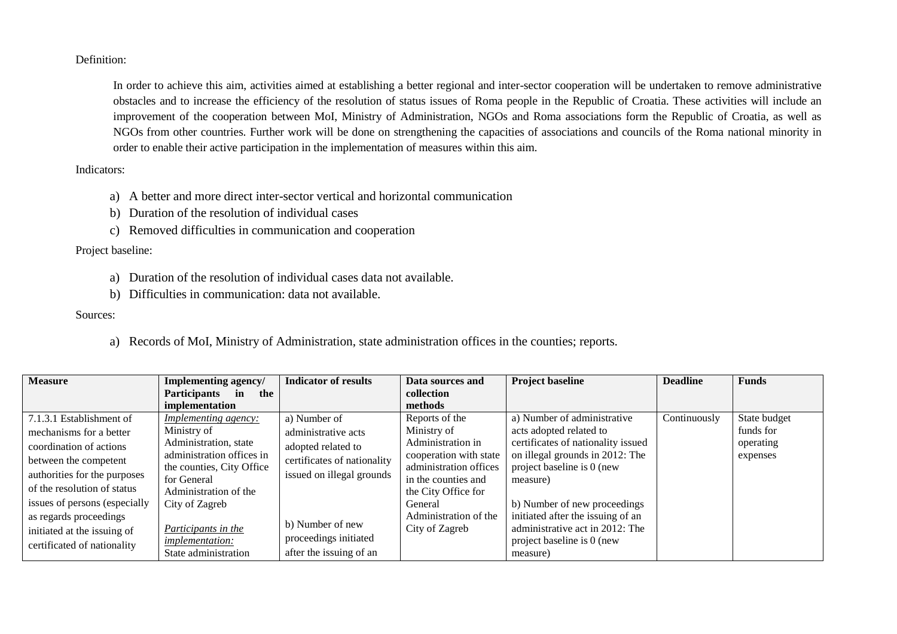Definition:

In order to achieve this aim, activities aimed at establishing a better regional and inter-sector cooperation will be undertaken to remove administrative obstacles and to increase the efficiency of the resolution of status issues of Roma people in the Republic of Croatia. These activities will include an improvement of the cooperation between MoI, Ministry of Administration, NGOs and Roma associations form the Republic of Croatia, as well as NGOs from other countries. Further work will be done on strengthening the capacities of associations and councils of the Roma national minority in order to enable their active participation in the implementation of measures within this aim.

Indicators:

a) A better and more direct inter-sector vertical and horizontal communication
b) Duration of the resolution of individual cases
c) Removed difficulties in communication and cooperation

Project baseline:

a) Duration of the resolution of individual cases data not available.
b) Difficulties in communication: data not available.

Sources:

a) Records of MoI, Ministry of Administration, state administration offices in the counties; reports.

| Measure | Implementing agency/ Participants in the implementation | Indicator of results | Data sources and collection methods | Project baseline | Deadline | Funds |
|---|---|---|---|---|---|---|
| 7.1.3.1 Establishment of mechanisms for a better coordination of actions between the competent authorities for the purposes of the resolution of status issues of persons (especially as regards proceedings initiated at the issuing of certificated of nationality | *Implementing agency:* Ministry of Administration, state administration offices in the counties, City Office for General Administration of the City of Zagreb<br><br>*Participants in the implementation:* State administration | a) Number of administrative acts adopted related to certificates of nationality issued on illegal grounds<br><br>b) Number of new proceedings initiated after the issuing of an | Reports of the Ministry of Administration in cooperation with state administration offices in the counties and the City Office for General Administration of the City of Zagreb | a) Number of administrative acts adopted related to certificates of nationality issued on illegal grounds in 2012: The project baseline is 0 (new measure)<br><br>b) Number of new proceedings initiated after the issuing of an administrative act in 2012: The project baseline is 0 (new measure) | Continuously | State budget funds for operating expenses |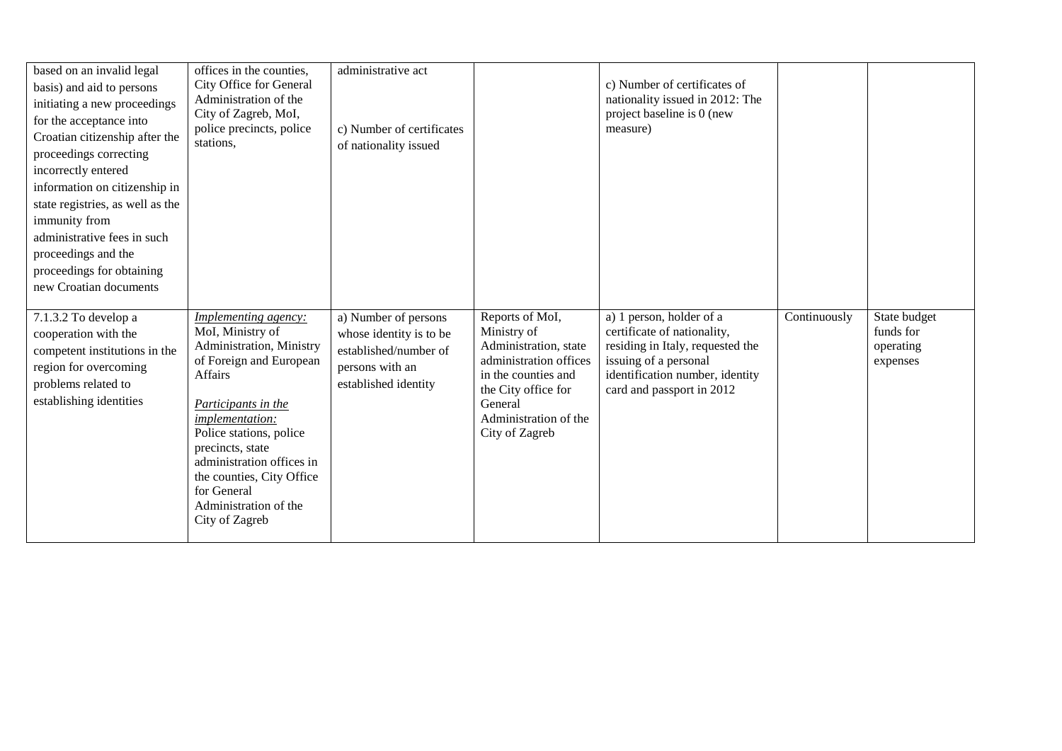| | | | | | | |
|---|---|---|---|---|---|---|
| based on an invalid legal basis) and aid to persons initiating a new proceedings for the acceptance into Croatian citizenship after the proceedings correcting incorrectly entered information on citizenship in state registries, as well as the immunity from administrative fees in such proceedings and the proceedings for obtaining new Croatian documents | offices in the counties, City Office for General Administration of the City of Zagreb, MoI, police precincts, police stations, | administrative act<br><br>c) Number of certificates of nationality issued | | c) Number of certificates of nationality issued in 2012: The project baseline is 0 (new measure) | | |
| 7.1.3.2 To develop a cooperation with the competent institutions in the region for overcoming problems related to establishing identities | *Implementing agency:*<br>MoI, Ministry of Administration, Ministry of Foreign and European Affairs<br><br>*Participants in the implementation:*<br>Police stations, police precincts, state administration offices in the counties, City Office for General Administration of the City of Zagreb | a) Number of persons whose identity is to be established/number of persons with an established identity | Reports of MoI, Ministry of Administration, state administration offices in the counties and the City office for General Administration of the City of Zagreb | a) 1 person, holder of a certificate of nationality, residing in Italy, requested the issuing of a personal identification number, identity card and passport in 2012 | Continuously | State budget funds for operating expenses |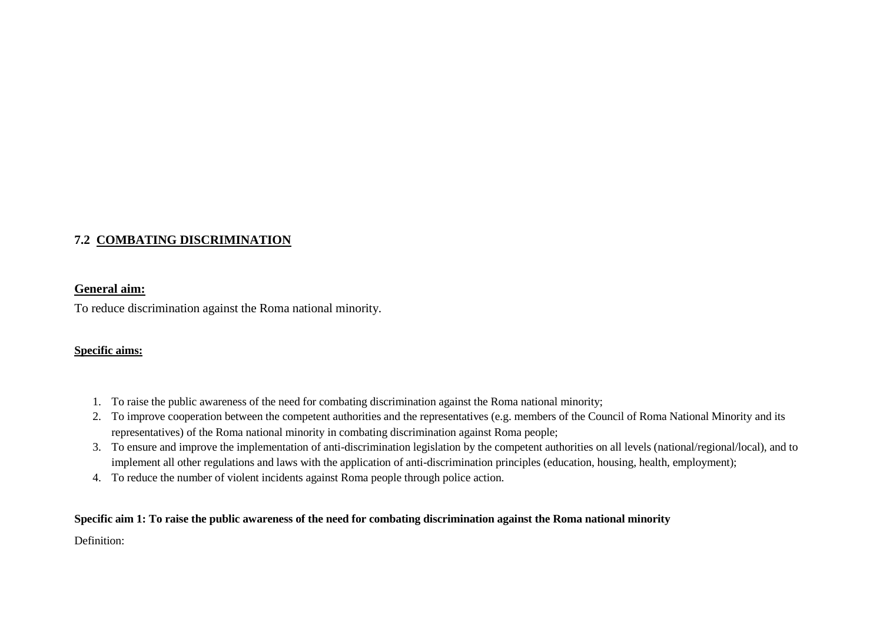## 7.2 COMBATING DISCRIMINATION

**General aim:**

To reduce discrimination against the Roma national minority.

**Specific aims:**

1. To raise the public awareness of the need for combating discrimination against the Roma national minority;
2. To improve cooperation between the competent authorities and the representatives (e.g. members of the Council of Roma National Minority and its representatives) of the Roma national minority in combating discrimination against Roma people;
3. To ensure and improve the implementation of anti-discrimination legislation by the competent authorities on all levels (national/regional/local), and to implement all other regulations and laws with the application of anti-discrimination principles (education, housing, health, employment);
4. To reduce the number of violent incidents against Roma people through police action.

**Specific aim 1: To raise the public awareness of the need for combating discrimination against the Roma national minority**

Definition: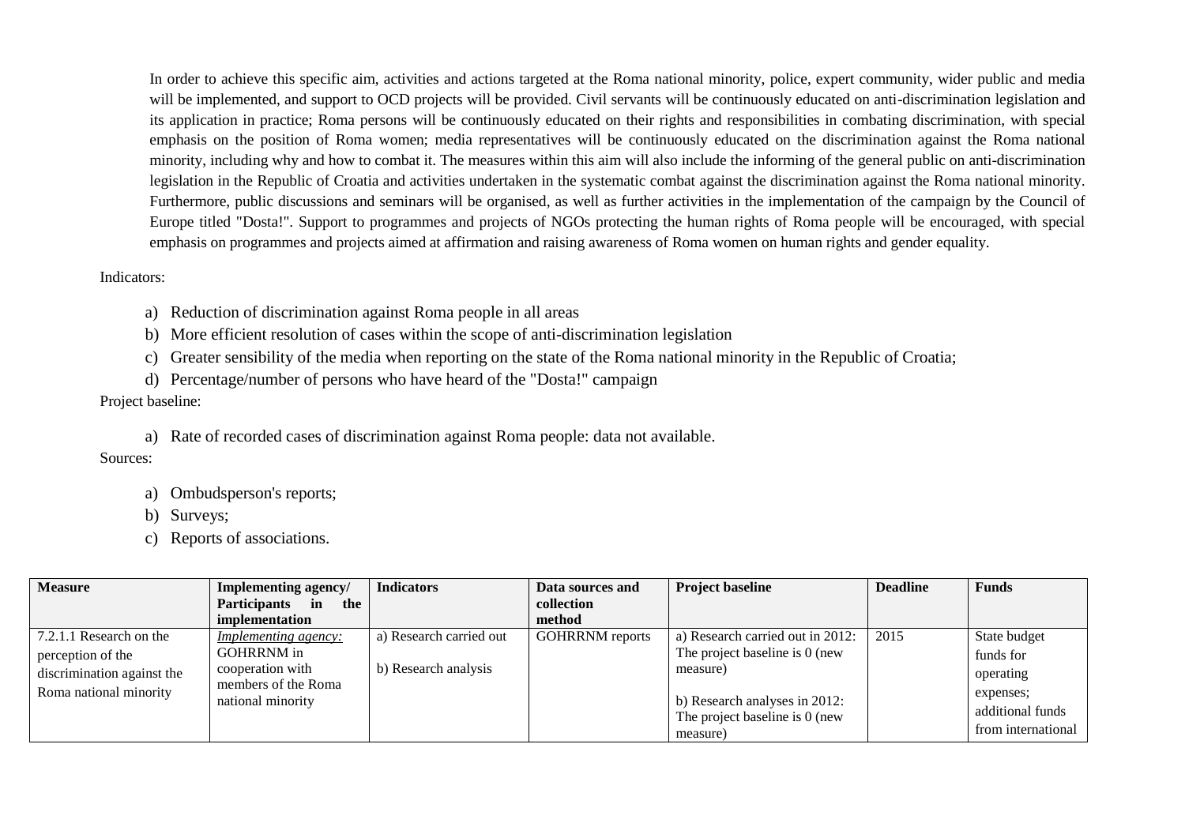In order to achieve this specific aim, activities and actions targeted at the Roma national minority, police, expert community, wider public and media will be implemented, and support to OCD projects will be provided. Civil servants will be continuously educated on anti-discrimination legislation and its application in practice; Roma persons will be continuously educated on their rights and responsibilities in combating discrimination, with special emphasis on the position of Roma women; media representatives will be continuously educated on the discrimination against the Roma national minority, including why and how to combat it. The measures within this aim will also include the informing of the general public on anti-discrimination legislation in the Republic of Croatia and activities undertaken in the systematic combat against the discrimination against the Roma national minority. Furthermore, public discussions and seminars will be organised, as well as further activities in the implementation of the campaign by the Council of Europe titled "Dosta!". Support to programmes and projects of NGOs protecting the human rights of Roma people will be encouraged, with special emphasis on programmes and projects aimed at affirmation and raising awareness of Roma women on human rights and gender equality.

Indicators:

a) Reduction of discrimination against Roma people in all areas
b) More efficient resolution of cases within the scope of anti-discrimination legislation
c) Greater sensibility of the media when reporting on the state of the Roma national minority in the Republic of Croatia;
d) Percentage/number of persons who have heard of the "Dosta!" campaign

Project baseline:

a) Rate of recorded cases of discrimination against Roma people: data not available.

Sources:

a) Ombudsperson's reports;
b) Surveys;
c) Reports of associations.

| Measure | Implementing agency/ Participants in the implementation | Indicators | Data sources and collection method | Project baseline | Deadline | Funds |
|---|---|---|---|---|---|---|
| 7.2.1.1 Research on the perception of the discrimination against the Roma national minority | *Implementing agency:* GOHRRNM in cooperation with members of the Roma national minority | a) Research carried out<br><br>b) Research analysis | GOHRRNM reports | a) Research carried out in 2012: The project baseline is 0 (new measure)<br><br>b) Research analyses in 2012: The project baseline is 0 (new measure) | 2015 | State budget funds for operating expenses; additional funds from international |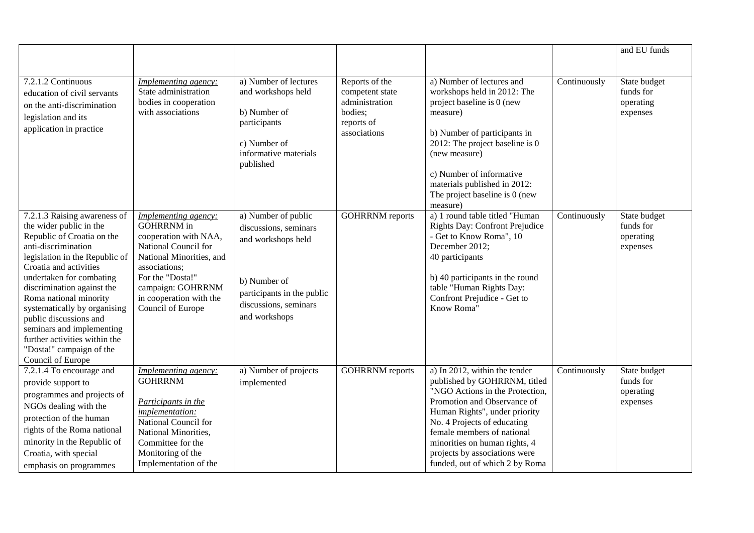| | | | | | | and EU funds |
|---|---|---|---|---|---|---|
| 7.2.1.2 Continuous education of civil servants on the anti-discrimination legislation and its application in practice | *Implementing agency:* State administration bodies in cooperation with associations | a) Number of lectures and workshops held<br><br>b) Number of participants<br><br>c) Number of informative materials published | Reports of the competent state administration bodies; reports of associations | a) Number of lectures and workshops held in 2012: The project baseline is 0 (new measure)<br><br>b) Number of participants in 2012: The project baseline is 0 (new measure)<br><br>c) Number of informative materials published in 2012: The project baseline is 0 (new measure) | Continuously | State budget funds for operating expenses |
| 7.2.1.3 Raising awareness of the wider public in the Republic of Croatia on the anti-discrimination legislation in the Republic of Croatia and activities undertaken for combating discrimination against the Roma national minority systematically by organising public discussions and seminars and implementing further activities within the "Dosta!" campaign of the Council of Europe | *Implementing agency:* GOHRRNM in cooperation with NAA, National Council for National Minorities, and associations;<br>For the "Dosta!" campaign: GOHRRNM in cooperation with the Council of Europe | a) Number of public discussions, seminars and workshops held<br><br>b) Number of participants in the public discussions, seminars and workshops | GOHRRNM reports | a) 1 round table titled "Human Rights Day: Confront Prejudice - Get to Know Roma", 10 December 2012;<br>40 participants<br><br>b) 40 participants in the round table "Human Rights Day: Confront Prejudice - Get to Know Roma" | Continuously | State budget funds for operating expenses |
| 7.2.1.4 To encourage and provide support to programmes and projects of NGOs dealing with the protection of the human rights of the Roma national minority in the Republic of Croatia, with special emphasis on programmes | *Implementing agency:* GOHRRNM<br><br>*Participants in the implementation:* National Council for National Minorities, Committee for the Monitoring of the Implementation of the | a) Number of projects implemented | GOHRRNM reports | a) In 2012, within the tender published by GOHRRNM, titled "NGO Actions in the Protection, Promotion and Observance of Human Rights", under priority No. 4 Projects of educating female members of national minorities on human rights, 4 projects by associations were funded, out of which 2 by Roma | Continuously | State budget funds for operating expenses |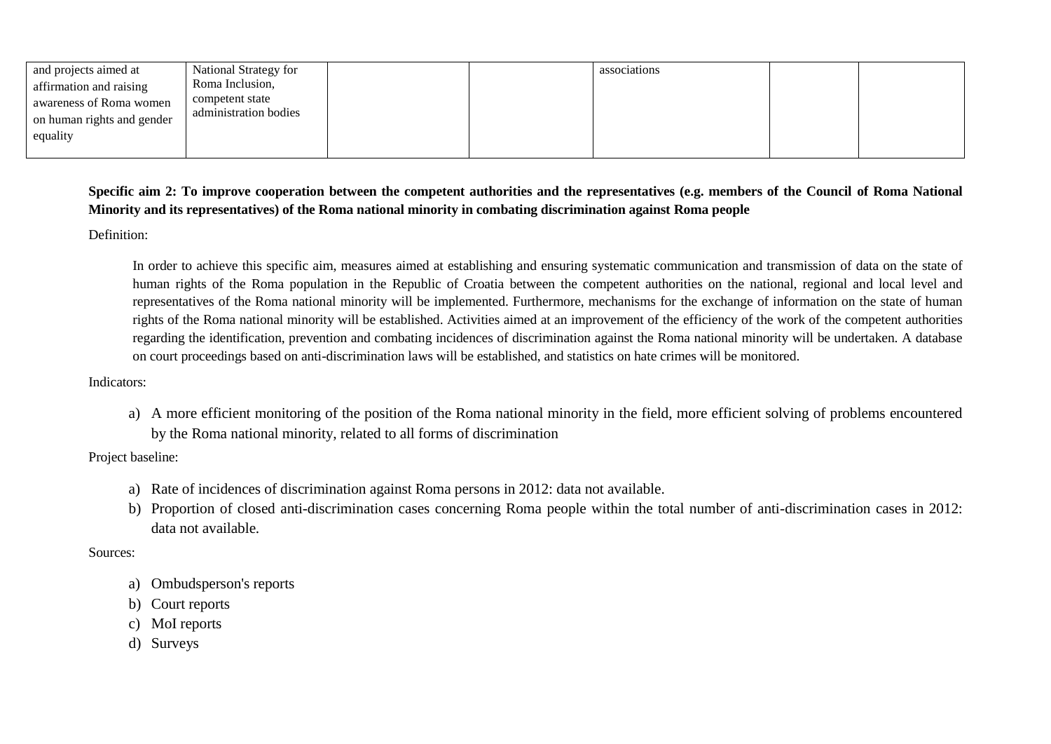| | | | | | | |
|---|---|---|---|---|---|---|
| and projects aimed at affirmation and raising awareness of Roma women on human rights and gender equality | National Strategy for Roma Inclusion, competent state administration bodies | | | associations | | |

**Specific aim 2: To improve cooperation between the competent authorities and the representatives (e.g. members of the Council of Roma National Minority and its representatives) of the Roma national minority in combating discrimination against Roma people**

Definition:

In order to achieve this specific aim, measures aimed at establishing and ensuring systematic communication and transmission of data on the state of human rights of the Roma population in the Republic of Croatia between the competent authorities on the national, regional and local level and representatives of the Roma national minority will be implemented. Furthermore, mechanisms for the exchange of information on the state of human rights of the Roma national minority will be established. Activities aimed at an improvement of the efficiency of the work of the competent authorities regarding the identification, prevention and combating incidences of discrimination against the Roma national minority will be undertaken. A database on court proceedings based on anti-discrimination laws will be established, and statistics on hate crimes will be monitored.

Indicators:

a) A more efficient monitoring of the position of the Roma national minority in the field, more efficient solving of problems encountered by the Roma national minority, related to all forms of discrimination

Project baseline:

a) Rate of incidences of discrimination against Roma persons in 2012: data not available.
b) Proportion of closed anti-discrimination cases concerning Roma people within the total number of anti-discrimination cases in 2012: data not available.

Sources:

a) Ombudsperson's reports
b) Court reports
c) MoI reports
d) Surveys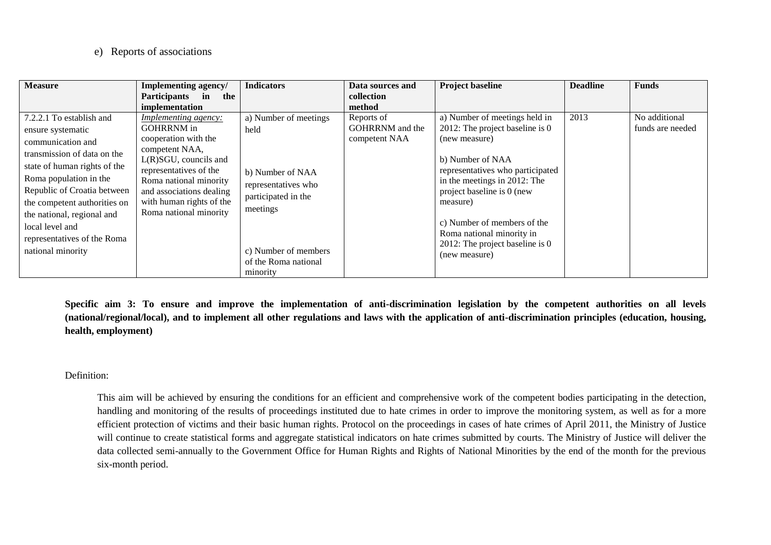e) Reports of associations

| Measure | Implementing agency/ Participants in the implementation | Indicators | Data sources and collection method | Project baseline | Deadline | Funds |
|---|---|---|---|---|---|---|
| 7.2.2.1 To establish and ensure systematic communication and transmission of data on the state of human rights of the Roma population in the Republic of Croatia between the competent authorities on the national, regional and local level and representatives of the Roma national minority | *Implementing agency:* GOHRRNM in cooperation with the competent NAA, L(R)SGU, councils and representatives of the Roma national minority and associations dealing with human rights of the Roma national minority | a) Number of meetings held<br><br>b) Number of NAA representatives who participated in the meetings<br><br>c) Number of members of the Roma national minority | Reports of GOHRRNM and the competent NAA | a) Number of meetings held in 2012: The project baseline is 0 (new measure)<br><br>b) Number of NAA representatives who participated in the meetings in 2012: The project baseline is 0 (new measure)<br><br>c) Number of members of the Roma national minority in 2012: The project baseline is 0 (new measure) | 2013 | No additional funds are needed |

**Specific aim 3: To ensure and improve the implementation of anti-discrimination legislation by the competent authorities on all levels (national/regional/local), and to implement all other regulations and laws with the application of anti-discrimination principles (education, housing, health, employment)**

Definition:

This aim will be achieved by ensuring the conditions for an efficient and comprehensive work of the competent bodies participating in the detection, handling and monitoring of the results of proceedings instituted due to hate crimes in order to improve the monitoring system, as well as for a more efficient protection of victims and their basic human rights. Protocol on the proceedings in cases of hate crimes of April 2011, the Ministry of Justice will continue to create statistical forms and aggregate statistical indicators on hate crimes submitted by courts. The Ministry of Justice will deliver the data collected semi-annually to the Government Office for Human Rights and Rights of National Minorities by the end of the month for the previous six-month period.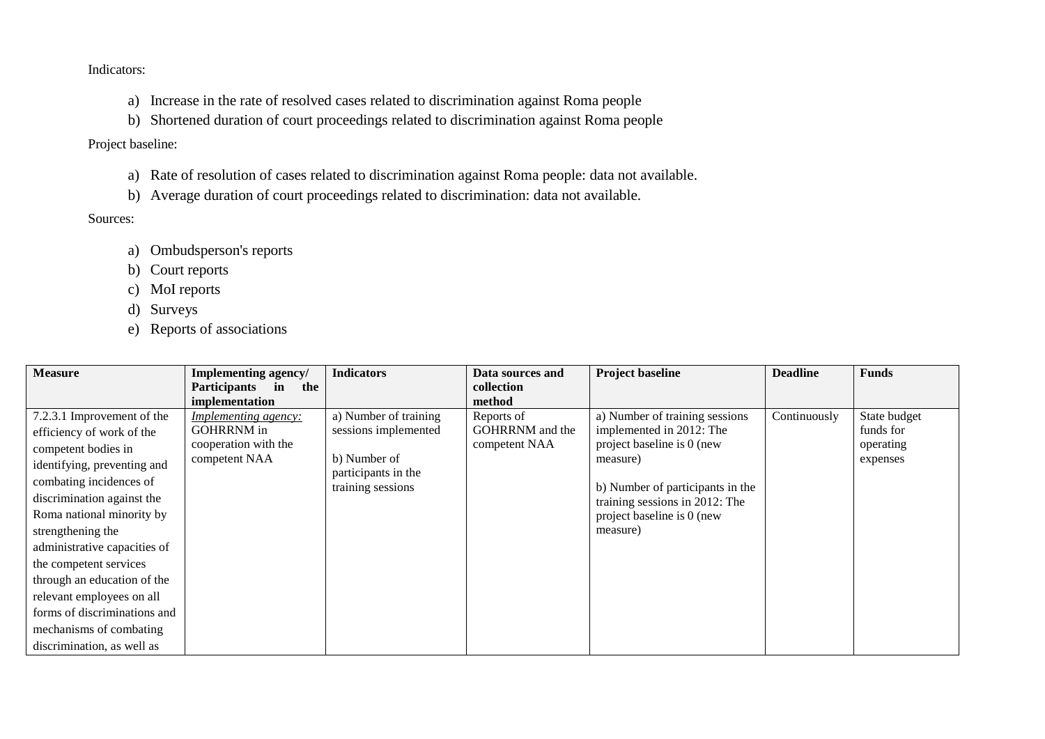Indicators:

a) Increase in the rate of resolved cases related to discrimination against Roma people
b) Shortened duration of court proceedings related to discrimination against Roma people

Project baseline:

a) Rate of resolution of cases related to discrimination against Roma people: data not available.
b) Average duration of court proceedings related to discrimination: data not available.

Sources:

a) Ombudsperson's reports
b) Court reports
c) MoI reports
d) Surveys
e) Reports of associations

| Measure | Implementing agency/ Participants in the implementation | Indicators | Data sources and collection method | Project baseline | Deadline | Funds |
|---|---|---|---|---|---|---|
| 7.2.3.1 Improvement of the efficiency of work of the competent bodies in identifying, preventing and combating incidences of discrimination against the Roma national minority by strengthening the administrative capacities of the competent services through an education of the relevant employees on all forms of discriminations and mechanisms of combating discrimination, as well as | *Implementing agency:* GOHRRNM in cooperation with the competent NAA | a) Number of training sessions implemented<br><br>b) Number of participants in the training sessions | Reports of GOHRRNM and the competent NAA | a) Number of training sessions implemented in 2012: The project baseline is 0 (new measure)<br><br>b) Number of participants in the training sessions in 2012: The project baseline is 0 (new measure) | Continuously | State budget funds for operating expenses |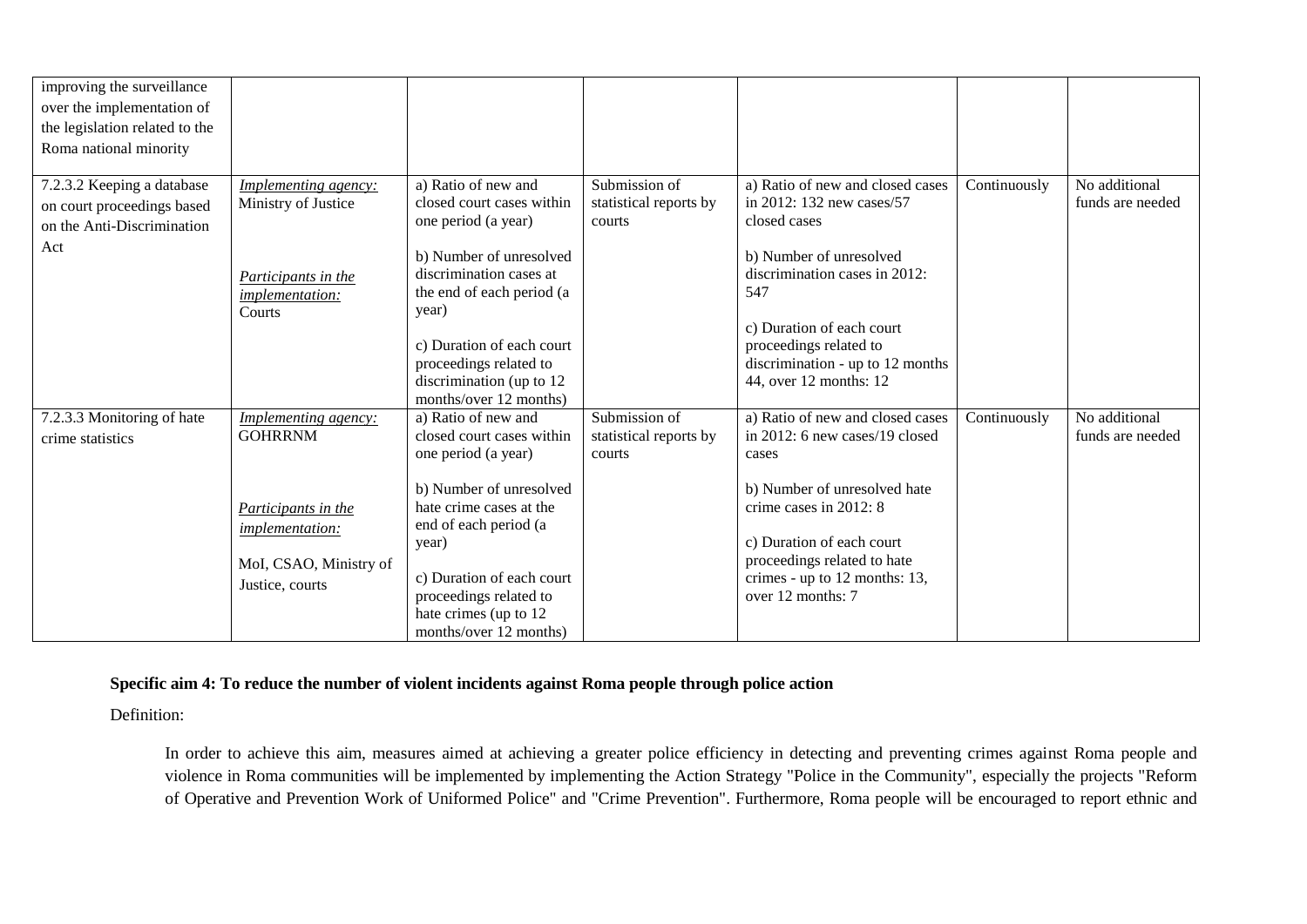| | | | | | | |
|---|---|---|---|---|---|---|
| improving the surveillance over the implementation of the legislation related to the Roma national minority | | | | | | |
| 7.2.3.2 Keeping a database on court proceedings based on the Anti-Discrimination Act | *Implementing agency:* Ministry of Justice<br><br>*Participants in the implementation:* Courts | a) Ratio of new and closed court cases within one period (a year)<br><br>b) Number of unresolved discrimination cases at the end of each period (a year)<br><br>c) Duration of each court proceedings related to discrimination (up to 12 months/over 12 months) | Submission of statistical reports by courts | a) Ratio of new and closed cases in 2012: 132 new cases/57 closed cases<br><br>b) Number of unresolved discrimination cases in 2012: 547<br><br>c) Duration of each court proceedings related to discrimination - up to 12 months 44, over 12 months: 12 | Continuously | No additional funds are needed |
| 7.2.3.3 Monitoring of hate crime statistics | *Implementing agency:* GOHRRNM<br><br>*Participants in the implementation:*<br><br>MoI, CSAO, Ministry of Justice, courts | a) Ratio of new and closed court cases within one period (a year)<br><br>b) Number of unresolved hate crime cases at the end of each period (a year)<br><br>c) Duration of each court proceedings related to hate crimes (up to 12 months/over 12 months) | Submission of statistical reports by courts | a) Ratio of new and closed cases in 2012: 6 new cases/19 closed cases<br><br>b) Number of unresolved hate crime cases in 2012: 8<br><br>c) Duration of each court proceedings related to hate crimes - up to 12 months: 13, over 12 months: 7 | Continuously | No additional funds are needed |

**Specific aim 4: To reduce the number of violent incidents against Roma people through police action**

Definition:

In order to achieve this aim, measures aimed at achieving a greater police efficiency in detecting and preventing crimes against Roma people and violence in Roma communities will be implemented by implementing the Action Strategy "Police in the Community", especially the projects "Reform of Operative and Prevention Work of Uniformed Police" and "Crime Prevention". Furthermore, Roma people will be encouraged to report ethnic and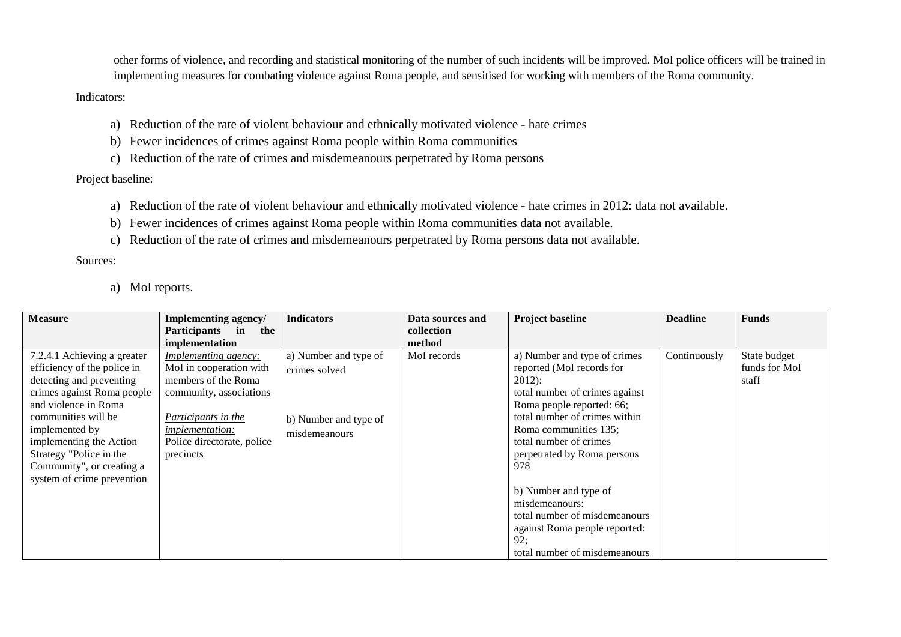other forms of violence, and recording and statistical monitoring of the number of such incidents will be improved. MoI police officers will be trained in implementing measures for combating violence against Roma people, and sensitised for working with members of the Roma community.

Indicators:

a) Reduction of the rate of violent behaviour and ethnically motivated violence - hate crimes
b) Fewer incidences of crimes against Roma people within Roma communities
c) Reduction of the rate of crimes and misdemeanours perpetrated by Roma persons

Project baseline:

a) Reduction of the rate of violent behaviour and ethnically motivated violence - hate crimes in 2012: data not available.
b) Fewer incidences of crimes against Roma people within Roma communities data not available.
c) Reduction of the rate of crimes and misdemeanours perpetrated by Roma persons data not available.

Sources:

a) MoI reports.

| Measure | Implementing agency/ Participants in the implementation | Indicators | Data sources and collection method | Project baseline | Deadline | Funds |
|---|---|---|---|---|---|---|
| 7.2.4.1 Achieving a greater efficiency of the police in detecting and preventing crimes against Roma people and violence in Roma communities will be implemented by implementing the Action Strategy "Police in the Community", or creating a system of crime prevention | *Implementing agency:* MoI in cooperation with members of the Roma community, associations<br><br>*Participants in the implementation:* Police directorate, police precincts | a) Number and type of crimes solved<br><br>b) Number and type of misdemeanours | MoI records | a) Number and type of crimes reported (MoI records for 2012):<br>total number of crimes against Roma people reported: 66;<br>total number of crimes within Roma communities 135;<br>total number of crimes perpetrated by Roma persons 978<br><br>b) Number and type of misdemeanours:<br>total number of misdemeanours against Roma people reported: 92;<br>total number of misdemeanours | Continuously | State budget funds for MoI staff |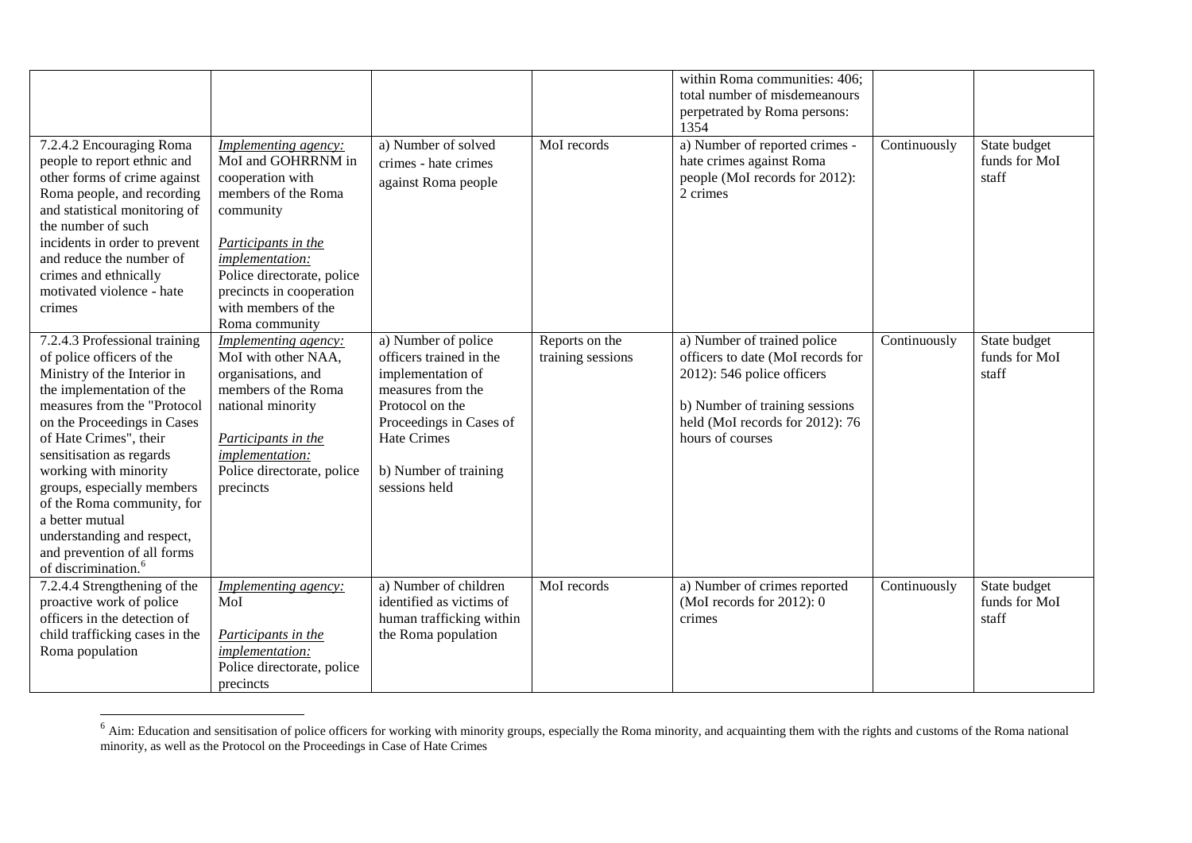| | | | | within Roma communities: 406; total number of misdemeanours perpetrated by Roma persons: 1354 | | |
|---|---|---|---|---|---|---|
| 7.2.4.2 Encouraging Roma people to report ethnic and other forms of crime against Roma people, and recording and statistical monitoring of the number of such incidents in order to prevent and reduce the number of crimes and ethnically motivated violence - hate crimes | *Implementing agency:* MoI and GOHRRNM in cooperation with members of the Roma community<br><br>*Participants in the implementation:* Police directorate, police precincts in cooperation with members of the Roma community | a) Number of solved crimes - hate crimes against Roma people | MoI records | a) Number of reported crimes - hate crimes against Roma people (MoI records for 2012): 2 crimes | Continuously | State budget funds for MoI staff |
| 7.2.4.3 Professional training of police officers of the Ministry of the Interior in the implementation of the measures from the "Protocol on the Proceedings in Cases of Hate Crimes", their sensitisation as regards working with minority groups, especially members of the Roma community, for a better mutual understanding and respect, and prevention of all forms of discrimination.[6] | *Implementing agency:* MoI with other NAA, organisations, and members of the Roma national minority<br><br>*Participants in the implementation:* Police directorate, police precincts | a) Number of police officers trained in the implementation of measures from the Protocol on the Proceedings in Cases of Hate Crimes<br><br>b) Number of training sessions held | Reports on the training sessions | a) Number of trained police officers to date (MoI records for 2012): 546 police officers<br><br>b) Number of training sessions held (MoI records for 2012): 76 hours of courses | Continuously | State budget funds for MoI staff |
| 7.2.4.4 Strengthening of the proactive work of police officers in the detection of child trafficking cases in the Roma population | *Implementing agency:* MoI<br><br>*Participants in the implementation:* Police directorate, police precincts | a) Number of children identified as victims of human trafficking within the Roma population | MoI records | a) Number of crimes reported (MoI records for 2012): 0 crimes | Continuously | State budget funds for MoI staff |

[6] Aim: Education and sensitisation of police officers for working with minority groups, especially the Roma minority, and acquainting them with the rights and customs of the Roma national minority, as well as the Protocol on the Proceedings in Case of Hate Crimes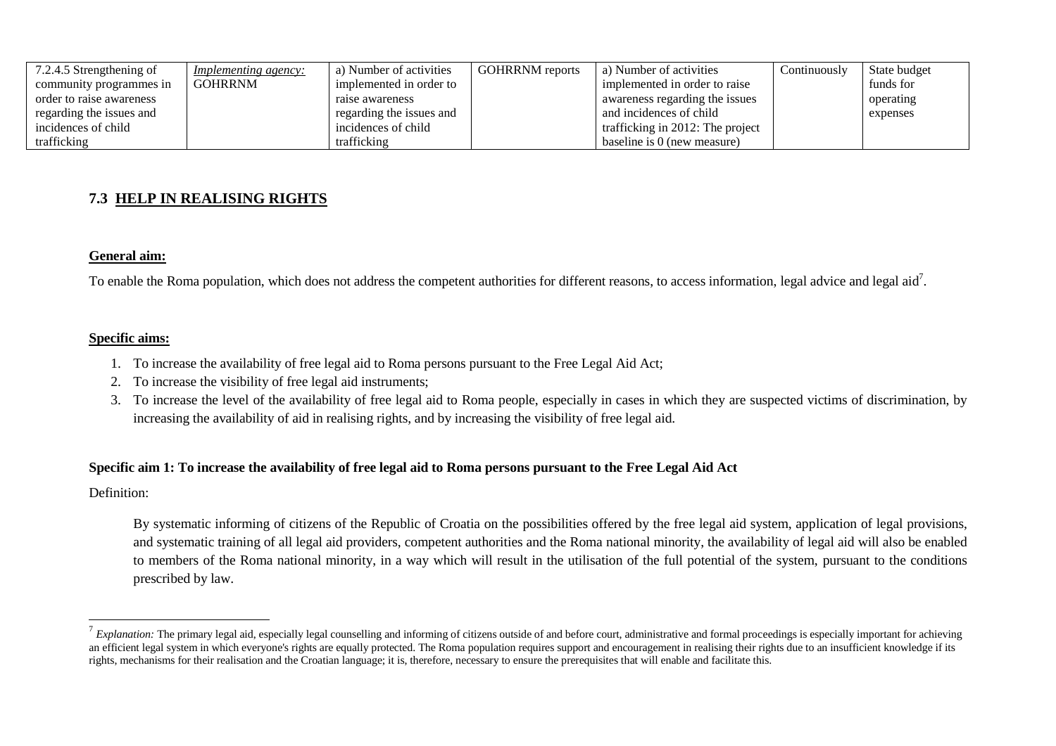| 7.2.4.5 Strengthening of community programmes in order to raise awareness regarding the issues and incidences of child trafficking | *Implementing agency:* GOHRRNM | a) Number of activities implemented in order to raise awareness regarding the issues and incidences of child trafficking | GOHRRNM reports | a) Number of activities implemented in order to raise awareness regarding the issues and incidences of child trafficking in 2012: The project baseline is 0 (new measure) | Continuously | State budget funds for operating expenses |
|---|---|---|---|---|---|---|

## 7.3 HELP IN REALISING RIGHTS

**General aim:**

To enable the Roma population, which does not address the competent authorities for different reasons, to access information, legal advice and legal aid[7].

**Specific aims:**

1. To increase the availability of free legal aid to Roma persons pursuant to the Free Legal Aid Act;
2. To increase the visibility of free legal aid instruments;
3. To increase the level of the availability of free legal aid to Roma people, especially in cases in which they are suspected victims of discrimination, by increasing the availability of aid in realising rights, and by increasing the visibility of free legal aid.

**Specific aim 1: To increase the availability of free legal aid to Roma persons pursuant to the Free Legal Aid Act**

Definition:

By systematic informing of citizens of the Republic of Croatia on the possibilities offered by the free legal aid system, application of legal provisions, and systematic training of all legal aid providers, competent authorities and the Roma national minority, the availability of legal aid will also be enabled to members of the Roma national minority, in a way which will result in the utilisation of the full potential of the system, pursuant to the conditions prescribed by law.

[7] *Explanation:* The primary legal aid, especially legal counselling and informing of citizens outside of and before court, administrative and formal proceedings is especially important for achieving an efficient legal system in which everyone's rights are equally protected. The Roma population requires support and encouragement in realising their rights due to an insufficient knowledge if its rights, mechanisms for their realisation and the Croatian language; it is, therefore, necessary to ensure the prerequisites that will enable and facilitate this.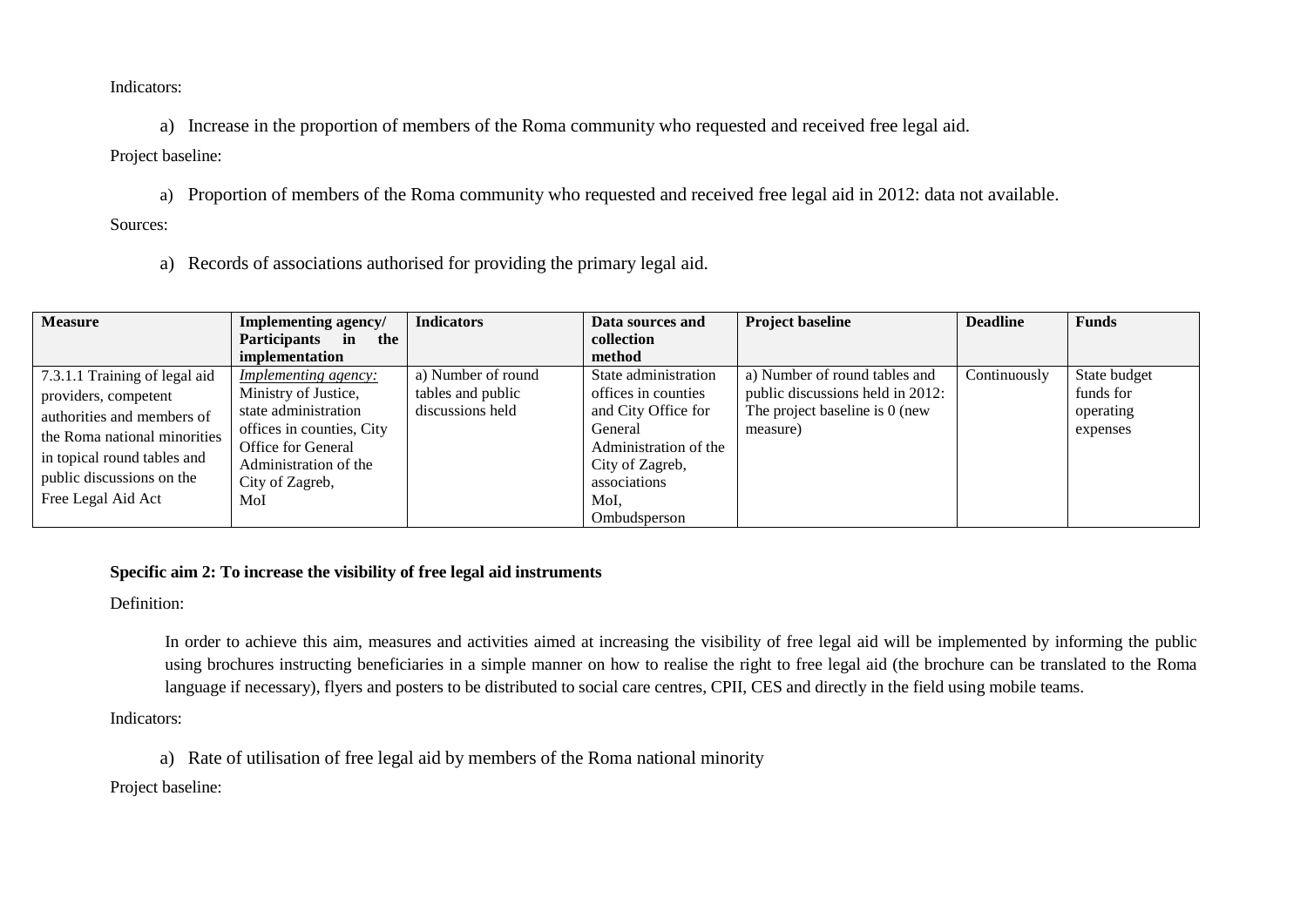Indicators:

a) Increase in the proportion of members of the Roma community who requested and received free legal aid.

Project baseline:

a) Proportion of members of the Roma community who requested and received free legal aid in 2012: data not available.

Sources:

a) Records of associations authorised for providing the primary legal aid.

| Measure | Implementing agency/ Participants in the implementation | Indicators | Data sources and collection method | Project baseline | Deadline | Funds |
|---|---|---|---|---|---|---|
| 7.3.1.1 Training of legal aid providers, competent authorities and members of the Roma national minorities in topical round tables and public discussions on the Free Legal Aid Act | *Implementing agency:* Ministry of Justice, state administration offices in counties, City Office for General Administration of the City of Zagreb, MoI | a) Number of round tables and public discussions held | State administration offices in counties and City Office for General Administration of the City of Zagreb, associations MoI, Ombudsperson | a) Number of round tables and public discussions held in 2012: The project baseline is 0 (new measure) | Continuously | State budget funds for operating expenses |

**Specific aim 2: To increase the visibility of free legal aid instruments**

Definition:

In order to achieve this aim, measures and activities aimed at increasing the visibility of free legal aid will be implemented by informing the public using brochures instructing beneficiaries in a simple manner on how to realise the right to free legal aid (the brochure can be translated to the Roma language if necessary), flyers and posters to be distributed to social care centres, CPII, CES and directly in the field using mobile teams.

Indicators:

a) Rate of utilisation of free legal aid by members of the Roma national minority

Project baseline: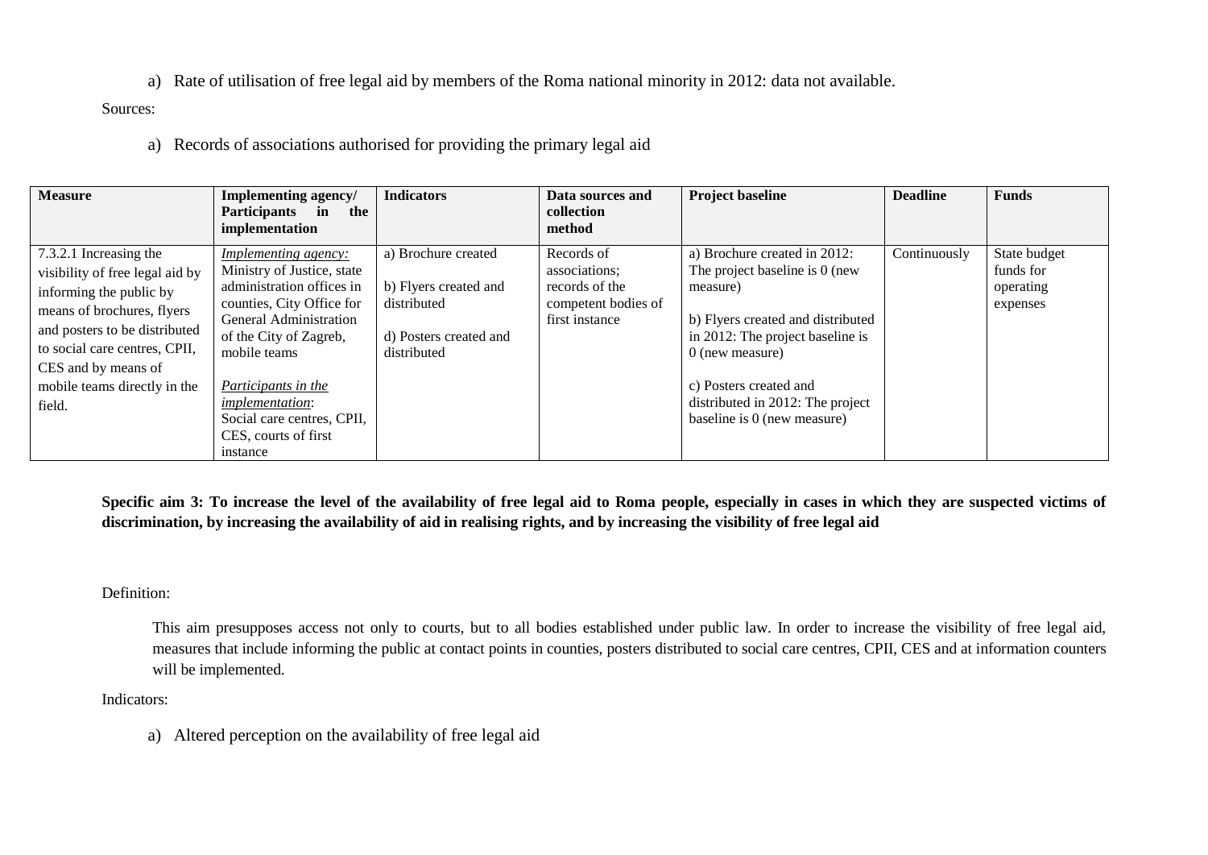a) Rate of utilisation of free legal aid by members of the Roma national minority in 2012: data not available.

Sources:

a) Records of associations authorised for providing the primary legal aid

| Measure | Implementing agency/ Participants in the implementation | Indicators | Data sources and collection method | Project baseline | Deadline | Funds |
|---|---|---|---|---|---|---|
| 7.3.2.1 Increasing the visibility of free legal aid by informing the public by means of brochures, flyers and posters to be distributed to social care centres, CPII, CES and by means of mobile teams directly in the field. | *Implementing agency:* Ministry of Justice, state administration offices in counties, City Office for General Administration of the City of Zagreb, mobile teams<br><br>*Participants in the implementation*: Social care centres, CPII, CES, courts of first instance | a) Brochure created<br><br>b) Flyers created and distributed<br><br>d) Posters created and distributed | Records of associations; records of the competent bodies of first instance | a) Brochure created in 2012: The project baseline is 0 (new measure)<br><br>b) Flyers created and distributed in 2012: The project baseline is 0 (new measure)<br><br>c) Posters created and distributed in 2012: The project baseline is 0 (new measure) | Continuously | State budget funds for operating expenses |

**Specific aim 3: To increase the level of the availability of free legal aid to Roma people, especially in cases in which they are suspected victims of discrimination, by increasing the availability of aid in realising rights, and by increasing the visibility of free legal aid**

Definition:

This aim presupposes access not only to courts, but to all bodies established under public law. In order to increase the visibility of free legal aid, measures that include informing the public at contact points in counties, posters distributed to social care centres, CPII, CES and at information counters will be implemented.

Indicators:

a) Altered perception on the availability of free legal aid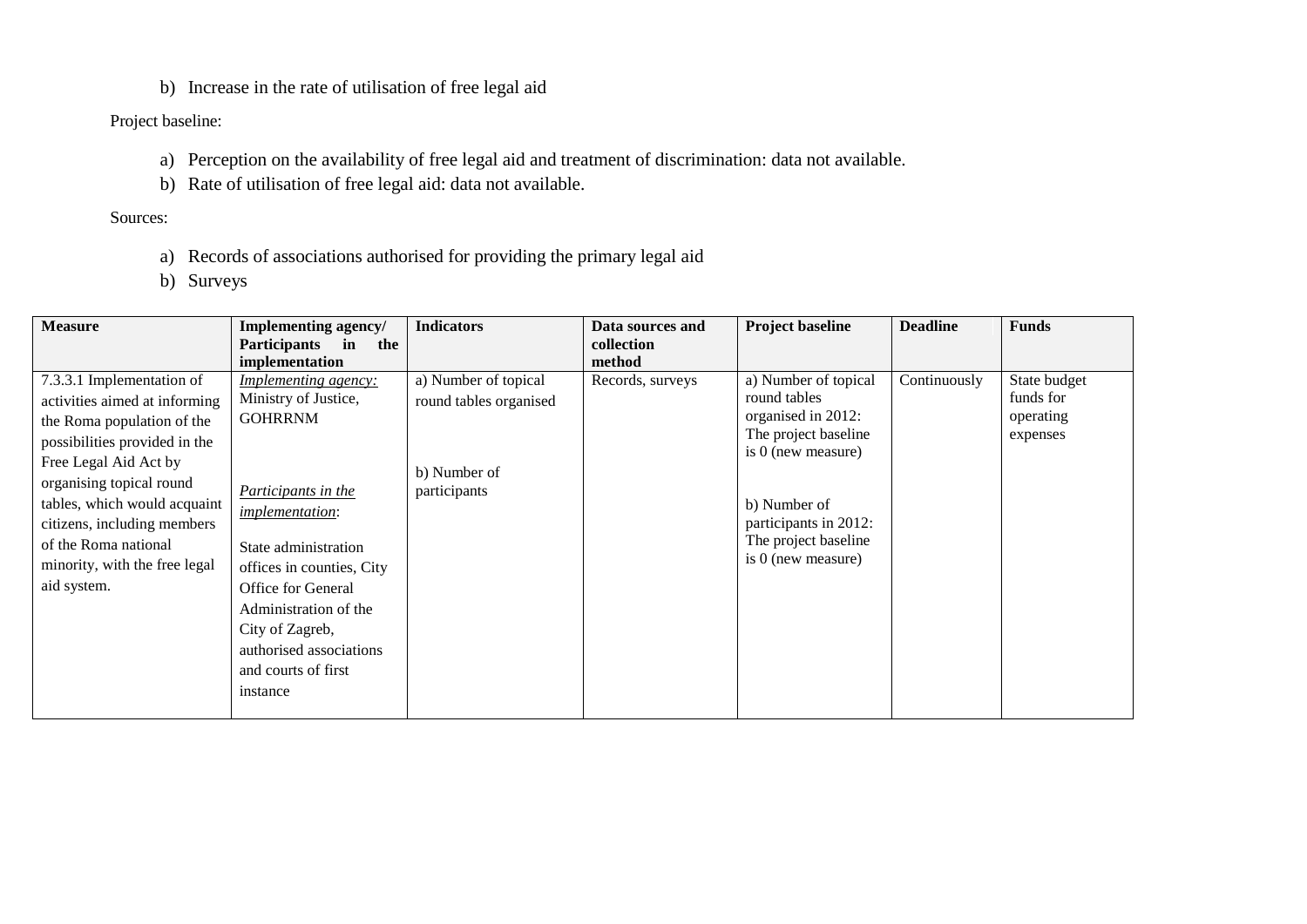b) Increase in the rate of utilisation of free legal aid

Project baseline:

a) Perception on the availability of free legal aid and treatment of discrimination: data not available.
b) Rate of utilisation of free legal aid: data not available.

Sources:

a) Records of associations authorised for providing the primary legal aid
b) Surveys

| Measure | Implementing agency/ Participants in the implementation | Indicators | Data sources and collection method | Project baseline | Deadline | Funds |
|---|---|---|---|---|---|---|
| 7.3.3.1 Implementation of activities aimed at informing the Roma population of the possibilities provided in the Free Legal Aid Act by organising topical round tables, which would acquaint citizens, including members of the Roma national minority, with the free legal aid system. | *Implementing agency:* Ministry of Justice, GOHRRNM<br><br>*Participants in the implementation*:<br><br>State administration offices in counties, City Office for General Administration of the City of Zagreb, authorised associations and courts of first instance | a) Number of topical round tables organised<br><br>b) Number of participants | Records, surveys | a) Number of topical round tables organised in 2012: The project baseline is 0 (new measure)<br><br>b) Number of participants in 2012: The project baseline is 0 (new measure) | Continuously | State budget funds for operating expenses |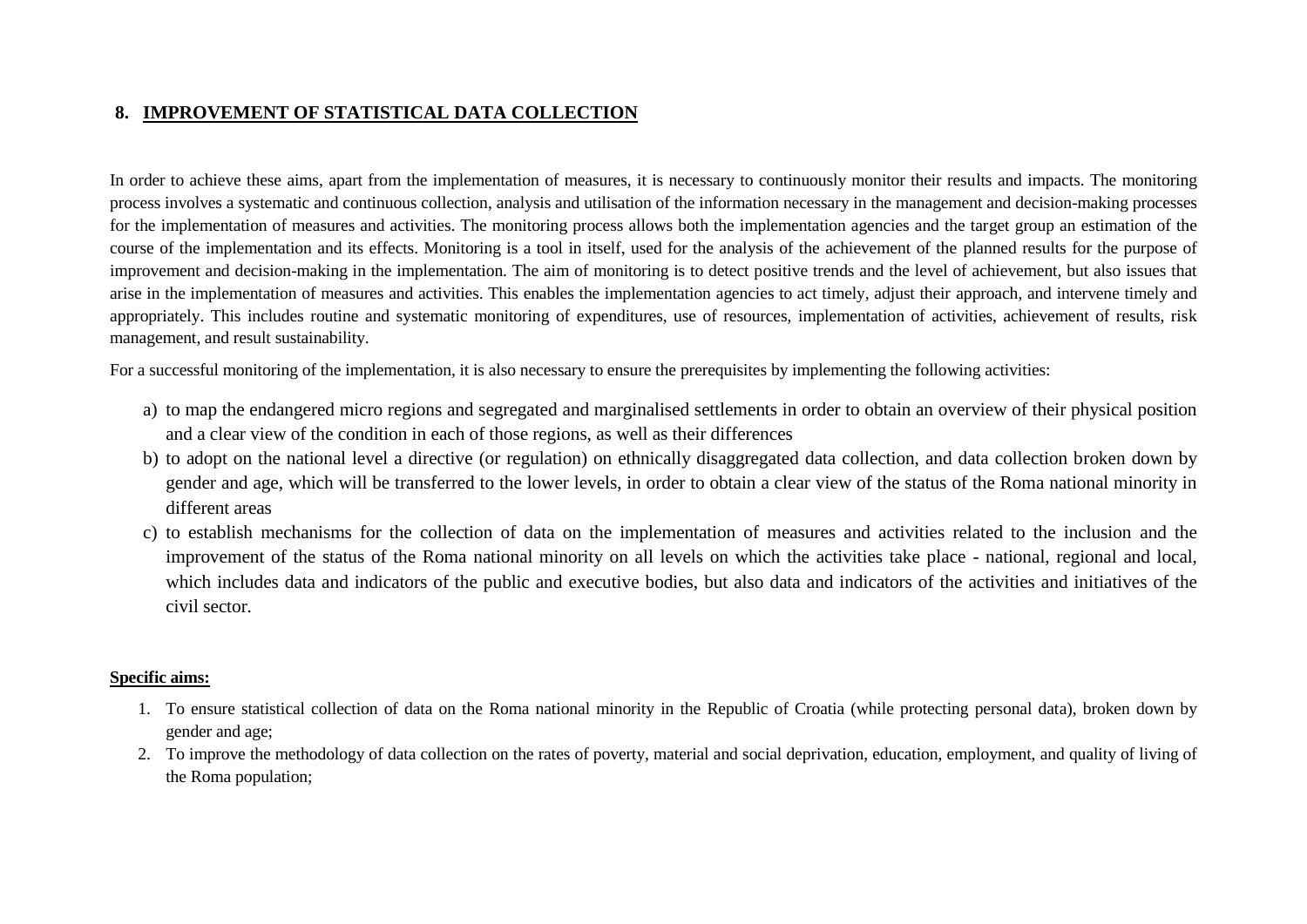## 8. IMPROVEMENT OF STATISTICAL DATA COLLECTION

In order to achieve these aims, apart from the implementation of measures, it is necessary to continuously monitor their results and impacts. The monitoring process involves a systematic and continuous collection, analysis and utilisation of the information necessary in the management and decision-making processes for the implementation of measures and activities. The monitoring process allows both the implementation agencies and the target group an estimation of the course of the implementation and its effects. Monitoring is a tool in itself, used for the analysis of the achievement of the planned results for the purpose of improvement and decision-making in the implementation. The aim of monitoring is to detect positive trends and the level of achievement, but also issues that arise in the implementation of measures and activities. This enables the implementation agencies to act timely, adjust their approach, and intervene timely and appropriately. This includes routine and systematic monitoring of expenditures, use of resources, implementation of activities, achievement of results, risk management, and result sustainability.

For a successful monitoring of the implementation, it is also necessary to ensure the prerequisites by implementing the following activities:

a) to map the endangered micro regions and segregated and marginalised settlements in order to obtain an overview of their physical position and a clear view of the condition in each of those regions, as well as their differences
b) to adopt on the national level a directive (or regulation) on ethnically disaggregated data collection, and data collection broken down by gender and age, which will be transferred to the lower levels, in order to obtain a clear view of the status of the Roma national minority in different areas
c) to establish mechanisms for the collection of data on the implementation of measures and activities related to the inclusion and the improvement of the status of the Roma national minority on all levels on which the activities take place - national, regional and local, which includes data and indicators of the public and executive bodies, but also data and indicators of the activities and initiatives of the civil sector.

**Specific aims:**

1. To ensure statistical collection of data on the Roma national minority in the Republic of Croatia (while protecting personal data), broken down by gender and age;
2. To improve the methodology of data collection on the rates of poverty, material and social deprivation, education, employment, and quality of living of the Roma population;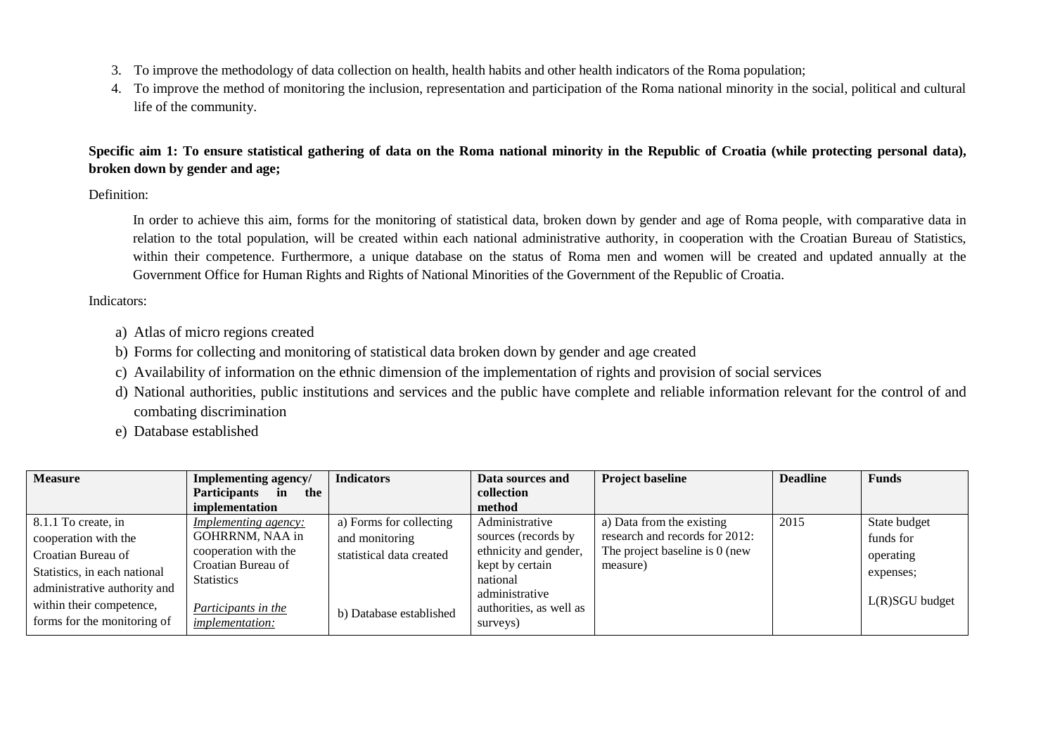3. To improve the methodology of data collection on health, health habits and other health indicators of the Roma population;
4. To improve the method of monitoring the inclusion, representation and participation of the Roma national minority in the social, political and cultural life of the community.

**Specific aim 1: To ensure statistical gathering of data on the Roma national minority in the Republic of Croatia (while protecting personal data), broken down by gender and age;**

Definition:

In order to achieve this aim, forms for the monitoring of statistical data, broken down by gender and age of Roma people, with comparative data in relation to the total population, will be created within each national administrative authority, in cooperation with the Croatian Bureau of Statistics, within their competence. Furthermore, a unique database on the status of Roma men and women will be created and updated annually at the Government Office for Human Rights and Rights of National Minorities of the Government of the Republic of Croatia.

Indicators:

a) Atlas of micro regions created
b) Forms for collecting and monitoring of statistical data broken down by gender and age created
c) Availability of information on the ethnic dimension of the implementation of rights and provision of social services
d) National authorities, public institutions and services and the public have complete and reliable information relevant for the control of and combating discrimination
e) Database established

| Measure | Implementing agency/ Participants in the implementation | Indicators | Data sources and collection method | Project baseline | Deadline | Funds |
|---|---|---|---|---|---|---|
| 8.1.1 To create, in cooperation with the Croatian Bureau of Statistics, in each national administrative authority and within their competence, forms for the monitoring of | *Implementing agency:* GOHRRNM, NAA in cooperation with the Croatian Bureau of Statistics<br><br>*Participants in the implementation:* | a) Forms for collecting and monitoring statistical data created<br><br>b) Database established | Administrative sources (records by ethnicity and gender, kept by certain national administrative authorities, as well as surveys) | a) Data from the existing research and records for 2012: The project baseline is 0 (new measure) | 2015 | State budget funds for operating expenses;<br><br>L(R)SGU budget |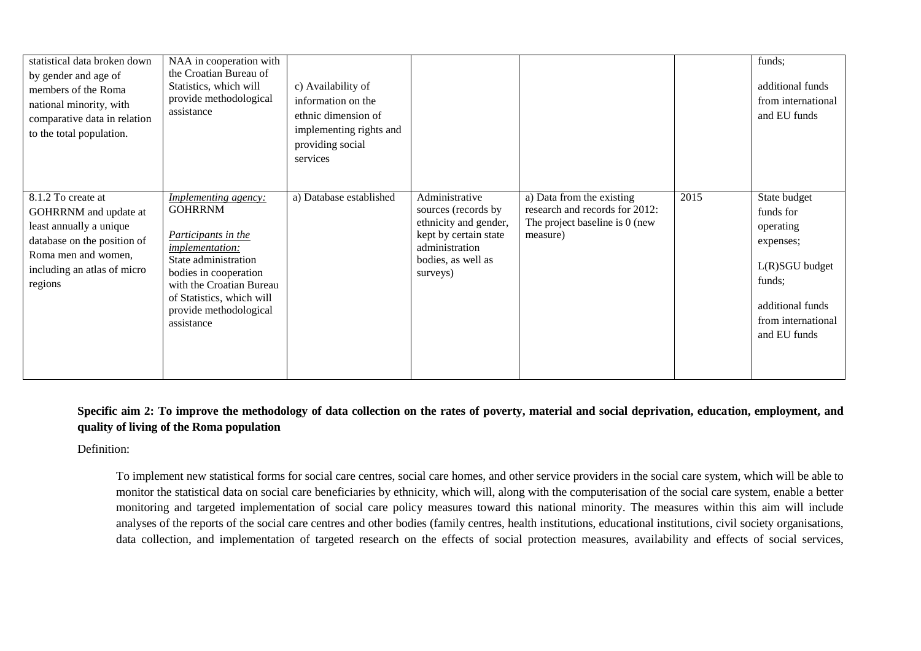| | | | | | | |
|---|---|---|---|---|---|---|
| statistical data broken down by gender and age of members of the Roma national minority, with comparative data in relation to the total population. | NAA in cooperation with the Croatian Bureau of Statistics, which will provide methodological assistance | c) Availability of information on the ethnic dimension of implementing rights and providing social services | | | | funds;<br><br>additional funds from international and EU funds |
| 8.1.2 To create at GOHRRNM and update at least annually a unique database on the position of Roma men and women, including an atlas of micro regions | *Implementing agency:* GOHRRNM<br><br>*Participants in the implementation:* State administration bodies in cooperation with the Croatian Bureau of Statistics, which will provide methodological assistance | a) Database established | Administrative sources (records by ethnicity and gender, kept by certain state administration bodies, as well as surveys) | a) Data from the existing research and records for 2012: The project baseline is 0 (new measure) | 2015 | State budget funds for operating expenses;<br><br>L(R)SGU budget funds;<br><br>additional funds from international and EU funds |

**Specific aim 2: To improve the methodology of data collection on the rates of poverty, material and social deprivation, education, employment, and quality of living of the Roma population**

Definition:

To implement new statistical forms for social care centres, social care homes, and other service providers in the social care system, which will be able to monitor the statistical data on social care beneficiaries by ethnicity, which will, along with the computerisation of the social care system, enable a better monitoring and targeted implementation of social care policy measures toward this national minority. The measures within this aim will include analyses of the reports of the social care centres and other bodies (family centres, health institutions, educational institutions, civil society organisations, data collection, and implementation of targeted research on the effects of social protection measures, availability and effects of social services,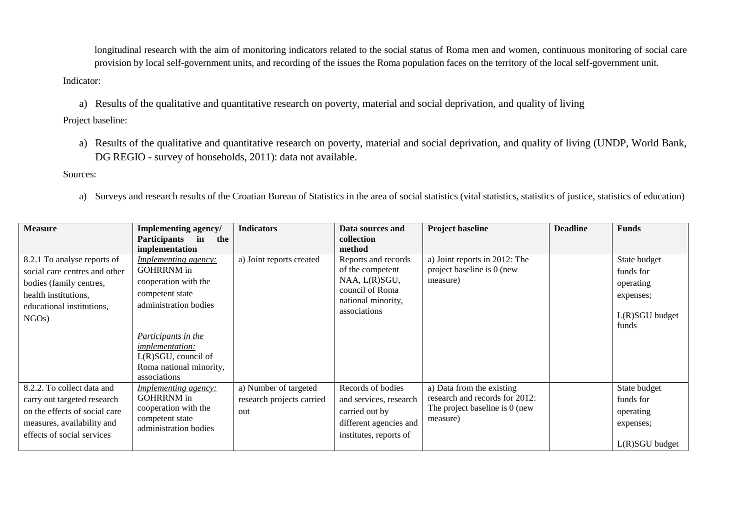longitudinal research with the aim of monitoring indicators related to the social status of Roma men and women, continuous monitoring of social care provision by local self-government units, and recording of the issues the Roma population faces on the territory of the local self-government unit.

Indicator:

a) Results of the qualitative and quantitative research on poverty, material and social deprivation, and quality of living

Project baseline:

a) Results of the qualitative and quantitative research on poverty, material and social deprivation, and quality of living (UNDP, World Bank, DG REGIO - survey of households, 2011): data not available.

Sources:

a) Surveys and research results of the Croatian Bureau of Statistics in the area of social statistics (vital statistics, statistics of justice, statistics of education)

| Measure | Implementing agency/ Participants in the implementation | Indicators | Data sources and collection method | Project baseline | Deadline | Funds |
|---|---|---|---|---|---|---|
| 8.2.1 To analyse reports of social care centres and other bodies (family centres, health institutions, educational institutions, NGOs) | *Implementing agency:* GOHRRNM in cooperation with the competent state administration bodies<br><br>*Participants in the implementation:* L(R)SGU, council of Roma national minority, associations | a) Joint reports created | Reports and records of the competent NAA, L(R)SGU, council of Roma national minority, associations | a) Joint reports in 2012: The project baseline is 0 (new measure) | | State budget funds for operating expenses;<br><br>L(R)SGU budget funds |
| 8.2.2. To collect data and carry out targeted research on the effects of social care measures, availability and effects of social services | *Implementing agency:* GOHRRNM in cooperation with the competent state administration bodies | a) Number of targeted research projects carried out | Records of bodies and services, research carried out by different agencies and institutes, reports of | a) Data from the existing research and records for 2012: The project baseline is 0 (new measure) | | State budget funds for operating expenses;<br><br>L(R)SGU budget |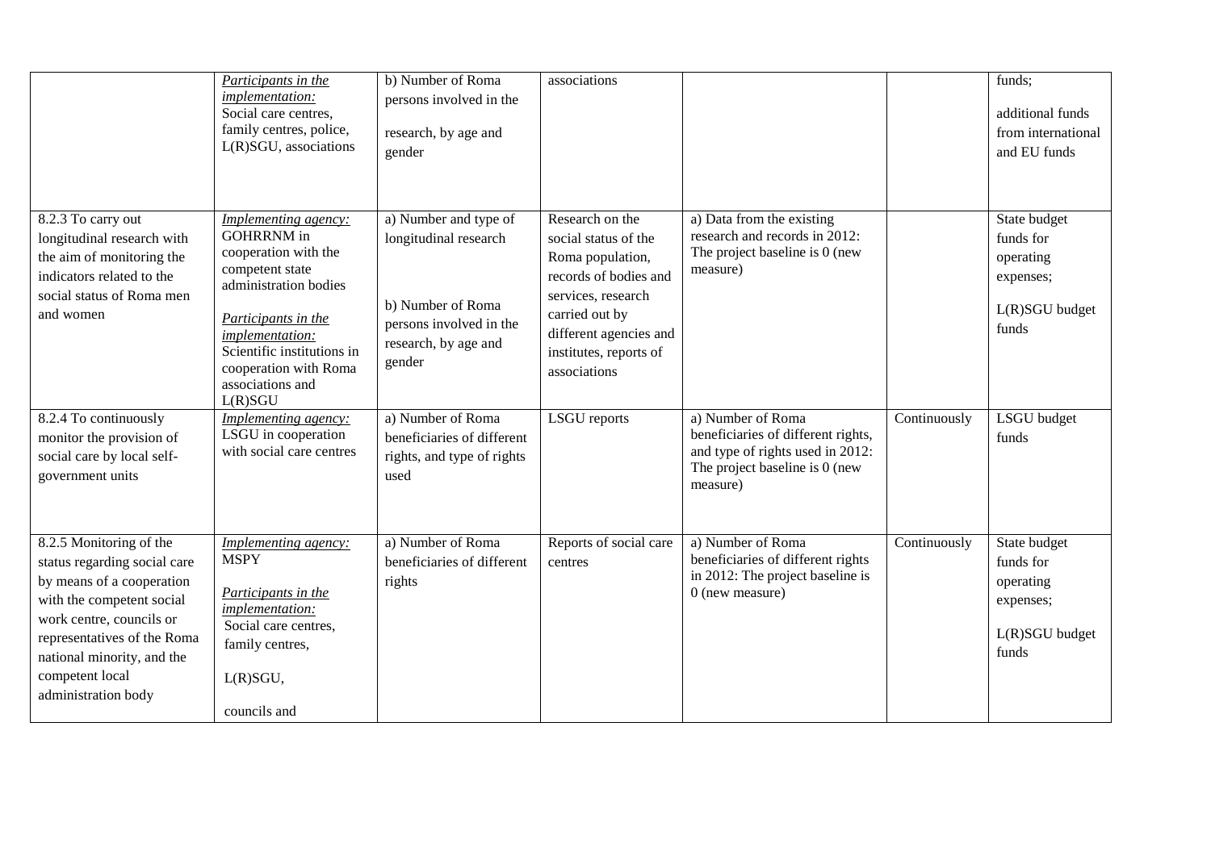| | | | | | | |
|---|---|---|---|---|---|---|
| | *Participants in the implementation:* Social care centres, family centres, police, L(R)SGU, associations | b) Number of Roma persons involved in the research, by age and gender | associations | | | funds; additional funds from international and EU funds |
| 8.2.3 To carry out longitudinal research with the aim of monitoring the indicators related to the social status of Roma men and women | *Implementing agency:* GOHRRNM in cooperation with the competent state administration bodies *Participants in the implementation:* Scientific institutions in cooperation with Roma associations and L(R)SGU | a) Number and type of longitudinal research b) Number of Roma persons involved in the research, by age and gender | Research on the social status of the Roma population, records of bodies and services, research carried out by different agencies and institutes, reports of associations | a) Data from the existing research and records in 2012: The project baseline is 0 (new measure) | | State budget funds for operating expenses; L(R)SGU budget funds |
| 8.2.4 To continuously monitor the provision of social care by local self-government units | *Implementing agency:* LSGU in cooperation with social care centres | a) Number of Roma beneficiaries of different rights, and type of rights used | LSGU reports | a) Number of Roma beneficiaries of different rights, and type of rights used in 2012: The project baseline is 0 (new measure) | Continuously | LSGU budget funds |
| 8.2.5 Monitoring of the status regarding social care by means of a cooperation with the competent social work centre, councils or representatives of the Roma national minority, and the competent local administration body | *Implementing agency:* MSPY *Participants in the implementation:* Social care centres, family centres, L(R)SGU, councils and | a) Number of Roma beneficiaries of different rights | Reports of social care centres | a) Number of Roma beneficiaries of different rights in 2012: The project baseline is 0 (new measure) | Continuously | State budget funds for operating expenses; L(R)SGU budget funds |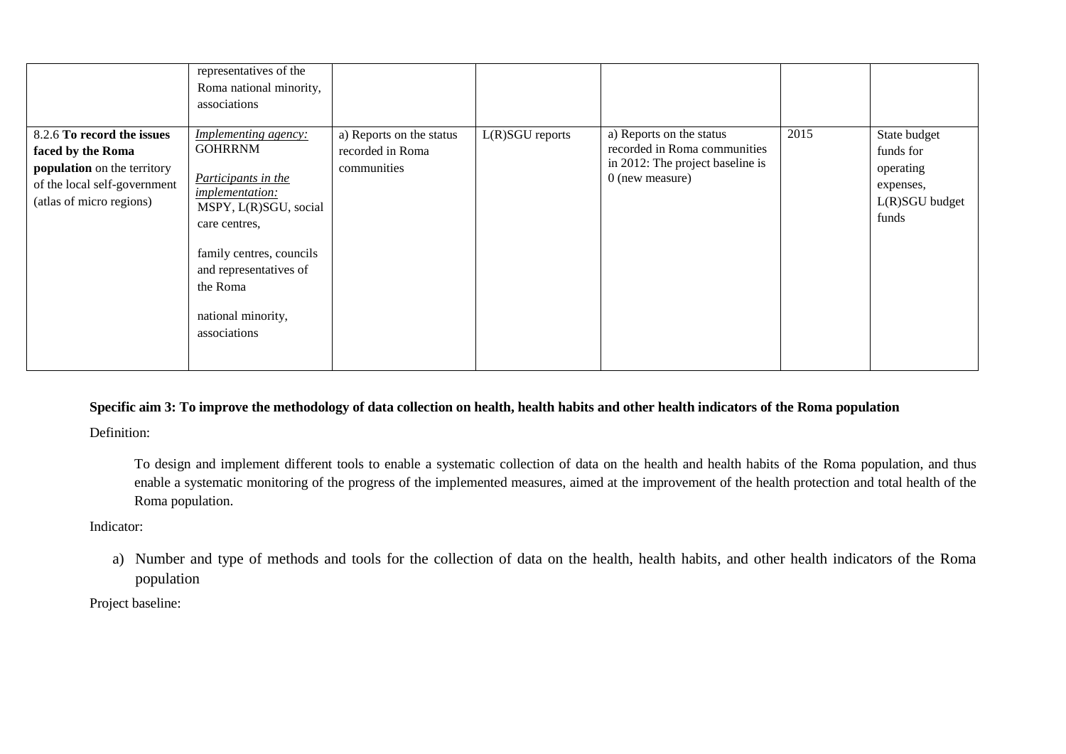| | | | | | | |
|---|---|---|---|---|---|---|
| | representatives of the Roma national minority, associations | | | | | |
| 8.2.6 **To record the issues faced by the Roma population** on the territory of the local self-government (atlas of micro regions) | *Implementing agency:* GOHRRNM<br><br>*Participants in the implementation:* MSPY, L(R)SGU, social care centres,<br><br>family centres, councils and representatives of the Roma<br><br>national minority, associations | a) Reports on the status recorded in Roma communities | L(R)SGU reports | a) Reports on the status recorded in Roma communities in 2012: The project baseline is 0 (new measure) | 2015 | State budget funds for operating expenses, L(R)SGU budget funds |

**Specific aim 3: To improve the methodology of data collection on health, health habits and other health indicators of the Roma population**

Definition:

To design and implement different tools to enable a systematic collection of data on the health and health habits of the Roma population, and thus enable a systematic monitoring of the progress of the implemented measures, aimed at the improvement of the health protection and total health of the Roma population.

Indicator:

a) Number and type of methods and tools for the collection of data on the health, health habits, and other health indicators of the Roma population

Project baseline: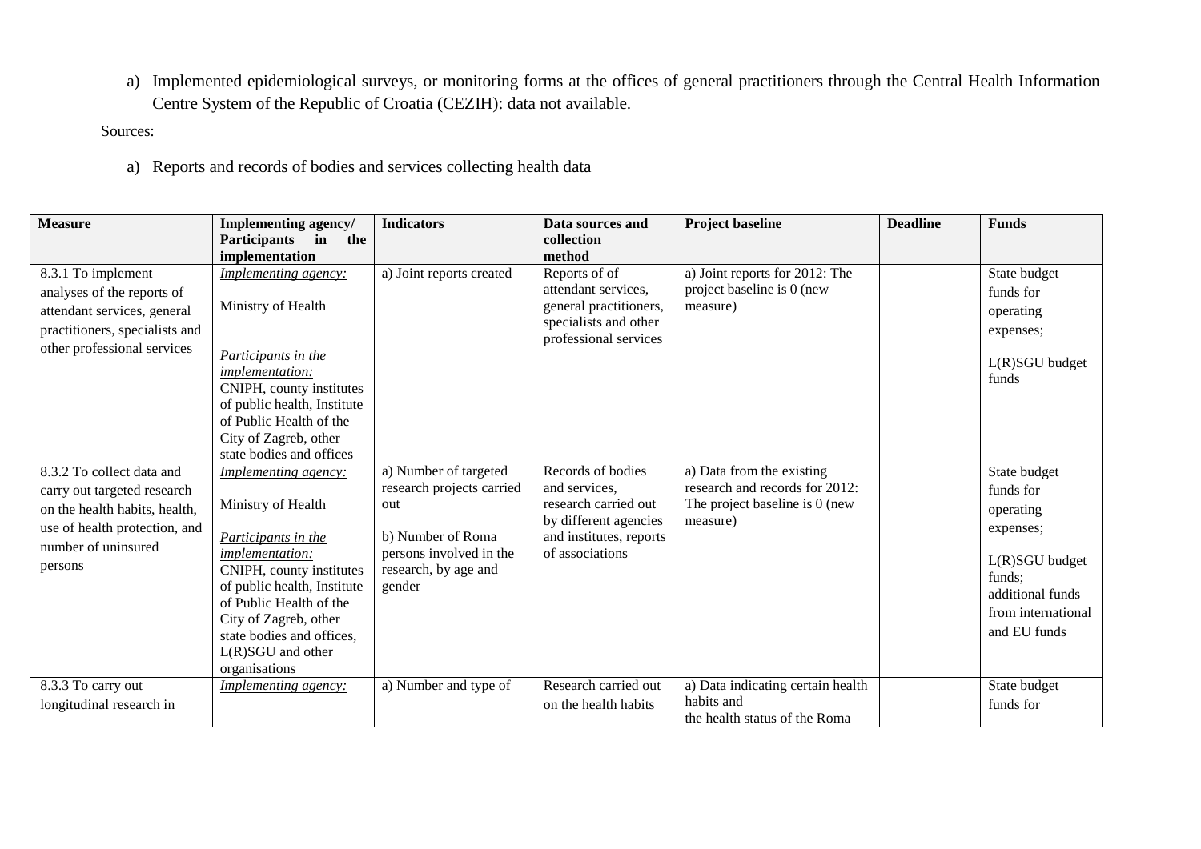a) Implemented epidemiological surveys, or monitoring forms at the offices of general practitioners through the Central Health Information Centre System of the Republic of Croatia (CEZIH): data not available.

Sources:

a) Reports and records of bodies and services collecting health data

| Measure | Implementing agency/ Participants in the implementation | Indicators | Data sources and collection method | Project baseline | Deadline | Funds |
|---|---|---|---|---|---|---|
| 8.3.1 To implement analyses of the reports of attendant services, general practitioners, specialists and other professional services | *Implementing agency:*<br><br>Ministry of Health<br><br>*Participants in the implementation:*<br>CNIPH, county institutes of public health, Institute of Public Health of the City of Zagreb, other state bodies and offices | a) Joint reports created | Reports of of attendant services, general practitioners, specialists and other professional services | a) Joint reports for 2012: The project baseline is 0 (new measure) | | State budget funds for operating expenses;<br><br>L(R)SGU budget funds |
| 8.3.2 To collect data and carry out targeted research on the health habits, health, use of health protection, and number of uninsured persons | *Implementing agency:*<br><br>Ministry of Health<br><br>*Participants in the implementation:*<br>CNIPH, county institutes of public health, Institute of Public Health of the City of Zagreb, other state bodies and offices, L(R)SGU and other organisations | a) Number of targeted research projects carried out<br><br>b) Number of Roma persons involved in the research, by age and gender | Records of bodies and services, research carried out by different agencies and institutes, reports of associations | a) Data from the existing research and records for 2012: The project baseline is 0 (new measure) | | State budget funds for operating expenses;<br><br>L(R)SGU budget funds;<br>additional funds from international and EU funds |
| 8.3.3 To carry out longitudinal research in | *Implementing agency:* | a) Number and type of | Research carried out on the health habits | a) Data indicating certain health habits and the health status of the Roma | | State budget funds for |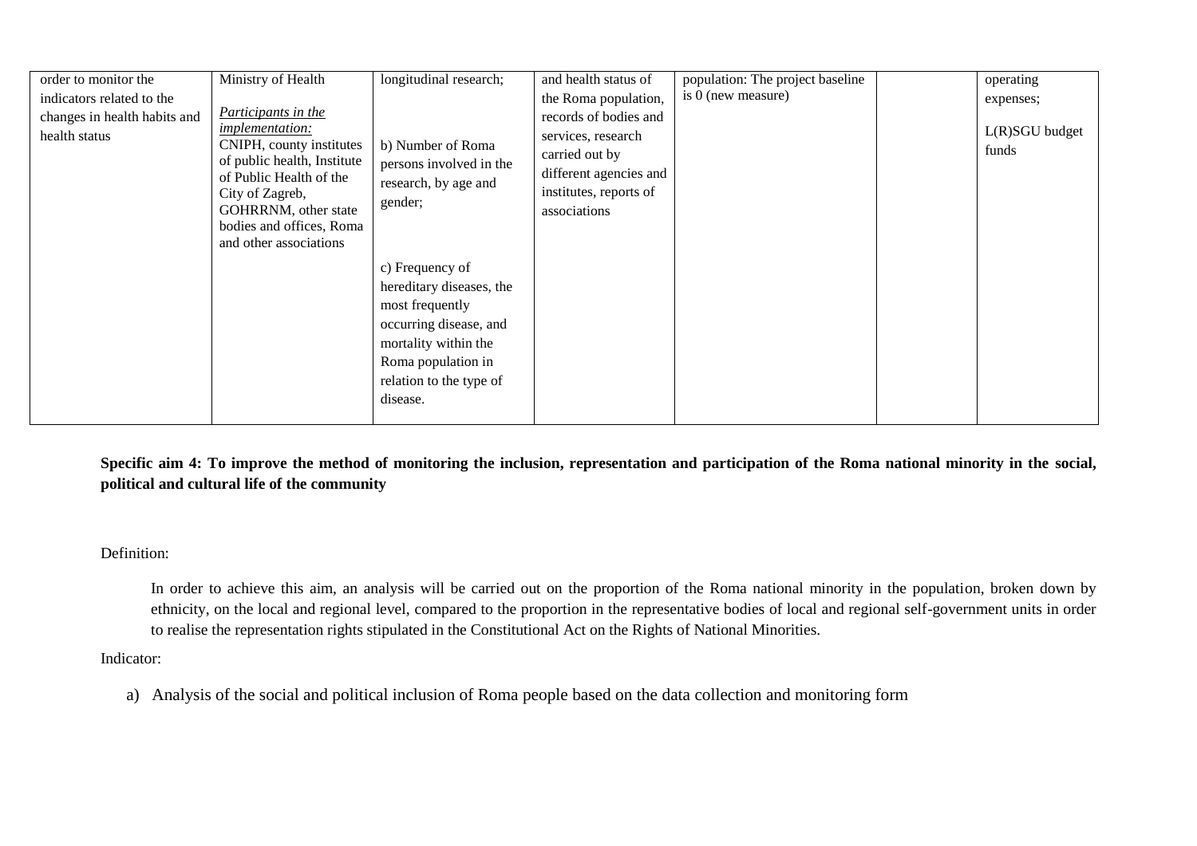| order to monitor the indicators related to the changes in health habits and health status | Ministry of Health<br><br>*Participants in the implementation:*<br>CNIPH, county institutes of public health, Institute of Public Health of the City of Zagreb, GOHRRNM, other state bodies and offices, Roma and other associations | longitudinal research;<br><br>b) Number of Roma persons involved in the research, by age and gender;<br><br>c) Frequency of hereditary diseases, the most frequently occurring disease, and mortality within the Roma population in relation to the type of disease. | and health status of the Roma population, records of bodies and services, research carried out by different agencies and institutes, reports of associations | population: The project baseline is 0 (new measure) | | operating expenses;<br><br>L(R)SGU budget funds |
|---|---|---|---|---|---|---|

**Specific aim 4: To improve the method of monitoring the inclusion, representation and participation of the Roma national minority in the social, political and cultural life of the community**

Definition:

In order to achieve this aim, an analysis will be carried out on the proportion of the Roma national minority in the population, broken down by ethnicity, on the local and regional level, compared to the proportion in the representative bodies of local and regional self-government units in order to realise the representation rights stipulated in the Constitutional Act on the Rights of National Minorities.

Indicator:

a) Analysis of the social and political inclusion of Roma people based on the data collection and monitoring form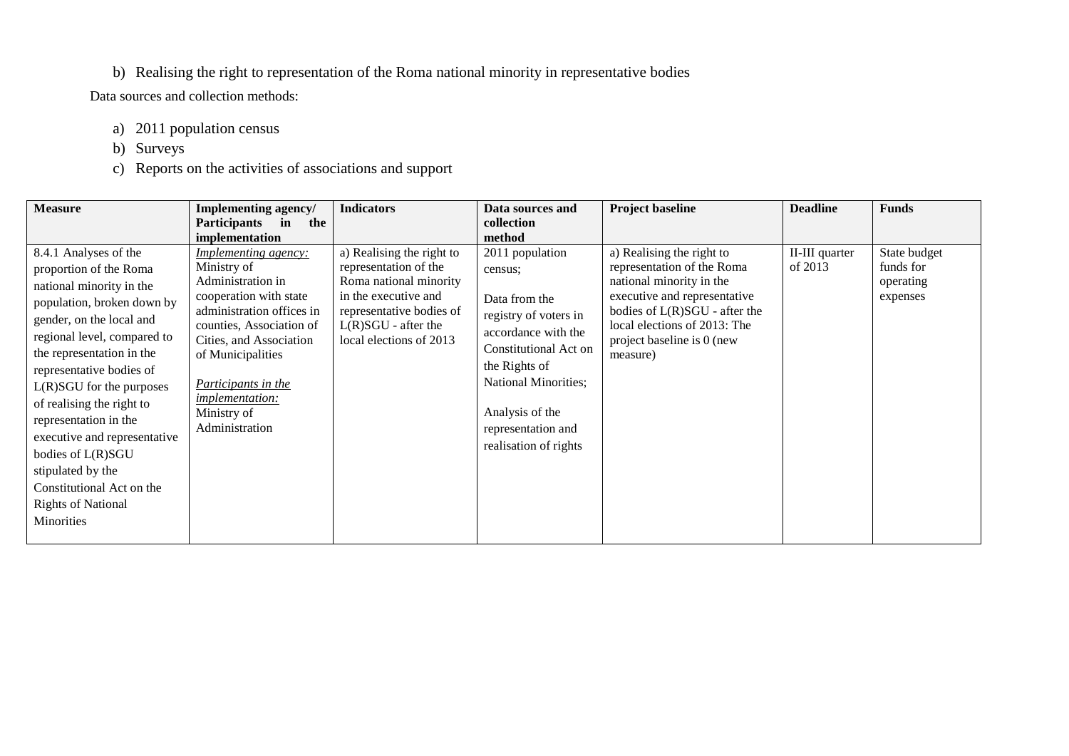b) Realising the right to representation of the Roma national minority in representative bodies

Data sources and collection methods:

a) 2011 population census
b) Surveys
c) Reports on the activities of associations and support

| Measure | Implementing agency/ Participants in the implementation | Indicators | Data sources and collection method | Project baseline | Deadline | Funds |
|---|---|---|---|---|---|---|
| 8.4.1 Analyses of the proportion of the Roma national minority in the population, broken down by gender, on the local and regional level, compared to the representation in the representative bodies of L(R)SGU for the purposes of realising the right to representation in the executive and representative bodies of L(R)SGU stipulated by the Constitutional Act on the Rights of National Minorities | *Implementing agency:* Ministry of Administration in cooperation with state administration offices in counties, Association of Cities, and Association of Municipalities<br><br>*Participants in the implementation:* Ministry of Administration | a) Realising the right to representation of the Roma national minority in the executive and representative bodies of L(R)SGU - after the local elections of 2013 | 2011 population census;<br><br>Data from the registry of voters in accordance with the Constitutional Act on the Rights of National Minorities;<br><br>Analysis of the representation and realisation of rights | a) Realising the right to representation of the Roma national minority in the executive and representative bodies of L(R)SGU - after the local elections of 2013: The project baseline is 0 (new measure) | II-III quarter of 2013 | State budget funds for operating expenses |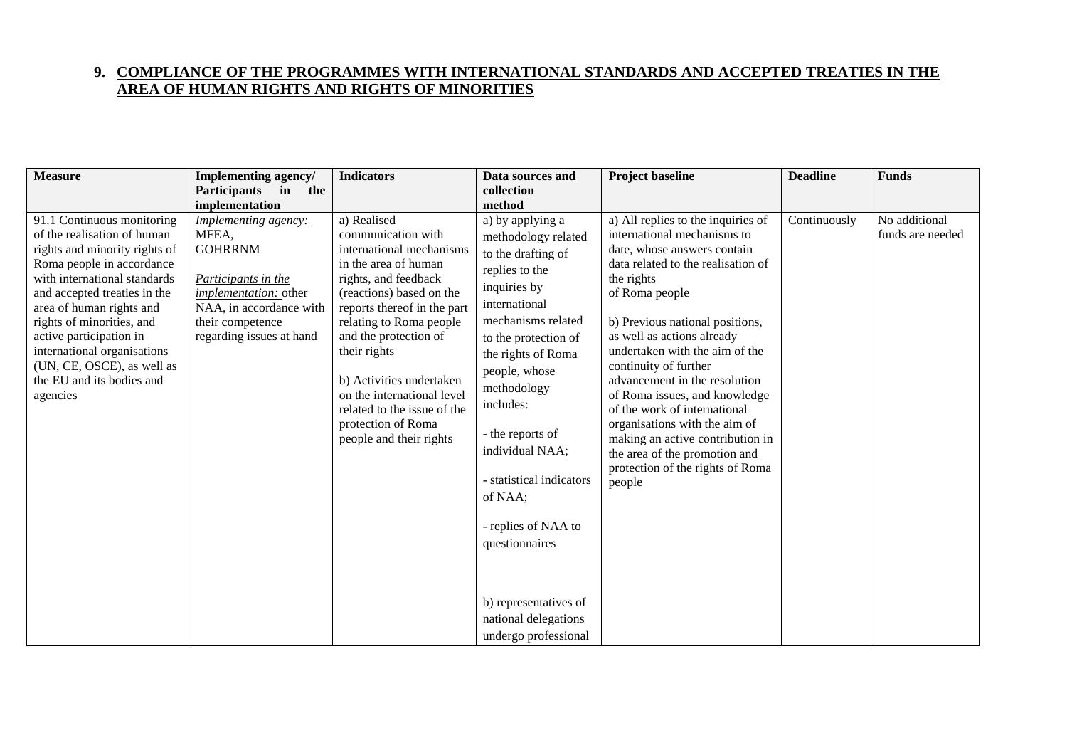## 9. COMPLIANCE OF THE PROGRAMMES WITH INTERNATIONAL STANDARDS AND ACCEPTED TREATIES IN THE AREA OF HUMAN RIGHTS AND RIGHTS OF MINORITIES

| Measure | Implementing agency/ Participants in the implementation | Indicators | Data sources and collection method | Project baseline | Deadline | Funds |
|---|---|---|---|---|---|---|
| 91.1 Continuous monitoring of the realisation of human rights and minority rights of Roma people in accordance with international standards and accepted treaties in the area of human rights and rights of minorities, and active participation in international organisations (UN, CE, OSCE), as well as the EU and its bodies and agencies | *Implementing agency:* MFEA, GOHRRNM<br><br>*Participants in the implementation:* other NAA, in accordance with their competence regarding issues at hand | a) Realised communication with international mechanisms in the area of human rights, and feedback (reactions) based on the reports thereof in the part relating to Roma people and the protection of their rights<br><br>b) Activities undertaken on the international level related to the issue of the protection of Roma people and their rights | a) by applying a methodology related to the drafting of replies to the inquiries by international mechanisms related to the protection of the rights of Roma people, whose methodology includes:<br><br>- the reports of individual NAA;<br><br>- statistical indicators of NAA;<br><br>- replies of NAA to questionnaires<br><br>b) representatives of national delegations undergo professional | a) All replies to the inquiries of international mechanisms to date, whose answers contain data related to the realisation of the rights of Roma people<br><br>b) Previous national positions, as well as actions already undertaken with the aim of the continuity of further advancement in the resolution of Roma issues, and knowledge of the work of international organisations with the aim of making an active contribution in the area of the promotion and protection of the rights of Roma people | Continuously | No additional funds are needed |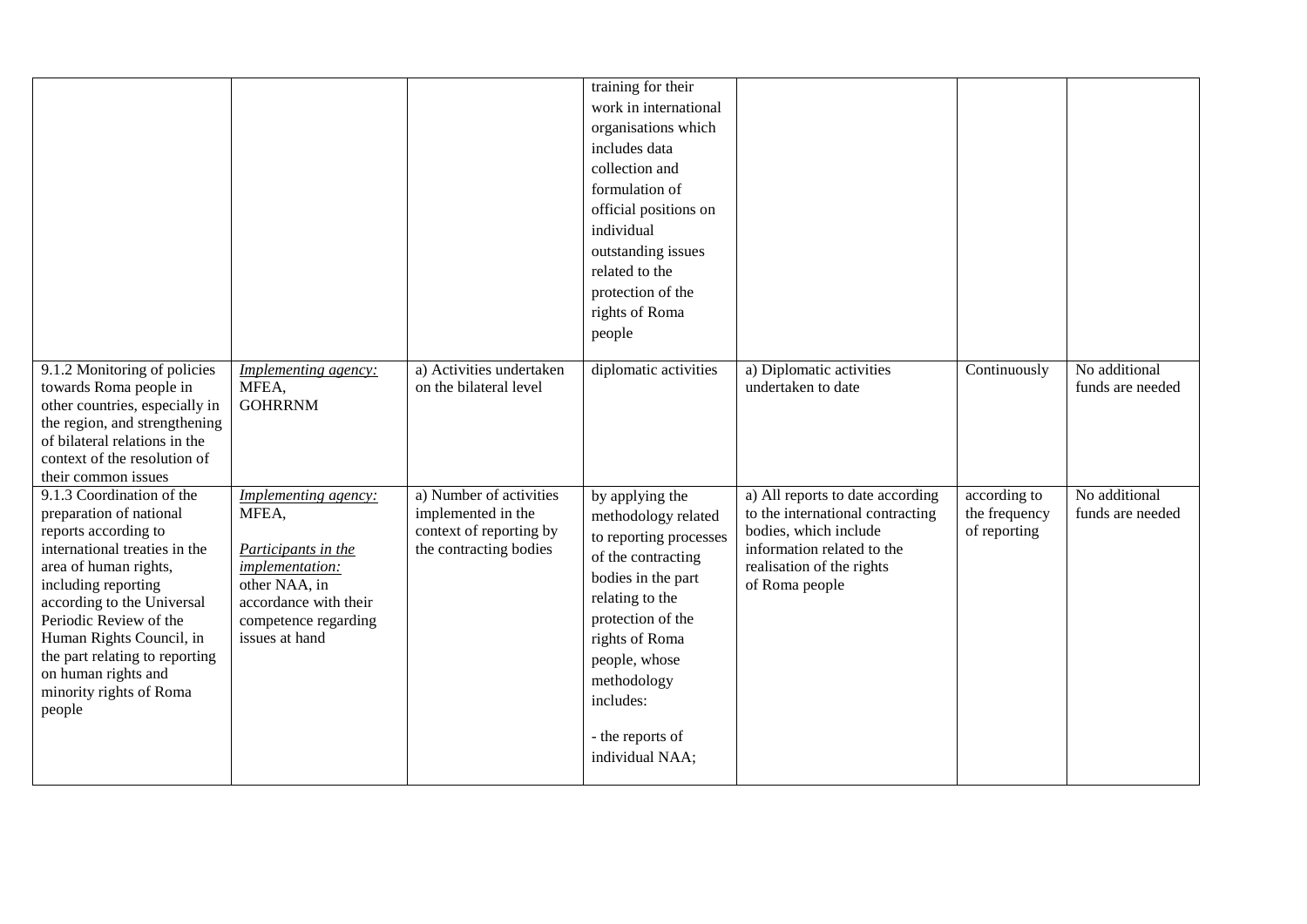| | | | | | | |
|---|---|---|---|---|---|---|
| | | | training for their work in international organisations which includes data collection and formulation of official positions on individual outstanding issues related to the protection of the rights of Roma people | | | |
| 9.1.2 Monitoring of policies towards Roma people in other countries, especially in the region, and strengthening of bilateral relations in the context of the resolution of their common issues | *Implementing agency:* MFEA, GOHRRNM | a) Activities undertaken on the bilateral level | diplomatic activities | a) Diplomatic activities undertaken to date | Continuously | No additional funds are needed |
| 9.1.3 Coordination of the preparation of national reports according to international treaties in the area of human rights, including reporting according to the Universal Periodic Review of the Human Rights Council, in the part relating to reporting on human rights and minority rights of Roma people | *Implementing agency:* MFEA, *Participants in the implementation:* other NAA, in accordance with their competence regarding issues at hand | a) Number of activities implemented in the context of reporting by the contracting bodies | by applying the methodology related to reporting processes of the contracting bodies in the part relating to the protection of the rights of Roma people, whose methodology includes: - the reports of individual NAA; | a) All reports to date according to the international contracting bodies, which include information related to the realisation of the rights of Roma people | according to the frequency of reporting | No additional funds are needed |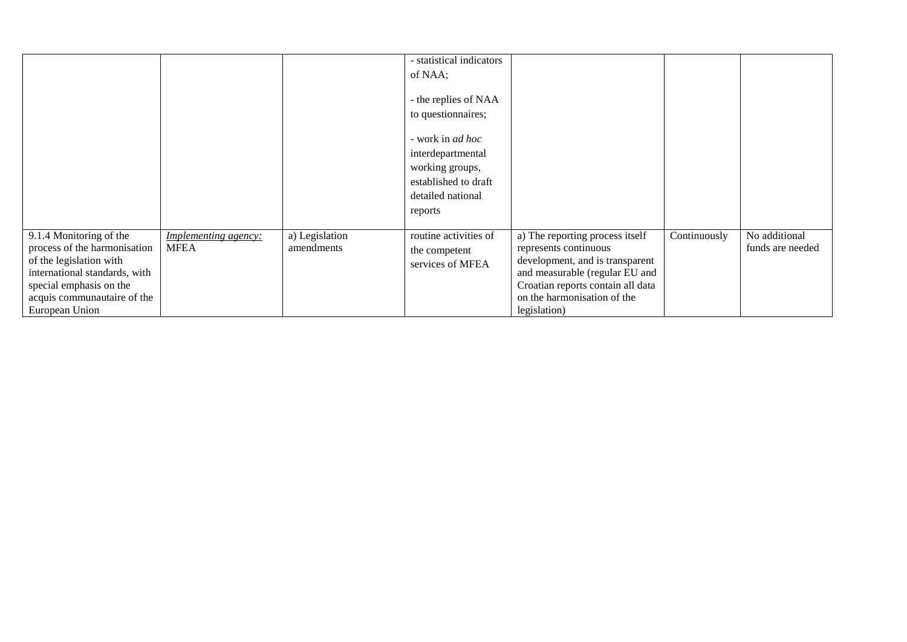| | | | | | | |
|---|---|---|---|---|---|---|
| | | | - statistical indicators of NAA;<br><br>- the replies of NAA to questionnaires;<br><br>- work in *ad hoc* interdepartmental working groups, established to draft detailed national reports | | | |
| 9.1.4 Monitoring of the process of the harmonisation of the legislation with international standards, with special emphasis on the acquis communautaire of the European Union | *Implementing agency:* MFEA | a) Legislation amendments | routine activities of the competent services of MFEA | a) The reporting process itself represents continuous development, and is transparent and measurable (regular EU and Croatian reports contain all data on the harmonisation of the legislation) | Continuously | No additional funds are needed |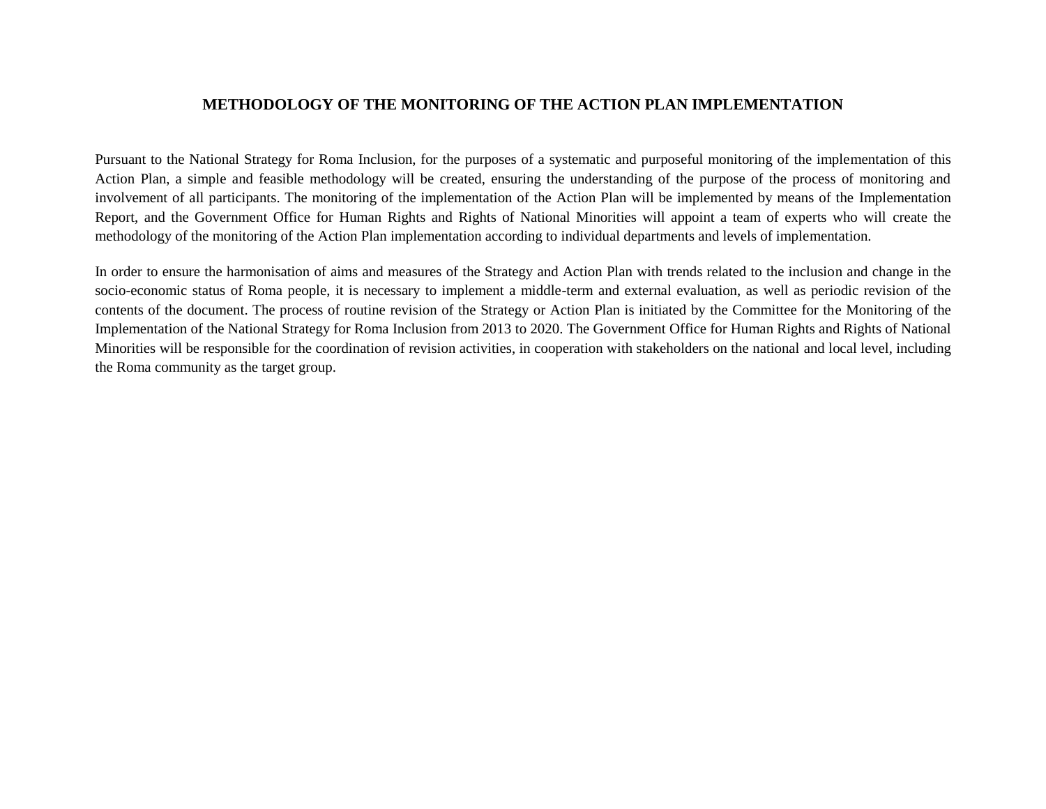## METHODOLOGY OF THE MONITORING OF THE ACTION PLAN IMPLEMENTATION

Pursuant to the National Strategy for Roma Inclusion, for the purposes of a systematic and purposeful monitoring of the implementation of this Action Plan, a simple and feasible methodology will be created, ensuring the understanding of the purpose of the process of monitoring and involvement of all participants. The monitoring of the implementation of the Action Plan will be implemented by means of the Implementation Report, and the Government Office for Human Rights and Rights of National Minorities will appoint a team of experts who will create the methodology of the monitoring of the Action Plan implementation according to individual departments and levels of implementation.

In order to ensure the harmonisation of aims and measures of the Strategy and Action Plan with trends related to the inclusion and change in the socio-economic status of Roma people, it is necessary to implement a middle-term and external evaluation, as well as periodic revision of the contents of the document. The process of routine revision of the Strategy or Action Plan is initiated by the Committee for the Monitoring of the Implementation of the National Strategy for Roma Inclusion from 2013 to 2020. The Government Office for Human Rights and Rights of National Minorities will be responsible for the coordination of revision activities, in cooperation with stakeholders on the national and local level, including the Roma community as the target group.